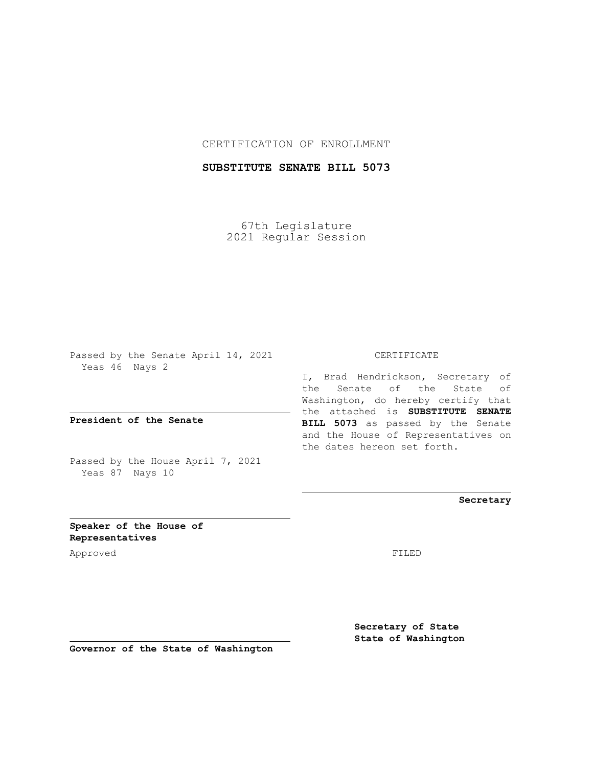CERTIFICATION OF ENROLLMENT

**SUBSTITUTE SENATE BILL 5073**

67th Legislature
2021 Regular Session

Passed by the Senate April 14, 2021
Yeas 46 Nays 2

**President of the Senate**

Passed by the House April 7, 2021
Yeas 87 Nays 10

**Speaker of the House of Representatives**

Approved

**Governor of the State of Washington**

CERTIFICATE

I, Brad Hendrickson, Secretary of the Senate of the State of Washington, do hereby certify that the attached is **SUBSTITUTE SENATE BILL 5073** as passed by the Senate and the House of Representatives on the dates hereon set forth.

**Secretary**

FILED

**Secretary of State**
**State of Washington**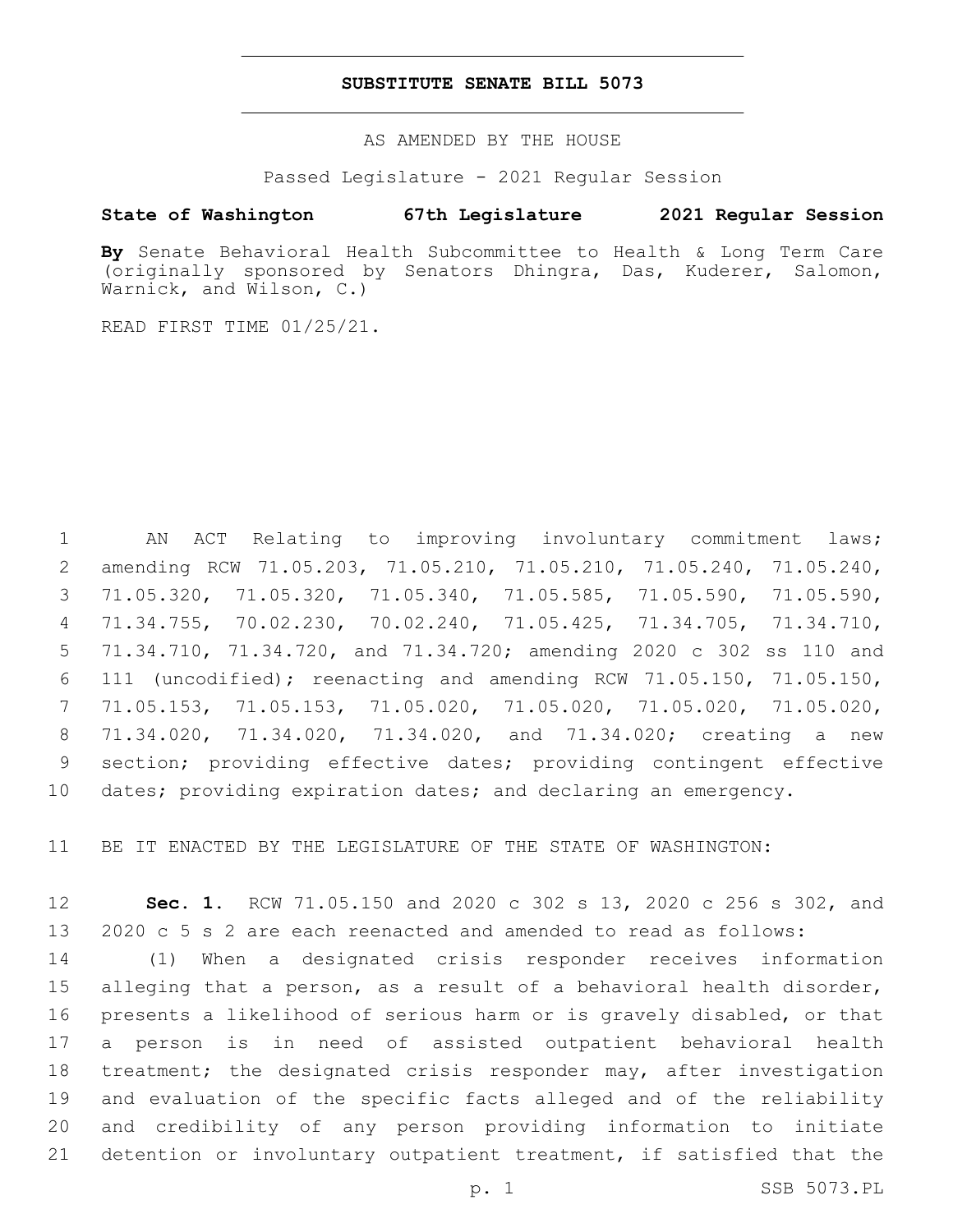# SUBSTITUTE SENATE BILL 5073

AS AMENDED BY THE HOUSE

Passed Legislature - 2021 Regular Session

**State of Washington 67th Legislature 2021 Regular Session**

**By** Senate Behavioral Health Subcommittee to Health & Long Term Care (originally sponsored by Senators Dhingra, Das, Kuderer, Salomon, Warnick, and Wilson, C.)

READ FIRST TIME 01/25/21.

AN ACT Relating to improving involuntary commitment laws; amending RCW 71.05.203, 71.05.210, 71.05.210, 71.05.240, 71.05.240, 71.05.320, 71.05.320, 71.05.340, 71.05.585, 71.05.590, 71.05.590, 71.34.755, 70.02.230, 70.02.240, 71.05.425, 71.34.705, 71.34.710, 71.34.710, 71.34.720, and 71.34.720; amending 2020 c 302 ss 110 and 111 (uncodified); reenacting and amending RCW 71.05.150, 71.05.150, 71.05.153, 71.05.153, 71.05.020, 71.05.020, 71.05.020, 71.05.020, 71.34.020, 71.34.020, 71.34.020, and 71.34.020; creating a new section; providing effective dates; providing contingent effective dates; providing expiration dates; and declaring an emergency.

BE IT ENACTED BY THE LEGISLATURE OF THE STATE OF WASHINGTON:

**Sec. 1.** RCW 71.05.150 and 2020 c 302 s 13, 2020 c 256 s 302, and 2020 c 5 s 2 are each reenacted and amended to read as follows:

(1) When a designated crisis responder receives information alleging that a person, as a result of a behavioral health disorder, presents a likelihood of serious harm or is gravely disabled, or that a person is in need of assisted outpatient behavioral health treatment; the designated crisis responder may, after investigation and evaluation of the specific facts alleged and of the reliability and credibility of any person providing information to initiate detention or involuntary outpatient treatment, if satisfied that the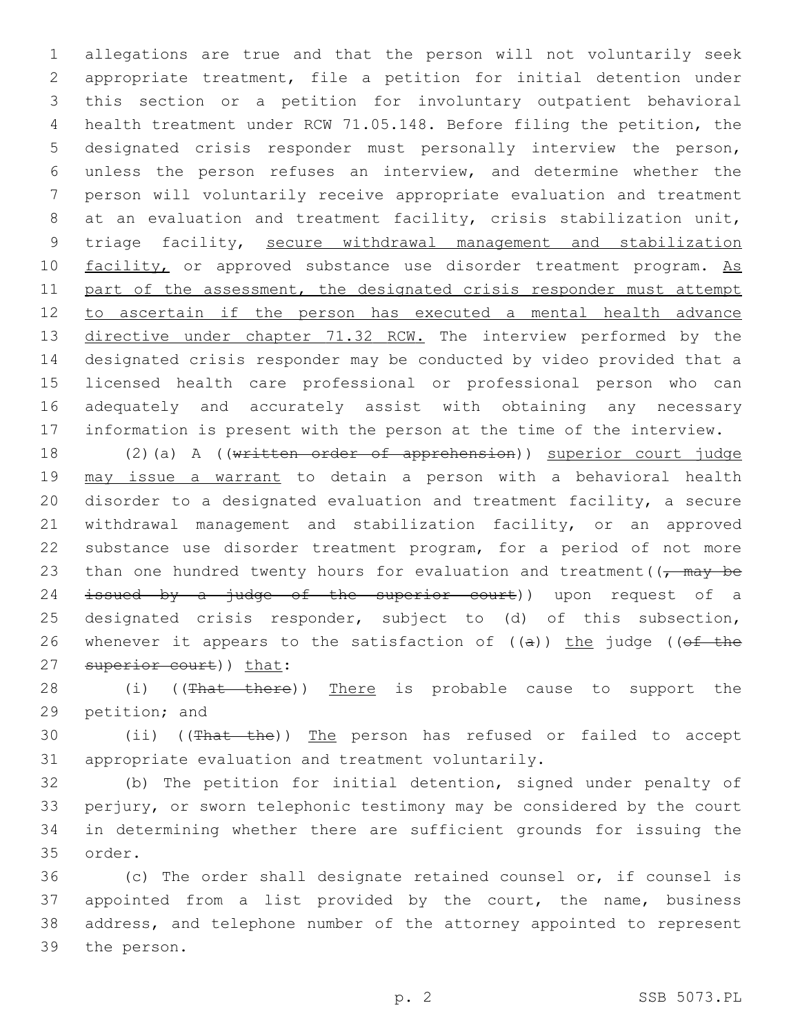allegations are true and that the person will not voluntarily seek appropriate treatment, file a petition for initial detention under this section or a petition for involuntary outpatient behavioral health treatment under RCW 71.05.148. Before filing the petition, the designated crisis responder must personally interview the person, unless the person refuses an interview, and determine whether the person will voluntarily receive appropriate evaluation and treatment at an evaluation and treatment facility, crisis stabilization unit, triage facility, secure withdrawal management and stabilization facility, or approved substance use disorder treatment program. As part of the assessment, the designated crisis responder must attempt to ascertain if the person has executed a mental health advance directive under chapter 71.32 RCW. The interview performed by the designated crisis responder may be conducted by video provided that a licensed health care professional or professional person who can adequately and accurately assist with obtaining any necessary information is present with the person at the time of the interview.

(2)(a) A ((~~written order of apprehension~~)) superior court judge may issue a warrant to detain a person with a behavioral health disorder to a designated evaluation and treatment facility, a secure withdrawal management and stabilization facility, or an approved substance use disorder treatment program, for a period of not more than one hundred twenty hours for evaluation and treatment((~~, may be issued by a judge of the superior court~~)) upon request of a designated crisis responder, subject to (d) of this subsection, whenever it appears to the satisfaction of ((~~a~~)) the judge ((~~of the superior court~~)) that:

(i) ((~~That there~~)) There is probable cause to support the petition; and

(ii) ((~~That the~~)) The person has refused or failed to accept appropriate evaluation and treatment voluntarily.

(b) The petition for initial detention, signed under penalty of perjury, or sworn telephonic testimony may be considered by the court in determining whether there are sufficient grounds for issuing the order.

(c) The order shall designate retained counsel or, if counsel is appointed from a list provided by the court, the name, business address, and telephone number of the attorney appointed to represent the person.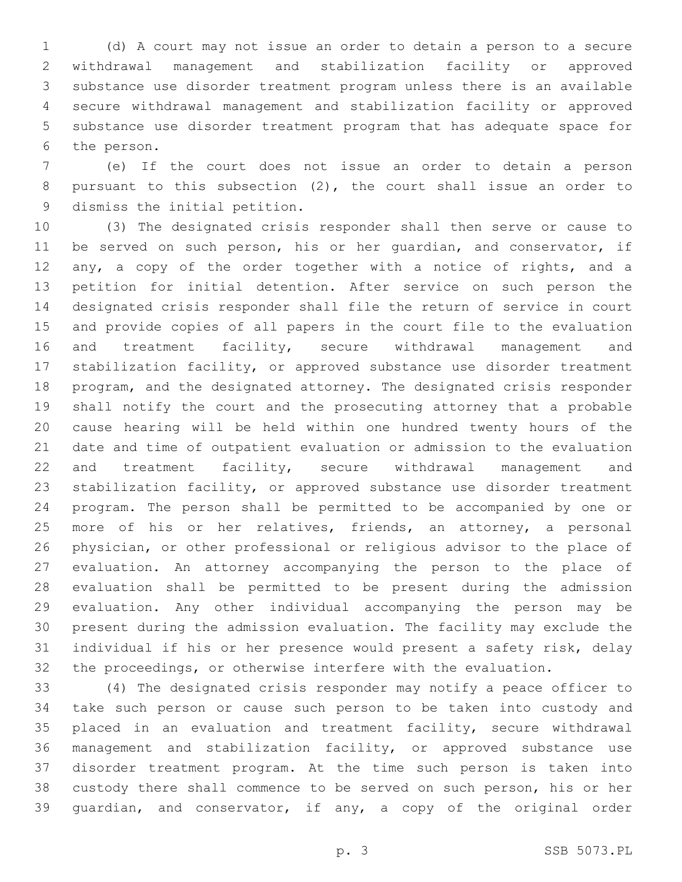(d) A court may not issue an order to detain a person to a secure withdrawal management and stabilization facility or approved substance use disorder treatment program unless there is an available secure withdrawal management and stabilization facility or approved substance use disorder treatment program that has adequate space for the person.

(e) If the court does not issue an order to detain a person pursuant to this subsection (2), the court shall issue an order to dismiss the initial petition.

(3) The designated crisis responder shall then serve or cause to be served on such person, his or her guardian, and conservator, if any, a copy of the order together with a notice of rights, and a petition for initial detention. After service on such person the designated crisis responder shall file the return of service in court and provide copies of all papers in the court file to the evaluation and treatment facility, secure withdrawal management and stabilization facility, or approved substance use disorder treatment program, and the designated attorney. The designated crisis responder shall notify the court and the prosecuting attorney that a probable cause hearing will be held within one hundred twenty hours of the date and time of outpatient evaluation or admission to the evaluation and treatment facility, secure withdrawal management and stabilization facility, or approved substance use disorder treatment program. The person shall be permitted to be accompanied by one or more of his or her relatives, friends, an attorney, a personal physician, or other professional or religious advisor to the place of evaluation. An attorney accompanying the person to the place of evaluation shall be permitted to be present during the admission evaluation. Any other individual accompanying the person may be present during the admission evaluation. The facility may exclude the individual if his or her presence would present a safety risk, delay the proceedings, or otherwise interfere with the evaluation.

(4) The designated crisis responder may notify a peace officer to take such person or cause such person to be taken into custody and placed in an evaluation and treatment facility, secure withdrawal management and stabilization facility, or approved substance use disorder treatment program. At the time such person is taken into custody there shall commence to be served on such person, his or her guardian, and conservator, if any, a copy of the original order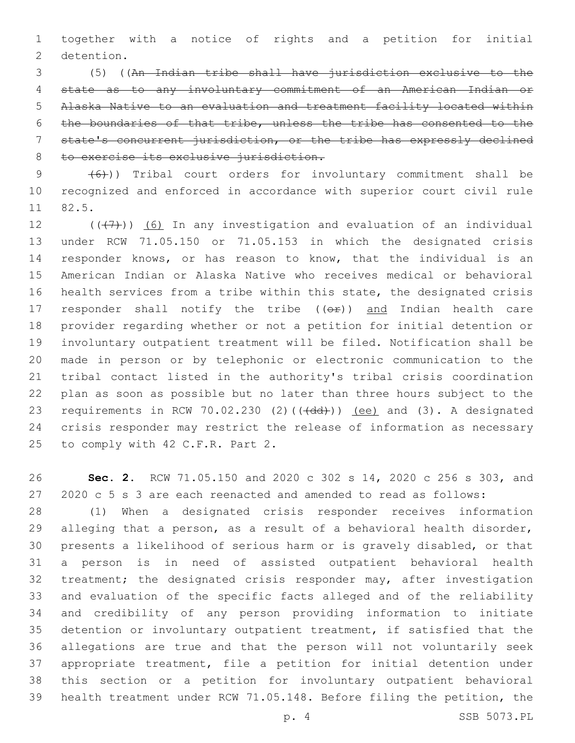together with a notice of rights and a petition for initial detention.

(5) ((~~An Indian tribe shall have jurisdiction exclusive to the state as to any involuntary commitment of an American Indian or Alaska Native to an evaluation and treatment facility located within the boundaries of that tribe, unless the tribe has consented to the state's concurrent jurisdiction, or the tribe has expressly declined to exercise its exclusive jurisdiction.~~

~~(6)~~)) Tribal court orders for involuntary commitment shall be recognized and enforced in accordance with superior court civil rule 82.5.

((~~(7)~~)) (6) In any investigation and evaluation of an individual under RCW 71.05.150 or 71.05.153 in which the designated crisis responder knows, or has reason to know, that the individual is an American Indian or Alaska Native who receives medical or behavioral health services from a tribe within this state, the designated crisis responder shall notify the tribe ((~~or~~)) and Indian health care provider regarding whether or not a petition for initial detention or involuntary outpatient treatment will be filed. Notification shall be made in person or by telephonic or electronic communication to the tribal contact listed in the authority's tribal crisis coordination plan as soon as possible but no later than three hours subject to the requirements in RCW 70.02.230 (2)((~~(dd)~~)) (ee) and (3). A designated crisis responder may restrict the release of information as necessary to comply with 42 C.F.R. Part 2.

**Sec. 2.** RCW 71.05.150 and 2020 c 302 s 14, 2020 c 256 s 303, and 2020 c 5 s 3 are each reenacted and amended to read as follows:

(1) When a designated crisis responder receives information alleging that a person, as a result of a behavioral health disorder, presents a likelihood of serious harm or is gravely disabled, or that a person is in need of assisted outpatient behavioral health treatment; the designated crisis responder may, after investigation and evaluation of the specific facts alleged and of the reliability and credibility of any person providing information to initiate detention or involuntary outpatient treatment, if satisfied that the allegations are true and that the person will not voluntarily seek appropriate treatment, file a petition for initial detention under this section or a petition for involuntary outpatient behavioral health treatment under RCW 71.05.148. Before filing the petition, the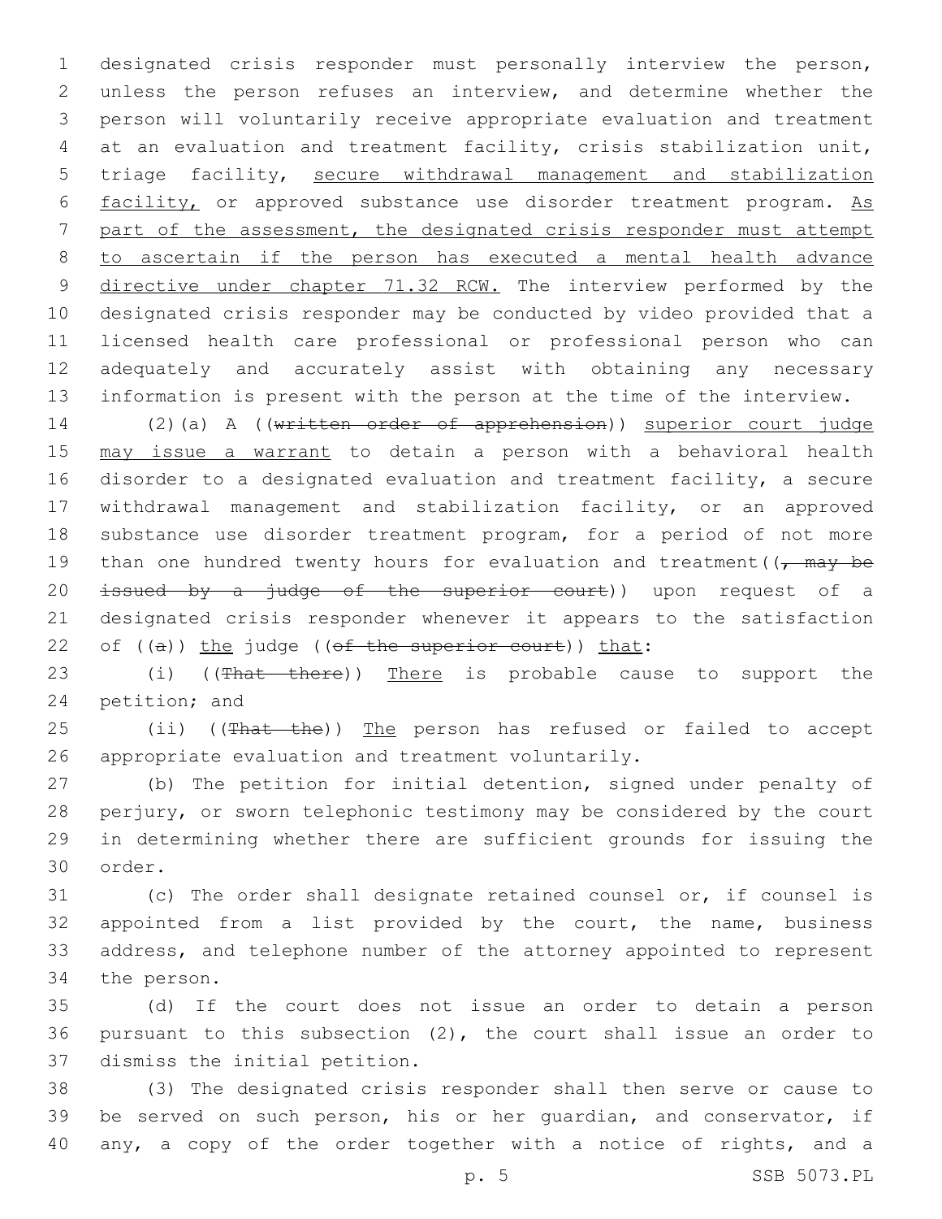designated crisis responder must personally interview the person, unless the person refuses an interview, and determine whether the person will voluntarily receive appropriate evaluation and treatment at an evaluation and treatment facility, crisis stabilization unit, triage facility, secure withdrawal management and stabilization facility, or approved substance use disorder treatment program. As part of the assessment, the designated crisis responder must attempt to ascertain if the person has executed a mental health advance directive under chapter 71.32 RCW. The interview performed by the designated crisis responder may be conducted by video provided that a licensed health care professional or professional person who can adequately and accurately assist with obtaining any necessary information is present with the person at the time of the interview.

(2)(a) A ((~~written order of apprehension~~)) superior court judge may issue a warrant to detain a person with a behavioral health disorder to a designated evaluation and treatment facility, a secure withdrawal management and stabilization facility, or an approved substance use disorder treatment program, for a period of not more than one hundred twenty hours for evaluation and treatment((~~, may be issued by a judge of the superior court~~)) upon request of a designated crisis responder whenever it appears to the satisfaction of ((~~a~~)) the judge ((~~of the superior court~~)) that:

(i) ((~~That there~~)) There is probable cause to support the petition; and

(ii) ((~~That the~~)) The person has refused or failed to accept appropriate evaluation and treatment voluntarily.

(b) The petition for initial detention, signed under penalty of perjury, or sworn telephonic testimony may be considered by the court in determining whether there are sufficient grounds for issuing the order.

(c) The order shall designate retained counsel or, if counsel is appointed from a list provided by the court, the name, business address, and telephone number of the attorney appointed to represent the person.

(d) If the court does not issue an order to detain a person pursuant to this subsection (2), the court shall issue an order to dismiss the initial petition.

(3) The designated crisis responder shall then serve or cause to be served on such person, his or her guardian, and conservator, if any, a copy of the order together with a notice of rights, and a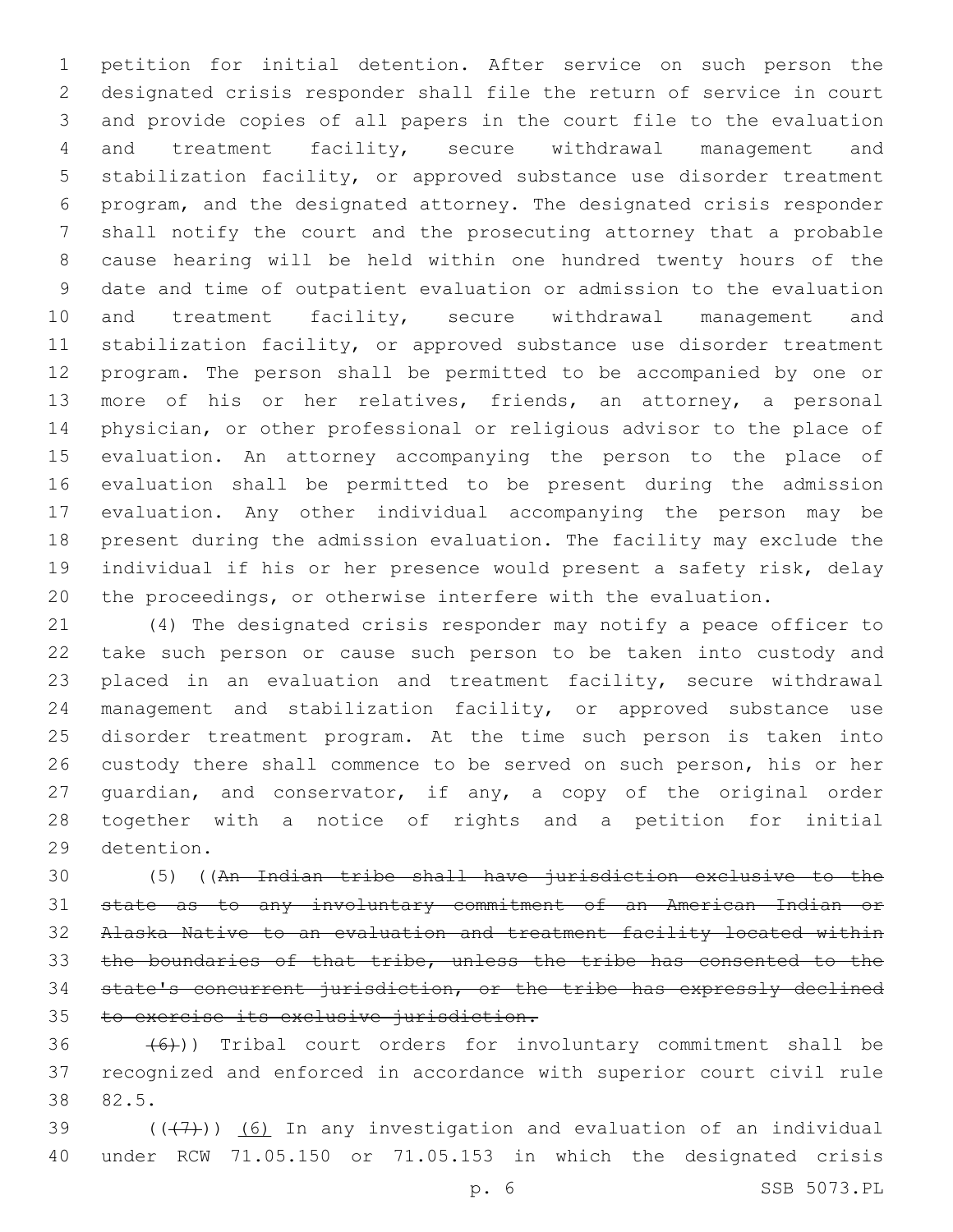petition for initial detention. After service on such person the designated crisis responder shall file the return of service in court and provide copies of all papers in the court file to the evaluation and treatment facility, secure withdrawal management and stabilization facility, or approved substance use disorder treatment program, and the designated attorney. The designated crisis responder shall notify the court and the prosecuting attorney that a probable cause hearing will be held within one hundred twenty hours of the date and time of outpatient evaluation or admission to the evaluation and treatment facility, secure withdrawal management and stabilization facility, or approved substance use disorder treatment program. The person shall be permitted to be accompanied by one or more of his or her relatives, friends, an attorney, a personal physician, or other professional or religious advisor to the place of evaluation. An attorney accompanying the person to the place of evaluation shall be permitted to be present during the admission evaluation. Any other individual accompanying the person may be present during the admission evaluation. The facility may exclude the individual if his or her presence would present a safety risk, delay the proceedings, or otherwise interfere with the evaluation.

(4) The designated crisis responder may notify a peace officer to take such person or cause such person to be taken into custody and placed in an evaluation and treatment facility, secure withdrawal management and stabilization facility, or approved substance use disorder treatment program. At the time such person is taken into custody there shall commence to be served on such person, his or her guardian, and conservator, if any, a copy of the original order together with a notice of rights and a petition for initial detention.

(5) ((~~An Indian tribe shall have jurisdiction exclusive to the state as to any involuntary commitment of an American Indian or Alaska Native to an evaluation and treatment facility located within the boundaries of that tribe, unless the tribe has consented to the state's concurrent jurisdiction, or the tribe has expressly declined to exercise its exclusive jurisdiction.~~

~~(6)~~)) Tribal court orders for involuntary commitment shall be recognized and enforced in accordance with superior court civil rule 82.5.

((~~(7)~~)) <u>(6)</u> In any investigation and evaluation of an individual under RCW 71.05.150 or 71.05.153 in which the designated crisis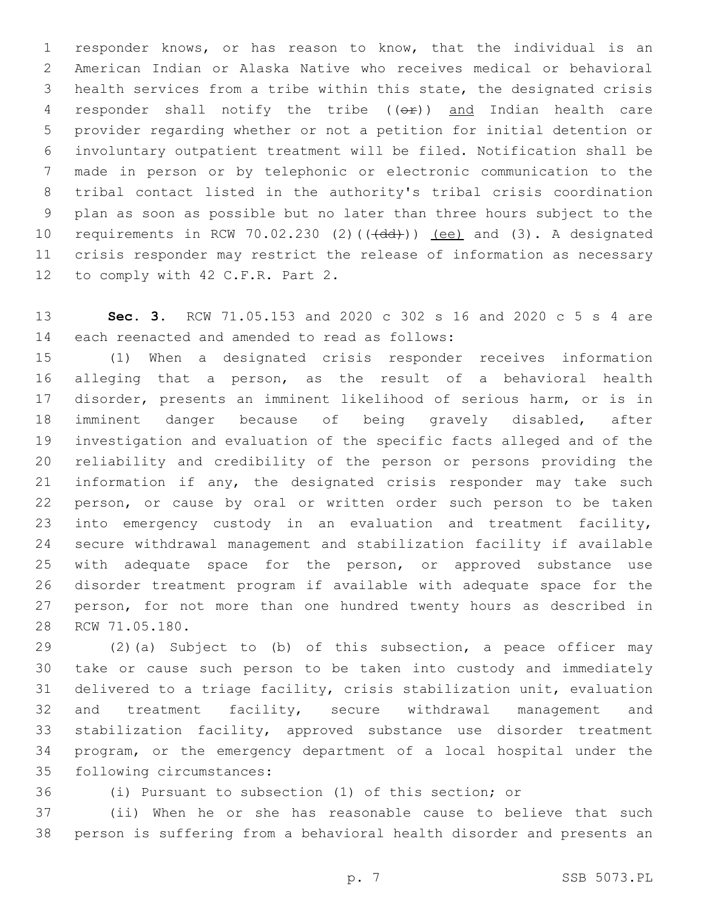responder knows, or has reason to know, that the individual is an American Indian or Alaska Native who receives medical or behavioral health services from a tribe within this state, the designated crisis responder shall notify the tribe ((~~or~~)) <u>and</u> Indian health care provider regarding whether or not a petition for initial detention or involuntary outpatient treatment will be filed. Notification shall be made in person or by telephonic or electronic communication to the tribal contact listed in the authority's tribal crisis coordination plan as soon as possible but no later than three hours subject to the requirements in RCW 70.02.230 (2)((~~(dd)~~)) <u>(ee)</u> and (3). A designated crisis responder may restrict the release of information as necessary to comply with 42 C.F.R. Part 2.

**Sec. 3.** RCW 71.05.153 and 2020 c 302 s 16 and 2020 c 5 s 4 are each reenacted and amended to read as follows:

(1) When a designated crisis responder receives information alleging that a person, as the result of a behavioral health disorder, presents an imminent likelihood of serious harm, or is in imminent danger because of being gravely disabled, after investigation and evaluation of the specific facts alleged and of the reliability and credibility of the person or persons providing the information if any, the designated crisis responder may take such person, or cause by oral or written order such person to be taken into emergency custody in an evaluation and treatment facility, secure withdrawal management and stabilization facility if available with adequate space for the person, or approved substance use disorder treatment program if available with adequate space for the person, for not more than one hundred twenty hours as described in RCW 71.05.180.

(2)(a) Subject to (b) of this subsection, a peace officer may take or cause such person to be taken into custody and immediately delivered to a triage facility, crisis stabilization unit, evaluation and treatment facility, secure withdrawal management and stabilization facility, approved substance use disorder treatment program, or the emergency department of a local hospital under the following circumstances:

(i) Pursuant to subsection (1) of this section; or

(ii) When he or she has reasonable cause to believe that such person is suffering from a behavioral health disorder and presents an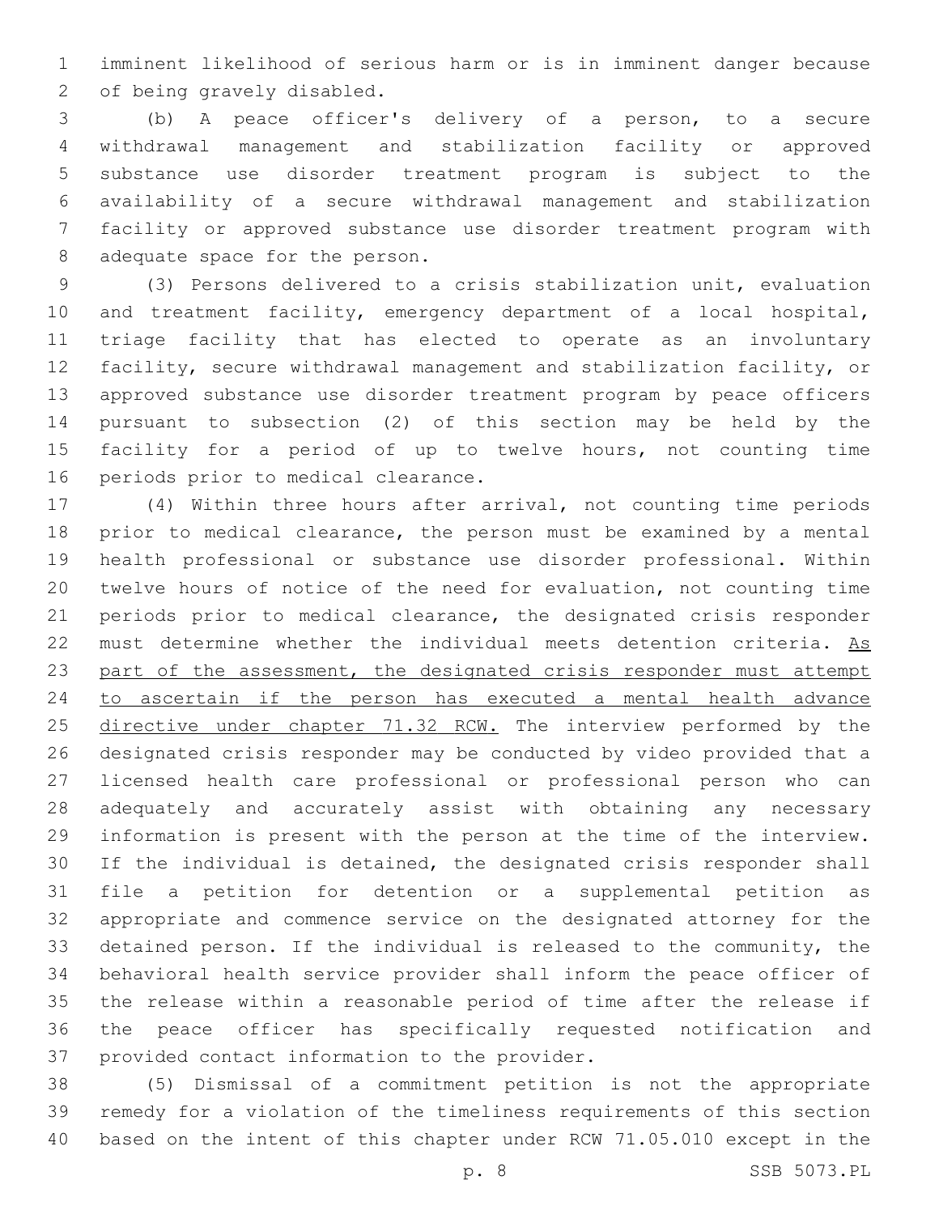imminent likelihood of serious harm or is in imminent danger because of being gravely disabled.

(b) A peace officer's delivery of a person, to a secure withdrawal management and stabilization facility or approved substance use disorder treatment program is subject to the availability of a secure withdrawal management and stabilization facility or approved substance use disorder treatment program with adequate space for the person.

(3) Persons delivered to a crisis stabilization unit, evaluation and treatment facility, emergency department of a local hospital, triage facility that has elected to operate as an involuntary facility, secure withdrawal management and stabilization facility, or approved substance use disorder treatment program by peace officers pursuant to subsection (2) of this section may be held by the facility for a period of up to twelve hours, not counting time periods prior to medical clearance.

(4) Within three hours after arrival, not counting time periods prior to medical clearance, the person must be examined by a mental health professional or substance use disorder professional. Within twelve hours of notice of the need for evaluation, not counting time periods prior to medical clearance, the designated crisis responder must determine whether the individual meets detention criteria. <u>As part of the assessment, the designated crisis responder must attempt to ascertain if the person has executed a mental health advance directive under chapter 71.32 RCW.</u> The interview performed by the designated crisis responder may be conducted by video provided that a licensed health care professional or professional person who can adequately and accurately assist with obtaining any necessary information is present with the person at the time of the interview. If the individual is detained, the designated crisis responder shall file a petition for detention or a supplemental petition as appropriate and commence service on the designated attorney for the detained person. If the individual is released to the community, the behavioral health service provider shall inform the peace officer of the release within a reasonable period of time after the release if the peace officer has specifically requested notification and provided contact information to the provider.

(5) Dismissal of a commitment petition is not the appropriate remedy for a violation of the timeliness requirements of this section based on the intent of this chapter under RCW 71.05.010 except in the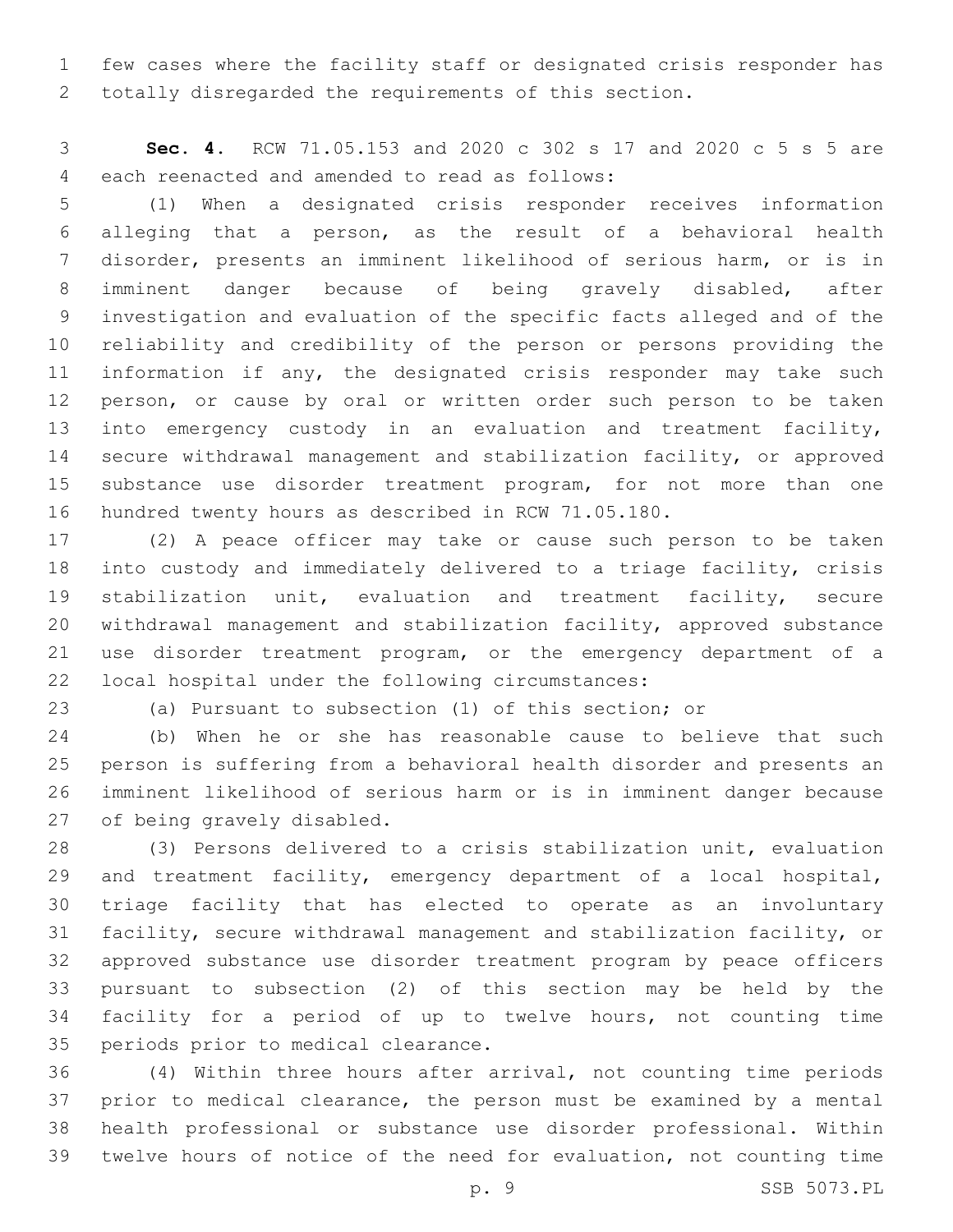few cases where the facility staff or designated crisis responder has totally disregarded the requirements of this section.

**Sec. 4.** RCW 71.05.153 and 2020 c 302 s 17 and 2020 c 5 s 5 are each reenacted and amended to read as follows:

(1) When a designated crisis responder receives information alleging that a person, as the result of a behavioral health disorder, presents an imminent likelihood of serious harm, or is in imminent danger because of being gravely disabled, after investigation and evaluation of the specific facts alleged and of the reliability and credibility of the person or persons providing the information if any, the designated crisis responder may take such person, or cause by oral or written order such person to be taken into emergency custody in an evaluation and treatment facility, secure withdrawal management and stabilization facility, or approved substance use disorder treatment program, for not more than one hundred twenty hours as described in RCW 71.05.180.

(2) A peace officer may take or cause such person to be taken into custody and immediately delivered to a triage facility, crisis stabilization unit, evaluation and treatment facility, secure withdrawal management and stabilization facility, approved substance use disorder treatment program, or the emergency department of a local hospital under the following circumstances:

(a) Pursuant to subsection (1) of this section; or

(b) When he or she has reasonable cause to believe that such person is suffering from a behavioral health disorder and presents an imminent likelihood of serious harm or is in imminent danger because of being gravely disabled.

(3) Persons delivered to a crisis stabilization unit, evaluation and treatment facility, emergency department of a local hospital, triage facility that has elected to operate as an involuntary facility, secure withdrawal management and stabilization facility, or approved substance use disorder treatment program by peace officers pursuant to subsection (2) of this section may be held by the facility for a period of up to twelve hours, not counting time periods prior to medical clearance.

(4) Within three hours after arrival, not counting time periods prior to medical clearance, the person must be examined by a mental health professional or substance use disorder professional. Within twelve hours of notice of the need for evaluation, not counting time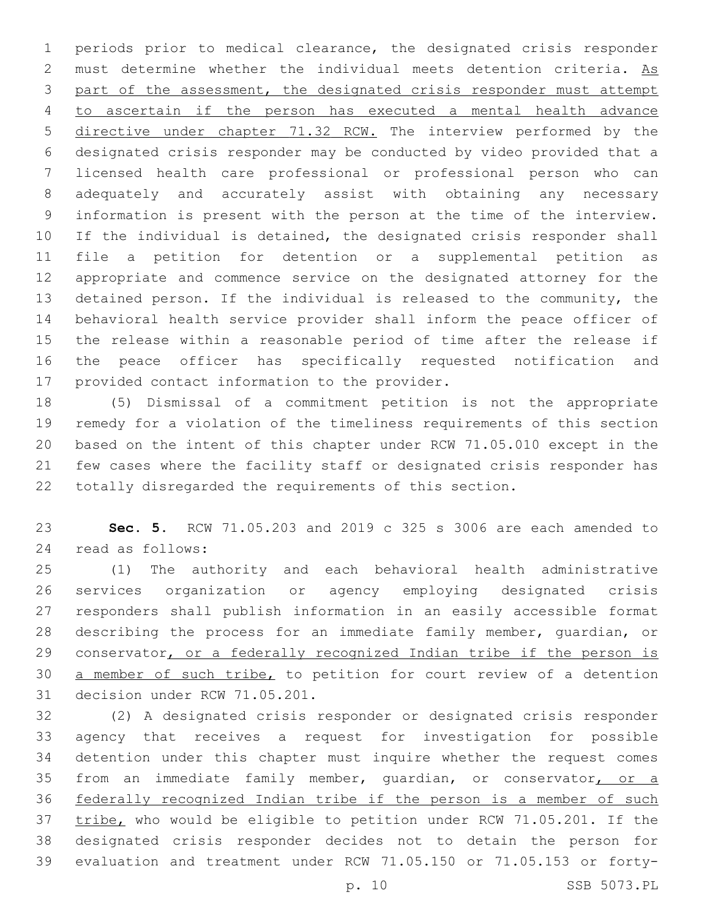periods prior to medical clearance, the designated crisis responder must determine whether the individual meets detention criteria. <u>As part of the assessment, the designated crisis responder must attempt to ascertain if the person has executed a mental health advance directive under chapter 71.32 RCW.</u> The interview performed by the designated crisis responder may be conducted by video provided that a licensed health care professional or professional person who can adequately and accurately assist with obtaining any necessary information is present with the person at the time of the interview. If the individual is detained, the designated crisis responder shall file a petition for detention or a supplemental petition as appropriate and commence service on the designated attorney for the detained person. If the individual is released to the community, the behavioral health service provider shall inform the peace officer of the release within a reasonable period of time after the release if the peace officer has specifically requested notification and provided contact information to the provider.

(5) Dismissal of a commitment petition is not the appropriate remedy for a violation of the timeliness requirements of this section based on the intent of this chapter under RCW 71.05.010 except in the few cases where the facility staff or designated crisis responder has totally disregarded the requirements of this section.

**Sec. 5.** RCW 71.05.203 and 2019 c 325 s 3006 are each amended to read as follows:

(1) The authority and each behavioral health administrative services organization or agency employing designated crisis responders shall publish information in an easily accessible format describing the process for an immediate family member, guardian, or conservator<u>, or a federally recognized Indian tribe if the person is a member of such tribe,</u> to petition for court review of a detention decision under RCW 71.05.201.

(2) A designated crisis responder or designated crisis responder agency that receives a request for investigation for possible detention under this chapter must inquire whether the request comes from an immediate family member, guardian, or conservator<u>, or a federally recognized Indian tribe if the person is a member of such tribe,</u> who would be eligible to petition under RCW 71.05.201. If the designated crisis responder decides not to detain the person for evaluation and treatment under RCW 71.05.150 or 71.05.153 or forty-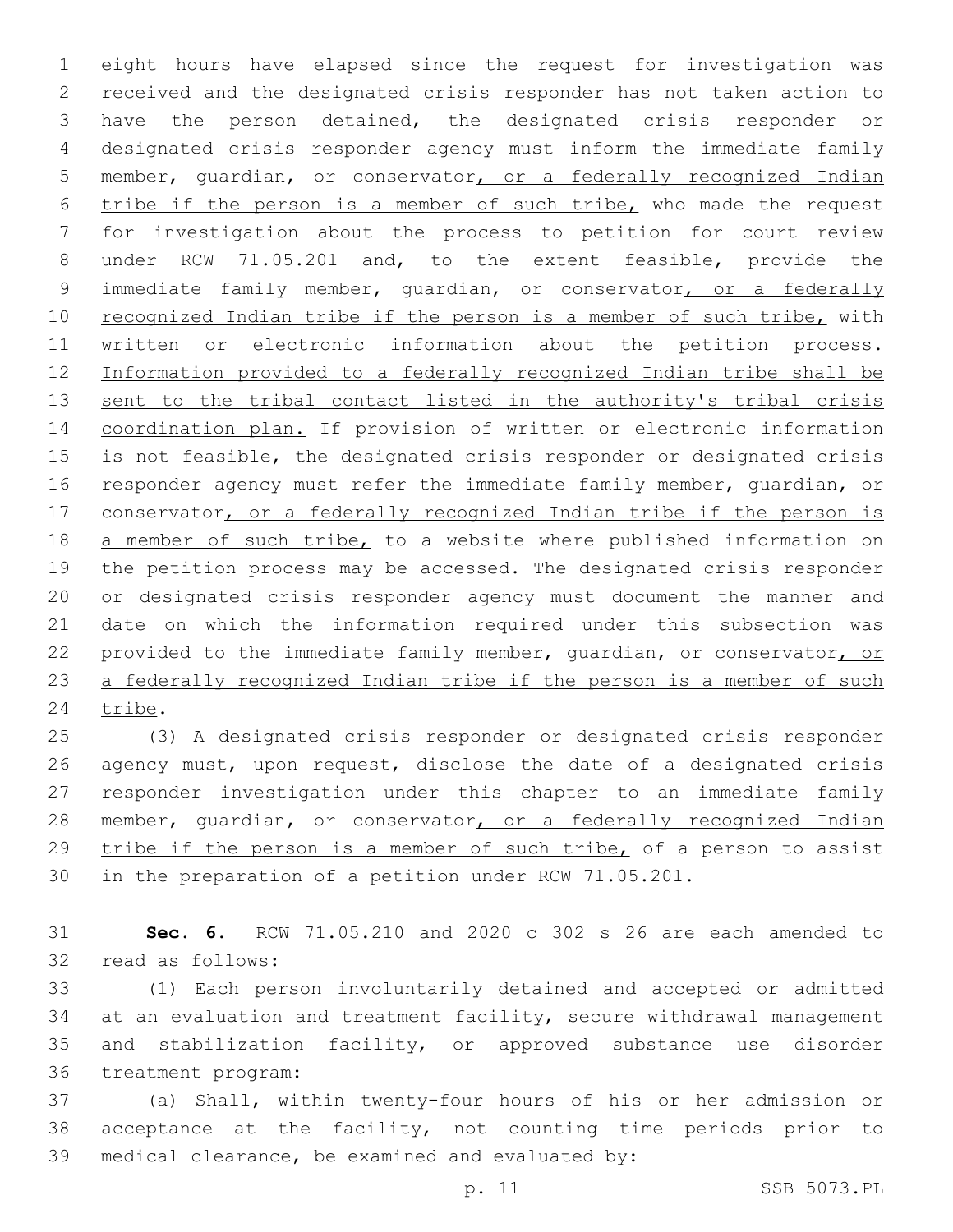eight hours have elapsed since the request for investigation was received and the designated crisis responder has not taken action to have the person detained, the designated crisis responder or designated crisis responder agency must inform the immediate family member, guardian, or conservator, or a federally recognized Indian tribe if the person is a member of such tribe, who made the request for investigation about the process to petition for court review under RCW 71.05.201 and, to the extent feasible, provide the immediate family member, guardian, or conservator, or a federally recognized Indian tribe if the person is a member of such tribe, with written or electronic information about the petition process. Information provided to a federally recognized Indian tribe shall be sent to the tribal contact listed in the authority's tribal crisis coordination plan. If provision of written or electronic information is not feasible, the designated crisis responder or designated crisis responder agency must refer the immediate family member, guardian, or conservator, or a federally recognized Indian tribe if the person is a member of such tribe, to a website where published information on the petition process may be accessed. The designated crisis responder or designated crisis responder agency must document the manner and date on which the information required under this subsection was provided to the immediate family member, guardian, or conservator, or a federally recognized Indian tribe if the person is a member of such tribe.

(3) A designated crisis responder or designated crisis responder agency must, upon request, disclose the date of a designated crisis responder investigation under this chapter to an immediate family member, guardian, or conservator, or a federally recognized Indian tribe if the person is a member of such tribe, of a person to assist in the preparation of a petition under RCW 71.05.201.

**Sec. 6.** RCW 71.05.210 and 2020 c 302 s 26 are each amended to read as follows:

(1) Each person involuntarily detained and accepted or admitted at an evaluation and treatment facility, secure withdrawal management and stabilization facility, or approved substance use disorder treatment program:

(a) Shall, within twenty-four hours of his or her admission or acceptance at the facility, not counting time periods prior to medical clearance, be examined and evaluated by: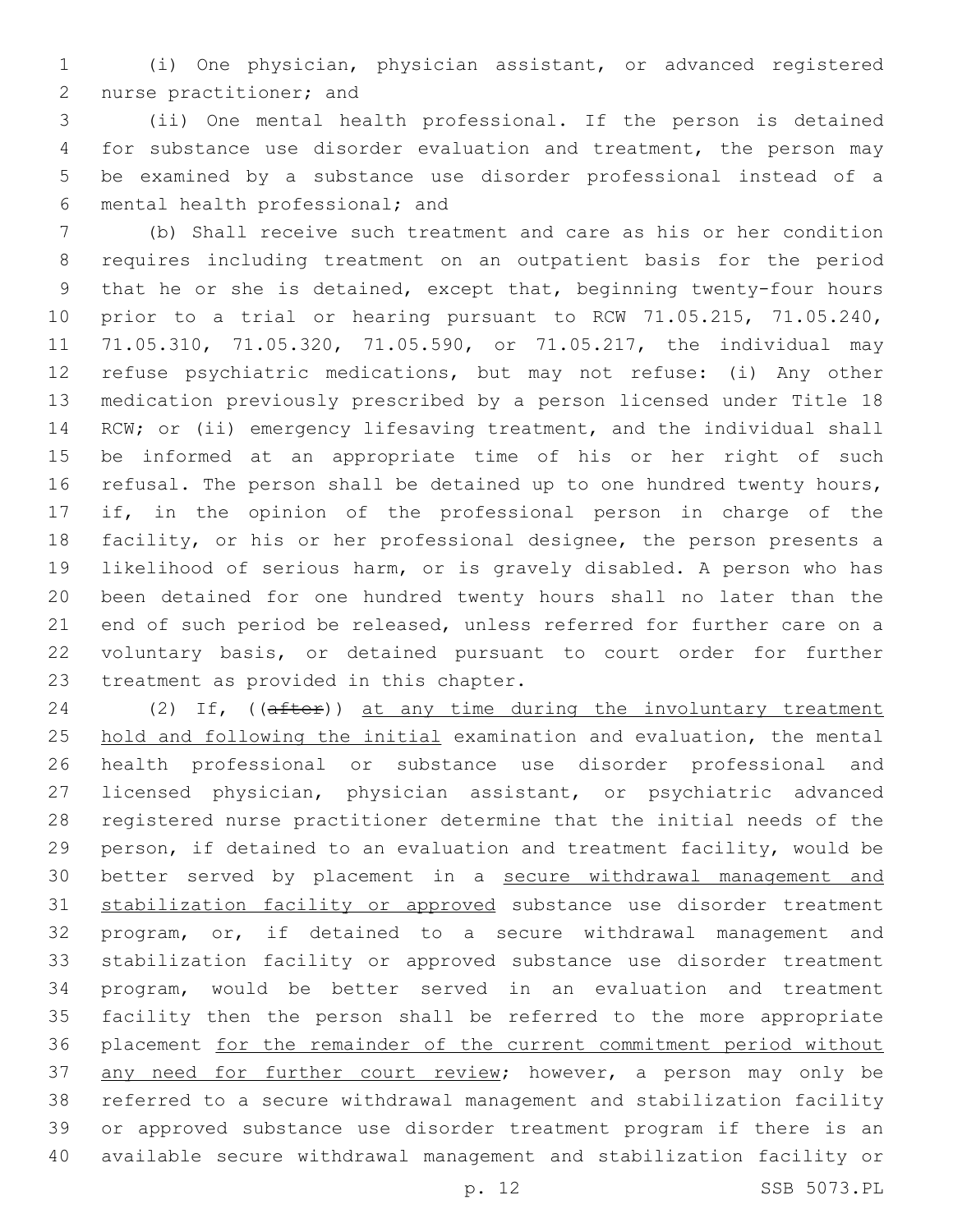(i) One physician, physician assistant, or advanced registered nurse practitioner; and

(ii) One mental health professional. If the person is detained for substance use disorder evaluation and treatment, the person may be examined by a substance use disorder professional instead of a mental health professional; and

(b) Shall receive such treatment and care as his or her condition requires including treatment on an outpatient basis for the period that he or she is detained, except that, beginning twenty-four hours prior to a trial or hearing pursuant to RCW 71.05.215, 71.05.240, 71.05.310, 71.05.320, 71.05.590, or 71.05.217, the individual may refuse psychiatric medications, but may not refuse: (i) Any other medication previously prescribed by a person licensed under Title 18 RCW; or (ii) emergency lifesaving treatment, and the individual shall be informed at an appropriate time of his or her right of such refusal. The person shall be detained up to one hundred twenty hours, if, in the opinion of the professional person in charge of the facility, or his or her professional designee, the person presents a likelihood of serious harm, or is gravely disabled. A person who has been detained for one hundred twenty hours shall no later than the end of such period be released, unless referred for further care on a voluntary basis, or detained pursuant to court order for further treatment as provided in this chapter.

(2) If, ((~~after~~)) <u>at any time during the involuntary treatment hold and following the initial</u> examination and evaluation, the mental health professional or substance use disorder professional and licensed physician, physician assistant, or psychiatric advanced registered nurse practitioner determine that the initial needs of the person, if detained to an evaluation and treatment facility, would be better served by placement in a <u>secure withdrawal management and stabilization facility or approved</u> substance use disorder treatment program, or, if detained to a secure withdrawal management and stabilization facility or approved substance use disorder treatment program, would be better served in an evaluation and treatment facility then the person shall be referred to the more appropriate placement <u>for the remainder of the current commitment period without any need for further court review</u>; however, a person may only be referred to a secure withdrawal management and stabilization facility or approved substance use disorder treatment program if there is an available secure withdrawal management and stabilization facility or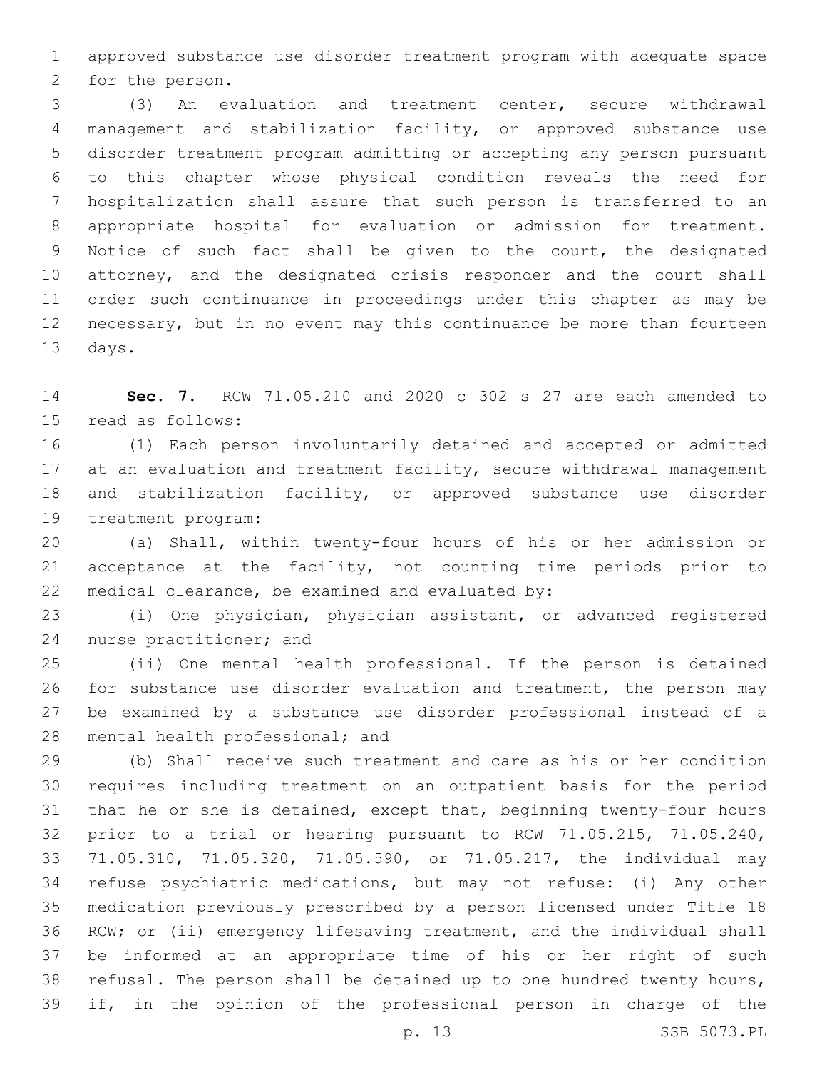approved substance use disorder treatment program with adequate space for the person.

(3) An evaluation and treatment center, secure withdrawal management and stabilization facility, or approved substance use disorder treatment program admitting or accepting any person pursuant to this chapter whose physical condition reveals the need for hospitalization shall assure that such person is transferred to an appropriate hospital for evaluation or admission for treatment. Notice of such fact shall be given to the court, the designated attorney, and the designated crisis responder and the court shall order such continuance in proceedings under this chapter as may be necessary, but in no event may this continuance be more than fourteen days.

**Sec. 7.** RCW 71.05.210 and 2020 c 302 s 27 are each amended to read as follows:

(1) Each person involuntarily detained and accepted or admitted at an evaluation and treatment facility, secure withdrawal management and stabilization facility, or approved substance use disorder treatment program:

(a) Shall, within twenty-four hours of his or her admission or acceptance at the facility, not counting time periods prior to medical clearance, be examined and evaluated by:

(i) One physician, physician assistant, or advanced registered nurse practitioner; and

(ii) One mental health professional. If the person is detained for substance use disorder evaluation and treatment, the person may be examined by a substance use disorder professional instead of a mental health professional; and

(b) Shall receive such treatment and care as his or her condition requires including treatment on an outpatient basis for the period that he or she is detained, except that, beginning twenty-four hours prior to a trial or hearing pursuant to RCW 71.05.215, 71.05.240, 71.05.310, 71.05.320, 71.05.590, or 71.05.217, the individual may refuse psychiatric medications, but may not refuse: (i) Any other medication previously prescribed by a person licensed under Title 18 RCW; or (ii) emergency lifesaving treatment, and the individual shall be informed at an appropriate time of his or her right of such refusal. The person shall be detained up to one hundred twenty hours, if, in the opinion of the professional person in charge of the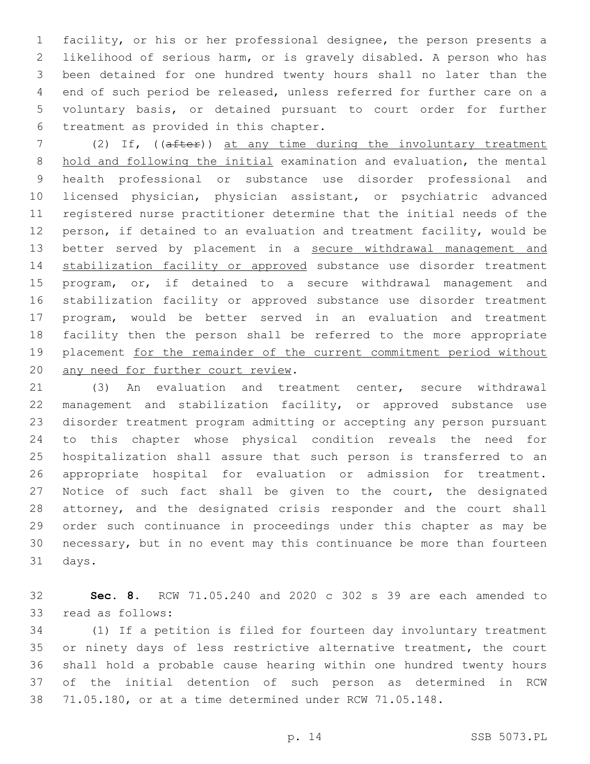facility, or his or her professional designee, the person presents a likelihood of serious harm, or is gravely disabled. A person who has been detained for one hundred twenty hours shall no later than the end of such period be released, unless referred for further care on a voluntary basis, or detained pursuant to court order for further treatment as provided in this chapter.

(2) If, ((~~after~~)) at any time during the involuntary treatment hold and following the initial examination and evaluation, the mental health professional or substance use disorder professional and licensed physician, physician assistant, or psychiatric advanced registered nurse practitioner determine that the initial needs of the person, if detained to an evaluation and treatment facility, would be better served by placement in a secure withdrawal management and stabilization facility or approved substance use disorder treatment program, or, if detained to a secure withdrawal management and stabilization facility or approved substance use disorder treatment program, would be better served in an evaluation and treatment facility then the person shall be referred to the more appropriate placement for the remainder of the current commitment period without any need for further court review.

(3) An evaluation and treatment center, secure withdrawal management and stabilization facility, or approved substance use disorder treatment program admitting or accepting any person pursuant to this chapter whose physical condition reveals the need for hospitalization shall assure that such person is transferred to an appropriate hospital for evaluation or admission for treatment. Notice of such fact shall be given to the court, the designated attorney, and the designated crisis responder and the court shall order such continuance in proceedings under this chapter as may be necessary, but in no event may this continuance be more than fourteen days.

**Sec. 8.** RCW 71.05.240 and 2020 c 302 s 39 are each amended to read as follows:

(1) If a petition is filed for fourteen day involuntary treatment or ninety days of less restrictive alternative treatment, the court shall hold a probable cause hearing within one hundred twenty hours of the initial detention of such person as determined in RCW 71.05.180, or at a time determined under RCW 71.05.148.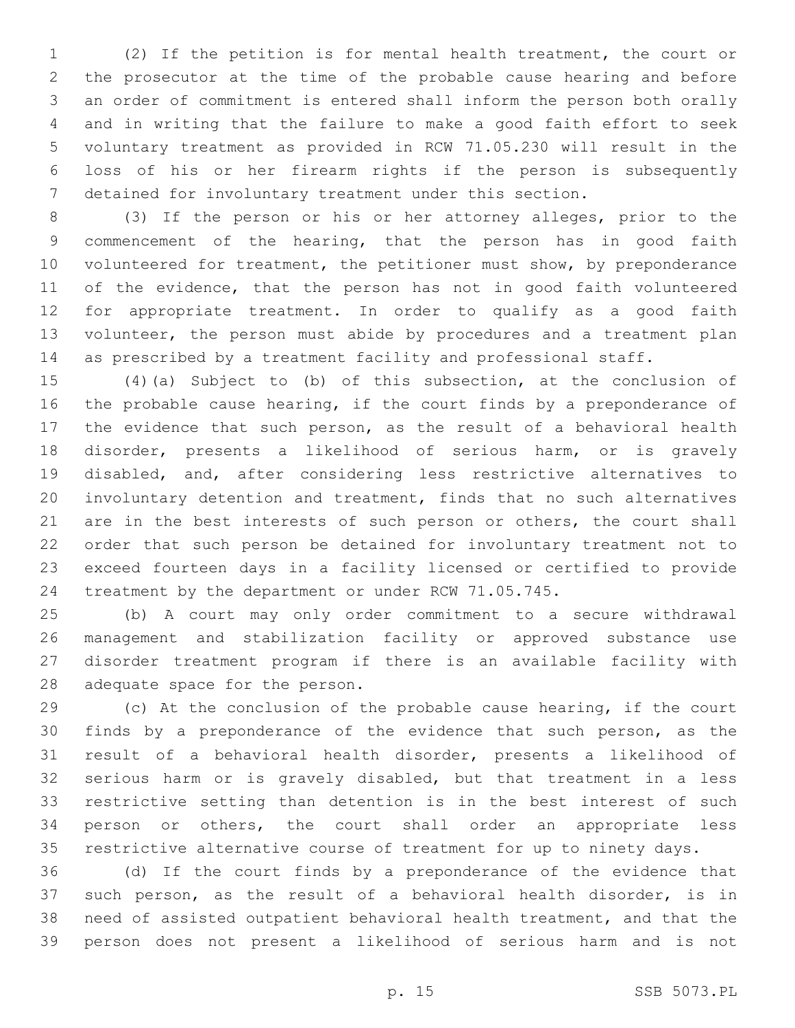(2) If the petition is for mental health treatment, the court or the prosecutor at the time of the probable cause hearing and before an order of commitment is entered shall inform the person both orally and in writing that the failure to make a good faith effort to seek voluntary treatment as provided in RCW 71.05.230 will result in the loss of his or her firearm rights if the person is subsequently detained for involuntary treatment under this section.

(3) If the person or his or her attorney alleges, prior to the commencement of the hearing, that the person has in good faith volunteered for treatment, the petitioner must show, by preponderance of the evidence, that the person has not in good faith volunteered for appropriate treatment. In order to qualify as a good faith volunteer, the person must abide by procedures and a treatment plan as prescribed by a treatment facility and professional staff.

(4)(a) Subject to (b) of this subsection, at the conclusion of the probable cause hearing, if the court finds by a preponderance of the evidence that such person, as the result of a behavioral health disorder, presents a likelihood of serious harm, or is gravely disabled, and, after considering less restrictive alternatives to involuntary detention and treatment, finds that no such alternatives are in the best interests of such person or others, the court shall order that such person be detained for involuntary treatment not to exceed fourteen days in a facility licensed or certified to provide treatment by the department or under RCW 71.05.745.

(b) A court may only order commitment to a secure withdrawal management and stabilization facility or approved substance use disorder treatment program if there is an available facility with adequate space for the person.

(c) At the conclusion of the probable cause hearing, if the court finds by a preponderance of the evidence that such person, as the result of a behavioral health disorder, presents a likelihood of serious harm or is gravely disabled, but that treatment in a less restrictive setting than detention is in the best interest of such person or others, the court shall order an appropriate less restrictive alternative course of treatment for up to ninety days.

(d) If the court finds by a preponderance of the evidence that such person, as the result of a behavioral health disorder, is in need of assisted outpatient behavioral health treatment, and that the person does not present a likelihood of serious harm and is not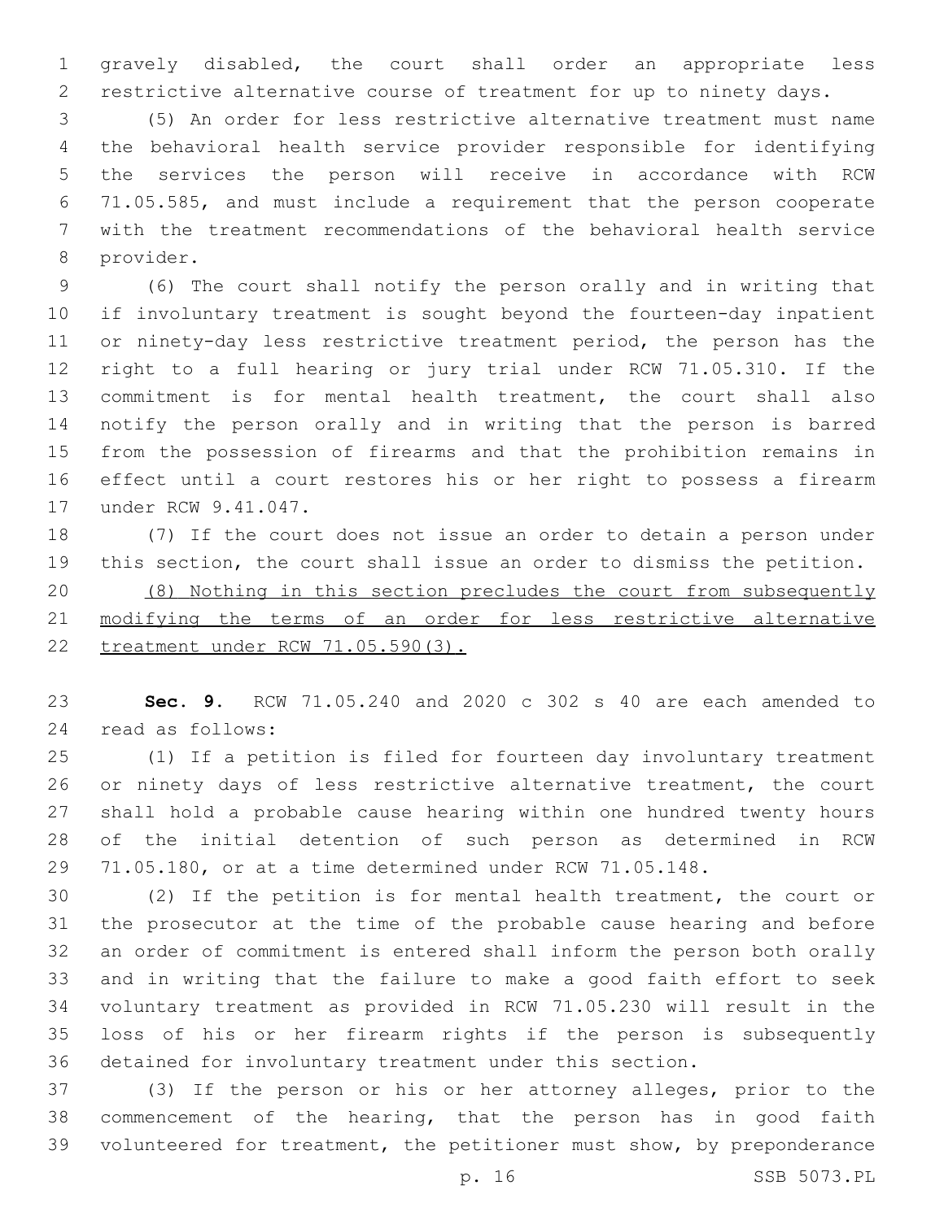gravely disabled, the court shall order an appropriate less restrictive alternative course of treatment for up to ninety days.

(5) An order for less restrictive alternative treatment must name the behavioral health service provider responsible for identifying the services the person will receive in accordance with RCW 71.05.585, and must include a requirement that the person cooperate with the treatment recommendations of the behavioral health service provider.

(6) The court shall notify the person orally and in writing that if involuntary treatment is sought beyond the fourteen-day inpatient or ninety-day less restrictive treatment period, the person has the right to a full hearing or jury trial under RCW 71.05.310. If the commitment is for mental health treatment, the court shall also notify the person orally and in writing that the person is barred from the possession of firearms and that the prohibition remains in effect until a court restores his or her right to possess a firearm under RCW 9.41.047.

(7) If the court does not issue an order to detain a person under this section, the court shall issue an order to dismiss the petition.

<u>(8) Nothing in this section precludes the court from subsequently modifying the terms of an order for less restrictive alternative treatment under RCW 71.05.590(3).</u>

**Sec. 9.** RCW 71.05.240 and 2020 c 302 s 40 are each amended to read as follows:

(1) If a petition is filed for fourteen day involuntary treatment or ninety days of less restrictive alternative treatment, the court shall hold a probable cause hearing within one hundred twenty hours of the initial detention of such person as determined in RCW 71.05.180, or at a time determined under RCW 71.05.148.

(2) If the petition is for mental health treatment, the court or the prosecutor at the time of the probable cause hearing and before an order of commitment is entered shall inform the person both orally and in writing that the failure to make a good faith effort to seek voluntary treatment as provided in RCW 71.05.230 will result in the loss of his or her firearm rights if the person is subsequently detained for involuntary treatment under this section.

(3) If the person or his or her attorney alleges, prior to the commencement of the hearing, that the person has in good faith volunteered for treatment, the petitioner must show, by preponderance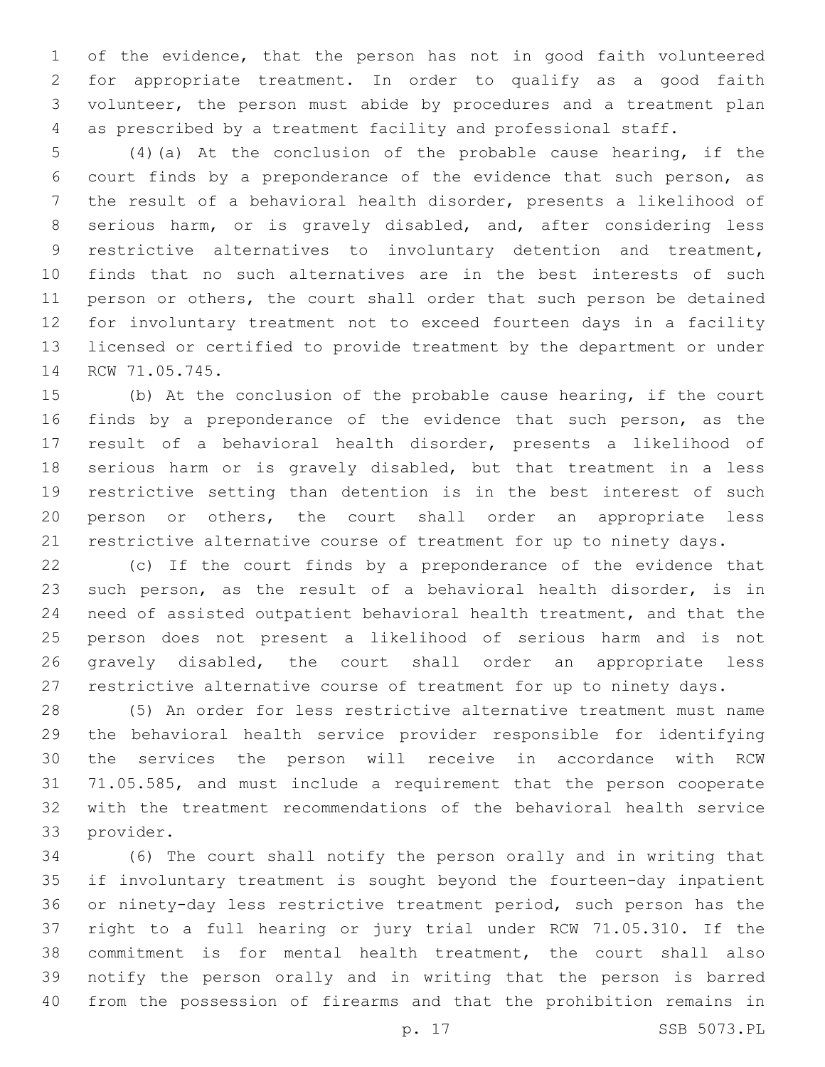of the evidence, that the person has not in good faith volunteered for appropriate treatment. In order to qualify as a good faith volunteer, the person must abide by procedures and a treatment plan as prescribed by a treatment facility and professional staff.

(4)(a) At the conclusion of the probable cause hearing, if the court finds by a preponderance of the evidence that such person, as the result of a behavioral health disorder, presents a likelihood of serious harm, or is gravely disabled, and, after considering less restrictive alternatives to involuntary detention and treatment, finds that no such alternatives are in the best interests of such person or others, the court shall order that such person be detained for involuntary treatment not to exceed fourteen days in a facility licensed or certified to provide treatment by the department or under RCW 71.05.745.

(b) At the conclusion of the probable cause hearing, if the court finds by a preponderance of the evidence that such person, as the result of a behavioral health disorder, presents a likelihood of serious harm or is gravely disabled, but that treatment in a less restrictive setting than detention is in the best interest of such person or others, the court shall order an appropriate less restrictive alternative course of treatment for up to ninety days.

(c) If the court finds by a preponderance of the evidence that such person, as the result of a behavioral health disorder, is in need of assisted outpatient behavioral health treatment, and that the person does not present a likelihood of serious harm and is not gravely disabled, the court shall order an appropriate less restrictive alternative course of treatment for up to ninety days.

(5) An order for less restrictive alternative treatment must name the behavioral health service provider responsible for identifying the services the person will receive in accordance with RCW 71.05.585, and must include a requirement that the person cooperate with the treatment recommendations of the behavioral health service provider.

(6) The court shall notify the person orally and in writing that if involuntary treatment is sought beyond the fourteen-day inpatient or ninety-day less restrictive treatment period, such person has the right to a full hearing or jury trial under RCW 71.05.310. If the commitment is for mental health treatment, the court shall also notify the person orally and in writing that the person is barred from the possession of firearms and that the prohibition remains in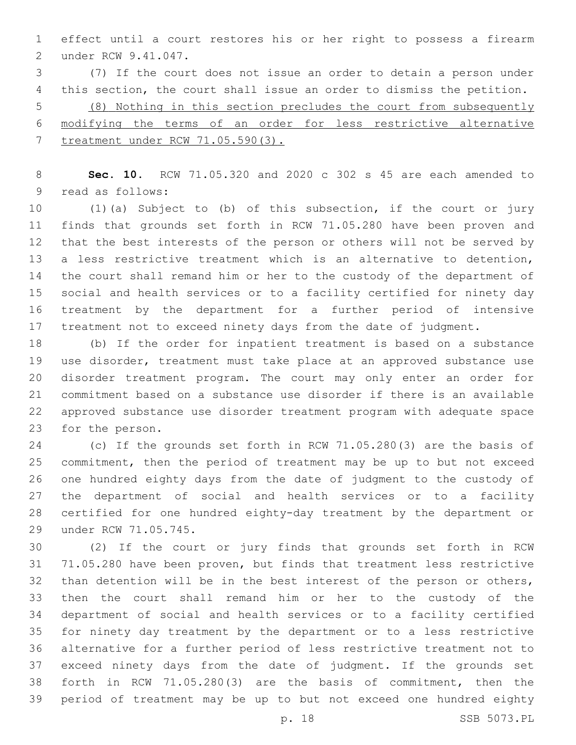effect until a court restores his or her right to possess a firearm under RCW 9.41.047.

(7) If the court does not issue an order to detain a person under this section, the court shall issue an order to dismiss the petition.

(8) Nothing in this section precludes the court from subsequently modifying the terms of an order for less restrictive alternative treatment under RCW 71.05.590(3).

**Sec. 10.** RCW 71.05.320 and 2020 c 302 s 45 are each amended to read as follows:

(1)(a) Subject to (b) of this subsection, if the court or jury finds that grounds set forth in RCW 71.05.280 have been proven and that the best interests of the person or others will not be served by a less restrictive treatment which is an alternative to detention, the court shall remand him or her to the custody of the department of social and health services or to a facility certified for ninety day treatment by the department for a further period of intensive treatment not to exceed ninety days from the date of judgment.

(b) If the order for inpatient treatment is based on a substance use disorder, treatment must take place at an approved substance use disorder treatment program. The court may only enter an order for commitment based on a substance use disorder if there is an available approved substance use disorder treatment program with adequate space for the person.

(c) If the grounds set forth in RCW 71.05.280(3) are the basis of commitment, then the period of treatment may be up to but not exceed one hundred eighty days from the date of judgment to the custody of the department of social and health services or to a facility certified for one hundred eighty-day treatment by the department or under RCW 71.05.745.

(2) If the court or jury finds that grounds set forth in RCW 71.05.280 have been proven, but finds that treatment less restrictive than detention will be in the best interest of the person or others, then the court shall remand him or her to the custody of the department of social and health services or to a facility certified for ninety day treatment by the department or to a less restrictive alternative for a further period of less restrictive treatment not to exceed ninety days from the date of judgment. If the grounds set forth in RCW 71.05.280(3) are the basis of commitment, then the period of treatment may be up to but not exceed one hundred eighty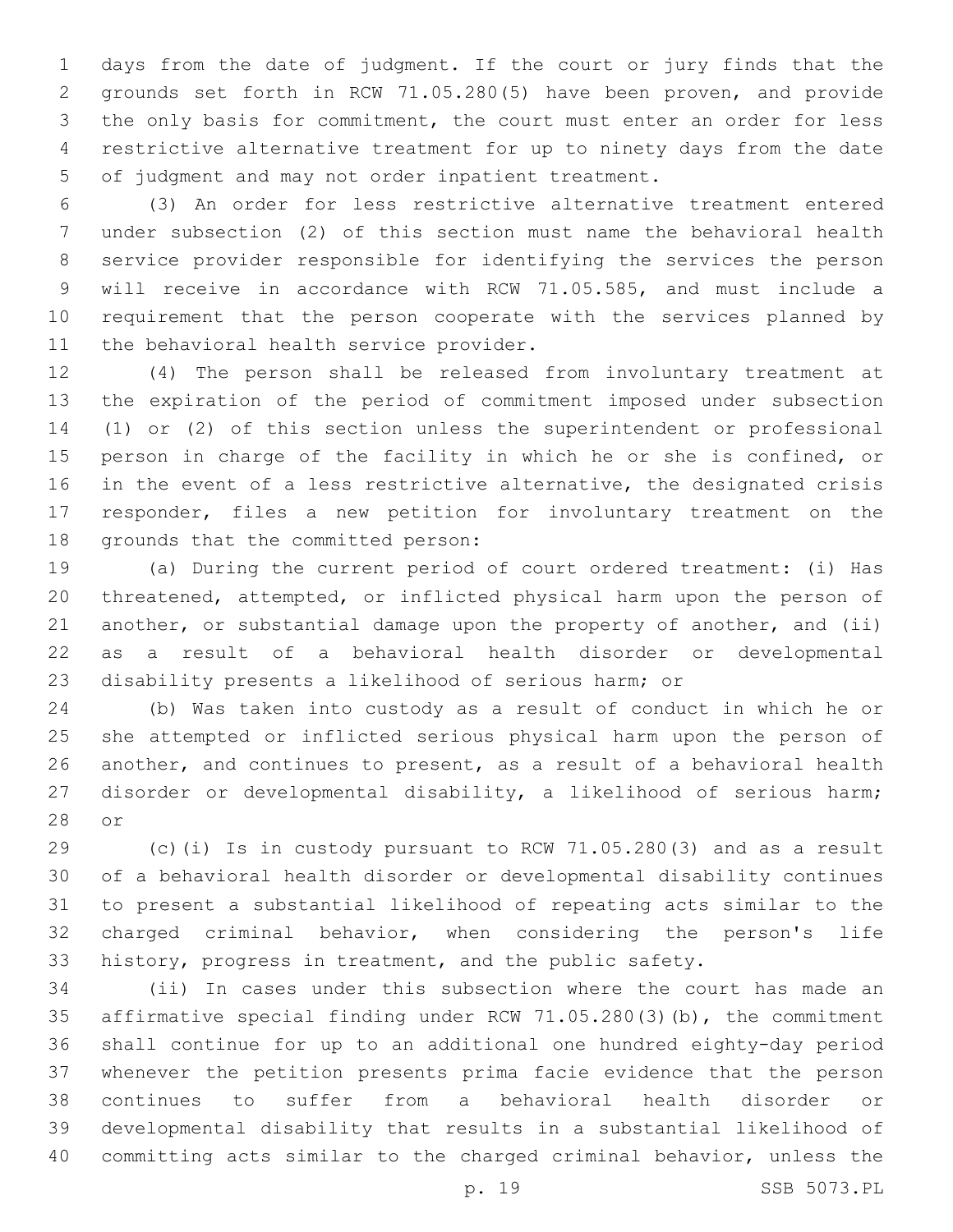days from the date of judgment. If the court or jury finds that the grounds set forth in RCW 71.05.280(5) have been proven, and provide the only basis for commitment, the court must enter an order for less restrictive alternative treatment for up to ninety days from the date of judgment and may not order inpatient treatment.

(3) An order for less restrictive alternative treatment entered under subsection (2) of this section must name the behavioral health service provider responsible for identifying the services the person will receive in accordance with RCW 71.05.585, and must include a requirement that the person cooperate with the services planned by the behavioral health service provider.

(4) The person shall be released from involuntary treatment at the expiration of the period of commitment imposed under subsection (1) or (2) of this section unless the superintendent or professional person in charge of the facility in which he or she is confined, or in the event of a less restrictive alternative, the designated crisis responder, files a new petition for involuntary treatment on the grounds that the committed person:

(a) During the current period of court ordered treatment: (i) Has threatened, attempted, or inflicted physical harm upon the person of another, or substantial damage upon the property of another, and (ii) as a result of a behavioral health disorder or developmental disability presents a likelihood of serious harm; or

(b) Was taken into custody as a result of conduct in which he or she attempted or inflicted serious physical harm upon the person of another, and continues to present, as a result of a behavioral health disorder or developmental disability, a likelihood of serious harm; or

(c)(i) Is in custody pursuant to RCW 71.05.280(3) and as a result of a behavioral health disorder or developmental disability continues to present a substantial likelihood of repeating acts similar to the charged criminal behavior, when considering the person's life history, progress in treatment, and the public safety.

(ii) In cases under this subsection where the court has made an affirmative special finding under RCW 71.05.280(3)(b), the commitment shall continue for up to an additional one hundred eighty-day period whenever the petition presents prima facie evidence that the person continues to suffer from a behavioral health disorder or developmental disability that results in a substantial likelihood of committing acts similar to the charged criminal behavior, unless the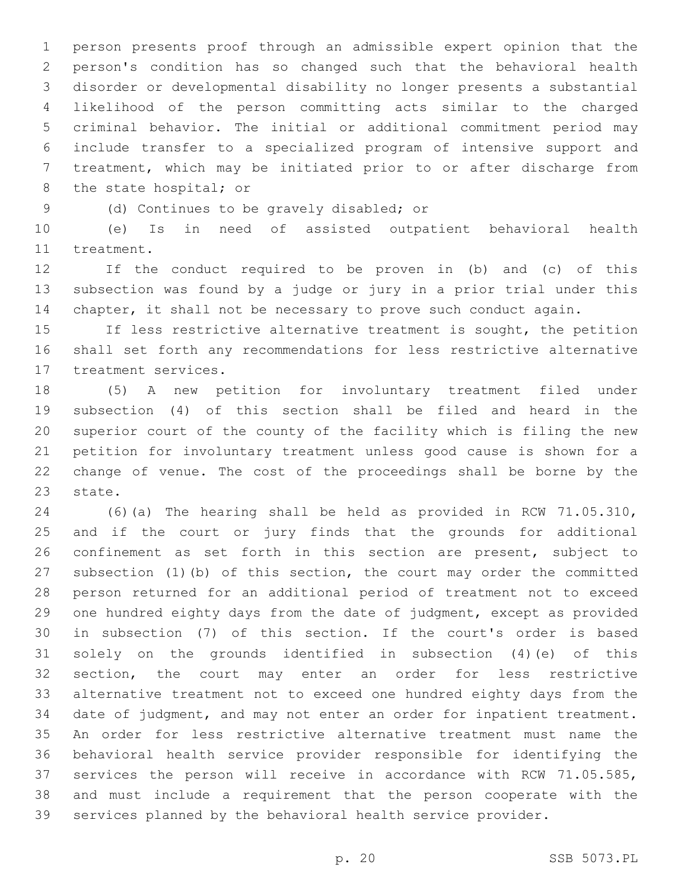person presents proof through an admissible expert opinion that the person's condition has so changed such that the behavioral health disorder or developmental disability no longer presents a substantial likelihood of the person committing acts similar to the charged criminal behavior. The initial or additional commitment period may include transfer to a specialized program of intensive support and treatment, which may be initiated prior to or after discharge from the state hospital; or

(d) Continues to be gravely disabled; or

(e) Is in need of assisted outpatient behavioral health treatment.

If the conduct required to be proven in (b) and (c) of this subsection was found by a judge or jury in a prior trial under this chapter, it shall not be necessary to prove such conduct again.

If less restrictive alternative treatment is sought, the petition shall set forth any recommendations for less restrictive alternative treatment services.

(5) A new petition for involuntary treatment filed under subsection (4) of this section shall be filed and heard in the superior court of the county of the facility which is filing the new petition for involuntary treatment unless good cause is shown for a change of venue. The cost of the proceedings shall be borne by the state.

(6)(a) The hearing shall be held as provided in RCW 71.05.310, and if the court or jury finds that the grounds for additional confinement as set forth in this section are present, subject to subsection (1)(b) of this section, the court may order the committed person returned for an additional period of treatment not to exceed one hundred eighty days from the date of judgment, except as provided in subsection (7) of this section. If the court's order is based solely on the grounds identified in subsection (4)(e) of this section, the court may enter an order for less restrictive alternative treatment not to exceed one hundred eighty days from the date of judgment, and may not enter an order for inpatient treatment. An order for less restrictive alternative treatment must name the behavioral health service provider responsible for identifying the services the person will receive in accordance with RCW 71.05.585, and must include a requirement that the person cooperate with the services planned by the behavioral health service provider.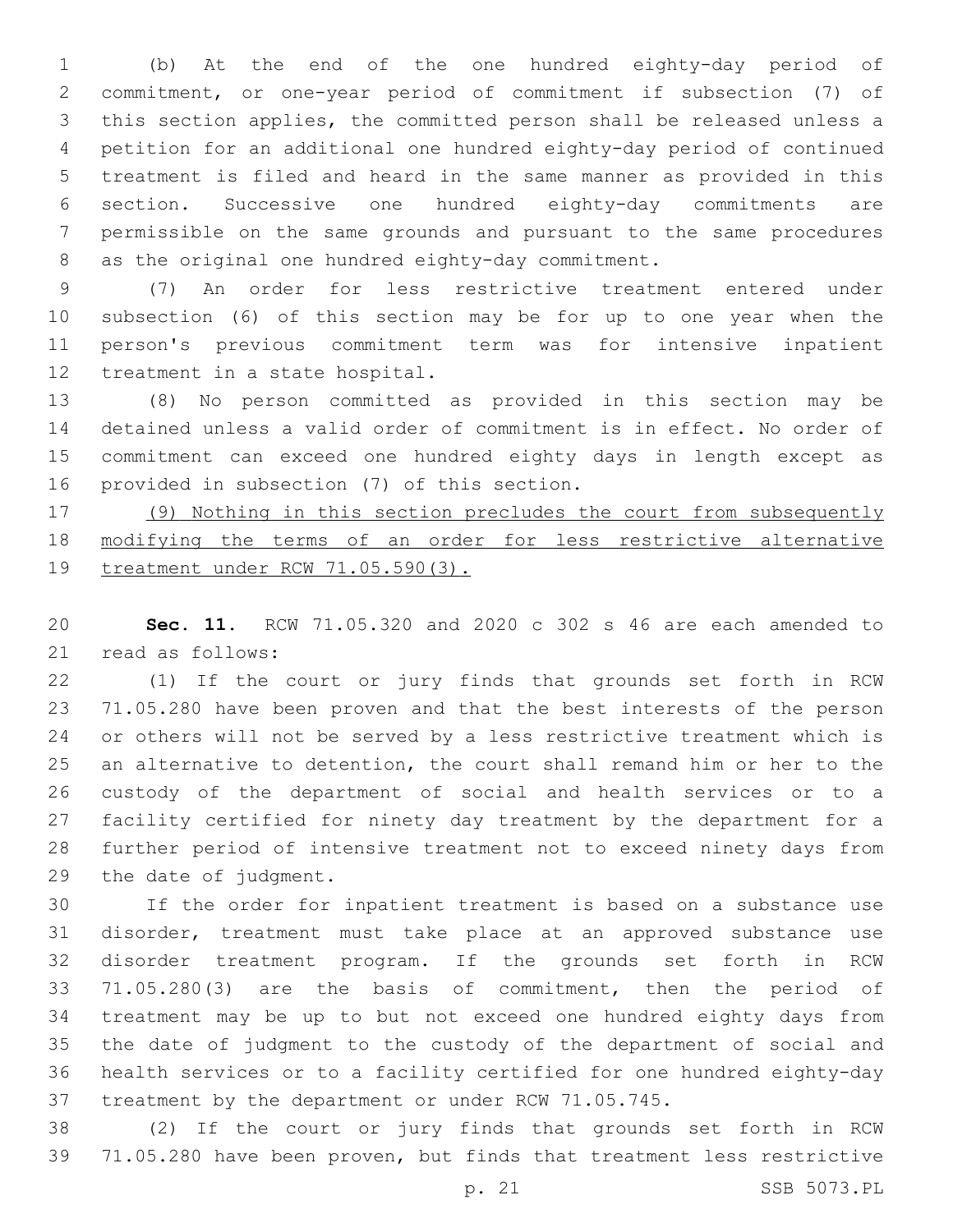(b) At the end of the one hundred eighty-day period of commitment, or one-year period of commitment if subsection (7) of this section applies, the committed person shall be released unless a petition for an additional one hundred eighty-day period of continued treatment is filed and heard in the same manner as provided in this section. Successive one hundred eighty-day commitments are permissible on the same grounds and pursuant to the same procedures as the original one hundred eighty-day commitment.

(7) An order for less restrictive treatment entered under subsection (6) of this section may be for up to one year when the person's previous commitment term was for intensive inpatient treatment in a state hospital.

(8) No person committed as provided in this section may be detained unless a valid order of commitment is in effect. No order of commitment can exceed one hundred eighty days in length except as provided in subsection (7) of this section.

<u>(9) Nothing in this section precludes the court from subsequently modifying the terms of an order for less restrictive alternative treatment under RCW 71.05.590(3).</u>

**Sec. 11.** RCW 71.05.320 and 2020 c 302 s 46 are each amended to read as follows:

(1) If the court or jury finds that grounds set forth in RCW 71.05.280 have been proven and that the best interests of the person or others will not be served by a less restrictive treatment which is an alternative to detention, the court shall remand him or her to the custody of the department of social and health services or to a facility certified for ninety day treatment by the department for a further period of intensive treatment not to exceed ninety days from the date of judgment.

If the order for inpatient treatment is based on a substance use disorder, treatment must take place at an approved substance use disorder treatment program. If the grounds set forth in RCW 71.05.280(3) are the basis of commitment, then the period of treatment may be up to but not exceed one hundred eighty days from the date of judgment to the custody of the department of social and health services or to a facility certified for one hundred eighty-day treatment by the department or under RCW 71.05.745.

(2) If the court or jury finds that grounds set forth in RCW 71.05.280 have been proven, but finds that treatment less restrictive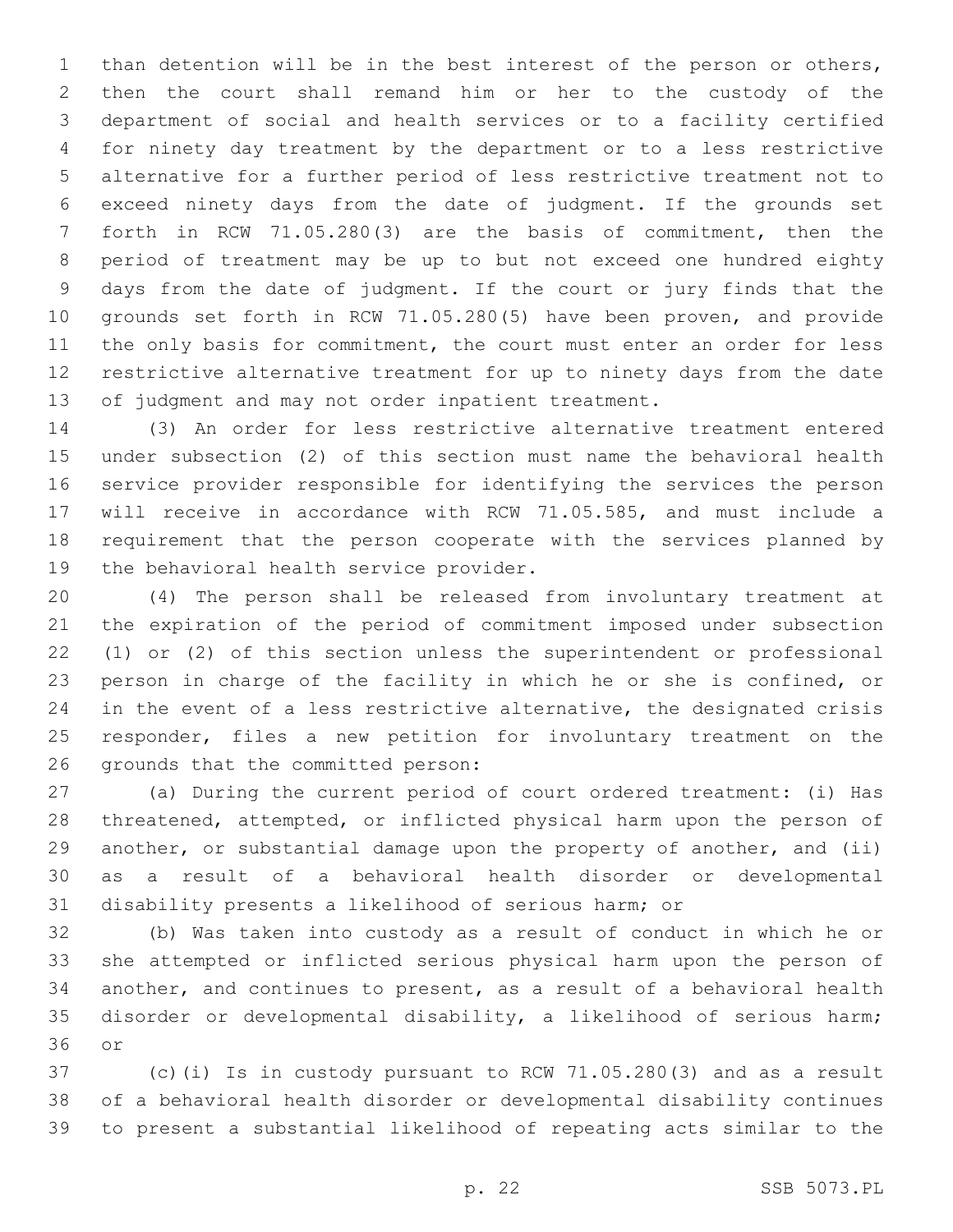than detention will be in the best interest of the person or others, then the court shall remand him or her to the custody of the department of social and health services or to a facility certified for ninety day treatment by the department or to a less restrictive alternative for a further period of less restrictive treatment not to exceed ninety days from the date of judgment. If the grounds set forth in RCW 71.05.280(3) are the basis of commitment, then the period of treatment may be up to but not exceed one hundred eighty days from the date of judgment. If the court or jury finds that the grounds set forth in RCW 71.05.280(5) have been proven, and provide the only basis for commitment, the court must enter an order for less restrictive alternative treatment for up to ninety days from the date of judgment and may not order inpatient treatment.

(3) An order for less restrictive alternative treatment entered under subsection (2) of this section must name the behavioral health service provider responsible for identifying the services the person will receive in accordance with RCW 71.05.585, and must include a requirement that the person cooperate with the services planned by the behavioral health service provider.

(4) The person shall be released from involuntary treatment at the expiration of the period of commitment imposed under subsection (1) or (2) of this section unless the superintendent or professional person in charge of the facility in which he or she is confined, or in the event of a less restrictive alternative, the designated crisis responder, files a new petition for involuntary treatment on the grounds that the committed person:

(a) During the current period of court ordered treatment: (i) Has threatened, attempted, or inflicted physical harm upon the person of another, or substantial damage upon the property of another, and (ii) as a result of a behavioral health disorder or developmental disability presents a likelihood of serious harm; or

(b) Was taken into custody as a result of conduct in which he or she attempted or inflicted serious physical harm upon the person of another, and continues to present, as a result of a behavioral health disorder or developmental disability, a likelihood of serious harm; or

(c)(i) Is in custody pursuant to RCW 71.05.280(3) and as a result of a behavioral health disorder or developmental disability continues to present a substantial likelihood of repeating acts similar to the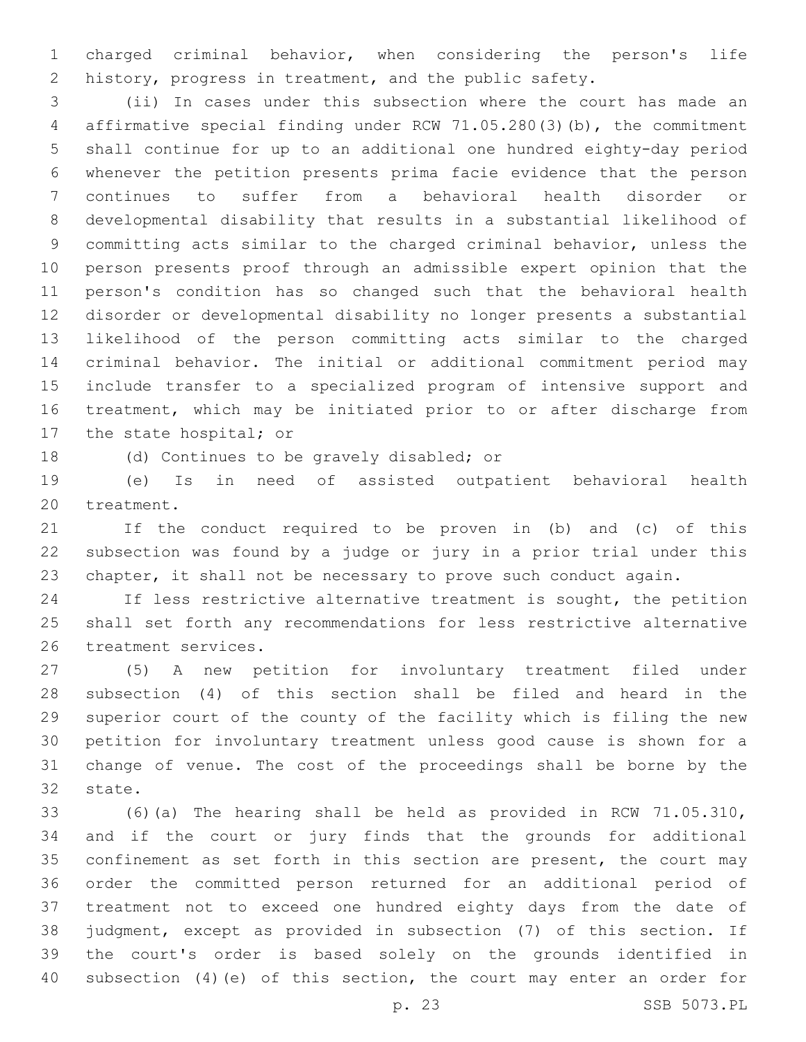charged criminal behavior, when considering the person's life history, progress in treatment, and the public safety.

(ii) In cases under this subsection where the court has made an affirmative special finding under RCW 71.05.280(3)(b), the commitment shall continue for up to an additional one hundred eighty-day period whenever the petition presents prima facie evidence that the person continues to suffer from a behavioral health disorder or developmental disability that results in a substantial likelihood of committing acts similar to the charged criminal behavior, unless the person presents proof through an admissible expert opinion that the person's condition has so changed such that the behavioral health disorder or developmental disability no longer presents a substantial likelihood of the person committing acts similar to the charged criminal behavior. The initial or additional commitment period may include transfer to a specialized program of intensive support and treatment, which may be initiated prior to or after discharge from the state hospital; or

(d) Continues to be gravely disabled; or

(e) Is in need of assisted outpatient behavioral health treatment.

If the conduct required to be proven in (b) and (c) of this subsection was found by a judge or jury in a prior trial under this chapter, it shall not be necessary to prove such conduct again.

If less restrictive alternative treatment is sought, the petition shall set forth any recommendations for less restrictive alternative treatment services.

(5) A new petition for involuntary treatment filed under subsection (4) of this section shall be filed and heard in the superior court of the county of the facility which is filing the new petition for involuntary treatment unless good cause is shown for a change of venue. The cost of the proceedings shall be borne by the state.

(6)(a) The hearing shall be held as provided in RCW 71.05.310, and if the court or jury finds that the grounds for additional confinement as set forth in this section are present, the court may order the committed person returned for an additional period of treatment not to exceed one hundred eighty days from the date of judgment, except as provided in subsection (7) of this section. If the court's order is based solely on the grounds identified in subsection (4)(e) of this section, the court may enter an order for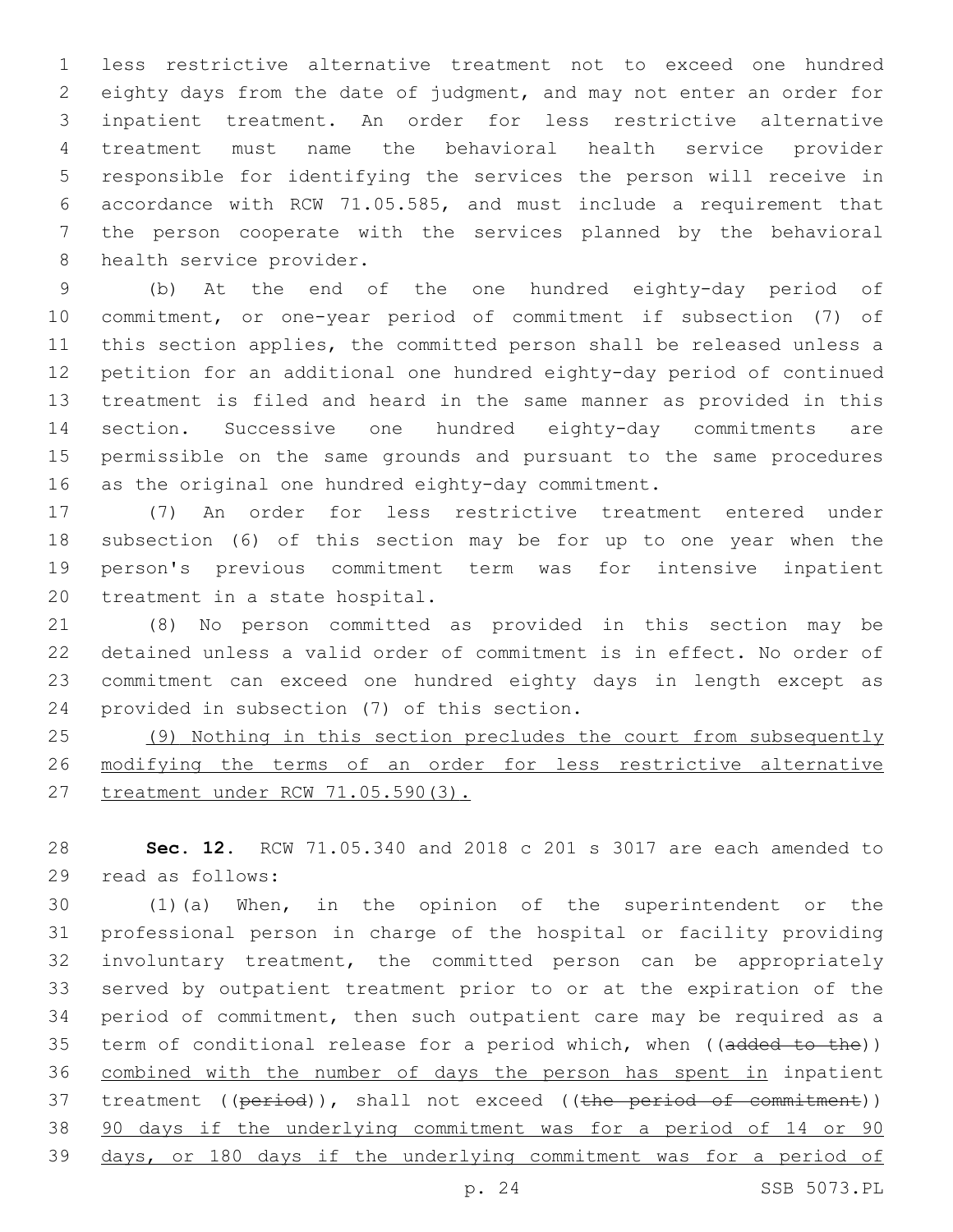less restrictive alternative treatment not to exceed one hundred eighty days from the date of judgment, and may not enter an order for inpatient treatment. An order for less restrictive alternative treatment must name the behavioral health service provider responsible for identifying the services the person will receive in accordance with RCW 71.05.585, and must include a requirement that the person cooperate with the services planned by the behavioral health service provider.

(b) At the end of the one hundred eighty-day period of commitment, or one-year period of commitment if subsection (7) of this section applies, the committed person shall be released unless a petition for an additional one hundred eighty-day period of continued treatment is filed and heard in the same manner as provided in this section. Successive one hundred eighty-day commitments are permissible on the same grounds and pursuant to the same procedures as the original one hundred eighty-day commitment.

(7) An order for less restrictive treatment entered under subsection (6) of this section may be for up to one year when the person's previous commitment term was for intensive inpatient treatment in a state hospital.

(8) No person committed as provided in this section may be detained unless a valid order of commitment is in effect. No order of commitment can exceed one hundred eighty days in length except as provided in subsection (7) of this section.

<u>(9) Nothing in this section precludes the court from subsequently modifying the terms of an order for less restrictive alternative treatment under RCW 71.05.590(3).</u>

**Sec. 12.** RCW 71.05.340 and 2018 c 201 s 3017 are each amended to read as follows:

(1)(a) When, in the opinion of the superintendent or the professional person in charge of the hospital or facility providing involuntary treatment, the committed person can be appropriately served by outpatient treatment prior to or at the expiration of the period of commitment, then such outpatient care may be required as a term of conditional release for a period which, when ((~~added to the~~)) <u>combined with the number of days the person has spent in</u> inpatient treatment ((~~period~~)), shall not exceed ((~~the period of commitment~~)) <u>90 days if the underlying commitment was for a period of 14 or 90 days, or 180 days if the underlying commitment was for a period of</u>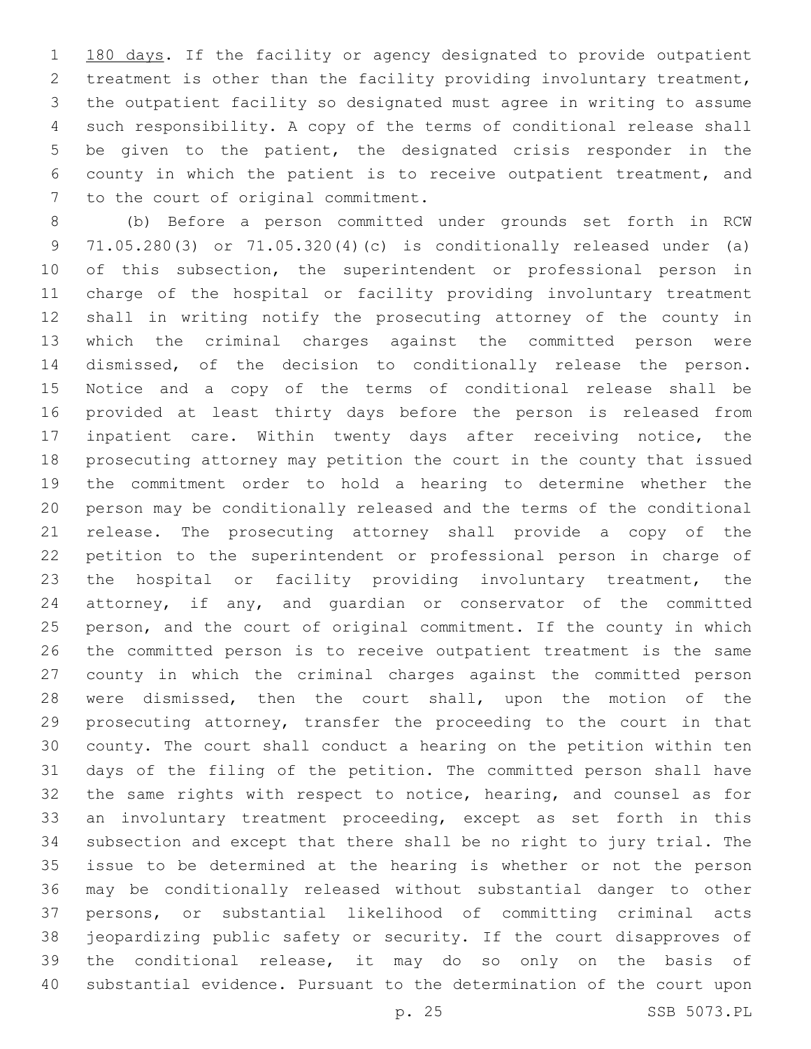180 days. If the facility or agency designated to provide outpatient treatment is other than the facility providing involuntary treatment, the outpatient facility so designated must agree in writing to assume such responsibility. A copy of the terms of conditional release shall be given to the patient, the designated crisis responder in the county in which the patient is to receive outpatient treatment, and to the court of original commitment.

(b) Before a person committed under grounds set forth in RCW 71.05.280(3) or 71.05.320(4)(c) is conditionally released under (a) of this subsection, the superintendent or professional person in charge of the hospital or facility providing involuntary treatment shall in writing notify the prosecuting attorney of the county in which the criminal charges against the committed person were dismissed, of the decision to conditionally release the person. Notice and a copy of the terms of conditional release shall be provided at least thirty days before the person is released from inpatient care. Within twenty days after receiving notice, the prosecuting attorney may petition the court in the county that issued the commitment order to hold a hearing to determine whether the person may be conditionally released and the terms of the conditional release. The prosecuting attorney shall provide a copy of the petition to the superintendent or professional person in charge of the hospital or facility providing involuntary treatment, the attorney, if any, and guardian or conservator of the committed person, and the court of original commitment. If the county in which the committed person is to receive outpatient treatment is the same county in which the criminal charges against the committed person were dismissed, then the court shall, upon the motion of the prosecuting attorney, transfer the proceeding to the court in that county. The court shall conduct a hearing on the petition within ten days of the filing of the petition. The committed person shall have the same rights with respect to notice, hearing, and counsel as for an involuntary treatment proceeding, except as set forth in this subsection and except that there shall be no right to jury trial. The issue to be determined at the hearing is whether or not the person may be conditionally released without substantial danger to other persons, or substantial likelihood of committing criminal acts jeopardizing public safety or security. If the court disapproves of the conditional release, it may do so only on the basis of substantial evidence. Pursuant to the determination of the court upon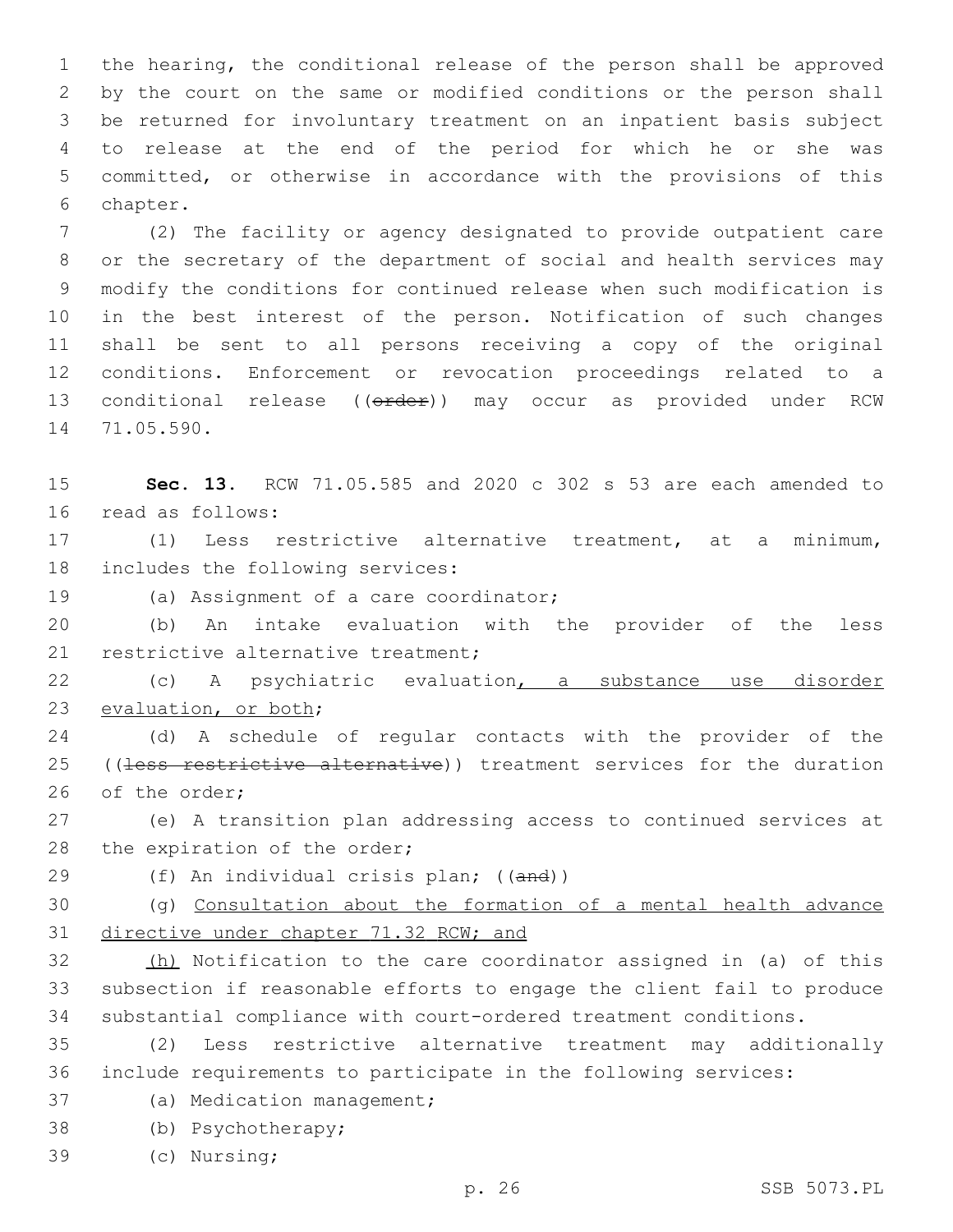the hearing, the conditional release of the person shall be approved by the court on the same or modified conditions or the person shall be returned for involuntary treatment on an inpatient basis subject to release at the end of the period for which he or she was committed, or otherwise in accordance with the provisions of this chapter.

(2) The facility or agency designated to provide outpatient care or the secretary of the department of social and health services may modify the conditions for continued release when such modification is in the best interest of the person. Notification of such changes shall be sent to all persons receiving a copy of the original conditions. Enforcement or revocation proceedings related to a conditional release ((~~order~~)) may occur as provided under RCW 71.05.590.

**Sec. 13.** RCW 71.05.585 and 2020 c 302 s 53 are each amended to read as follows:

(1) Less restrictive alternative treatment, at a minimum, includes the following services:

(a) Assignment of a care coordinator;

(b) An intake evaluation with the provider of the less restrictive alternative treatment;

(c) A psychiatric evaluation<u>, a substance use disorder evaluation, or both</u>;

(d) A schedule of regular contacts with the provider of the ((~~less restrictive alternative~~)) treatment services for the duration of the order;

(e) A transition plan addressing access to continued services at the expiration of the order;

(f) An individual crisis plan; ((~~and~~))

(g) <u>Consultation about the formation of a mental health advance directive under chapter 71.32 RCW; and</u>

<u>(h)</u> Notification to the care coordinator assigned in (a) of this subsection if reasonable efforts to engage the client fail to produce substantial compliance with court-ordered treatment conditions.

(2) Less restrictive alternative treatment may additionally include requirements to participate in the following services:

(a) Medication management;

(b) Psychotherapy;

(c) Nursing;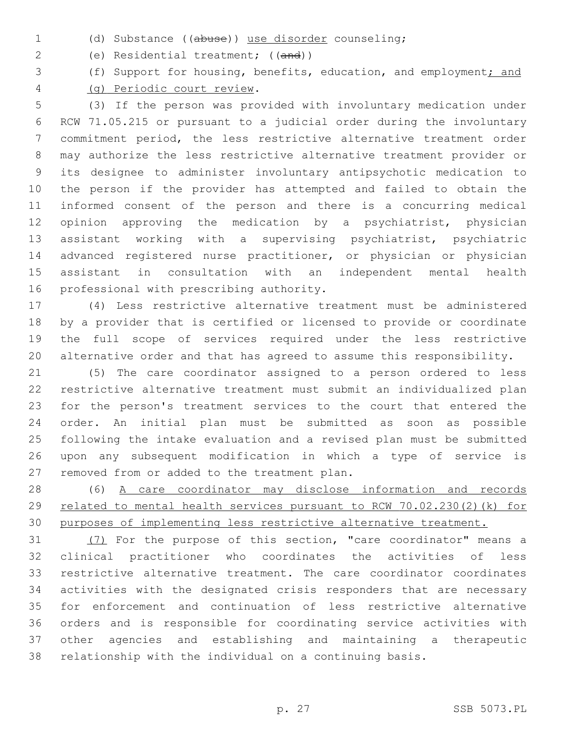(d) Substance ((~~abuse~~)) <u>use disorder</u> counseling;

(e) Residential treatment; ((~~and~~))

(f) Support for housing, benefits, education, and employment<u>; and</u>

<u>(g) Periodic court review</u>.

(3) If the person was provided with involuntary medication under RCW 71.05.215 or pursuant to a judicial order during the involuntary commitment period, the less restrictive alternative treatment order may authorize the less restrictive alternative treatment provider or its designee to administer involuntary antipsychotic medication to the person if the provider has attempted and failed to obtain the informed consent of the person and there is a concurring medical opinion approving the medication by a psychiatrist, physician assistant working with a supervising psychiatrist, psychiatric advanced registered nurse practitioner, or physician or physician assistant in consultation with an independent mental health professional with prescribing authority.

(4) Less restrictive alternative treatment must be administered by a provider that is certified or licensed to provide or coordinate the full scope of services required under the less restrictive alternative order and that has agreed to assume this responsibility.

(5) The care coordinator assigned to a person ordered to less restrictive alternative treatment must submit an individualized plan for the person's treatment services to the court that entered the order. An initial plan must be submitted as soon as possible following the intake evaluation and a revised plan must be submitted upon any subsequent modification in which a type of service is removed from or added to the treatment plan.

(6) <u>A care coordinator may disclose information and records related to mental health services pursuant to RCW 70.02.230(2)(k) for purposes of implementing less restrictive alternative treatment.</u>

<u>(7)</u> For the purpose of this section, "care coordinator" means a clinical practitioner who coordinates the activities of less restrictive alternative treatment. The care coordinator coordinates activities with the designated crisis responders that are necessary for enforcement and continuation of less restrictive alternative orders and is responsible for coordinating service activities with other agencies and establishing and maintaining a therapeutic relationship with the individual on a continuing basis.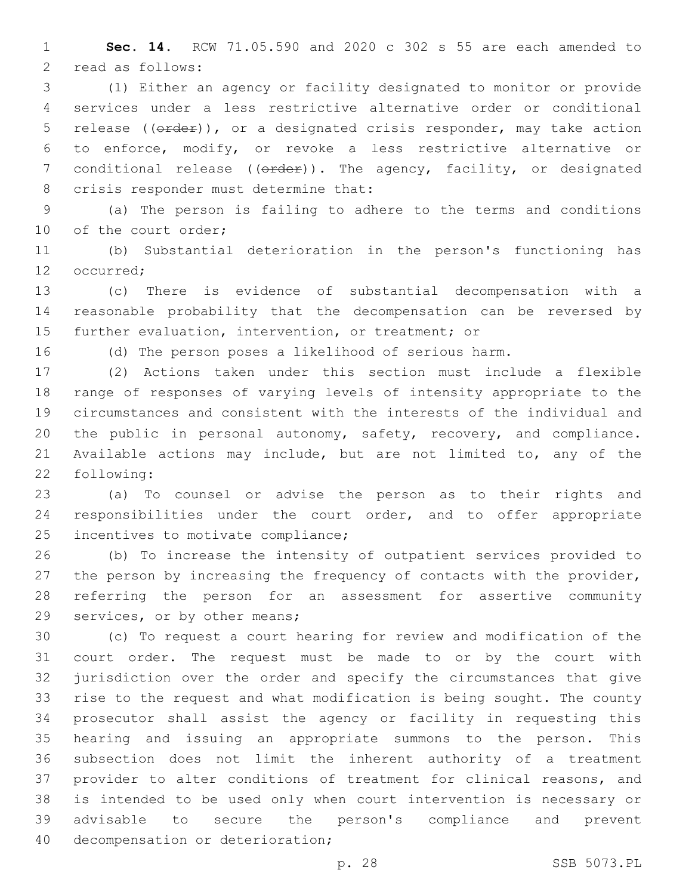**Sec. 14.** RCW 71.05.590 and 2020 c 302 s 55 are each amended to read as follows:

(1) Either an agency or facility designated to monitor or provide services under a less restrictive alternative order or conditional release ((~~order~~)), or a designated crisis responder, may take action to enforce, modify, or revoke a less restrictive alternative or conditional release ((~~order~~)). The agency, facility, or designated crisis responder must determine that:

(a) The person is failing to adhere to the terms and conditions of the court order;

(b) Substantial deterioration in the person's functioning has occurred;

(c) There is evidence of substantial decompensation with a reasonable probability that the decompensation can be reversed by further evaluation, intervention, or treatment; or

(d) The person poses a likelihood of serious harm.

(2) Actions taken under this section must include a flexible range of responses of varying levels of intensity appropriate to the circumstances and consistent with the interests of the individual and the public in personal autonomy, safety, recovery, and compliance. Available actions may include, but are not limited to, any of the following:

(a) To counsel or advise the person as to their rights and responsibilities under the court order, and to offer appropriate incentives to motivate compliance;

(b) To increase the intensity of outpatient services provided to the person by increasing the frequency of contacts with the provider, referring the person for an assessment for assertive community services, or by other means;

(c) To request a court hearing for review and modification of the court order. The request must be made to or by the court with jurisdiction over the order and specify the circumstances that give rise to the request and what modification is being sought. The county prosecutor shall assist the agency or facility in requesting this hearing and issuing an appropriate summons to the person. This subsection does not limit the inherent authority of a treatment provider to alter conditions of treatment for clinical reasons, and is intended to be used only when court intervention is necessary or advisable to secure the person's compliance and prevent decompensation or deterioration;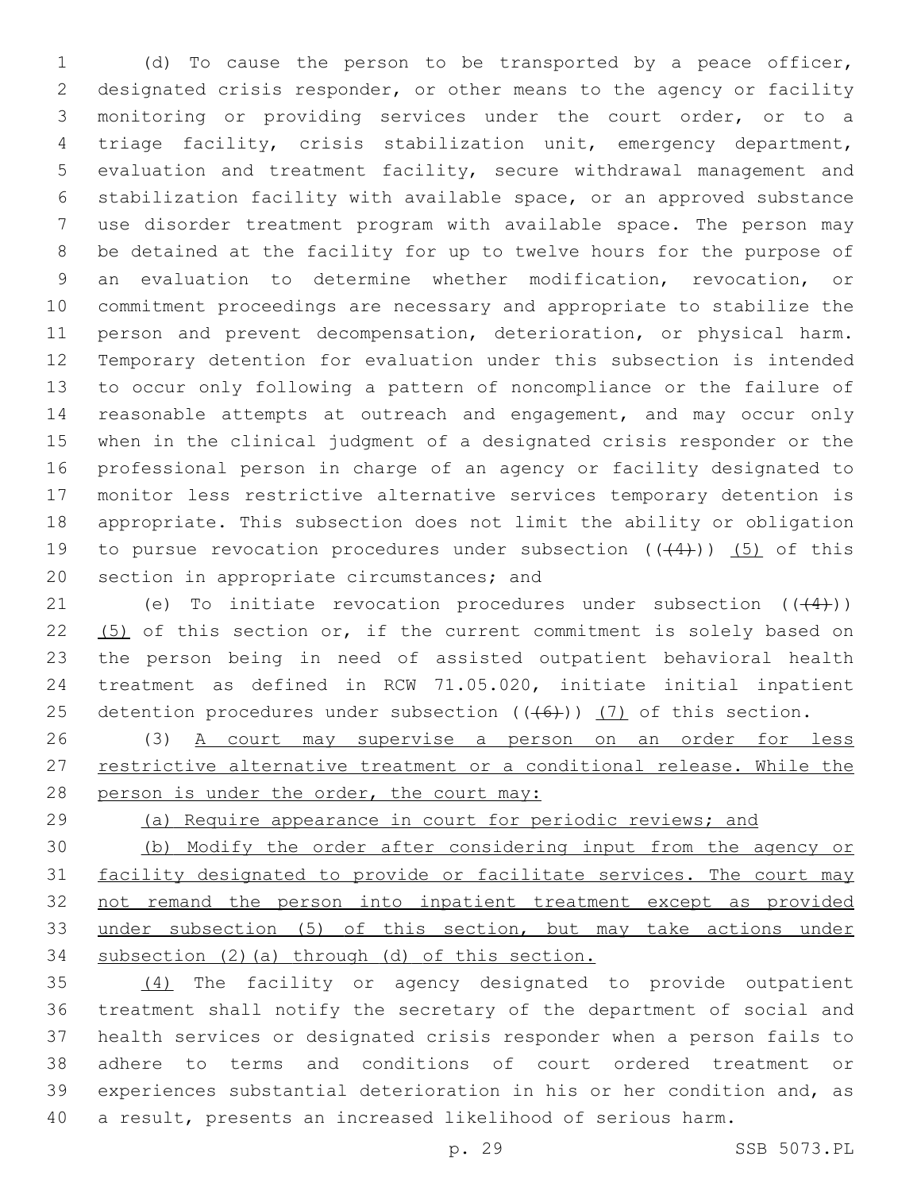(d) To cause the person to be transported by a peace officer, designated crisis responder, or other means to the agency or facility monitoring or providing services under the court order, or to a triage facility, crisis stabilization unit, emergency department, evaluation and treatment facility, secure withdrawal management and stabilization facility with available space, or an approved substance use disorder treatment program with available space. The person may be detained at the facility for up to twelve hours for the purpose of an evaluation to determine whether modification, revocation, or commitment proceedings are necessary and appropriate to stabilize the person and prevent decompensation, deterioration, or physical harm. Temporary detention for evaluation under this subsection is intended to occur only following a pattern of noncompliance or the failure of reasonable attempts at outreach and engagement, and may occur only when in the clinical judgment of a designated crisis responder or the professional person in charge of an agency or facility designated to monitor less restrictive alternative services temporary detention is appropriate. This subsection does not limit the ability or obligation to pursue revocation procedures under subsection ((~~(4)~~)) <u>(5)</u> of this section in appropriate circumstances; and

(e) To initiate revocation procedures under subsection ((~~(4)~~)) <u>(5)</u> of this section or, if the current commitment is solely based on the person being in need of assisted outpatient behavioral health treatment as defined in RCW 71.05.020, initiate initial inpatient detention procedures under subsection ((~~(6)~~)) <u>(7)</u> of this section.

(3) <u>A court may supervise a person on an order for less restrictive alternative treatment or a conditional release. While the person is under the order, the court may:</u>

<u>(a) Require appearance in court for periodic reviews; and</u>

<u>(b) Modify the order after considering input from the agency or facility designated to provide or facilitate services. The court may not remand the person into inpatient treatment except as provided under subsection (5) of this section, but may take actions under subsection (2)(a) through (d) of this section.</u>

<u>(4)</u> The facility or agency designated to provide outpatient treatment shall notify the secretary of the department of social and health services or designated crisis responder when a person fails to adhere to terms and conditions of court ordered treatment or experiences substantial deterioration in his or her condition and, as a result, presents an increased likelihood of serious harm.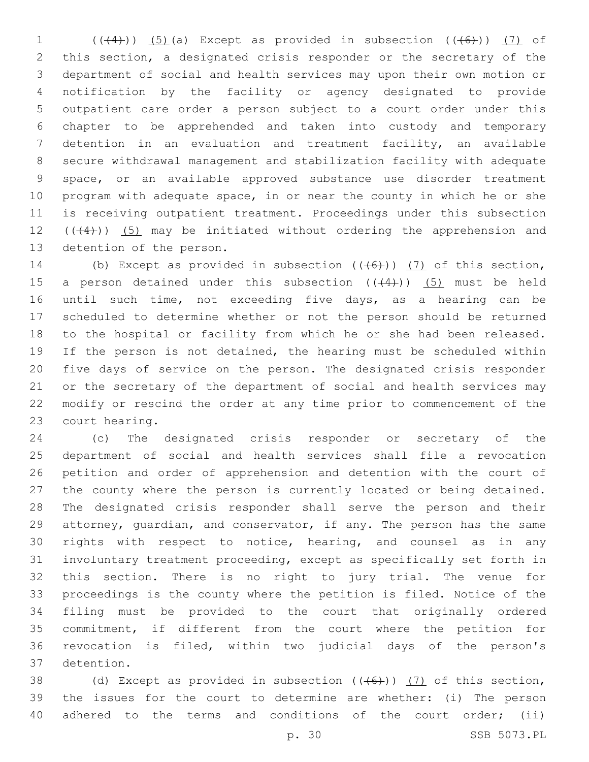((~~(4)~~)) <u>(5)</u>(a) Except as provided in subsection ((~~(6)~~)) <u>(7)</u> of this section, a designated crisis responder or the secretary of the department of social and health services may upon their own motion or notification by the facility or agency designated to provide outpatient care order a person subject to a court order under this chapter to be apprehended and taken into custody and temporary detention in an evaluation and treatment facility, an available secure withdrawal management and stabilization facility with adequate space, or an available approved substance use disorder treatment program with adequate space, in or near the county in which he or she is receiving outpatient treatment. Proceedings under this subsection ((~~(4)~~)) <u>(5)</u> may be initiated without ordering the apprehension and detention of the person.

(b) Except as provided in subsection ((~~(6)~~)) <u>(7)</u> of this section, a person detained under this subsection ((~~(4)~~)) <u>(5)</u> must be held until such time, not exceeding five days, as a hearing can be scheduled to determine whether or not the person should be returned to the hospital or facility from which he or she had been released. If the person is not detained, the hearing must be scheduled within five days of service on the person. The designated crisis responder or the secretary of the department of social and health services may modify or rescind the order at any time prior to commencement of the court hearing.

(c) The designated crisis responder or secretary of the department of social and health services shall file a revocation petition and order of apprehension and detention with the court of the county where the person is currently located or being detained. The designated crisis responder shall serve the person and their attorney, guardian, and conservator, if any. The person has the same rights with respect to notice, hearing, and counsel as in any involuntary treatment proceeding, except as specifically set forth in this section. There is no right to jury trial. The venue for proceedings is the county where the petition is filed. Notice of the filing must be provided to the court that originally ordered commitment, if different from the court where the petition for revocation is filed, within two judicial days of the person's detention.

(d) Except as provided in subsection ((~~(6)~~)) <u>(7)</u> of this section, the issues for the court to determine are whether: (i) The person adhered to the terms and conditions of the court order; (ii)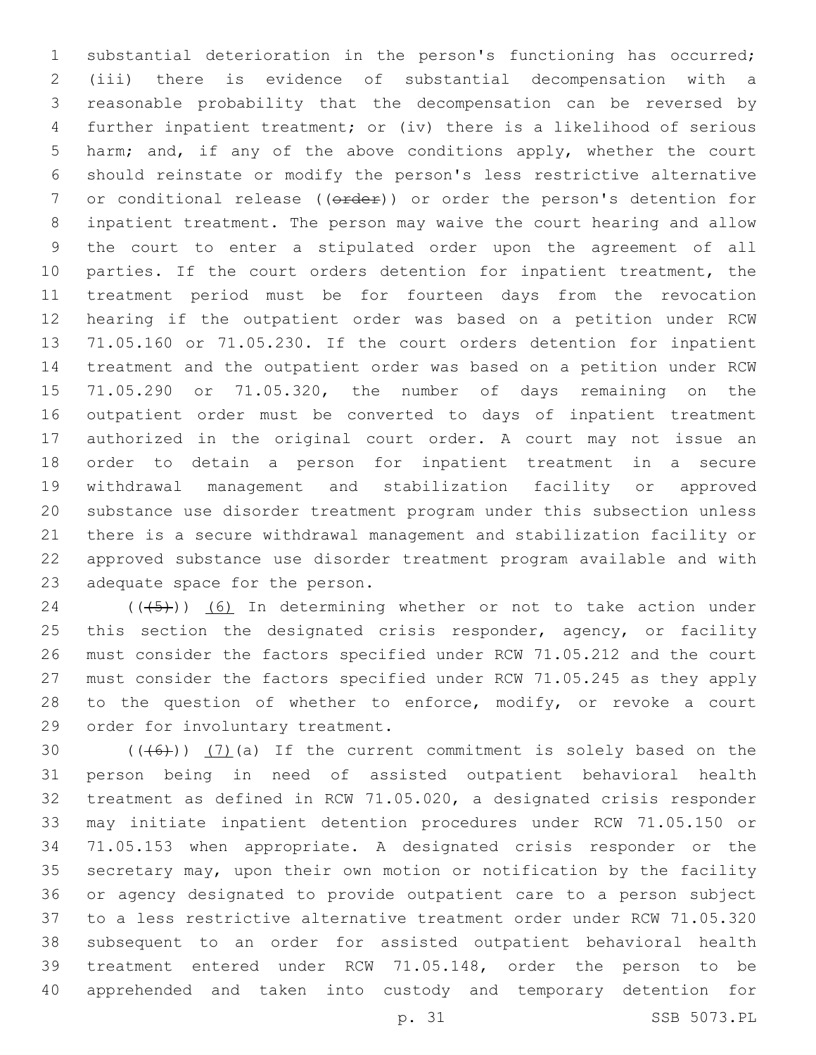substantial deterioration in the person's functioning has occurred; (iii) there is evidence of substantial decompensation with a reasonable probability that the decompensation can be reversed by further inpatient treatment; or (iv) there is a likelihood of serious harm; and, if any of the above conditions apply, whether the court should reinstate or modify the person's less restrictive alternative or conditional release ((~~order~~)) or order the person's detention for inpatient treatment. The person may waive the court hearing and allow the court to enter a stipulated order upon the agreement of all parties. If the court orders detention for inpatient treatment, the treatment period must be for fourteen days from the revocation hearing if the outpatient order was based on a petition under RCW 71.05.160 or 71.05.230. If the court orders detention for inpatient treatment and the outpatient order was based on a petition under RCW 71.05.290 or 71.05.320, the number of days remaining on the outpatient order must be converted to days of inpatient treatment authorized in the original court order. A court may not issue an order to detain a person for inpatient treatment in a secure withdrawal management and stabilization facility or approved substance use disorder treatment program under this subsection unless there is a secure withdrawal management and stabilization facility or approved substance use disorder treatment program available and with adequate space for the person.

((~~(5)~~)) <u>(6)</u> In determining whether or not to take action under this section the designated crisis responder, agency, or facility must consider the factors specified under RCW 71.05.212 and the court must consider the factors specified under RCW 71.05.245 as they apply to the question of whether to enforce, modify, or revoke a court order for involuntary treatment.

((~~(6)~~)) <u>(7)</u>(a) If the current commitment is solely based on the person being in need of assisted outpatient behavioral health treatment as defined in RCW 71.05.020, a designated crisis responder may initiate inpatient detention procedures under RCW 71.05.150 or 71.05.153 when appropriate. A designated crisis responder or the secretary may, upon their own motion or notification by the facility or agency designated to provide outpatient care to a person subject to a less restrictive alternative treatment order under RCW 71.05.320 subsequent to an order for assisted outpatient behavioral health treatment entered under RCW 71.05.148, order the person to be apprehended and taken into custody and temporary detention for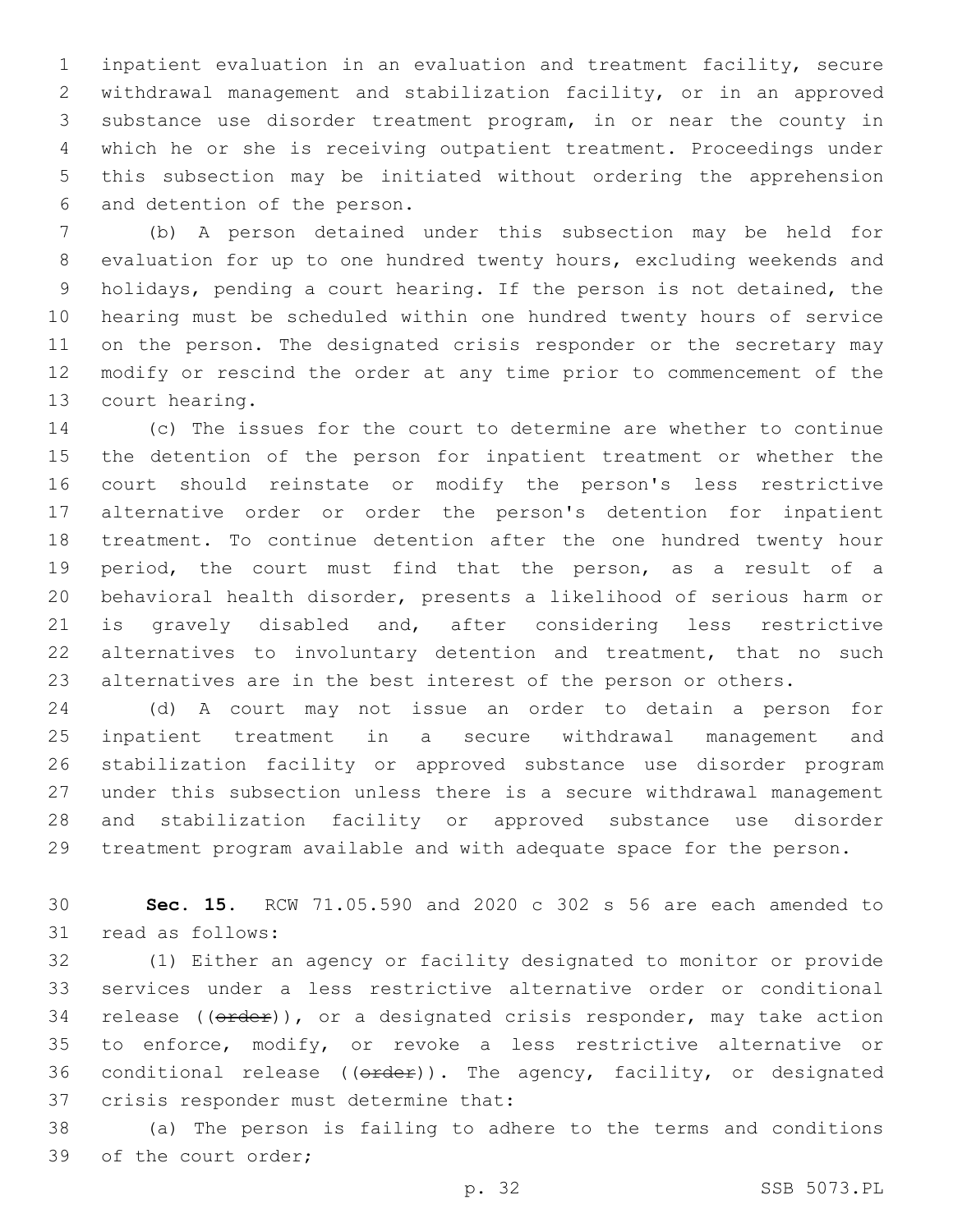inpatient evaluation in an evaluation and treatment facility, secure withdrawal management and stabilization facility, or in an approved substance use disorder treatment program, in or near the county in which he or she is receiving outpatient treatment. Proceedings under this subsection may be initiated without ordering the apprehension and detention of the person.

(b) A person detained under this subsection may be held for evaluation for up to one hundred twenty hours, excluding weekends and holidays, pending a court hearing. If the person is not detained, the hearing must be scheduled within one hundred twenty hours of service on the person. The designated crisis responder or the secretary may modify or rescind the order at any time prior to commencement of the court hearing.

(c) The issues for the court to determine are whether to continue the detention of the person for inpatient treatment or whether the court should reinstate or modify the person's less restrictive alternative order or order the person's detention for inpatient treatment. To continue detention after the one hundred twenty hour period, the court must find that the person, as a result of a behavioral health disorder, presents a likelihood of serious harm or is gravely disabled and, after considering less restrictive alternatives to involuntary detention and treatment, that no such alternatives are in the best interest of the person or others.

(d) A court may not issue an order to detain a person for inpatient treatment in a secure withdrawal management and stabilization facility or approved substance use disorder program under this subsection unless there is a secure withdrawal management and stabilization facility or approved substance use disorder treatment program available and with adequate space for the person.

**Sec. 15.** RCW 71.05.590 and 2020 c 302 s 56 are each amended to read as follows:

(1) Either an agency or facility designated to monitor or provide services under a less restrictive alternative order or conditional release ((~~order~~)), or a designated crisis responder, may take action to enforce, modify, or revoke a less restrictive alternative or conditional release ((~~order~~)). The agency, facility, or designated crisis responder must determine that:

(a) The person is failing to adhere to the terms and conditions of the court order;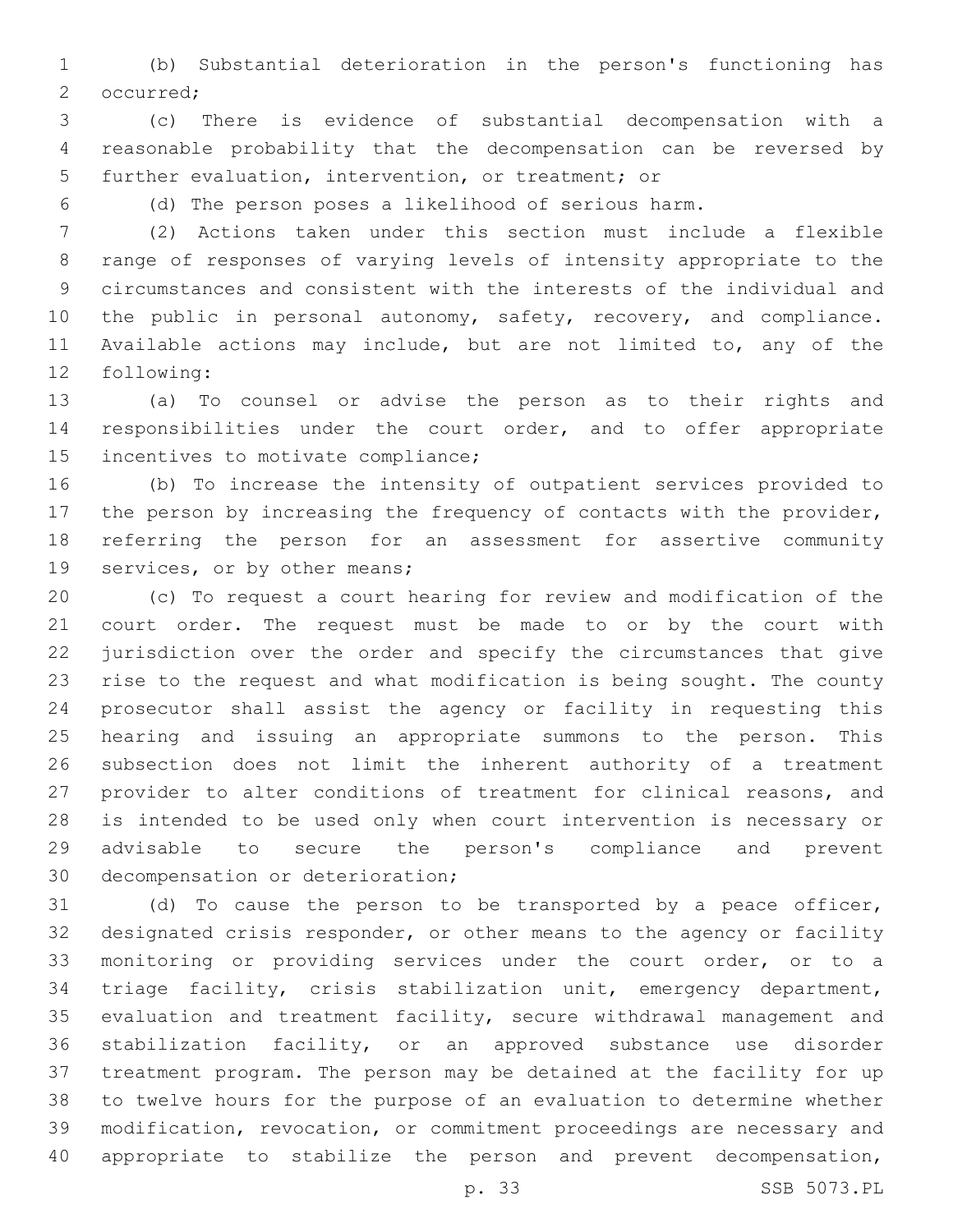(b) Substantial deterioration in the person's functioning has occurred;

(c) There is evidence of substantial decompensation with a reasonable probability that the decompensation can be reversed by further evaluation, intervention, or treatment; or

(d) The person poses a likelihood of serious harm.

(2) Actions taken under this section must include a flexible range of responses of varying levels of intensity appropriate to the circumstances and consistent with the interests of the individual and the public in personal autonomy, safety, recovery, and compliance. Available actions may include, but are not limited to, any of the following:

(a) To counsel or advise the person as to their rights and responsibilities under the court order, and to offer appropriate incentives to motivate compliance;

(b) To increase the intensity of outpatient services provided to the person by increasing the frequency of contacts with the provider, referring the person for an assessment for assertive community services, or by other means;

(c) To request a court hearing for review and modification of the court order. The request must be made to or by the court with jurisdiction over the order and specify the circumstances that give rise to the request and what modification is being sought. The county prosecutor shall assist the agency or facility in requesting this hearing and issuing an appropriate summons to the person. This subsection does not limit the inherent authority of a treatment provider to alter conditions of treatment for clinical reasons, and is intended to be used only when court intervention is necessary or advisable to secure the person's compliance and prevent decompensation or deterioration;

(d) To cause the person to be transported by a peace officer, designated crisis responder, or other means to the agency or facility monitoring or providing services under the court order, or to a triage facility, crisis stabilization unit, emergency department, evaluation and treatment facility, secure withdrawal management and stabilization facility, or an approved substance use disorder treatment program. The person may be detained at the facility for up to twelve hours for the purpose of an evaluation to determine whether modification, revocation, or commitment proceedings are necessary and appropriate to stabilize the person and prevent decompensation,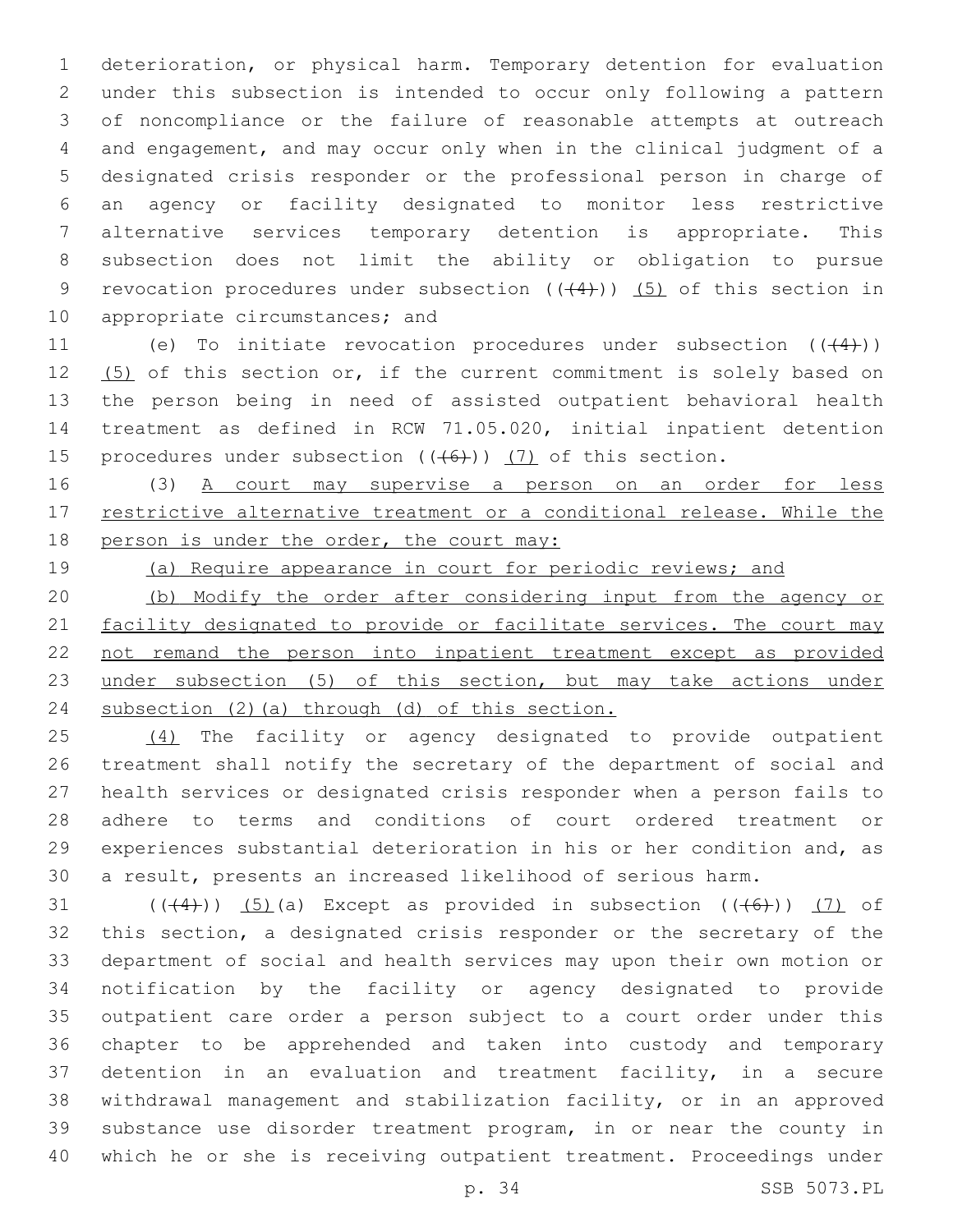deterioration, or physical harm. Temporary detention for evaluation under this subsection is intended to occur only following a pattern of noncompliance or the failure of reasonable attempts at outreach and engagement, and may occur only when in the clinical judgment of a designated crisis responder or the professional person in charge of an agency or facility designated to monitor less restrictive alternative services temporary detention is appropriate. This subsection does not limit the ability or obligation to pursue revocation procedures under subsection ((~~(4)~~)) <u>(5)</u> of this section in appropriate circumstances; and

(e) To initiate revocation procedures under subsection ((~~(4)~~)) <u>(5)</u> of this section or, if the current commitment is solely based on the person being in need of assisted outpatient behavioral health treatment as defined in RCW 71.05.020, initial inpatient detention procedures under subsection ((~~(6)~~)) <u>(7)</u> of this section.

(3) <u>A court may supervise a person on an order for less restrictive alternative treatment or a conditional release. While the person is under the order, the court may:</u>

<u>(a) Require appearance in court for periodic reviews; and</u>

<u>(b) Modify the order after considering input from the agency or facility designated to provide or facilitate services. The court may not remand the person into inpatient treatment except as provided under subsection (5) of this section, but may take actions under subsection (2)(a) through (d) of this section.</u>

<u>(4)</u> The facility or agency designated to provide outpatient treatment shall notify the secretary of the department of social and health services or designated crisis responder when a person fails to adhere to terms and conditions of court ordered treatment or experiences substantial deterioration in his or her condition and, as a result, presents an increased likelihood of serious harm.

((~~(4)~~)) <u>(5)</u>(a) Except as provided in subsection ((~~(6)~~)) <u>(7)</u> of this section, a designated crisis responder or the secretary of the department of social and health services may upon their own motion or notification by the facility or agency designated to provide outpatient care order a person subject to a court order under this chapter to be apprehended and taken into custody and temporary detention in an evaluation and treatment facility, in a secure withdrawal management and stabilization facility, or in an approved substance use disorder treatment program, in or near the county in which he or she is receiving outpatient treatment. Proceedings under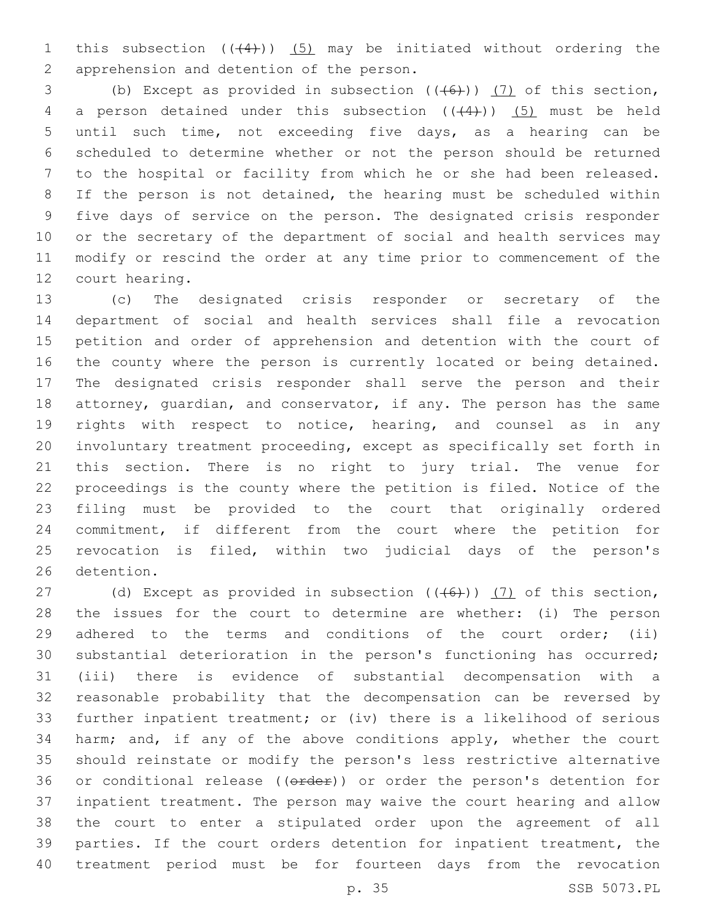this subsection ((~~(4)~~)) <u>(5)</u> may be initiated without ordering the apprehension and detention of the person.

(b) Except as provided in subsection ((~~(6)~~)) <u>(7)</u> of this section, a person detained under this subsection ((~~(4)~~)) <u>(5)</u> must be held until such time, not exceeding five days, as a hearing can be scheduled to determine whether or not the person should be returned to the hospital or facility from which he or she had been released. If the person is not detained, the hearing must be scheduled within five days of service on the person. The designated crisis responder or the secretary of the department of social and health services may modify or rescind the order at any time prior to commencement of the court hearing.

(c) The designated crisis responder or secretary of the department of social and health services shall file a revocation petition and order of apprehension and detention with the court of the county where the person is currently located or being detained. The designated crisis responder shall serve the person and their attorney, guardian, and conservator, if any. The person has the same rights with respect to notice, hearing, and counsel as in any involuntary treatment proceeding, except as specifically set forth in this section. There is no right to jury trial. The venue for proceedings is the county where the petition is filed. Notice of the filing must be provided to the court that originally ordered commitment, if different from the court where the petition for revocation is filed, within two judicial days of the person's detention.

(d) Except as provided in subsection ((~~(6)~~)) <u>(7)</u> of this section, the issues for the court to determine are whether: (i) The person adhered to the terms and conditions of the court order; (ii) substantial deterioration in the person's functioning has occurred; (iii) there is evidence of substantial decompensation with a reasonable probability that the decompensation can be reversed by further inpatient treatment; or (iv) there is a likelihood of serious harm; and, if any of the above conditions apply, whether the court should reinstate or modify the person's less restrictive alternative or conditional release ((~~order~~)) or order the person's detention for inpatient treatment. The person may waive the court hearing and allow the court to enter a stipulated order upon the agreement of all parties. If the court orders detention for inpatient treatment, the treatment period must be for fourteen days from the revocation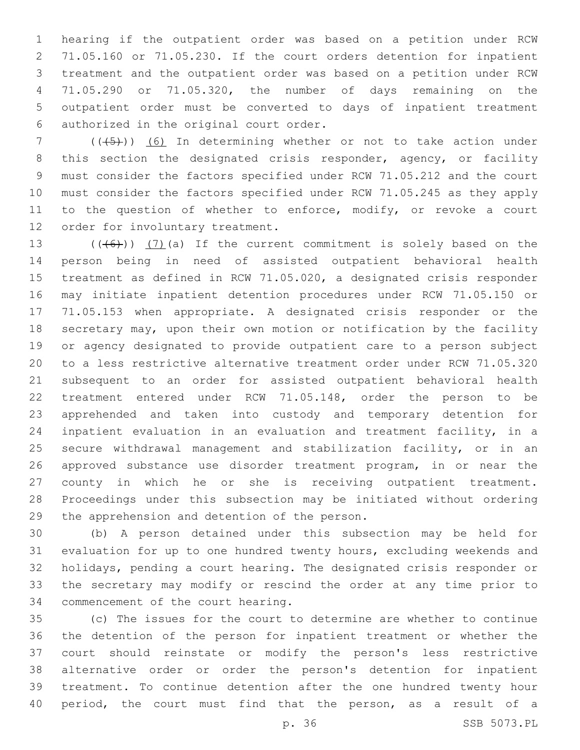hearing if the outpatient order was based on a petition under RCW 71.05.160 or 71.05.230. If the court orders detention for inpatient treatment and the outpatient order was based on a petition under RCW 71.05.290 or 71.05.320, the number of days remaining on the outpatient order must be converted to days of inpatient treatment authorized in the original court order.

(((5))) (6) In determining whether or not to take action under this section the designated crisis responder, agency, or facility must consider the factors specified under RCW 71.05.212 and the court must consider the factors specified under RCW 71.05.245 as they apply to the question of whether to enforce, modify, or revoke a court order for involuntary treatment.

(((6))) (7)(a) If the current commitment is solely based on the person being in need of assisted outpatient behavioral health treatment as defined in RCW 71.05.020, a designated crisis responder may initiate inpatient detention procedures under RCW 71.05.150 or 71.05.153 when appropriate. A designated crisis responder or the secretary may, upon their own motion or notification by the facility or agency designated to provide outpatient care to a person subject to a less restrictive alternative treatment order under RCW 71.05.320 subsequent to an order for assisted outpatient behavioral health treatment entered under RCW 71.05.148, order the person to be apprehended and taken into custody and temporary detention for inpatient evaluation in an evaluation and treatment facility, in a secure withdrawal management and stabilization facility, or in an approved substance use disorder treatment program, in or near the county in which he or she is receiving outpatient treatment. Proceedings under this subsection may be initiated without ordering the apprehension and detention of the person.

(b) A person detained under this subsection may be held for evaluation for up to one hundred twenty hours, excluding weekends and holidays, pending a court hearing. The designated crisis responder or the secretary may modify or rescind the order at any time prior to commencement of the court hearing.

(c) The issues for the court to determine are whether to continue the detention of the person for inpatient treatment or whether the court should reinstate or modify the person's less restrictive alternative order or order the person's detention for inpatient treatment. To continue detention after the one hundred twenty hour period, the court must find that the person, as a result of a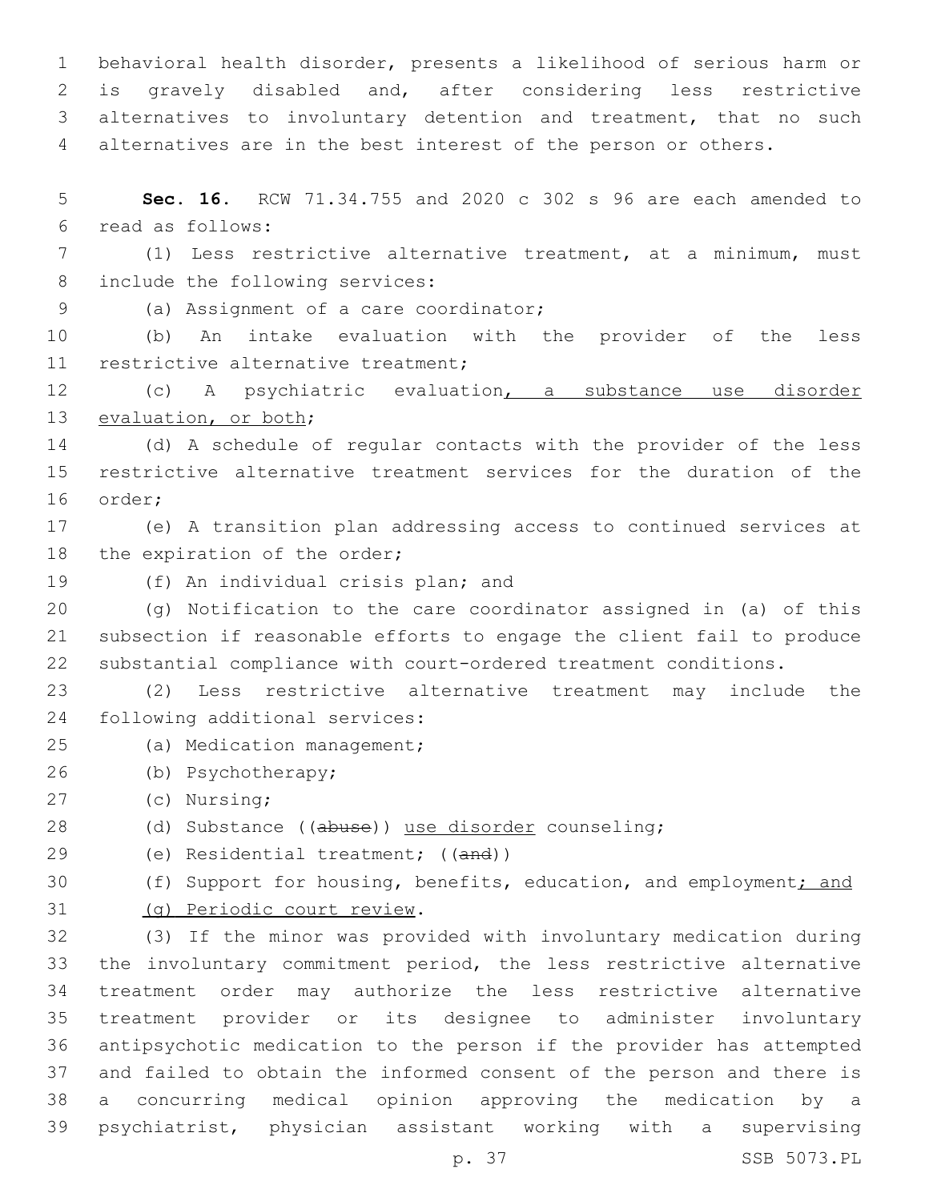behavioral health disorder, presents a likelihood of serious harm or is gravely disabled and, after considering less restrictive alternatives to involuntary detention and treatment, that no such alternatives are in the best interest of the person or others.

**Sec. 16.** RCW 71.34.755 and 2020 c 302 s 96 are each amended to read as follows:

(1) Less restrictive alternative treatment, at a minimum, must include the following services:

(a) Assignment of a care coordinator;

(b) An intake evaluation with the provider of the less restrictive alternative treatment;

(c) A psychiatric evaluation, a substance use disorder evaluation, or both;

(d) A schedule of regular contacts with the provider of the less restrictive alternative treatment services for the duration of the order;

(e) A transition plan addressing access to continued services at the expiration of the order;

(f) An individual crisis plan; and

(g) Notification to the care coordinator assigned in (a) of this subsection if reasonable efforts to engage the client fail to produce substantial compliance with court-ordered treatment conditions.

(2) Less restrictive alternative treatment may include the following additional services:

(a) Medication management;

(b) Psychotherapy;

(c) Nursing;

(d) Substance ((abuse)) use disorder counseling;

(e) Residential treatment; ((and))

(f) Support for housing, benefits, education, and employment; and

(g) Periodic court review.

(3) If the minor was provided with involuntary medication during the involuntary commitment period, the less restrictive alternative treatment order may authorize the less restrictive alternative treatment provider or its designee to administer involuntary antipsychotic medication to the person if the provider has attempted and failed to obtain the informed consent of the person and there is a concurring medical opinion approving the medication by a psychiatrist, physician assistant working with a supervising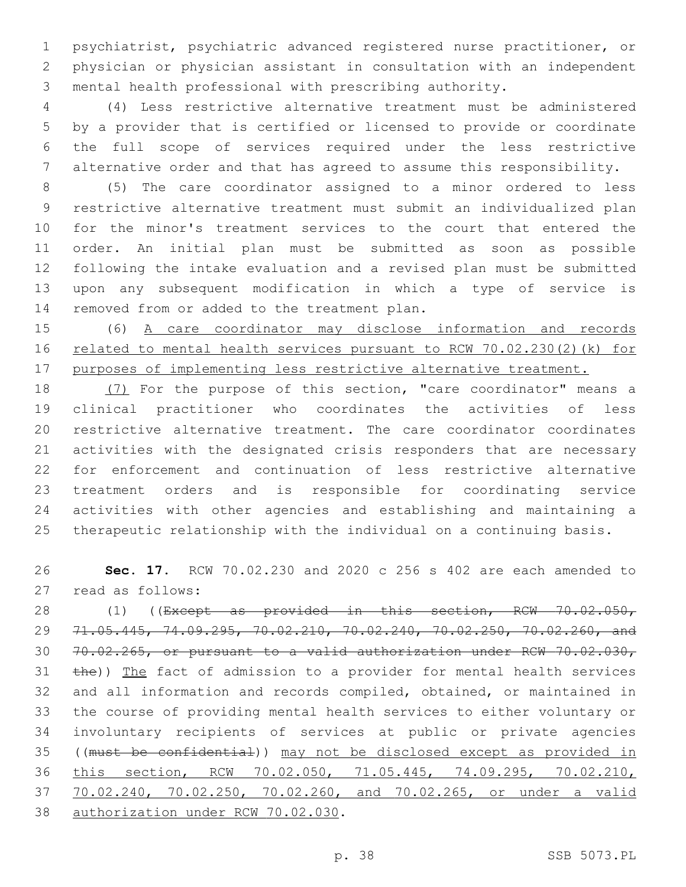psychiatrist, psychiatric advanced registered nurse practitioner, or physician or physician assistant in consultation with an independent mental health professional with prescribing authority.

(4) Less restrictive alternative treatment must be administered by a provider that is certified or licensed to provide or coordinate the full scope of services required under the less restrictive alternative order and that has agreed to assume this responsibility.

(5) The care coordinator assigned to a minor ordered to less restrictive alternative treatment must submit an individualized plan for the minor's treatment services to the court that entered the order. An initial plan must be submitted as soon as possible following the intake evaluation and a revised plan must be submitted upon any subsequent modification in which a type of service is removed from or added to the treatment plan.

(6) <u>A care coordinator may disclose information and records related to mental health services pursuant to RCW 70.02.230(2)(k) for purposes of implementing less restrictive alternative treatment.</u>

<u>(7)</u> For the purpose of this section, "care coordinator" means a clinical practitioner who coordinates the activities of less restrictive alternative treatment. The care coordinator coordinates activities with the designated crisis responders that are necessary for enforcement and continuation of less restrictive alternative treatment orders and is responsible for coordinating service activities with other agencies and establishing and maintaining a therapeutic relationship with the individual on a continuing basis.

**Sec. 17.** RCW 70.02.230 and 2020 c 256 s 402 are each amended to read as follows:

(1) ((~~Except as provided in this section, RCW 70.02.050, 71.05.445, 74.09.295, 70.02.210, 70.02.240, 70.02.250, 70.02.260, and 70.02.265, or pursuant to a valid authorization under RCW 70.02.030, the~~)) <u>The</u> fact of admission to a provider for mental health services and all information and records compiled, obtained, or maintained in the course of providing mental health services to either voluntary or involuntary recipients of services at public or private agencies ((~~must be confidential~~)) <u>may not be disclosed except as provided in this section, RCW 70.02.050, 71.05.445, 74.09.295, 70.02.210, 70.02.240, 70.02.250, 70.02.260, and 70.02.265, or under a valid authorization under RCW 70.02.030</u>.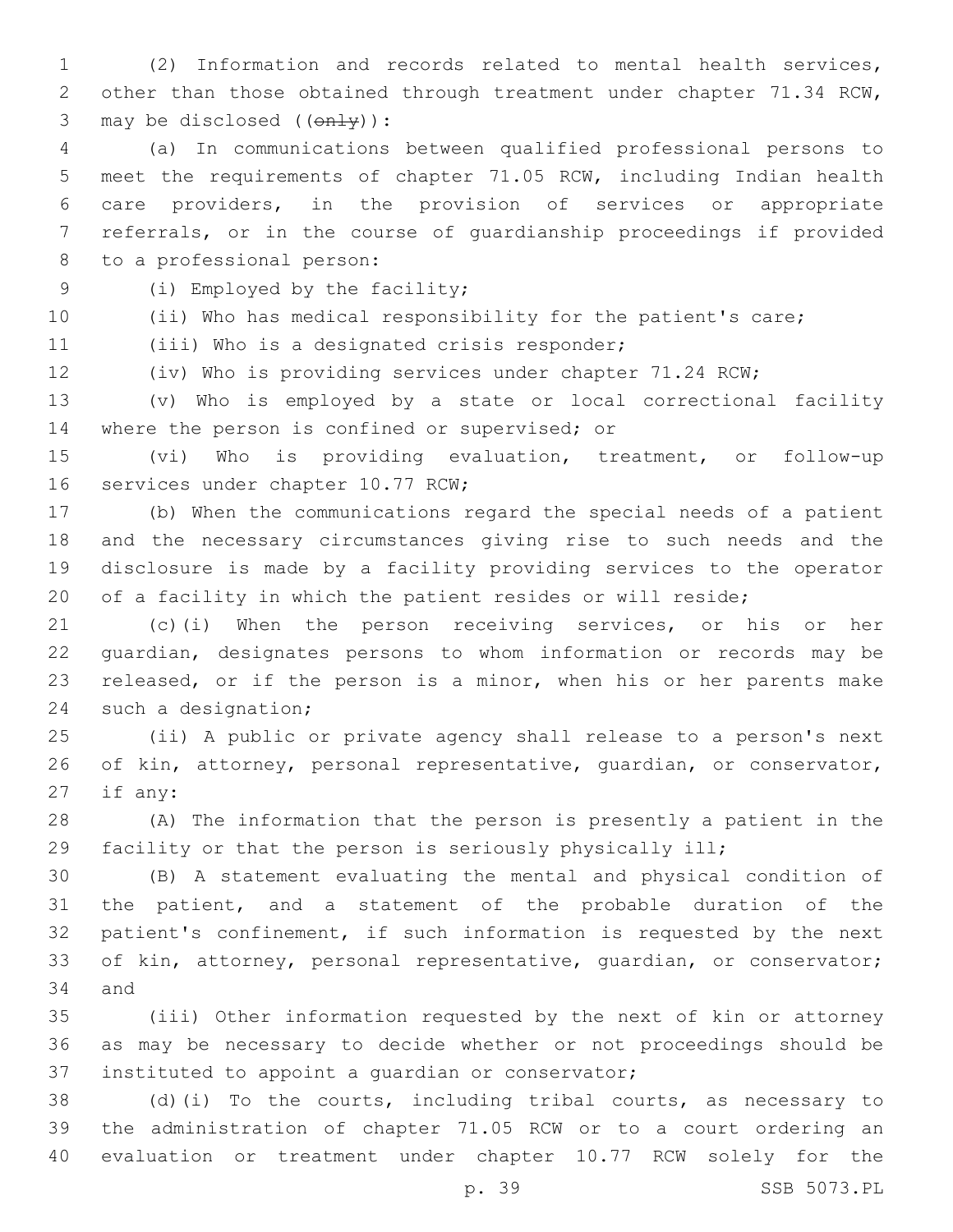(2) Information and records related to mental health services, other than those obtained through treatment under chapter 71.34 RCW, may be disclosed ((~~only~~)):

(a) In communications between qualified professional persons to meet the requirements of chapter 71.05 RCW, including Indian health care providers, in the provision of services or appropriate referrals, or in the course of guardianship proceedings if provided to a professional person:

(i) Employed by the facility;

(ii) Who has medical responsibility for the patient's care;

(iii) Who is a designated crisis responder;

(iv) Who is providing services under chapter 71.24 RCW;

(v) Who is employed by a state or local correctional facility where the person is confined or supervised; or

(vi) Who is providing evaluation, treatment, or follow-up services under chapter 10.77 RCW;

(b) When the communications regard the special needs of a patient and the necessary circumstances giving rise to such needs and the disclosure is made by a facility providing services to the operator of a facility in which the patient resides or will reside;

(c)(i) When the person receiving services, or his or her guardian, designates persons to whom information or records may be released, or if the person is a minor, when his or her parents make such a designation;

(ii) A public or private agency shall release to a person's next of kin, attorney, personal representative, guardian, or conservator, if any:

(A) The information that the person is presently a patient in the facility or that the person is seriously physically ill;

(B) A statement evaluating the mental and physical condition of the patient, and a statement of the probable duration of the patient's confinement, if such information is requested by the next of kin, attorney, personal representative, guardian, or conservator; and

(iii) Other information requested by the next of kin or attorney as may be necessary to decide whether or not proceedings should be instituted to appoint a guardian or conservator;

(d)(i) To the courts, including tribal courts, as necessary to the administration of chapter 71.05 RCW or to a court ordering an evaluation or treatment under chapter 10.77 RCW solely for the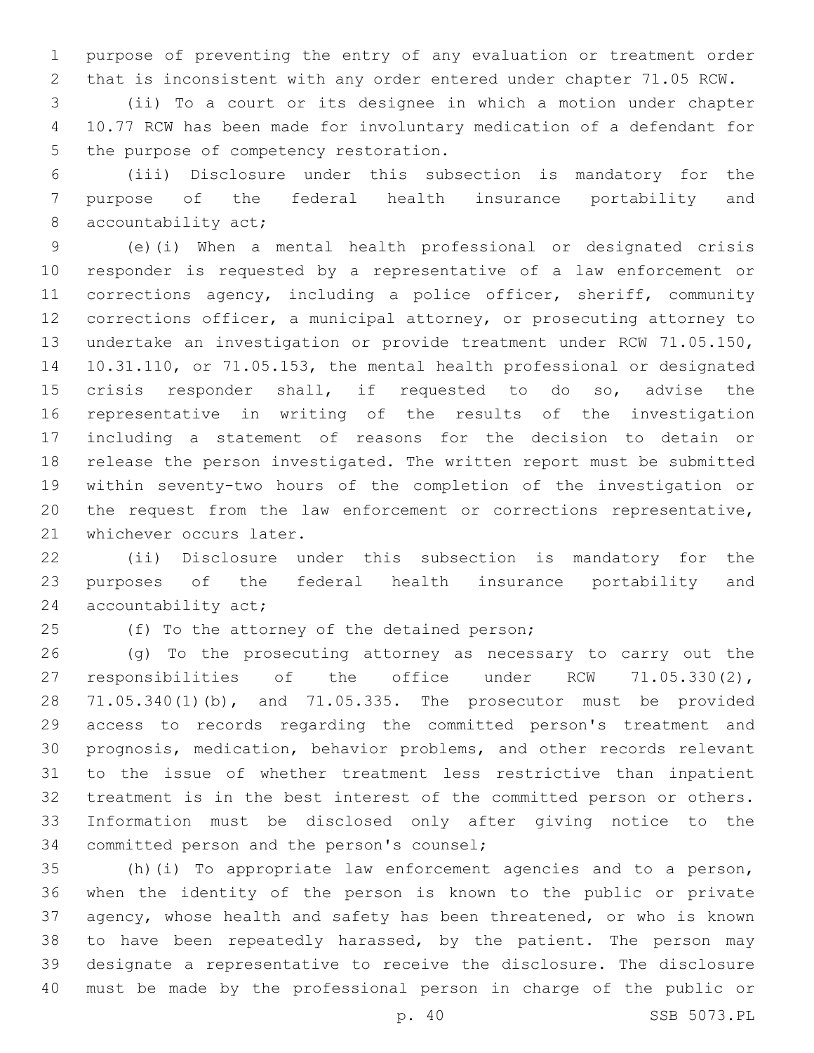purpose of preventing the entry of any evaluation or treatment order that is inconsistent with any order entered under chapter 71.05 RCW.

(ii) To a court or its designee in which a motion under chapter 10.77 RCW has been made for involuntary medication of a defendant for the purpose of competency restoration.

(iii) Disclosure under this subsection is mandatory for the purpose of the federal health insurance portability and accountability act;

(e)(i) When a mental health professional or designated crisis responder is requested by a representative of a law enforcement or corrections agency, including a police officer, sheriff, community corrections officer, a municipal attorney, or prosecuting attorney to undertake an investigation or provide treatment under RCW 71.05.150, 10.31.110, or 71.05.153, the mental health professional or designated crisis responder shall, if requested to do so, advise the representative in writing of the results of the investigation including a statement of reasons for the decision to detain or release the person investigated. The written report must be submitted within seventy-two hours of the completion of the investigation or the request from the law enforcement or corrections representative, whichever occurs later.

(ii) Disclosure under this subsection is mandatory for the purposes of the federal health insurance portability and accountability act;

(f) To the attorney of the detained person;

(g) To the prosecuting attorney as necessary to carry out the responsibilities of the office under RCW 71.05.330(2), 71.05.340(1)(b), and 71.05.335. The prosecutor must be provided access to records regarding the committed person's treatment and prognosis, medication, behavior problems, and other records relevant to the issue of whether treatment less restrictive than inpatient treatment is in the best interest of the committed person or others. Information must be disclosed only after giving notice to the committed person and the person's counsel;

(h)(i) To appropriate law enforcement agencies and to a person, when the identity of the person is known to the public or private agency, whose health and safety has been threatened, or who is known to have been repeatedly harassed, by the patient. The person may designate a representative to receive the disclosure. The disclosure must be made by the professional person in charge of the public or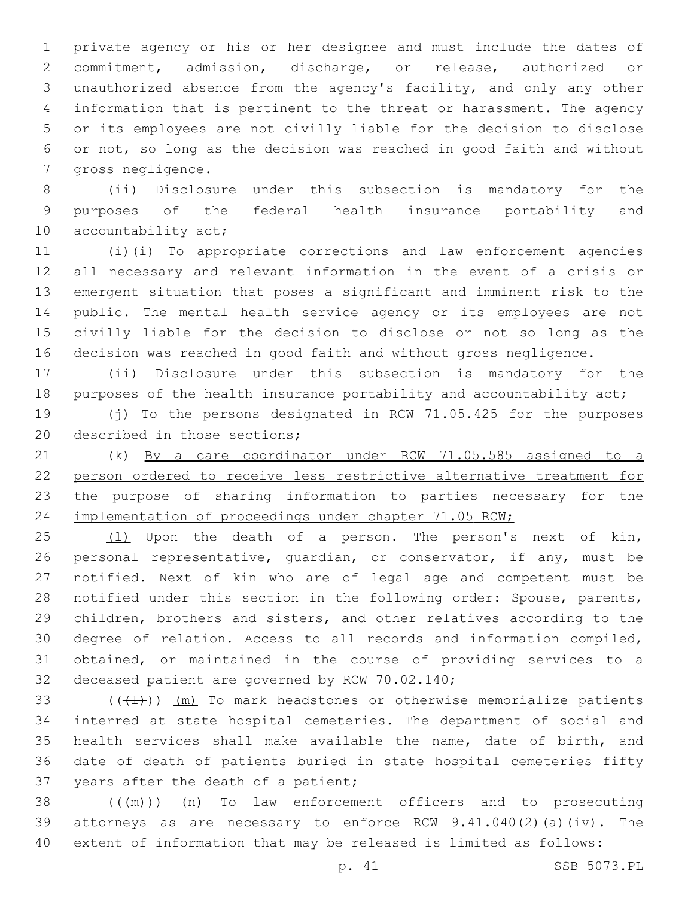private agency or his or her designee and must include the dates of commitment, admission, discharge, or release, authorized or unauthorized absence from the agency's facility, and only any other information that is pertinent to the threat or harassment. The agency or its employees are not civilly liable for the decision to disclose or not, so long as the decision was reached in good faith and without gross negligence.

(ii) Disclosure under this subsection is mandatory for the purposes of the federal health insurance portability and accountability act;

(i)(i) To appropriate corrections and law enforcement agencies all necessary and relevant information in the event of a crisis or emergent situation that poses a significant and imminent risk to the public. The mental health service agency or its employees are not civilly liable for the decision to disclose or not so long as the decision was reached in good faith and without gross negligence.

(ii) Disclosure under this subsection is mandatory for the purposes of the health insurance portability and accountability act;

(j) To the persons designated in RCW 71.05.425 for the purposes described in those sections;

(k) By a care coordinator under RCW 71.05.585 assigned to a person ordered to receive less restrictive alternative treatment for the purpose of sharing information to parties necessary for the implementation of proceedings under chapter 71.05 RCW;

(l) Upon the death of a person. The person's next of kin, personal representative, guardian, or conservator, if any, must be notified. Next of kin who are of legal age and competent must be notified under this section in the following order: Spouse, parents, children, brothers and sisters, and other relatives according to the degree of relation. Access to all records and information compiled, obtained, or maintained in the course of providing services to a deceased patient are governed by RCW 70.02.140;

(((l))) (m) To mark headstones or otherwise memorialize patients interred at state hospital cemeteries. The department of social and health services shall make available the name, date of birth, and date of death of patients buried in state hospital cemeteries fifty years after the death of a patient;

(((m))) (n) To law enforcement officers and to prosecuting attorneys as are necessary to enforce RCW 9.41.040(2)(a)(iv). The extent of information that may be released is limited as follows: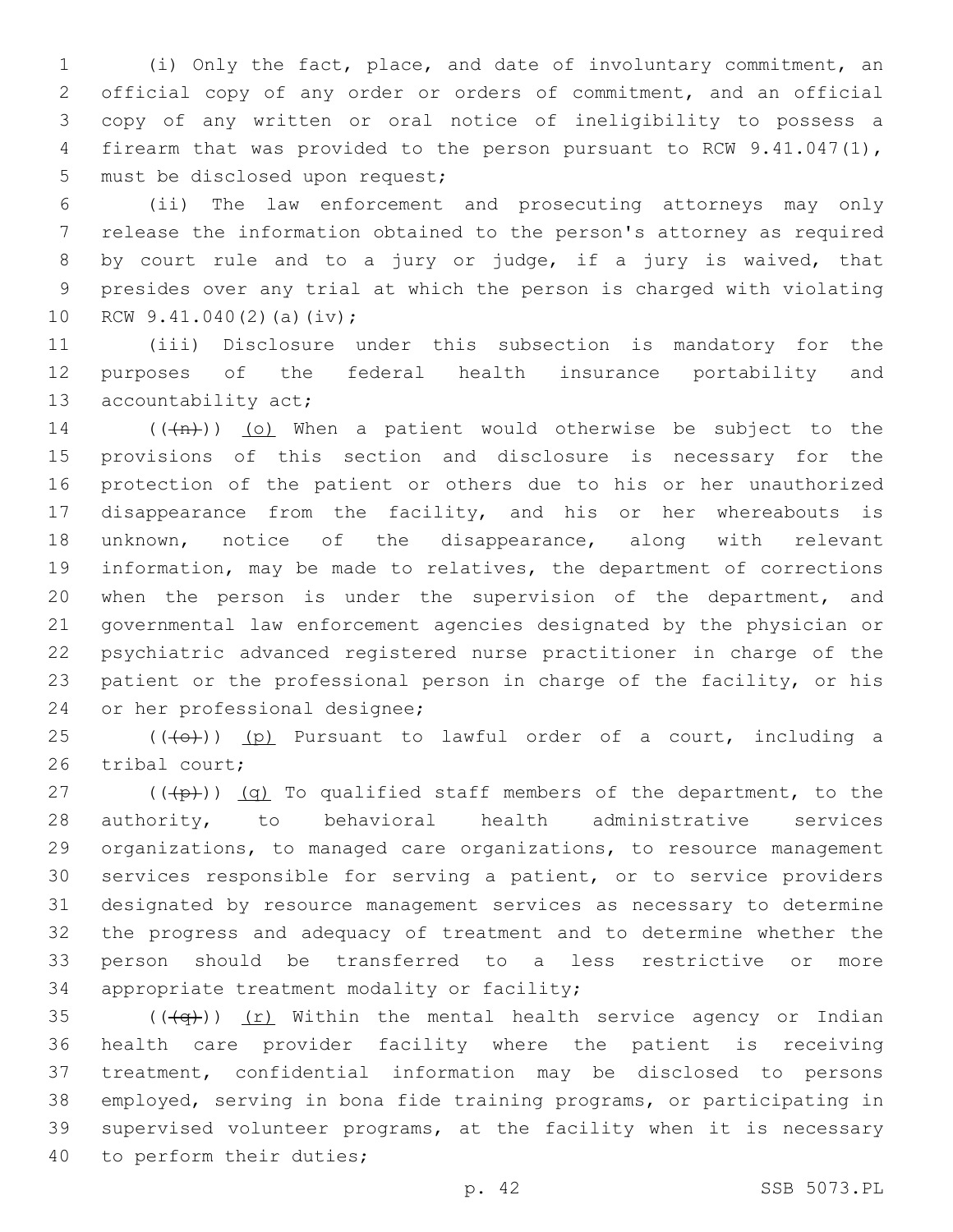(i) Only the fact, place, and date of involuntary commitment, an official copy of any order or orders of commitment, and an official copy of any written or oral notice of ineligibility to possess a firearm that was provided to the person pursuant to RCW 9.41.047(1), must be disclosed upon request;

(ii) The law enforcement and prosecuting attorneys may only release the information obtained to the person's attorney as required by court rule and to a jury or judge, if a jury is waived, that presides over any trial at which the person is charged with violating RCW 9.41.040(2)(a)(iv);

(iii) Disclosure under this subsection is mandatory for the purposes of the federal health insurance portability and accountability act;

(((n))) (o) When a patient would otherwise be subject to the provisions of this section and disclosure is necessary for the protection of the patient or others due to his or her unauthorized disappearance from the facility, and his or her whereabouts is unknown, notice of the disappearance, along with relevant information, may be made to relatives, the department of corrections when the person is under the supervision of the department, and governmental law enforcement agencies designated by the physician or psychiatric advanced registered nurse practitioner in charge of the patient or the professional person in charge of the facility, or his or her professional designee;

(((o))) (p) Pursuant to lawful order of a court, including a tribal court;

(((p))) (q) To qualified staff members of the department, to the authority, to behavioral health administrative services organizations, to managed care organizations, to resource management services responsible for serving a patient, or to service providers designated by resource management services as necessary to determine the progress and adequacy of treatment and to determine whether the person should be transferred to a less restrictive or more appropriate treatment modality or facility;

(((q))) (r) Within the mental health service agency or Indian health care provider facility where the patient is receiving treatment, confidential information may be disclosed to persons employed, serving in bona fide training programs, or participating in supervised volunteer programs, at the facility when it is necessary to perform their duties;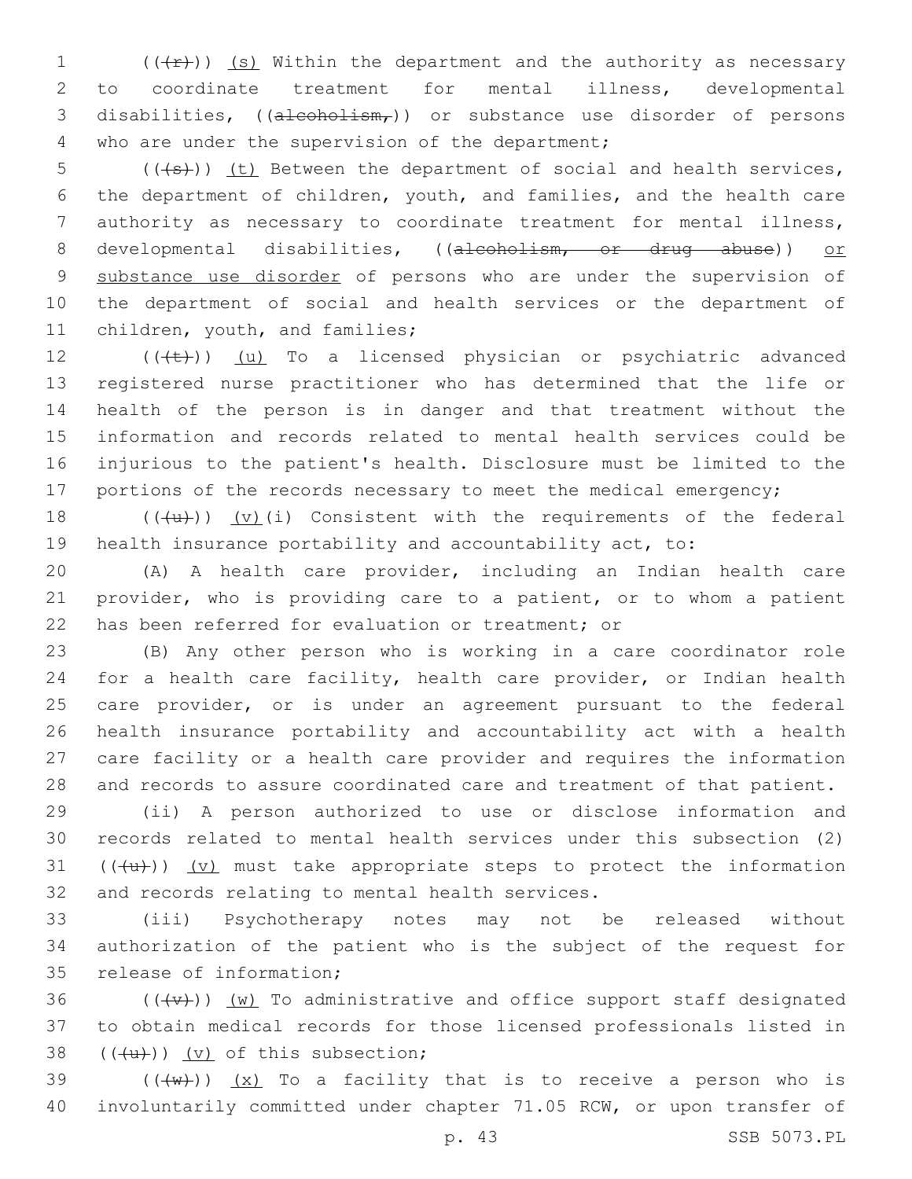((~~(r)~~)) <u>(s)</u> Within the department and the authority as necessary to coordinate treatment for mental illness, developmental disabilities, ((~~alcoholism,~~)) or substance use disorder of persons who are under the supervision of the department;

((~~(s)~~)) <u>(t)</u> Between the department of social and health services, the department of children, youth, and families, and the health care authority as necessary to coordinate treatment for mental illness, developmental disabilities, ((~~alcoholism, or drug abuse~~)) <u>or substance use disorder</u> of persons who are under the supervision of the department of social and health services or the department of children, youth, and families;

((~~(t)~~)) <u>(u)</u> To a licensed physician or psychiatric advanced registered nurse practitioner who has determined that the life or health of the person is in danger and that treatment without the information and records related to mental health services could be injurious to the patient's health. Disclosure must be limited to the portions of the records necessary to meet the medical emergency;

((~~(u)~~)) <u>(v)</u>(i) Consistent with the requirements of the federal health insurance portability and accountability act, to:

(A) A health care provider, including an Indian health care provider, who is providing care to a patient, or to whom a patient has been referred for evaluation or treatment; or

(B) Any other person who is working in a care coordinator role for a health care facility, health care provider, or Indian health care provider, or is under an agreement pursuant to the federal health insurance portability and accountability act with a health care facility or a health care provider and requires the information and records to assure coordinated care and treatment of that patient.

(ii) A person authorized to use or disclose information and records related to mental health services under this subsection (2) ((~~(u)~~)) <u>(v)</u> must take appropriate steps to protect the information and records relating to mental health services.

(iii) Psychotherapy notes may not be released without authorization of the patient who is the subject of the request for release of information;

((~~(v)~~)) <u>(w)</u> To administrative and office support staff designated to obtain medical records for those licensed professionals listed in ((~~(u)~~)) <u>(v)</u> of this subsection;

((~~(w)~~)) <u>(x)</u> To a facility that is to receive a person who is involuntarily committed under chapter 71.05 RCW, or upon transfer of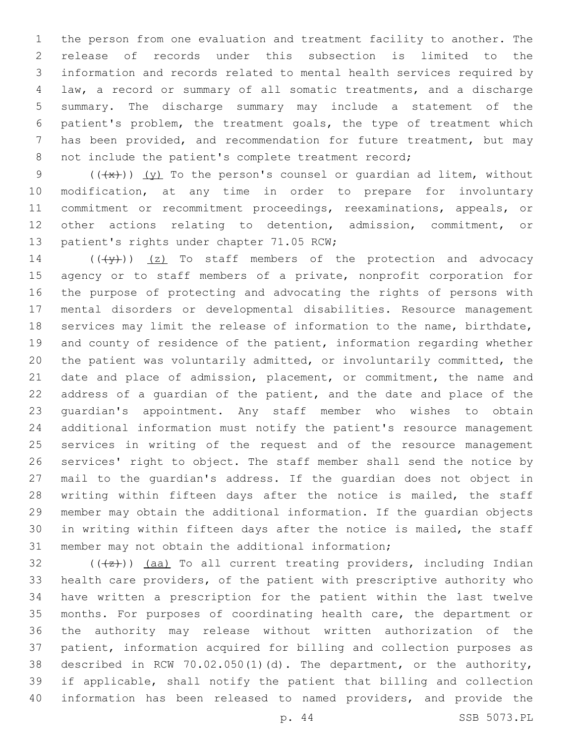the person from one evaluation and treatment facility to another. The release of records under this subsection is limited to the information and records related to mental health services required by law, a record or summary of all somatic treatments, and a discharge summary. The discharge summary may include a statement of the patient's problem, the treatment goals, the type of treatment which has been provided, and recommendation for future treatment, but may not include the patient's complete treatment record;

(((x))) (y) To the person's counsel or guardian ad litem, without modification, at any time in order to prepare for involuntary commitment or recommitment proceedings, reexaminations, appeals, or other actions relating to detention, admission, commitment, or patient's rights under chapter 71.05 RCW;

(((y))) (z) To staff members of the protection and advocacy agency or to staff members of a private, nonprofit corporation for the purpose of protecting and advocating the rights of persons with mental disorders or developmental disabilities. Resource management services may limit the release of information to the name, birthdate, and county of residence of the patient, information regarding whether the patient was voluntarily admitted, or involuntarily committed, the date and place of admission, placement, or commitment, the name and address of a guardian of the patient, and the date and place of the guardian's appointment. Any staff member who wishes to obtain additional information must notify the patient's resource management services in writing of the request and of the resource management services' right to object. The staff member shall send the notice by mail to the guardian's address. If the guardian does not object in writing within fifteen days after the notice is mailed, the staff member may obtain the additional information. If the guardian objects in writing within fifteen days after the notice is mailed, the staff member may not obtain the additional information;

(((z))) (aa) To all current treating providers, including Indian health care providers, of the patient with prescriptive authority who have written a prescription for the patient within the last twelve months. For purposes of coordinating health care, the department or the authority may release without written authorization of the patient, information acquired for billing and collection purposes as described in RCW 70.02.050(1)(d). The department, or the authority, if applicable, shall notify the patient that billing and collection information has been released to named providers, and provide the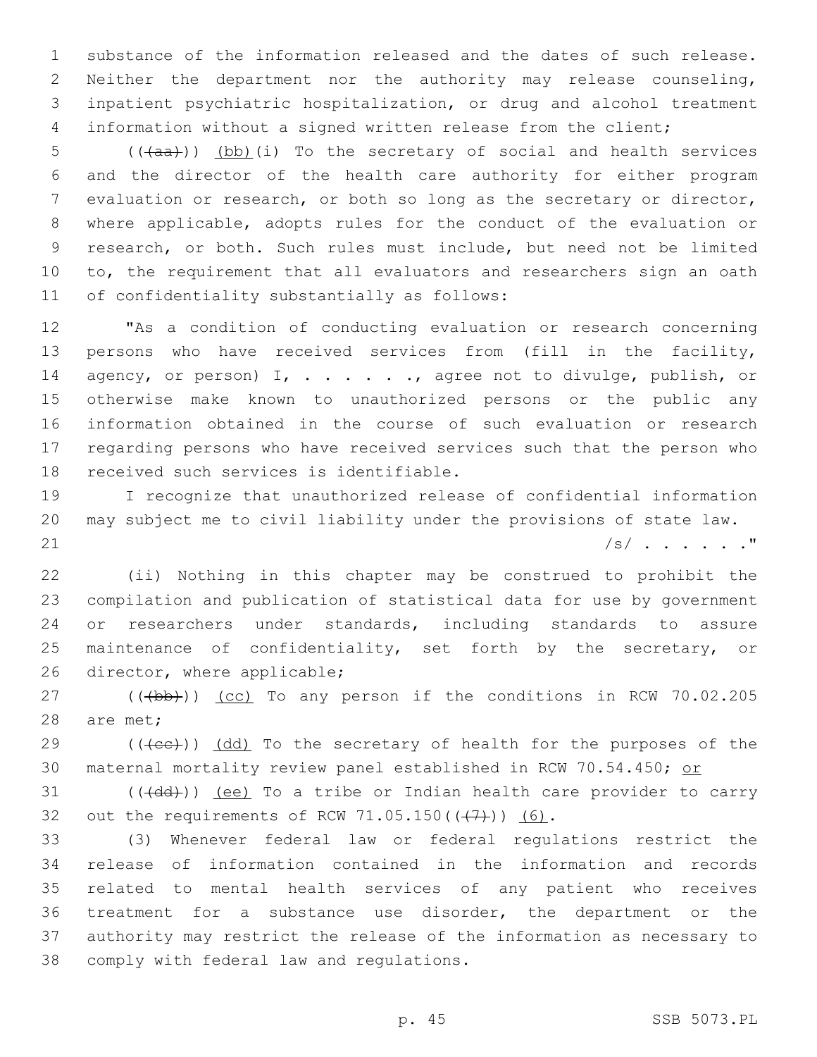substance of the information released and the dates of such release. Neither the department nor the authority may release counseling, inpatient psychiatric hospitalization, or drug and alcohol treatment information without a signed written release from the client;

((~~(aa)~~)) <u>(bb)</u>(i) To the secretary of social and health services and the director of the health care authority for either program evaluation or research, or both so long as the secretary or director, where applicable, adopts rules for the conduct of the evaluation or research, or both. Such rules must include, but need not be limited to, the requirement that all evaluators and researchers sign an oath of confidentiality substantially as follows:

"As a condition of conducting evaluation or research concerning persons who have received services from (fill in the facility, agency, or person) I, . . . . . ., agree not to divulge, publish, or otherwise make known to unauthorized persons or the public any information obtained in the course of such evaluation or research regarding persons who have received services such that the person who received such services is identifiable.

I recognize that unauthorized release of confidential information may subject me to civil liability under the provisions of state law.

/s/ . . . . . ."

(ii) Nothing in this chapter may be construed to prohibit the compilation and publication of statistical data for use by government or researchers under standards, including standards to assure maintenance of confidentiality, set forth by the secretary, or director, where applicable;

((~~(bb)~~)) <u>(cc)</u> To any person if the conditions in RCW 70.02.205 are met;

((~~(cc)~~)) <u>(dd)</u> To the secretary of health for the purposes of the maternal mortality review panel established in RCW 70.54.450; <u>or</u>

((~~(dd)~~)) <u>(ee)</u> To a tribe or Indian health care provider to carry out the requirements of RCW 71.05.150((~~(7)~~)) <u>(6)</u>.

(3) Whenever federal law or federal regulations restrict the release of information contained in the information and records related to mental health services of any patient who receives treatment for a substance use disorder, the department or the authority may restrict the release of the information as necessary to comply with federal law and regulations.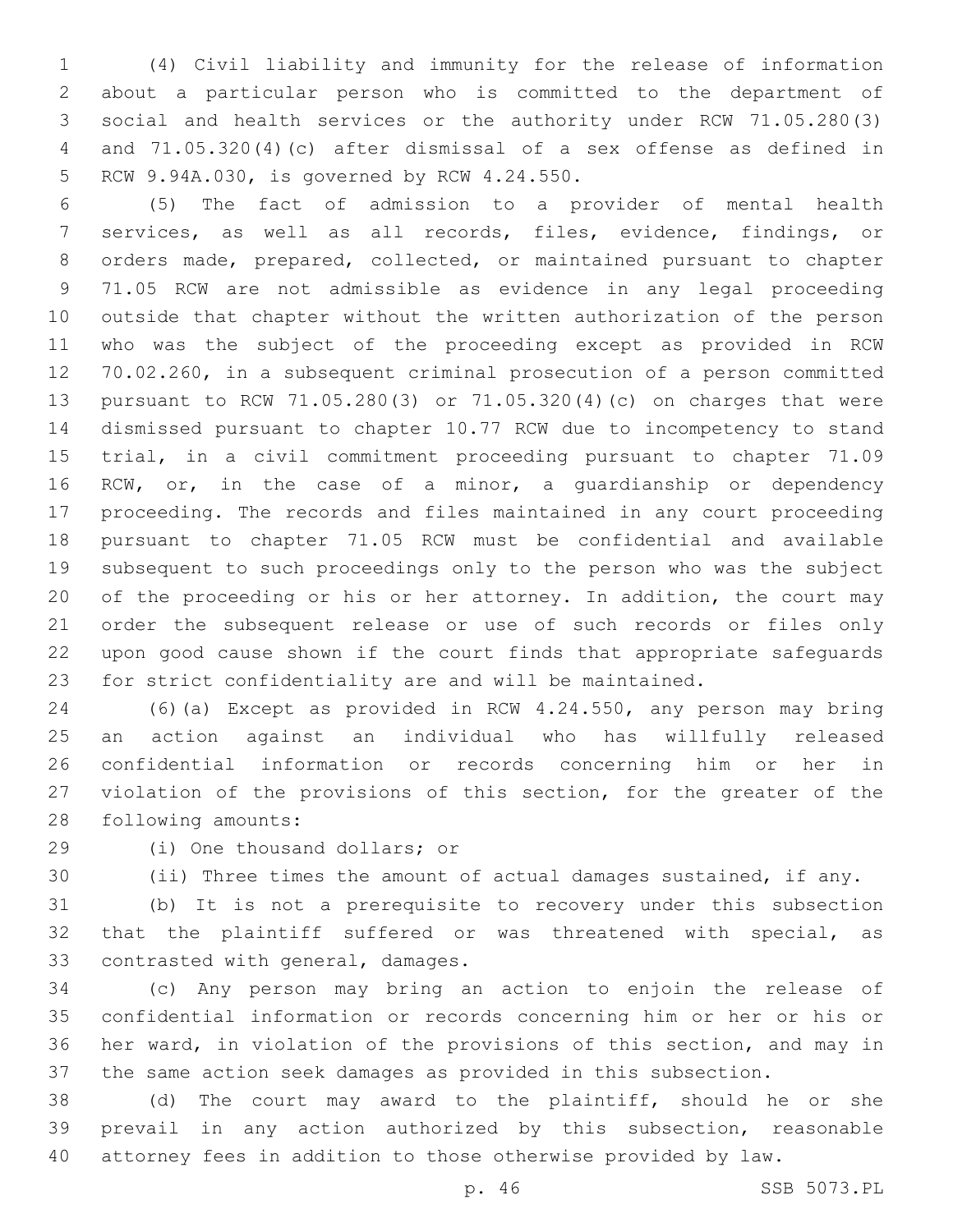(4) Civil liability and immunity for the release of information about a particular person who is committed to the department of social and health services or the authority under RCW 71.05.280(3) and 71.05.320(4)(c) after dismissal of a sex offense as defined in RCW 9.94A.030, is governed by RCW 4.24.550.

(5) The fact of admission to a provider of mental health services, as well as all records, files, evidence, findings, or orders made, prepared, collected, or maintained pursuant to chapter 71.05 RCW are not admissible as evidence in any legal proceeding outside that chapter without the written authorization of the person who was the subject of the proceeding except as provided in RCW 70.02.260, in a subsequent criminal prosecution of a person committed pursuant to RCW 71.05.280(3) or 71.05.320(4)(c) on charges that were dismissed pursuant to chapter 10.77 RCW due to incompetency to stand trial, in a civil commitment proceeding pursuant to chapter 71.09 RCW, or, in the case of a minor, a guardianship or dependency proceeding. The records and files maintained in any court proceeding pursuant to chapter 71.05 RCW must be confidential and available subsequent to such proceedings only to the person who was the subject of the proceeding or his or her attorney. In addition, the court may order the subsequent release or use of such records or files only upon good cause shown if the court finds that appropriate safeguards for strict confidentiality are and will be maintained.

(6)(a) Except as provided in RCW 4.24.550, any person may bring an action against an individual who has willfully released confidential information or records concerning him or her in violation of the provisions of this section, for the greater of the following amounts:

(i) One thousand dollars; or

(ii) Three times the amount of actual damages sustained, if any.

(b) It is not a prerequisite to recovery under this subsection that the plaintiff suffered or was threatened with special, as contrasted with general, damages.

(c) Any person may bring an action to enjoin the release of confidential information or records concerning him or her or his or her ward, in violation of the provisions of this section, and may in the same action seek damages as provided in this subsection.

(d) The court may award to the plaintiff, should he or she prevail in any action authorized by this subsection, reasonable attorney fees in addition to those otherwise provided by law.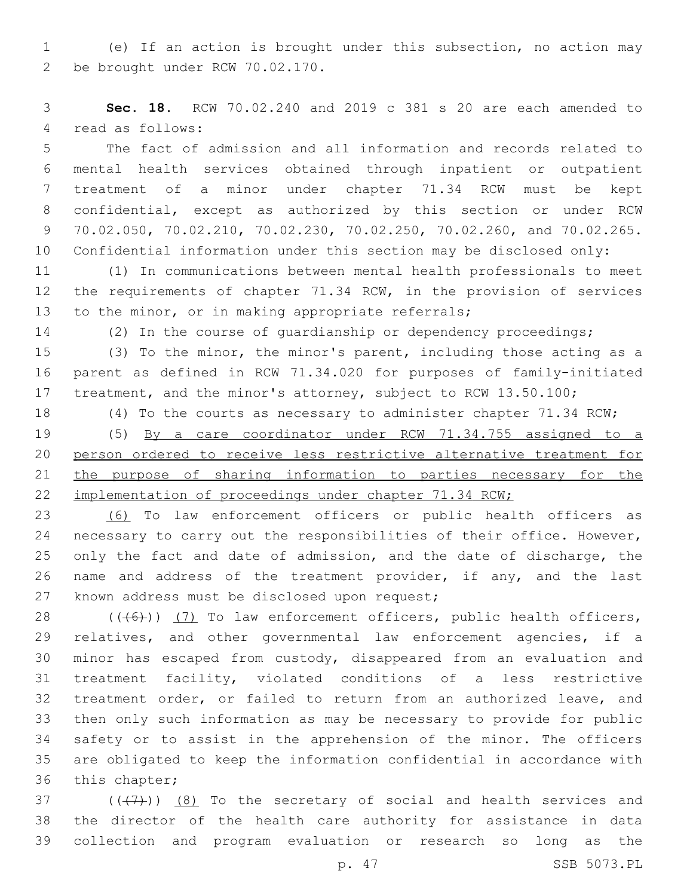(e) If an action is brought under this subsection, no action may be brought under RCW 70.02.170.

**Sec. 18.** RCW 70.02.240 and 2019 c 381 s 20 are each amended to read as follows:

The fact of admission and all information and records related to mental health services obtained through inpatient or outpatient treatment of a minor under chapter 71.34 RCW must be kept confidential, except as authorized by this section or under RCW 70.02.050, 70.02.210, 70.02.230, 70.02.250, 70.02.260, and 70.02.265. Confidential information under this section may be disclosed only:

(1) In communications between mental health professionals to meet the requirements of chapter 71.34 RCW, in the provision of services to the minor, or in making appropriate referrals;

(2) In the course of guardianship or dependency proceedings;

(3) To the minor, the minor's parent, including those acting as a parent as defined in RCW 71.34.020 for purposes of family-initiated treatment, and the minor's attorney, subject to RCW 13.50.100;

(4) To the courts as necessary to administer chapter 71.34 RCW;

(5) <u>By a care coordinator under RCW 71.34.755 assigned to a person ordered to receive less restrictive alternative treatment for the purpose of sharing information to parties necessary for the implementation of proceedings under chapter 71.34 RCW;</u>

<u>(6)</u> To law enforcement officers or public health officers as necessary to carry out the responsibilities of their office. However, only the fact and date of admission, and the date of discharge, the name and address of the treatment provider, if any, and the last known address must be disclosed upon request;

(~~(6)~~) <u>(7)</u> To law enforcement officers, public health officers, relatives, and other governmental law enforcement agencies, if a minor has escaped from custody, disappeared from an evaluation and treatment facility, violated conditions of a less restrictive treatment order, or failed to return from an authorized leave, and then only such information as may be necessary to provide for public safety or to assist in the apprehension of the minor. The officers are obligated to keep the information confidential in accordance with this chapter;

(~~(7)~~) <u>(8)</u> To the secretary of social and health services and the director of the health care authority for assistance in data collection and program evaluation or research so long as the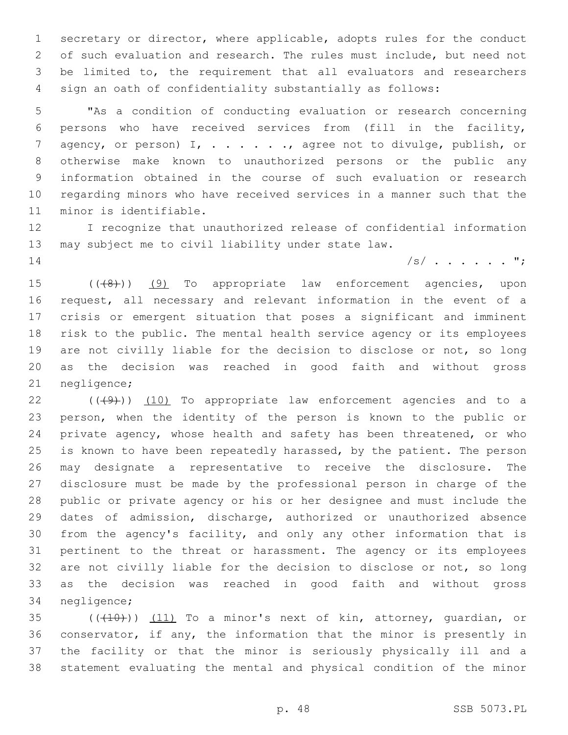secretary or director, where applicable, adopts rules for the conduct of such evaluation and research. The rules must include, but need not be limited to, the requirement that all evaluators and researchers sign an oath of confidentiality substantially as follows:

"As a condition of conducting evaluation or research concerning persons who have received services from (fill in the facility, agency, or person) I, . . . . . ., agree not to divulge, publish, or otherwise make known to unauthorized persons or the public any information obtained in the course of such evaluation or research regarding minors who have received services in a manner such that the minor is identifiable.

I recognize that unauthorized release of confidential information may subject me to civil liability under state law.

/s/ . . . . . . ";

(((8))) (9) To appropriate law enforcement agencies, upon request, all necessary and relevant information in the event of a crisis or emergent situation that poses a significant and imminent risk to the public. The mental health service agency or its employees are not civilly liable for the decision to disclose or not, so long as the decision was reached in good faith and without gross negligence;

(((9))) (10) To appropriate law enforcement agencies and to a person, when the identity of the person is known to the public or private agency, whose health and safety has been threatened, or who is known to have been repeatedly harassed, by the patient. The person may designate a representative to receive the disclosure. The disclosure must be made by the professional person in charge of the public or private agency or his or her designee and must include the dates of admission, discharge, authorized or unauthorized absence from the agency's facility, and only any other information that is pertinent to the threat or harassment. The agency or its employees are not civilly liable for the decision to disclose or not, so long as the decision was reached in good faith and without gross negligence;

(((10))) (11) To a minor's next of kin, attorney, guardian, or conservator, if any, the information that the minor is presently in the facility or that the minor is seriously physically ill and a statement evaluating the mental and physical condition of the minor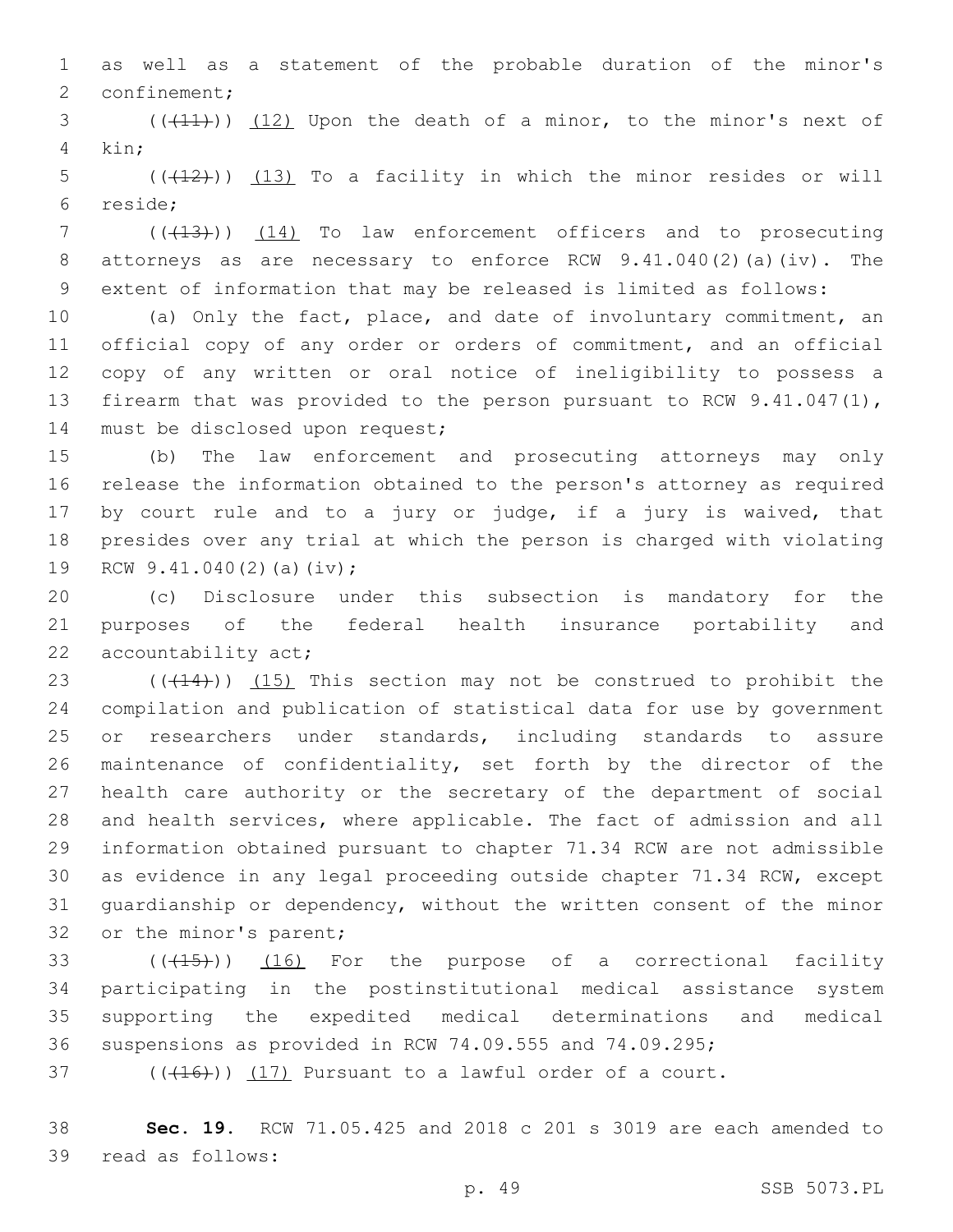as well as a statement of the probable duration of the minor's confinement;

(((11))) (12) Upon the death of a minor, to the minor's next of kin;

(((12))) (13) To a facility in which the minor resides or will reside;

(((13))) (14) To law enforcement officers and to prosecuting attorneys as are necessary to enforce RCW 9.41.040(2)(a)(iv). The extent of information that may be released is limited as follows:

(a) Only the fact, place, and date of involuntary commitment, an official copy of any order or orders of commitment, and an official copy of any written or oral notice of ineligibility to possess a firearm that was provided to the person pursuant to RCW 9.41.047(1), must be disclosed upon request;

(b) The law enforcement and prosecuting attorneys may only release the information obtained to the person's attorney as required by court rule and to a jury or judge, if a jury is waived, that presides over any trial at which the person is charged with violating RCW 9.41.040(2)(a)(iv);

(c) Disclosure under this subsection is mandatory for the purposes of the federal health insurance portability and accountability act;

(((14))) (15) This section may not be construed to prohibit the compilation and publication of statistical data for use by government or researchers under standards, including standards to assure maintenance of confidentiality, set forth by the director of the health care authority or the secretary of the department of social and health services, where applicable. The fact of admission and all information obtained pursuant to chapter 71.34 RCW are not admissible as evidence in any legal proceeding outside chapter 71.34 RCW, except guardianship or dependency, without the written consent of the minor or the minor's parent;

(((15))) (16) For the purpose of a correctional facility participating in the postinstitutional medical assistance system supporting the expedited medical determinations and medical suspensions as provided in RCW 74.09.555 and 74.09.295;

(((16))) (17) Pursuant to a lawful order of a court.

**Sec. 19.** RCW 71.05.425 and 2018 c 201 s 3019 are each amended to read as follows: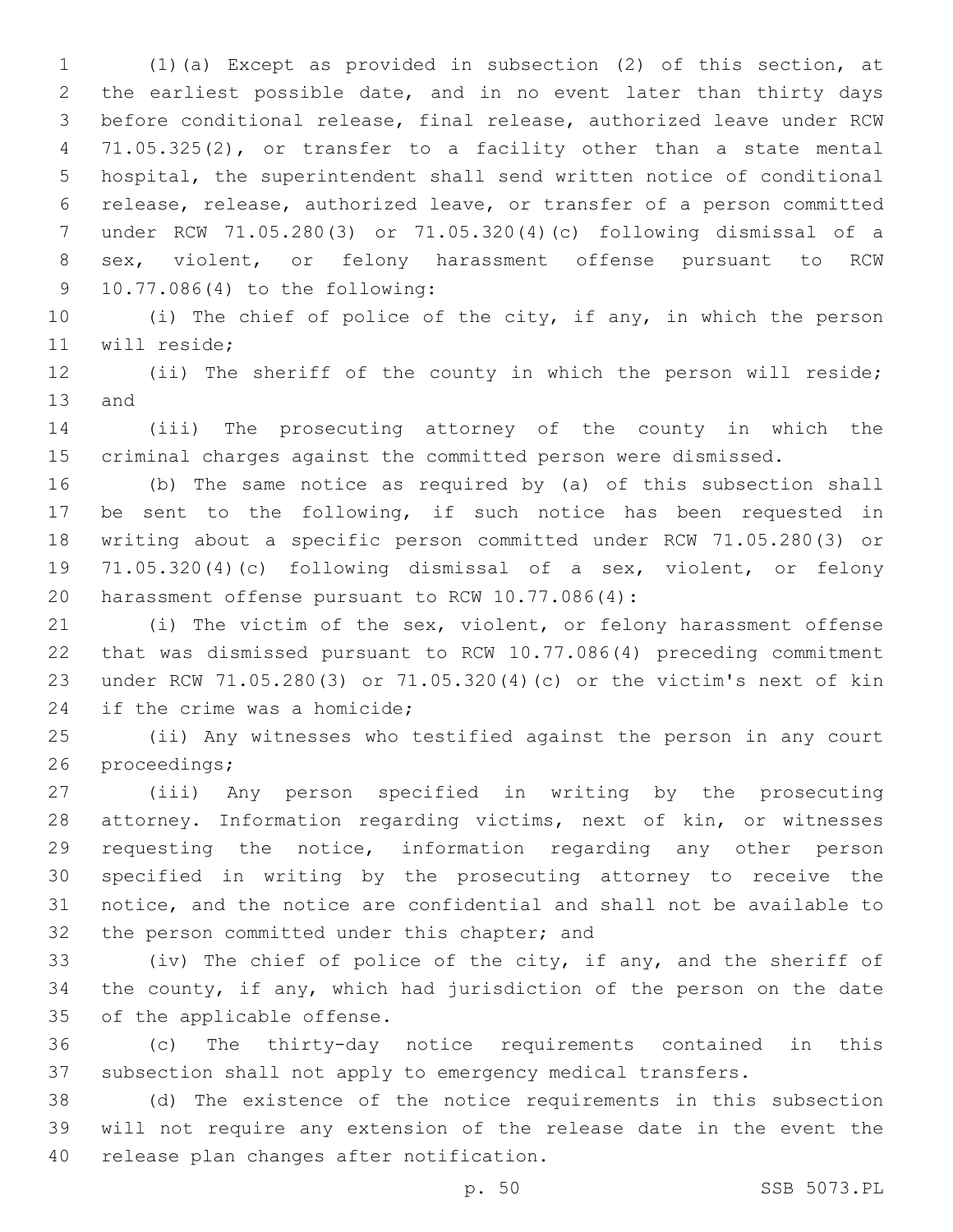(1)(a) Except as provided in subsection (2) of this section, at the earliest possible date, and in no event later than thirty days before conditional release, final release, authorized leave under RCW 71.05.325(2), or transfer to a facility other than a state mental hospital, the superintendent shall send written notice of conditional release, release, authorized leave, or transfer of a person committed under RCW 71.05.280(3) or 71.05.320(4)(c) following dismissal of a sex, violent, or felony harassment offense pursuant to RCW 10.77.086(4) to the following:

(i) The chief of police of the city, if any, in which the person will reside;

(ii) The sheriff of the county in which the person will reside; and

(iii) The prosecuting attorney of the county in which the criminal charges against the committed person were dismissed.

(b) The same notice as required by (a) of this subsection shall be sent to the following, if such notice has been requested in writing about a specific person committed under RCW 71.05.280(3) or 71.05.320(4)(c) following dismissal of a sex, violent, or felony harassment offense pursuant to RCW 10.77.086(4):

(i) The victim of the sex, violent, or felony harassment offense that was dismissed pursuant to RCW 10.77.086(4) preceding commitment under RCW 71.05.280(3) or 71.05.320(4)(c) or the victim's next of kin if the crime was a homicide;

(ii) Any witnesses who testified against the person in any court proceedings;

(iii) Any person specified in writing by the prosecuting attorney. Information regarding victims, next of kin, or witnesses requesting the notice, information regarding any other person specified in writing by the prosecuting attorney to receive the notice, and the notice are confidential and shall not be available to the person committed under this chapter; and

(iv) The chief of police of the city, if any, and the sheriff of the county, if any, which had jurisdiction of the person on the date of the applicable offense.

(c) The thirty-day notice requirements contained in this subsection shall not apply to emergency medical transfers.

(d) The existence of the notice requirements in this subsection will not require any extension of the release date in the event the release plan changes after notification.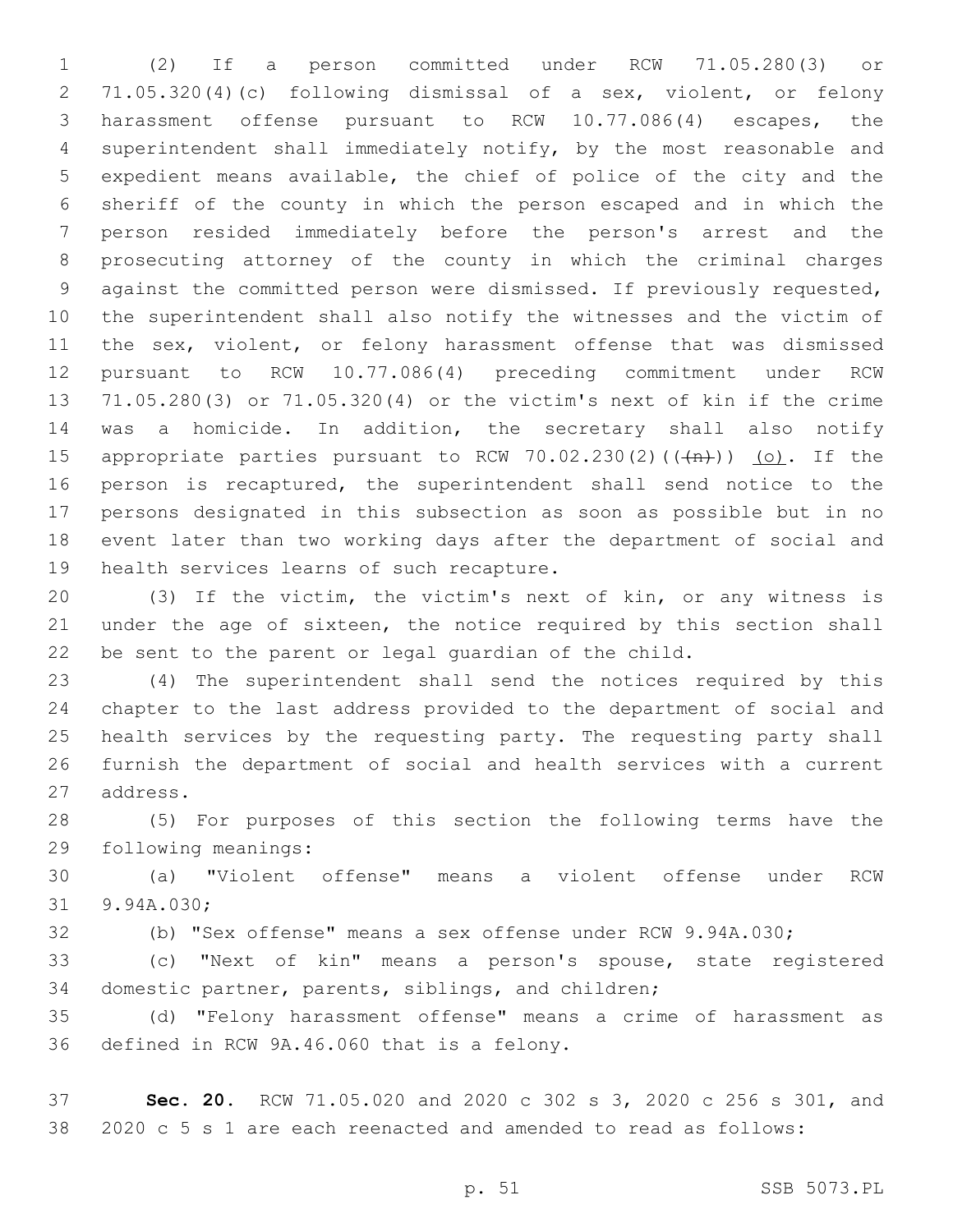(2) If a person committed under RCW 71.05.280(3) or 71.05.320(4)(c) following dismissal of a sex, violent, or felony harassment offense pursuant to RCW 10.77.086(4) escapes, the superintendent shall immediately notify, by the most reasonable and expedient means available, the chief of police of the city and the sheriff of the county in which the person escaped and in which the person resided immediately before the person's arrest and the prosecuting attorney of the county in which the criminal charges against the committed person were dismissed. If previously requested, the superintendent shall also notify the witnesses and the victim of the sex, violent, or felony harassment offense that was dismissed pursuant to RCW 10.77.086(4) preceding commitment under RCW 71.05.280(3) or 71.05.320(4) or the victim's next of kin if the crime was a homicide. In addition, the secretary shall also notify appropriate parties pursuant to RCW 70.02.230(2)((~~(n)~~)) <u>(o)</u>. If the person is recaptured, the superintendent shall send notice to the persons designated in this subsection as soon as possible but in no event later than two working days after the department of social and health services learns of such recapture.

(3) If the victim, the victim's next of kin, or any witness is under the age of sixteen, the notice required by this section shall be sent to the parent or legal guardian of the child.

(4) The superintendent shall send the notices required by this chapter to the last address provided to the department of social and health services by the requesting party. The requesting party shall furnish the department of social and health services with a current address.

(5) For purposes of this section the following terms have the following meanings:

(a) "Violent offense" means a violent offense under RCW 9.94A.030;

(b) "Sex offense" means a sex offense under RCW 9.94A.030;

(c) "Next of kin" means a person's spouse, state registered domestic partner, parents, siblings, and children;

(d) "Felony harassment offense" means a crime of harassment as defined in RCW 9A.46.060 that is a felony.

**Sec. 20.** RCW 71.05.020 and 2020 c 302 s 3, 2020 c 256 s 301, and 2020 c 5 s 1 are each reenacted and amended to read as follows: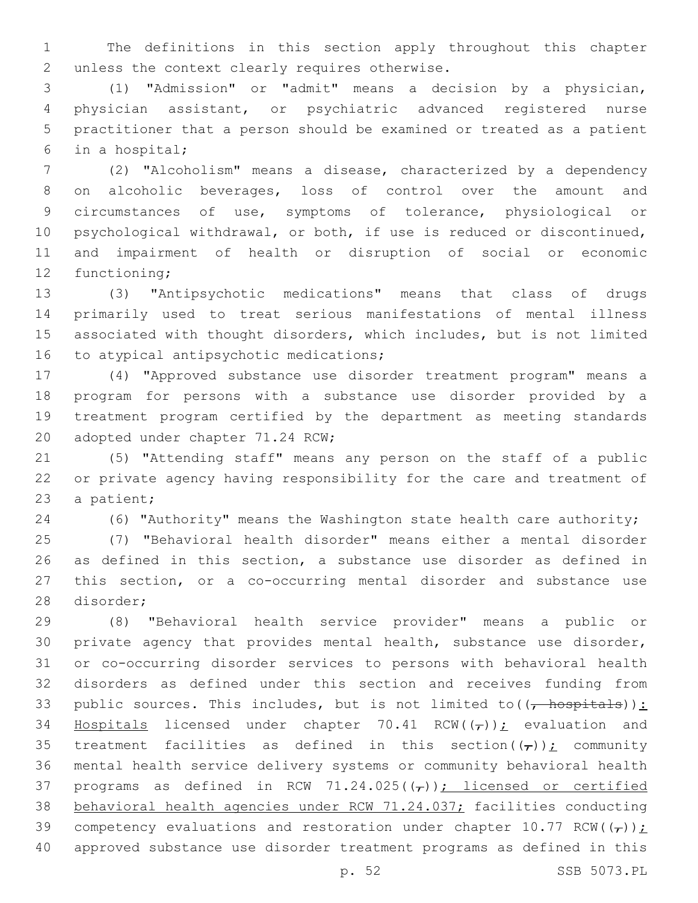The definitions in this section apply throughout this chapter unless the context clearly requires otherwise.

(1) "Admission" or "admit" means a decision by a physician, physician assistant, or psychiatric advanced registered nurse practitioner that a person should be examined or treated as a patient in a hospital;

(2) "Alcoholism" means a disease, characterized by a dependency on alcoholic beverages, loss of control over the amount and circumstances of use, symptoms of tolerance, physiological or psychological withdrawal, or both, if use is reduced or discontinued, and impairment of health or disruption of social or economic functioning;

(3) "Antipsychotic medications" means that class of drugs primarily used to treat serious manifestations of mental illness associated with thought disorders, which includes, but is not limited to atypical antipsychotic medications;

(4) "Approved substance use disorder treatment program" means a program for persons with a substance use disorder provided by a treatment program certified by the department as meeting standards adopted under chapter 71.24 RCW;

(5) "Attending staff" means any person on the staff of a public or private agency having responsibility for the care and treatment of a patient;

(6) "Authority" means the Washington state health care authority;

(7) "Behavioral health disorder" means either a mental disorder as defined in this section, a substance use disorder as defined in this section, or a co-occurring mental disorder and substance use disorder;

(8) "Behavioral health service provider" means a public or private agency that provides mental health, substance use disorder, or co-occurring disorder services to persons with behavioral health disorders as defined under this section and receives funding from public sources. This includes, but is not limited to((~~, hospitals~~)): Hospitals licensed under chapter 70.41 RCW((~~,~~)); evaluation and treatment facilities as defined in this section((~~,~~)); community mental health service delivery systems or community behavioral health programs as defined in RCW 71.24.025((~~,~~)); licensed or certified behavioral health agencies under RCW 71.24.037; facilities conducting competency evaluations and restoration under chapter 10.77 RCW((~~,~~)); approved substance use disorder treatment programs as defined in this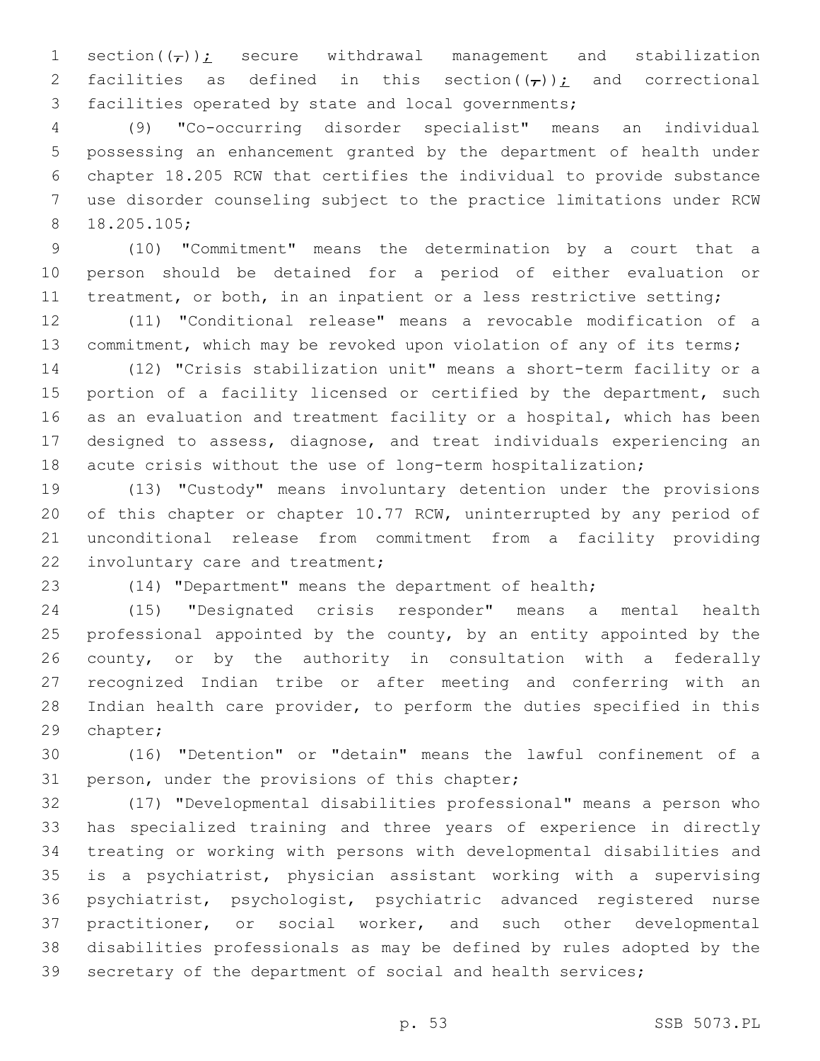section((,)); secure withdrawal management and stabilization facilities as defined in this section((,)); and correctional facilities operated by state and local governments;

(9) "Co-occurring disorder specialist" means an individual possessing an enhancement granted by the department of health under chapter 18.205 RCW that certifies the individual to provide substance use disorder counseling subject to the practice limitations under RCW 18.205.105;

(10) "Commitment" means the determination by a court that a person should be detained for a period of either evaluation or treatment, or both, in an inpatient or a less restrictive setting;

(11) "Conditional release" means a revocable modification of a commitment, which may be revoked upon violation of any of its terms;

(12) "Crisis stabilization unit" means a short-term facility or a portion of a facility licensed or certified by the department, such as an evaluation and treatment facility or a hospital, which has been designed to assess, diagnose, and treat individuals experiencing an acute crisis without the use of long-term hospitalization;

(13) "Custody" means involuntary detention under the provisions of this chapter or chapter 10.77 RCW, uninterrupted by any period of unconditional release from commitment from a facility providing involuntary care and treatment;

(14) "Department" means the department of health;

(15) "Designated crisis responder" means a mental health professional appointed by the county, by an entity appointed by the county, or by the authority in consultation with a federally recognized Indian tribe or after meeting and conferring with an Indian health care provider, to perform the duties specified in this chapter;

(16) "Detention" or "detain" means the lawful confinement of a person, under the provisions of this chapter;

(17) "Developmental disabilities professional" means a person who has specialized training and three years of experience in directly treating or working with persons with developmental disabilities and is a psychiatrist, physician assistant working with a supervising psychiatrist, psychologist, psychiatric advanced registered nurse practitioner, or social worker, and such other developmental disabilities professionals as may be defined by rules adopted by the secretary of the department of social and health services;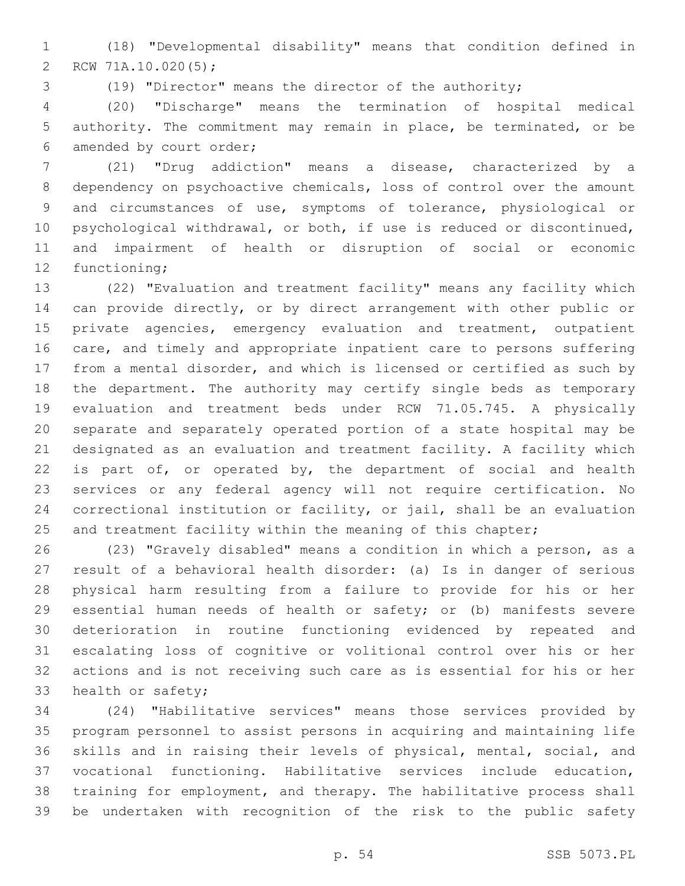(18) "Developmental disability" means that condition defined in RCW 71A.10.020(5);

(19) "Director" means the director of the authority;

(20) "Discharge" means the termination of hospital medical authority. The commitment may remain in place, be terminated, or be amended by court order;

(21) "Drug addiction" means a disease, characterized by a dependency on psychoactive chemicals, loss of control over the amount and circumstances of use, symptoms of tolerance, physiological or psychological withdrawal, or both, if use is reduced or discontinued, and impairment of health or disruption of social or economic functioning;

(22) "Evaluation and treatment facility" means any facility which can provide directly, or by direct arrangement with other public or private agencies, emergency evaluation and treatment, outpatient care, and timely and appropriate inpatient care to persons suffering from a mental disorder, and which is licensed or certified as such by the department. The authority may certify single beds as temporary evaluation and treatment beds under RCW 71.05.745. A physically separate and separately operated portion of a state hospital may be designated as an evaluation and treatment facility. A facility which is part of, or operated by, the department of social and health services or any federal agency will not require certification. No correctional institution or facility, or jail, shall be an evaluation and treatment facility within the meaning of this chapter;

(23) "Gravely disabled" means a condition in which a person, as a result of a behavioral health disorder: (a) Is in danger of serious physical harm resulting from a failure to provide for his or her essential human needs of health or safety; or (b) manifests severe deterioration in routine functioning evidenced by repeated and escalating loss of cognitive or volitional control over his or her actions and is not receiving such care as is essential for his or her health or safety;

(24) "Habilitative services" means those services provided by program personnel to assist persons in acquiring and maintaining life skills and in raising their levels of physical, mental, social, and vocational functioning. Habilitative services include education, training for employment, and therapy. The habilitative process shall be undertaken with recognition of the risk to the public safety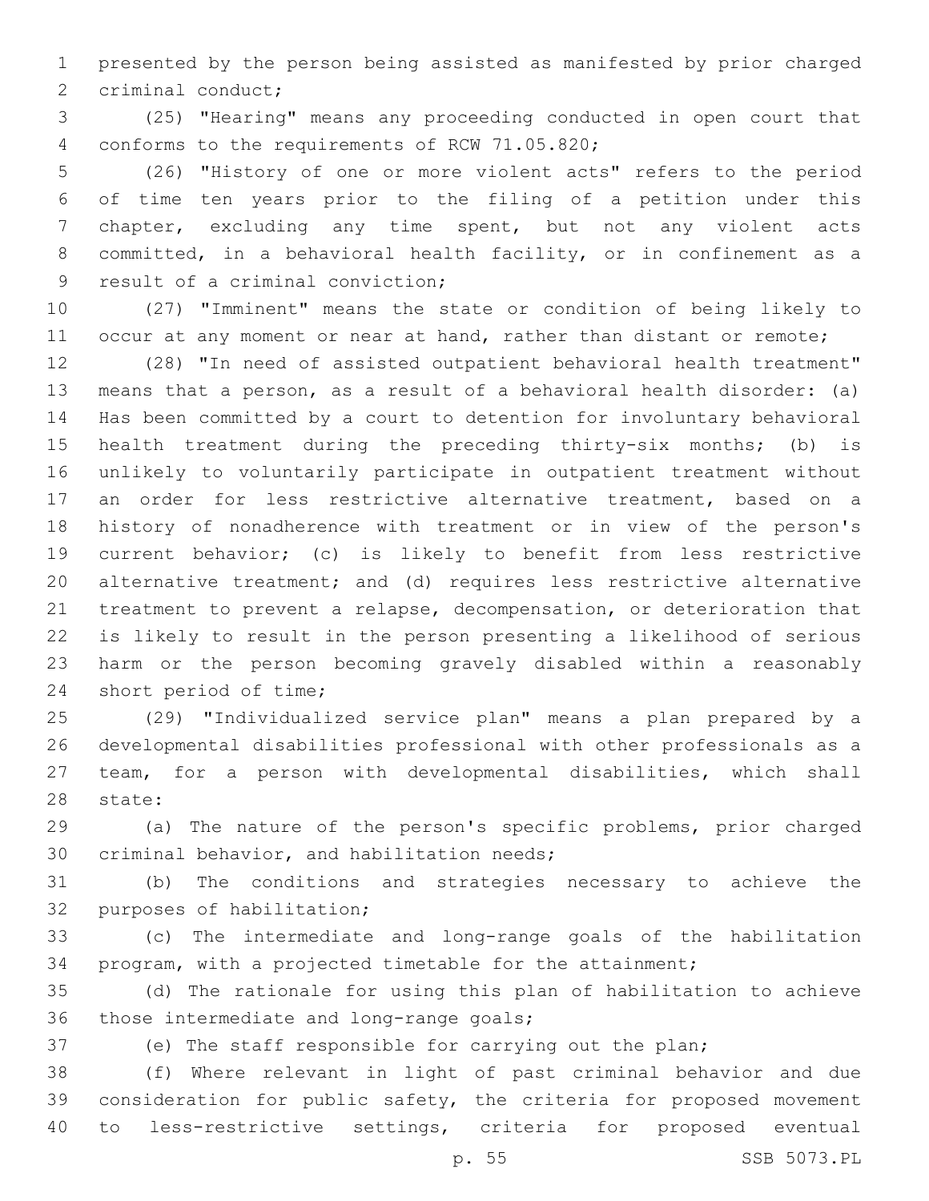presented by the person being assisted as manifested by prior charged criminal conduct;

(25) "Hearing" means any proceeding conducted in open court that conforms to the requirements of RCW 71.05.820;

(26) "History of one or more violent acts" refers to the period of time ten years prior to the filing of a petition under this chapter, excluding any time spent, but not any violent acts committed, in a behavioral health facility, or in confinement as a result of a criminal conviction;

(27) "Imminent" means the state or condition of being likely to occur at any moment or near at hand, rather than distant or remote;

(28) "In need of assisted outpatient behavioral health treatment" means that a person, as a result of a behavioral health disorder: (a) Has been committed by a court to detention for involuntary behavioral health treatment during the preceding thirty-six months; (b) is unlikely to voluntarily participate in outpatient treatment without an order for less restrictive alternative treatment, based on a history of nonadherence with treatment or in view of the person's current behavior; (c) is likely to benefit from less restrictive alternative treatment; and (d) requires less restrictive alternative treatment to prevent a relapse, decompensation, or deterioration that is likely to result in the person presenting a likelihood of serious harm or the person becoming gravely disabled within a reasonably short period of time;

(29) "Individualized service plan" means a plan prepared by a developmental disabilities professional with other professionals as a team, for a person with developmental disabilities, which shall state:

(a) The nature of the person's specific problems, prior charged criminal behavior, and habilitation needs;

(b) The conditions and strategies necessary to achieve the purposes of habilitation;

(c) The intermediate and long-range goals of the habilitation program, with a projected timetable for the attainment;

(d) The rationale for using this plan of habilitation to achieve those intermediate and long-range goals;

(e) The staff responsible for carrying out the plan;

(f) Where relevant in light of past criminal behavior and due consideration for public safety, the criteria for proposed movement to less-restrictive settings, criteria for proposed eventual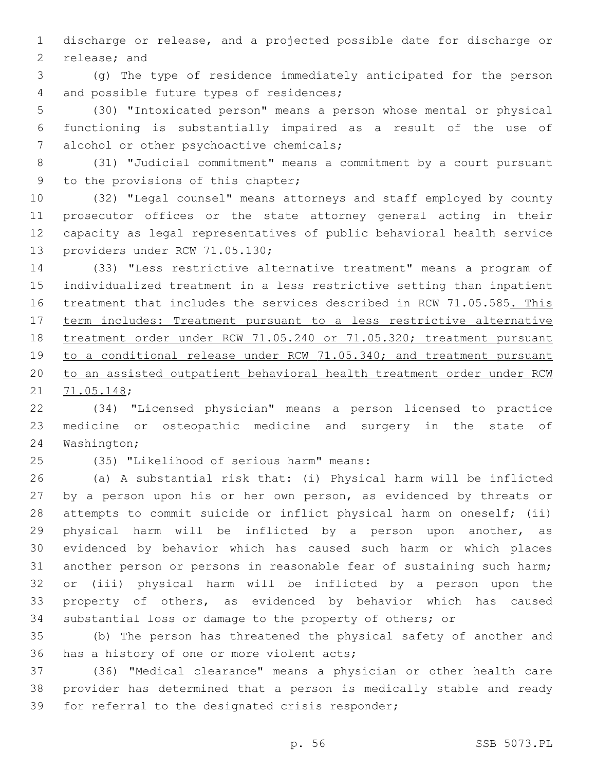discharge or release, and a projected possible date for discharge or release; and

(g) The type of residence immediately anticipated for the person and possible future types of residences;

(30) "Intoxicated person" means a person whose mental or physical functioning is substantially impaired as a result of the use of alcohol or other psychoactive chemicals;

(31) "Judicial commitment" means a commitment by a court pursuant to the provisions of this chapter;

(32) "Legal counsel" means attorneys and staff employed by county prosecutor offices or the state attorney general acting in their capacity as legal representatives of public behavioral health service providers under RCW 71.05.130;

(33) "Less restrictive alternative treatment" means a program of individualized treatment in a less restrictive setting than inpatient treatment that includes the services described in RCW 71.05.585<u>. This term includes: Treatment pursuant to a less restrictive alternative treatment order under RCW 71.05.240 or 71.05.320; treatment pursuant to a conditional release under RCW 71.05.340; and treatment pursuant to an assisted outpatient behavioral health treatment order under RCW 71.05.148</u>;

(34) "Licensed physician" means a person licensed to practice medicine or osteopathic medicine and surgery in the state of Washington;

(35) "Likelihood of serious harm" means:

(a) A substantial risk that: (i) Physical harm will be inflicted by a person upon his or her own person, as evidenced by threats or attempts to commit suicide or inflict physical harm on oneself; (ii) physical harm will be inflicted by a person upon another, as evidenced by behavior which has caused such harm or which places another person or persons in reasonable fear of sustaining such harm; or (iii) physical harm will be inflicted by a person upon the property of others, as evidenced by behavior which has caused substantial loss or damage to the property of others; or

(b) The person has threatened the physical safety of another and has a history of one or more violent acts;

(36) "Medical clearance" means a physician or other health care provider has determined that a person is medically stable and ready for referral to the designated crisis responder;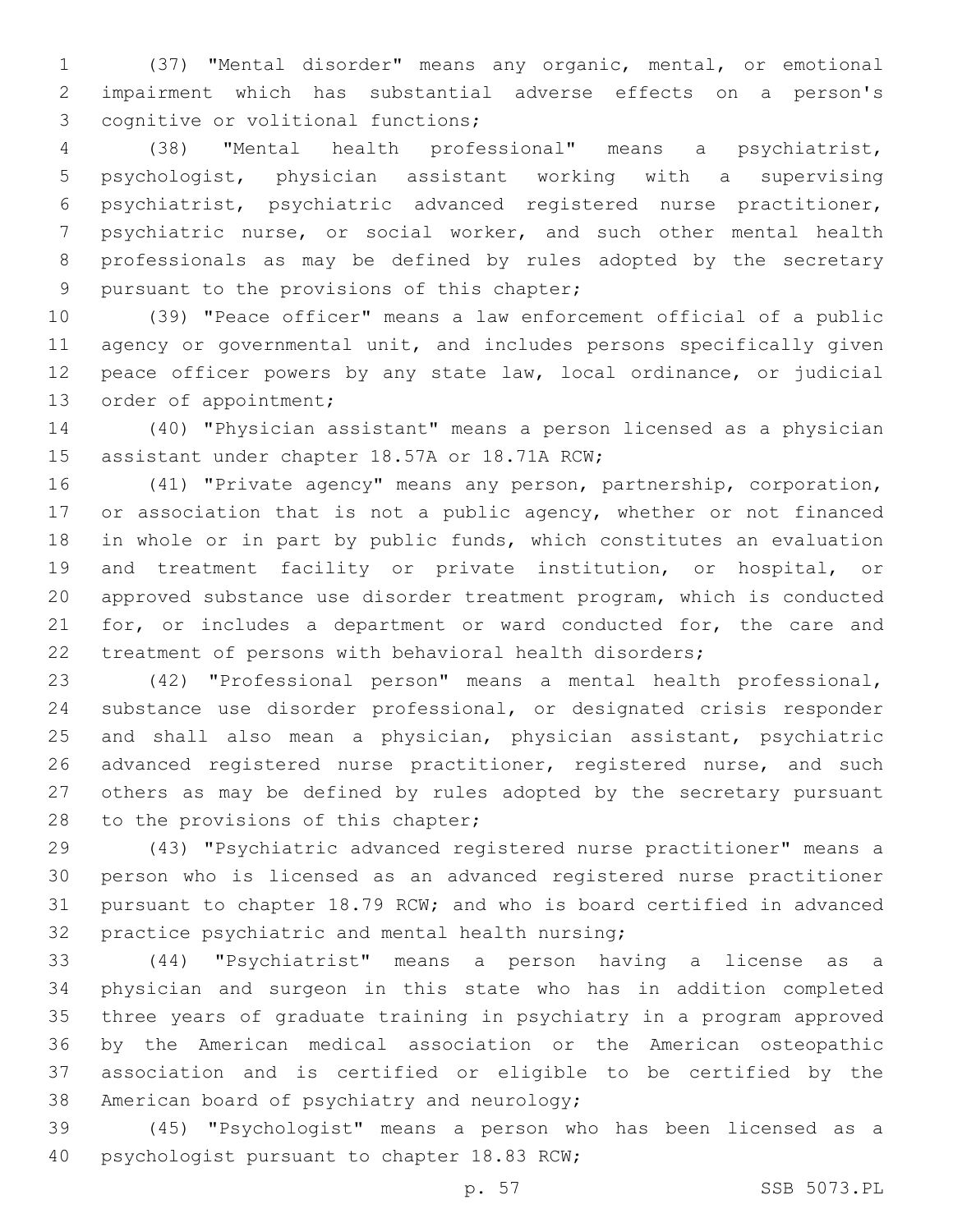(37) "Mental disorder" means any organic, mental, or emotional impairment which has substantial adverse effects on a person's cognitive or volitional functions;

(38) "Mental health professional" means a psychiatrist, psychologist, physician assistant working with a supervising psychiatrist, psychiatric advanced registered nurse practitioner, psychiatric nurse, or social worker, and such other mental health professionals as may be defined by rules adopted by the secretary pursuant to the provisions of this chapter;

(39) "Peace officer" means a law enforcement official of a public agency or governmental unit, and includes persons specifically given peace officer powers by any state law, local ordinance, or judicial order of appointment;

(40) "Physician assistant" means a person licensed as a physician assistant under chapter 18.57A or 18.71A RCW;

(41) "Private agency" means any person, partnership, corporation, or association that is not a public agency, whether or not financed in whole or in part by public funds, which constitutes an evaluation and treatment facility or private institution, or hospital, or approved substance use disorder treatment program, which is conducted for, or includes a department or ward conducted for, the care and treatment of persons with behavioral health disorders;

(42) "Professional person" means a mental health professional, substance use disorder professional, or designated crisis responder and shall also mean a physician, physician assistant, psychiatric advanced registered nurse practitioner, registered nurse, and such others as may be defined by rules adopted by the secretary pursuant to the provisions of this chapter;

(43) "Psychiatric advanced registered nurse practitioner" means a person who is licensed as an advanced registered nurse practitioner pursuant to chapter 18.79 RCW; and who is board certified in advanced practice psychiatric and mental health nursing;

(44) "Psychiatrist" means a person having a license as a physician and surgeon in this state who has in addition completed three years of graduate training in psychiatry in a program approved by the American medical association or the American osteopathic association and is certified or eligible to be certified by the American board of psychiatry and neurology;

(45) "Psychologist" means a person who has been licensed as a psychologist pursuant to chapter 18.83 RCW;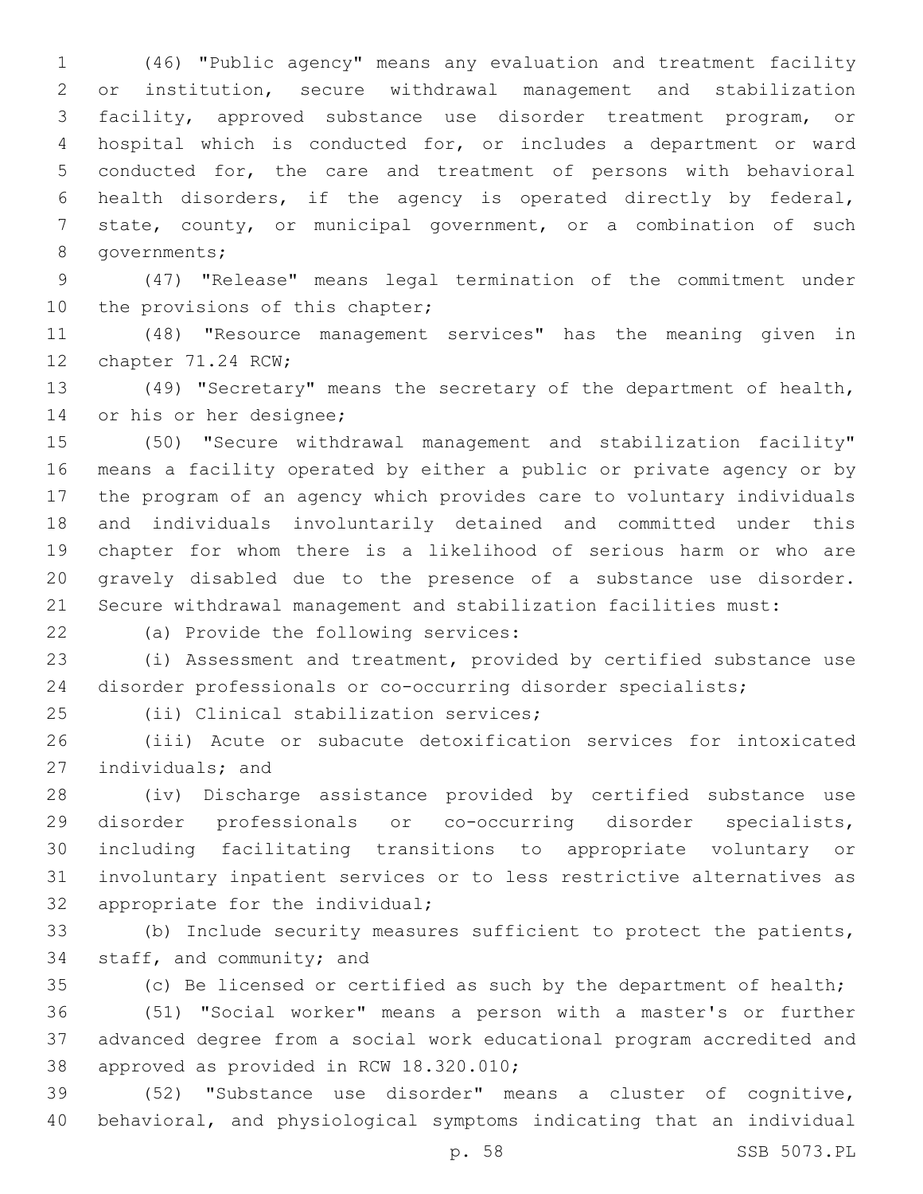(46) "Public agency" means any evaluation and treatment facility or institution, secure withdrawal management and stabilization facility, approved substance use disorder treatment program, or hospital which is conducted for, or includes a department or ward conducted for, the care and treatment of persons with behavioral health disorders, if the agency is operated directly by federal, state, county, or municipal government, or a combination of such governments;

(47) "Release" means legal termination of the commitment under the provisions of this chapter;

(48) "Resource management services" has the meaning given in chapter 71.24 RCW;

(49) "Secretary" means the secretary of the department of health, or his or her designee;

(50) "Secure withdrawal management and stabilization facility" means a facility operated by either a public or private agency or by the program of an agency which provides care to voluntary individuals and individuals involuntarily detained and committed under this chapter for whom there is a likelihood of serious harm or who are gravely disabled due to the presence of a substance use disorder. Secure withdrawal management and stabilization facilities must:

(a) Provide the following services:

(i) Assessment and treatment, provided by certified substance use disorder professionals or co-occurring disorder specialists;

(ii) Clinical stabilization services;

(iii) Acute or subacute detoxification services for intoxicated individuals; and

(iv) Discharge assistance provided by certified substance use disorder professionals or co-occurring disorder specialists, including facilitating transitions to appropriate voluntary or involuntary inpatient services or to less restrictive alternatives as appropriate for the individual;

(b) Include security measures sufficient to protect the patients, staff, and community; and

(c) Be licensed or certified as such by the department of health;

(51) "Social worker" means a person with a master's or further advanced degree from a social work educational program accredited and approved as provided in RCW 18.320.010;

(52) "Substance use disorder" means a cluster of cognitive, behavioral, and physiological symptoms indicating that an individual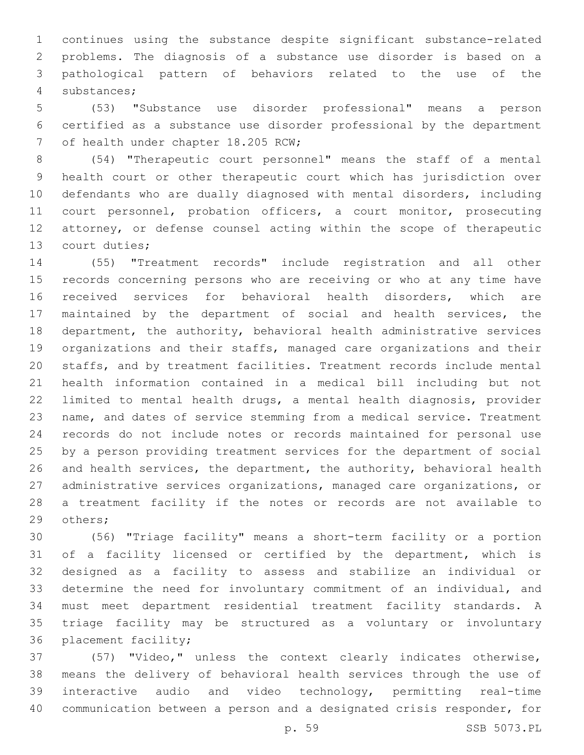continues using the substance despite significant substance-related problems. The diagnosis of a substance use disorder is based on a pathological pattern of behaviors related to the use of the substances;

(53) "Substance use disorder professional" means a person certified as a substance use disorder professional by the department of health under chapter 18.205 RCW;

(54) "Therapeutic court personnel" means the staff of a mental health court or other therapeutic court which has jurisdiction over defendants who are dually diagnosed with mental disorders, including court personnel, probation officers, a court monitor, prosecuting attorney, or defense counsel acting within the scope of therapeutic court duties;

(55) "Treatment records" include registration and all other records concerning persons who are receiving or who at any time have received services for behavioral health disorders, which are maintained by the department of social and health services, the department, the authority, behavioral health administrative services organizations and their staffs, managed care organizations and their staffs, and by treatment facilities. Treatment records include mental health information contained in a medical bill including but not limited to mental health drugs, a mental health diagnosis, provider name, and dates of service stemming from a medical service. Treatment records do not include notes or records maintained for personal use by a person providing treatment services for the department of social and health services, the department, the authority, behavioral health administrative services organizations, managed care organizations, or a treatment facility if the notes or records are not available to others;

(56) "Triage facility" means a short-term facility or a portion of a facility licensed or certified by the department, which is designed as a facility to assess and stabilize an individual or determine the need for involuntary commitment of an individual, and must meet department residential treatment facility standards. A triage facility may be structured as a voluntary or involuntary placement facility;

(57) "Video," unless the context clearly indicates otherwise, means the delivery of behavioral health services through the use of interactive audio and video technology, permitting real-time communication between a person and a designated crisis responder, for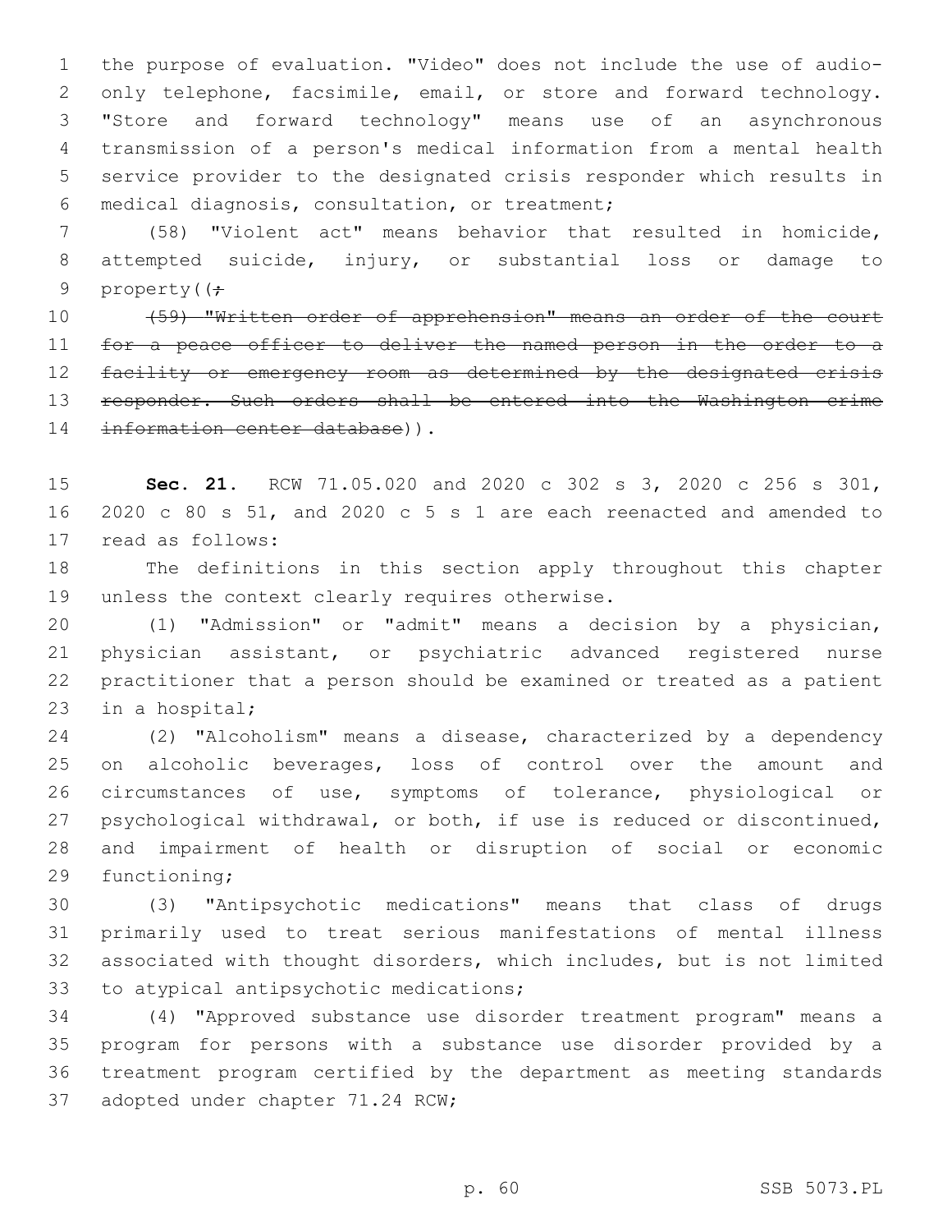the purpose of evaluation. "Video" does not include the use of audio-only telephone, facsimile, email, or store and forward technology. "Store and forward technology" means use of an asynchronous transmission of a person's medical information from a mental health service provider to the designated crisis responder which results in medical diagnosis, consultation, or treatment;

(58) "Violent act" means behavior that resulted in homicide, attempted suicide, injury, or substantial loss or damage to property((~~;~~

~~(59) "Written order of apprehension" means an order of the court for a peace officer to deliver the named person in the order to a facility or emergency room as determined by the designated crisis responder. Such orders shall be entered into the Washington crime information center database~~)).

**Sec. 21.** RCW 71.05.020 and 2020 c 302 s 3, 2020 c 256 s 301, 2020 c 80 s 51, and 2020 c 5 s 1 are each reenacted and amended to read as follows:

The definitions in this section apply throughout this chapter unless the context clearly requires otherwise.

(1) "Admission" or "admit" means a decision by a physician, physician assistant, or psychiatric advanced registered nurse practitioner that a person should be examined or treated as a patient in a hospital;

(2) "Alcoholism" means a disease, characterized by a dependency on alcoholic beverages, loss of control over the amount and circumstances of use, symptoms of tolerance, physiological or psychological withdrawal, or both, if use is reduced or discontinued, and impairment of health or disruption of social or economic functioning;

(3) "Antipsychotic medications" means that class of drugs primarily used to treat serious manifestations of mental illness associated with thought disorders, which includes, but is not limited to atypical antipsychotic medications;

(4) "Approved substance use disorder treatment program" means a program for persons with a substance use disorder provided by a treatment program certified by the department as meeting standards adopted under chapter 71.24 RCW;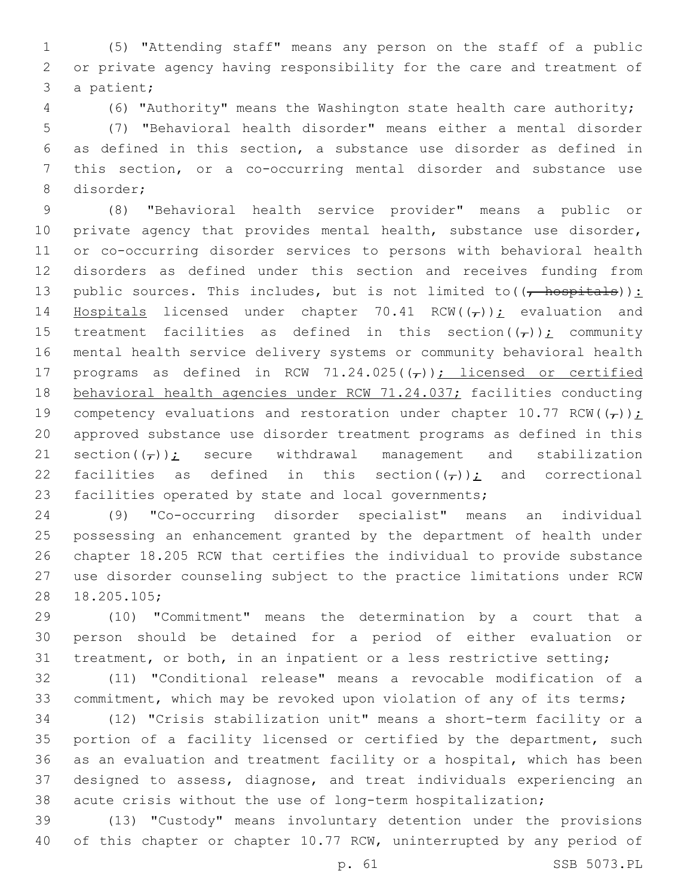(5) "Attending staff" means any person on the staff of a public or private agency having responsibility for the care and treatment of a patient;

(6) "Authority" means the Washington state health care authority;

(7) "Behavioral health disorder" means either a mental disorder as defined in this section, a substance use disorder as defined in this section, or a co-occurring mental disorder and substance use disorder;

(8) "Behavioral health service provider" means a public or private agency that provides mental health, substance use disorder, or co-occurring disorder services to persons with behavioral health disorders as defined under this section and receives funding from public sources. This includes, but is not limited to((~~, hospitals~~)): Hospitals licensed under chapter 70.41 RCW((~~,~~)); evaluation and treatment facilities as defined in this section((~~,~~)); community mental health service delivery systems or community behavioral health programs as defined in RCW 71.24.025((~~,~~)); licensed or certified behavioral health agencies under RCW 71.24.037; facilities conducting competency evaluations and restoration under chapter 10.77 RCW((~~,~~)); approved substance use disorder treatment programs as defined in this section((~~,~~)); secure withdrawal management and stabilization facilities as defined in this section((~~,~~)); and correctional facilities operated by state and local governments;

(9) "Co-occurring disorder specialist" means an individual possessing an enhancement granted by the department of health under chapter 18.205 RCW that certifies the individual to provide substance use disorder counseling subject to the practice limitations under RCW 18.205.105;

(10) "Commitment" means the determination by a court that a person should be detained for a period of either evaluation or treatment, or both, in an inpatient or a less restrictive setting;

(11) "Conditional release" means a revocable modification of a commitment, which may be revoked upon violation of any of its terms;

(12) "Crisis stabilization unit" means a short-term facility or a portion of a facility licensed or certified by the department, such as an evaluation and treatment facility or a hospital, which has been designed to assess, diagnose, and treat individuals experiencing an acute crisis without the use of long-term hospitalization;

(13) "Custody" means involuntary detention under the provisions of this chapter or chapter 10.77 RCW, uninterrupted by any period of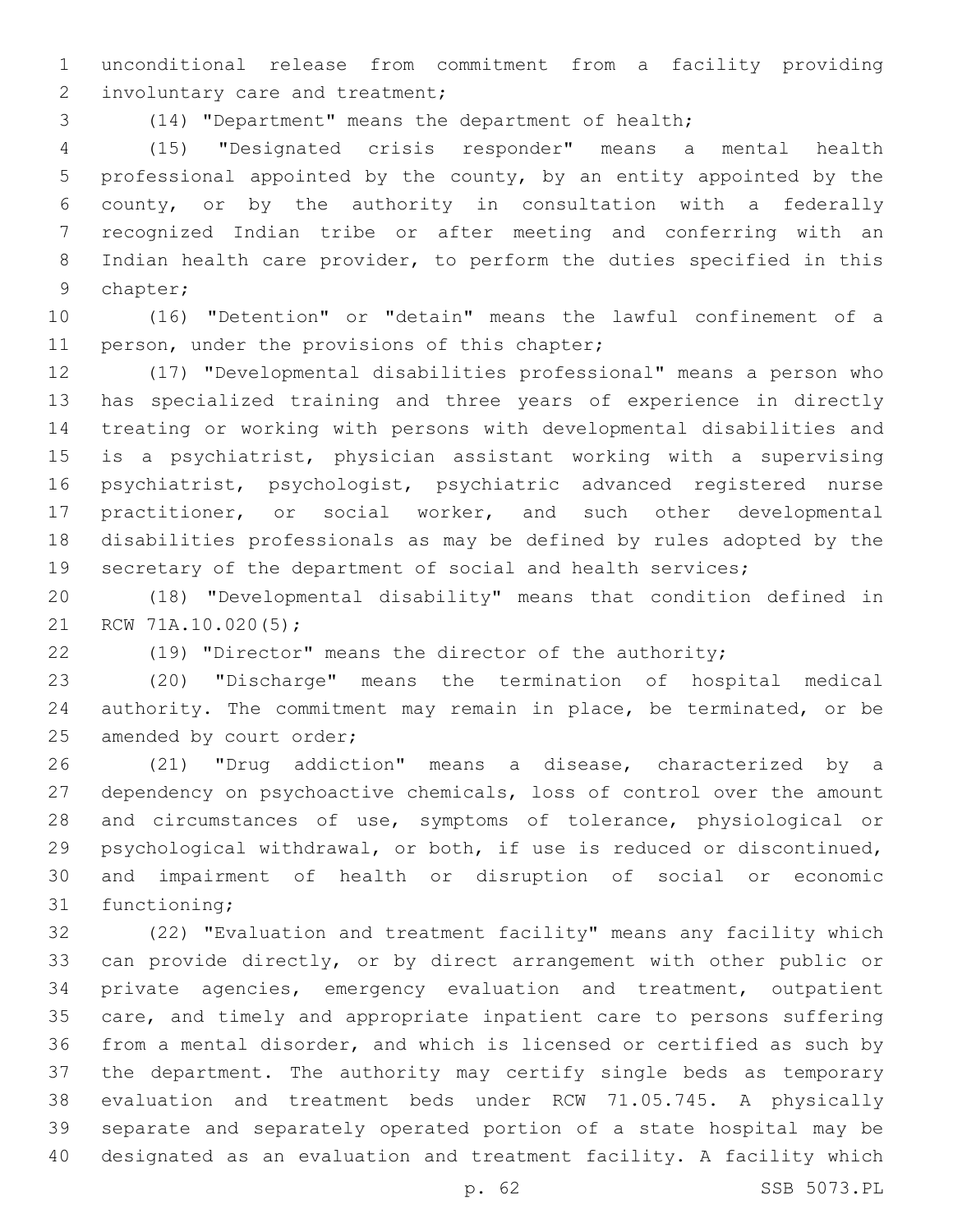unconditional release from commitment from a facility providing involuntary care and treatment;

(14) "Department" means the department of health;

(15) "Designated crisis responder" means a mental health professional appointed by the county, by an entity appointed by the county, or by the authority in consultation with a federally recognized Indian tribe or after meeting and conferring with an Indian health care provider, to perform the duties specified in this chapter;

(16) "Detention" or "detain" means the lawful confinement of a person, under the provisions of this chapter;

(17) "Developmental disabilities professional" means a person who has specialized training and three years of experience in directly treating or working with persons with developmental disabilities and is a psychiatrist, physician assistant working with a supervising psychiatrist, psychologist, psychiatric advanced registered nurse practitioner, or social worker, and such other developmental disabilities professionals as may be defined by rules adopted by the secretary of the department of social and health services;

(18) "Developmental disability" means that condition defined in RCW 71A.10.020(5);

(19) "Director" means the director of the authority;

(20) "Discharge" means the termination of hospital medical authority. The commitment may remain in place, be terminated, or be amended by court order;

(21) "Drug addiction" means a disease, characterized by a dependency on psychoactive chemicals, loss of control over the amount and circumstances of use, symptoms of tolerance, physiological or psychological withdrawal, or both, if use is reduced or discontinued, and impairment of health or disruption of social or economic functioning;

(22) "Evaluation and treatment facility" means any facility which can provide directly, or by direct arrangement with other public or private agencies, emergency evaluation and treatment, outpatient care, and timely and appropriate inpatient care to persons suffering from a mental disorder, and which is licensed or certified as such by the department. The authority may certify single beds as temporary evaluation and treatment beds under RCW 71.05.745. A physically separate and separately operated portion of a state hospital may be designated as an evaluation and treatment facility. A facility which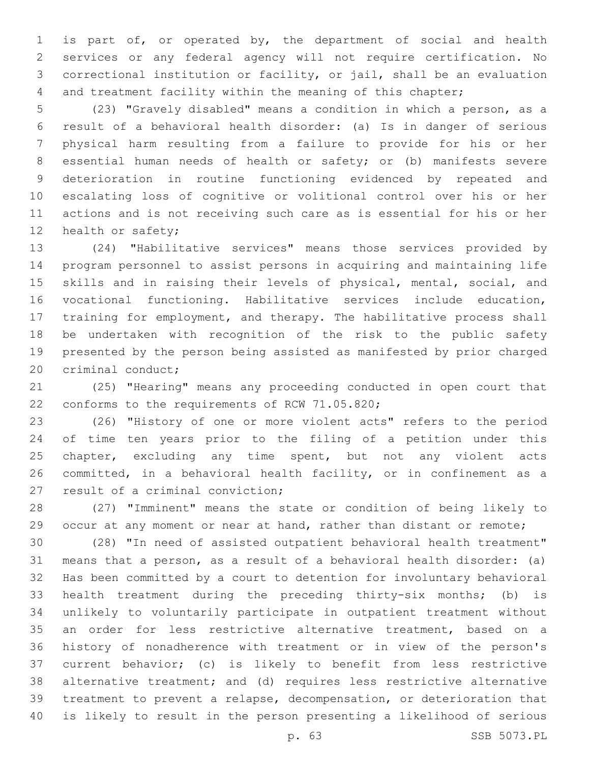is part of, or operated by, the department of social and health services or any federal agency will not require certification. No correctional institution or facility, or jail, shall be an evaluation and treatment facility within the meaning of this chapter;

(23) "Gravely disabled" means a condition in which a person, as a result of a behavioral health disorder: (a) Is in danger of serious physical harm resulting from a failure to provide for his or her essential human needs of health or safety; or (b) manifests severe deterioration in routine functioning evidenced by repeated and escalating loss of cognitive or volitional control over his or her actions and is not receiving such care as is essential for his or her health or safety;

(24) "Habilitative services" means those services provided by program personnel to assist persons in acquiring and maintaining life skills and in raising their levels of physical, mental, social, and vocational functioning. Habilitative services include education, training for employment, and therapy. The habilitative process shall be undertaken with recognition of the risk to the public safety presented by the person being assisted as manifested by prior charged criminal conduct;

(25) "Hearing" means any proceeding conducted in open court that conforms to the requirements of RCW 71.05.820;

(26) "History of one or more violent acts" refers to the period of time ten years prior to the filing of a petition under this chapter, excluding any time spent, but not any violent acts committed, in a behavioral health facility, or in confinement as a result of a criminal conviction;

(27) "Imminent" means the state or condition of being likely to occur at any moment or near at hand, rather than distant or remote;

(28) "In need of assisted outpatient behavioral health treatment" means that a person, as a result of a behavioral health disorder: (a) Has been committed by a court to detention for involuntary behavioral health treatment during the preceding thirty-six months; (b) is unlikely to voluntarily participate in outpatient treatment without an order for less restrictive alternative treatment, based on a history of nonadherence with treatment or in view of the person's current behavior; (c) is likely to benefit from less restrictive alternative treatment; and (d) requires less restrictive alternative treatment to prevent a relapse, decompensation, or deterioration that is likely to result in the person presenting a likelihood of serious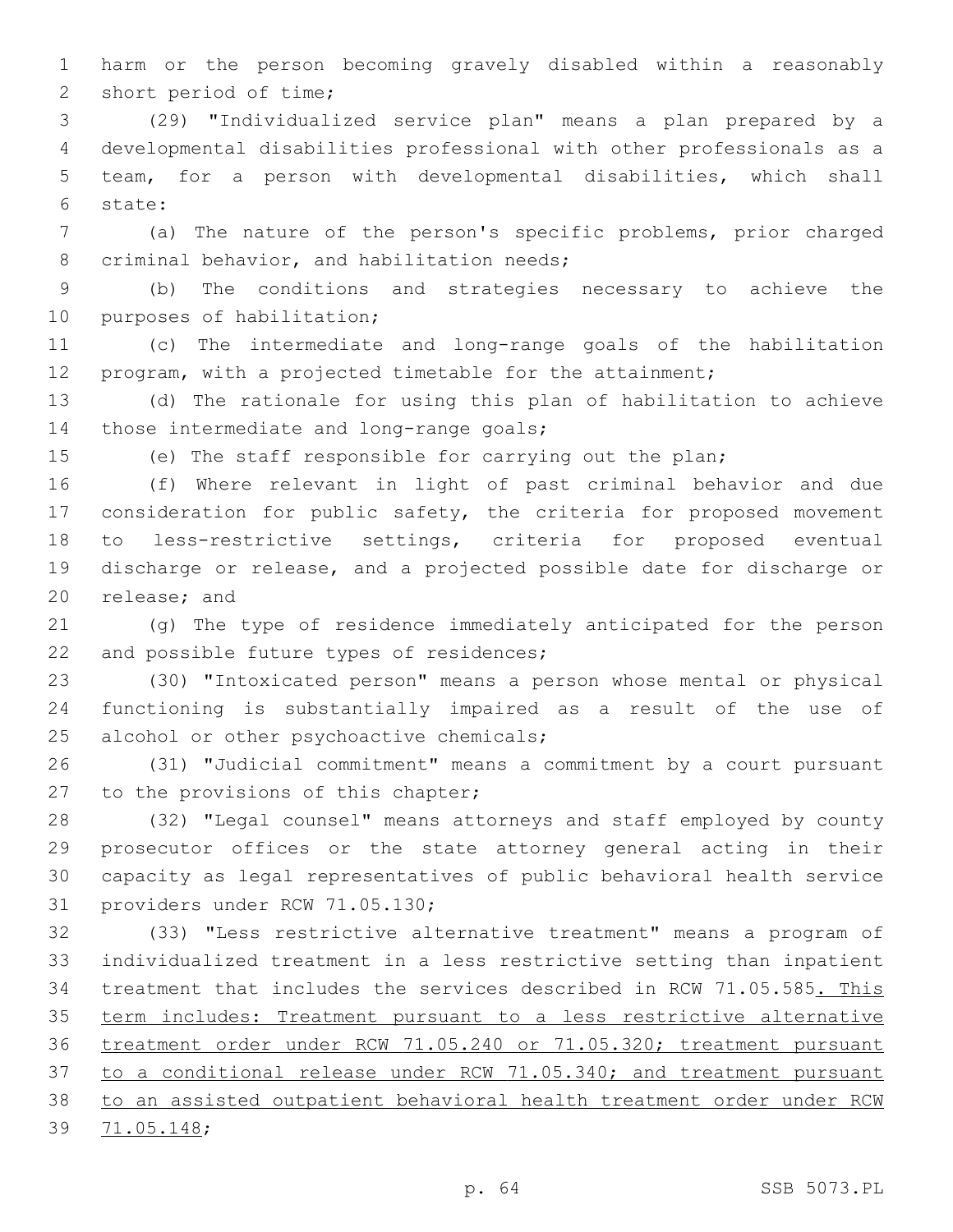harm or the person becoming gravely disabled within a reasonably short period of time;

(29) "Individualized service plan" means a plan prepared by a developmental disabilities professional with other professionals as a team, for a person with developmental disabilities, which shall state:

(a) The nature of the person's specific problems, prior charged criminal behavior, and habilitation needs;

(b) The conditions and strategies necessary to achieve the purposes of habilitation;

(c) The intermediate and long-range goals of the habilitation program, with a projected timetable for the attainment;

(d) The rationale for using this plan of habilitation to achieve those intermediate and long-range goals;

(e) The staff responsible for carrying out the plan;

(f) Where relevant in light of past criminal behavior and due consideration for public safety, the criteria for proposed movement to less-restrictive settings, criteria for proposed eventual discharge or release, and a projected possible date for discharge or release; and

(g) The type of residence immediately anticipated for the person and possible future types of residences;

(30) "Intoxicated person" means a person whose mental or physical functioning is substantially impaired as a result of the use of alcohol or other psychoactive chemicals;

(31) "Judicial commitment" means a commitment by a court pursuant to the provisions of this chapter;

(32) "Legal counsel" means attorneys and staff employed by county prosecutor offices or the state attorney general acting in their capacity as legal representatives of public behavioral health service providers under RCW 71.05.130;

(33) "Less restrictive alternative treatment" means a program of individualized treatment in a less restrictive setting than inpatient treatment that includes the services described in RCW 71.05.585. This term includes: Treatment pursuant to a less restrictive alternative treatment order under RCW 71.05.240 or 71.05.320; treatment pursuant to a conditional release under RCW 71.05.340; and treatment pursuant to an assisted outpatient behavioral health treatment order under RCW 71.05.148;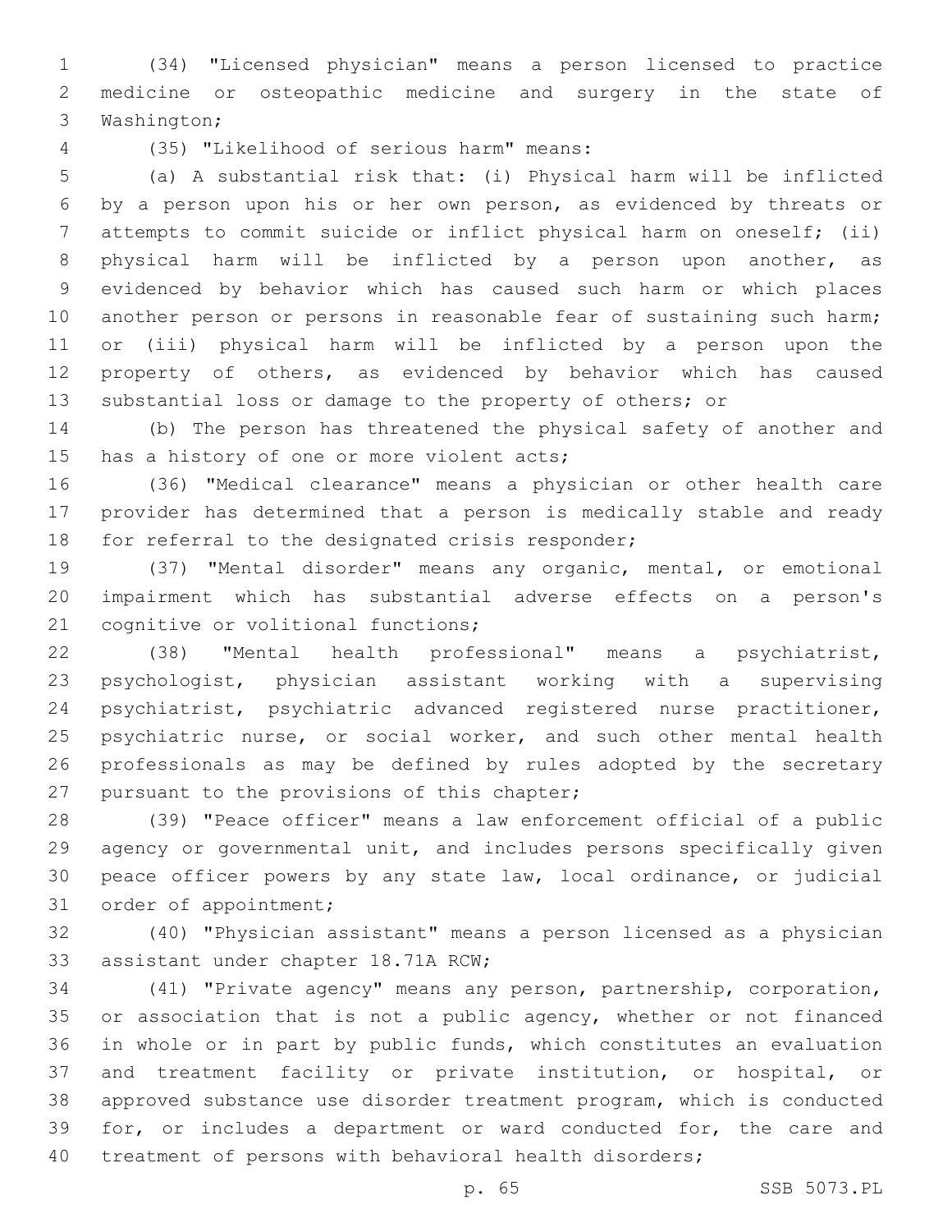(34) "Licensed physician" means a person licensed to practice medicine or osteopathic medicine and surgery in the state of Washington;

(35) "Likelihood of serious harm" means:

(a) A substantial risk that: (i) Physical harm will be inflicted by a person upon his or her own person, as evidenced by threats or attempts to commit suicide or inflict physical harm on oneself; (ii) physical harm will be inflicted by a person upon another, as evidenced by behavior which has caused such harm or which places another person or persons in reasonable fear of sustaining such harm; or (iii) physical harm will be inflicted by a person upon the property of others, as evidenced by behavior which has caused substantial loss or damage to the property of others; or

(b) The person has threatened the physical safety of another and has a history of one or more violent acts;

(36) "Medical clearance" means a physician or other health care provider has determined that a person is medically stable and ready for referral to the designated crisis responder;

(37) "Mental disorder" means any organic, mental, or emotional impairment which has substantial adverse effects on a person's cognitive or volitional functions;

(38) "Mental health professional" means a psychiatrist, psychologist, physician assistant working with a supervising psychiatrist, psychiatric advanced registered nurse practitioner, psychiatric nurse, or social worker, and such other mental health professionals as may be defined by rules adopted by the secretary pursuant to the provisions of this chapter;

(39) "Peace officer" means a law enforcement official of a public agency or governmental unit, and includes persons specifically given peace officer powers by any state law, local ordinance, or judicial order of appointment;

(40) "Physician assistant" means a person licensed as a physician assistant under chapter 18.71A RCW;

(41) "Private agency" means any person, partnership, corporation, or association that is not a public agency, whether or not financed in whole or in part by public funds, which constitutes an evaluation and treatment facility or private institution, or hospital, or approved substance use disorder treatment program, which is conducted for, or includes a department or ward conducted for, the care and treatment of persons with behavioral health disorders;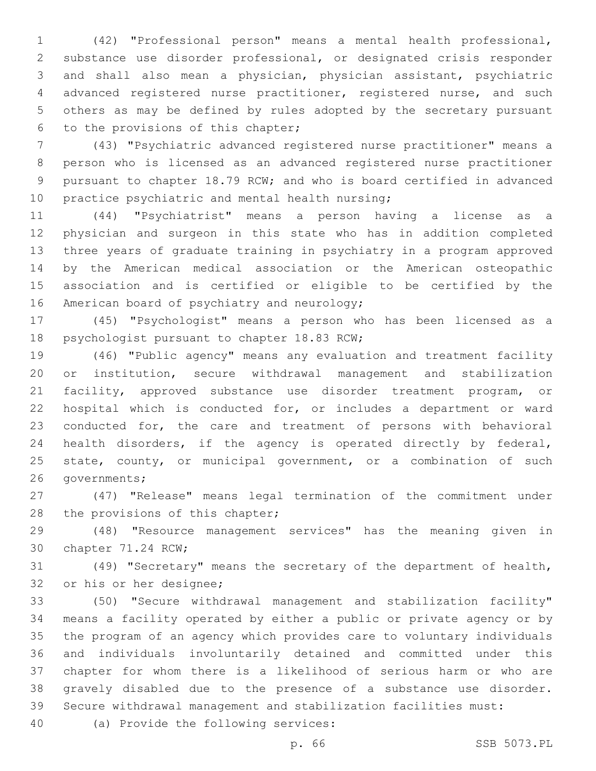(42) "Professional person" means a mental health professional, substance use disorder professional, or designated crisis responder and shall also mean a physician, physician assistant, psychiatric advanced registered nurse practitioner, registered nurse, and such others as may be defined by rules adopted by the secretary pursuant to the provisions of this chapter;

(43) "Psychiatric advanced registered nurse practitioner" means a person who is licensed as an advanced registered nurse practitioner pursuant to chapter 18.79 RCW; and who is board certified in advanced practice psychiatric and mental health nursing;

(44) "Psychiatrist" means a person having a license as a physician and surgeon in this state who has in addition completed three years of graduate training in psychiatry in a program approved by the American medical association or the American osteopathic association and is certified or eligible to be certified by the American board of psychiatry and neurology;

(45) "Psychologist" means a person who has been licensed as a psychologist pursuant to chapter 18.83 RCW;

(46) "Public agency" means any evaluation and treatment facility or institution, secure withdrawal management and stabilization facility, approved substance use disorder treatment program, or hospital which is conducted for, or includes a department or ward conducted for, the care and treatment of persons with behavioral health disorders, if the agency is operated directly by federal, state, county, or municipal government, or a combination of such governments;

(47) "Release" means legal termination of the commitment under the provisions of this chapter;

(48) "Resource management services" has the meaning given in chapter 71.24 RCW;

(49) "Secretary" means the secretary of the department of health, or his or her designee;

(50) "Secure withdrawal management and stabilization facility" means a facility operated by either a public or private agency or by the program of an agency which provides care to voluntary individuals and individuals involuntarily detained and committed under this chapter for whom there is a likelihood of serious harm or who are gravely disabled due to the presence of a substance use disorder. Secure withdrawal management and stabilization facilities must:

(a) Provide the following services: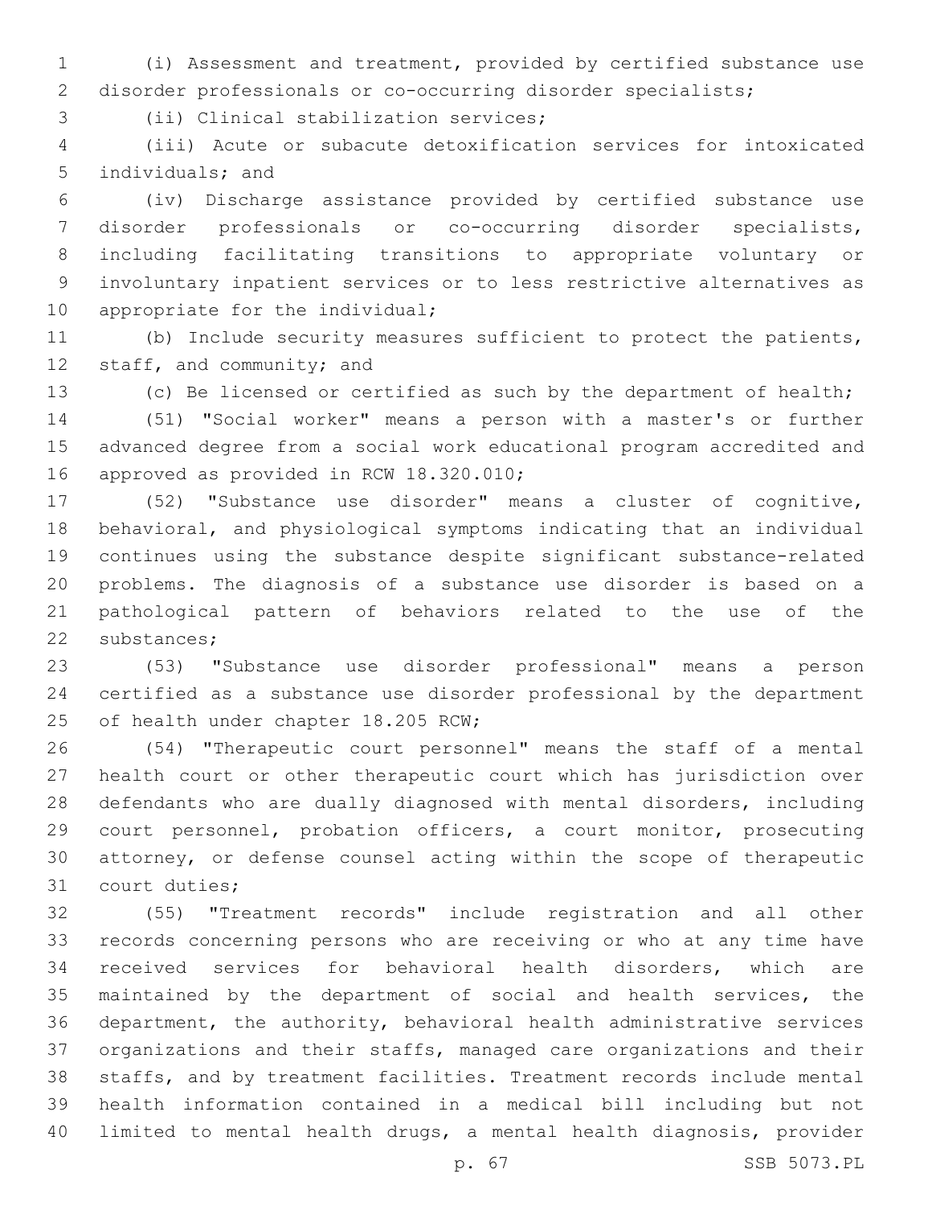(i) Assessment and treatment, provided by certified substance use disorder professionals or co-occurring disorder specialists;

(ii) Clinical stabilization services;

(iii) Acute or subacute detoxification services for intoxicated individuals; and

(iv) Discharge assistance provided by certified substance use disorder professionals or co-occurring disorder specialists, including facilitating transitions to appropriate voluntary or involuntary inpatient services or to less restrictive alternatives as appropriate for the individual;

(b) Include security measures sufficient to protect the patients, staff, and community; and

(c) Be licensed or certified as such by the department of health;

(51) "Social worker" means a person with a master's or further advanced degree from a social work educational program accredited and approved as provided in RCW 18.320.010;

(52) "Substance use disorder" means a cluster of cognitive, behavioral, and physiological symptoms indicating that an individual continues using the substance despite significant substance-related problems. The diagnosis of a substance use disorder is based on a pathological pattern of behaviors related to the use of the substances;

(53) "Substance use disorder professional" means a person certified as a substance use disorder professional by the department of health under chapter 18.205 RCW;

(54) "Therapeutic court personnel" means the staff of a mental health court or other therapeutic court which has jurisdiction over defendants who are dually diagnosed with mental disorders, including court personnel, probation officers, a court monitor, prosecuting attorney, or defense counsel acting within the scope of therapeutic court duties;

(55) "Treatment records" include registration and all other records concerning persons who are receiving or who at any time have received services for behavioral health disorders, which are maintained by the department of social and health services, the department, the authority, behavioral health administrative services organizations and their staffs, managed care organizations and their staffs, and by treatment facilities. Treatment records include mental health information contained in a medical bill including but not limited to mental health drugs, a mental health diagnosis, provider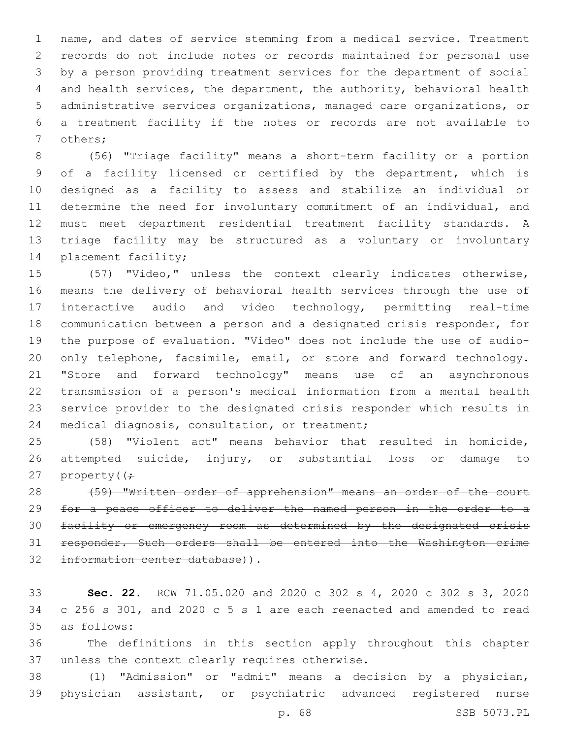name, and dates of service stemming from a medical service. Treatment records do not include notes or records maintained for personal use by a person providing treatment services for the department of social and health services, the department, the authority, behavioral health administrative services organizations, managed care organizations, or a treatment facility if the notes or records are not available to others;

(56) "Triage facility" means a short-term facility or a portion of a facility licensed or certified by the department, which is designed as a facility to assess and stabilize an individual or determine the need for involuntary commitment of an individual, and must meet department residential treatment facility standards. A triage facility may be structured as a voluntary or involuntary placement facility;

(57) "Video," unless the context clearly indicates otherwise, means the delivery of behavioral health services through the use of interactive audio and video technology, permitting real-time communication between a person and a designated crisis responder, for the purpose of evaluation. "Video" does not include the use of audio-only telephone, facsimile, email, or store and forward technology. "Store and forward technology" means use of an asynchronous transmission of a person's medical information from a mental health service provider to the designated crisis responder which results in medical diagnosis, consultation, or treatment;

(58) "Violent act" means behavior that resulted in homicide, attempted suicide, injury, or substantial loss or damage to property((~~;~~

~~(59) "Written order of apprehension" means an order of the court for a peace officer to deliver the named person in the order to a facility or emergency room as determined by the designated crisis responder. Such orders shall be entered into the Washington crime information center database~~)).

**Sec. 22.** RCW 71.05.020 and 2020 c 302 s 4, 2020 c 302 s 3, 2020 c 256 s 301, and 2020 c 5 s 1 are each reenacted and amended to read as follows:

The definitions in this section apply throughout this chapter unless the context clearly requires otherwise.

(1) "Admission" or "admit" means a decision by a physician, physician assistant, or psychiatric advanced registered nurse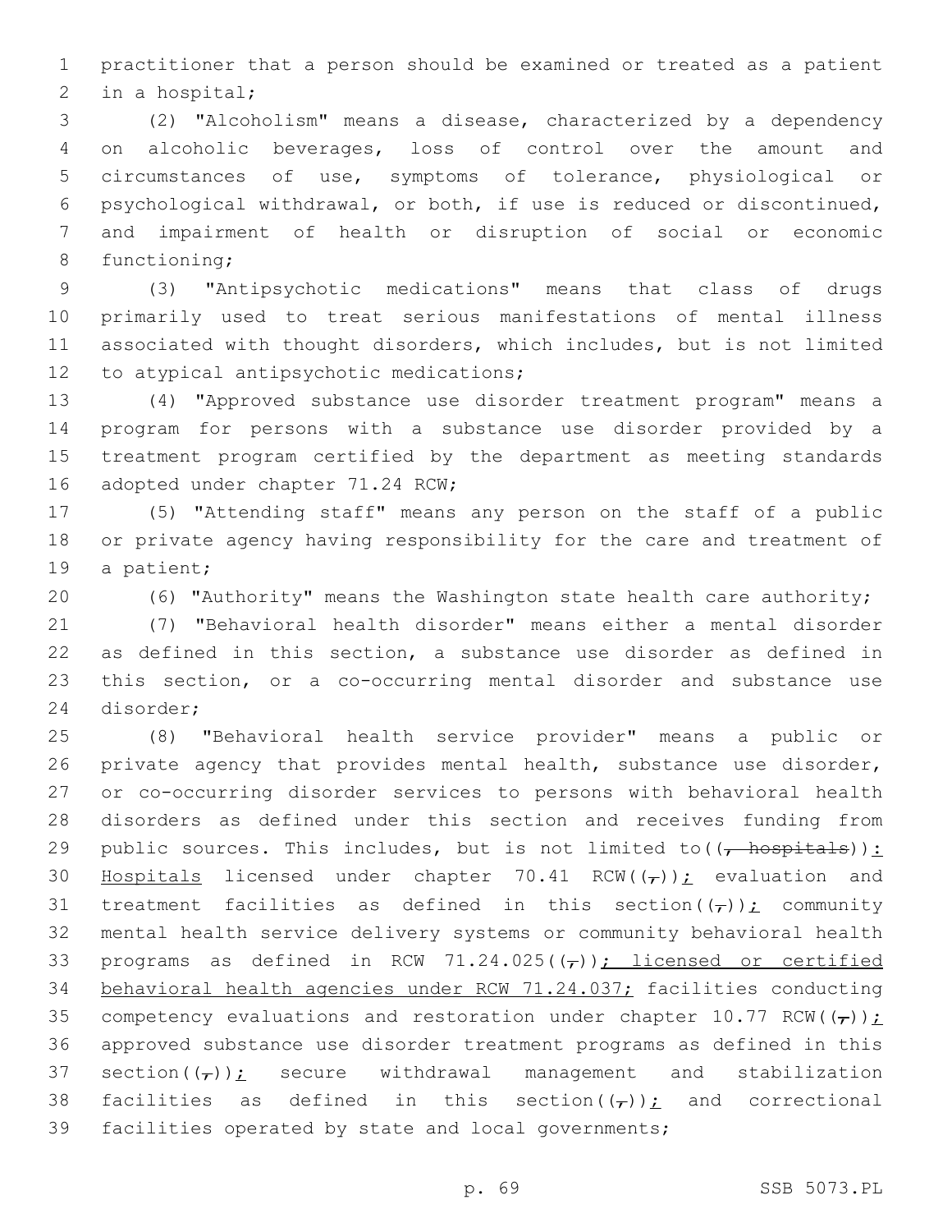practitioner that a person should be examined or treated as a patient in a hospital;

(2) "Alcoholism" means a disease, characterized by a dependency on alcoholic beverages, loss of control over the amount and circumstances of use, symptoms of tolerance, physiological or psychological withdrawal, or both, if use is reduced or discontinued, and impairment of health or disruption of social or economic functioning;

(3) "Antipsychotic medications" means that class of drugs primarily used to treat serious manifestations of mental illness associated with thought disorders, which includes, but is not limited to atypical antipsychotic medications;

(4) "Approved substance use disorder treatment program" means a program for persons with a substance use disorder provided by a treatment program certified by the department as meeting standards adopted under chapter 71.24 RCW;

(5) "Attending staff" means any person on the staff of a public or private agency having responsibility for the care and treatment of a patient;

(6) "Authority" means the Washington state health care authority;

(7) "Behavioral health disorder" means either a mental disorder as defined in this section, a substance use disorder as defined in this section, or a co-occurring mental disorder and substance use disorder;

(8) "Behavioral health service provider" means a public or private agency that provides mental health, substance use disorder, or co-occurring disorder services to persons with behavioral health disorders as defined under this section and receives funding from public sources. This includes, but is not limited to((~~, hospitals~~)): <u>Hospitals</u> licensed under chapter 70.41 RCW((~~,~~))<u>;</u> evaluation and treatment facilities as defined in this section((~~,~~))<u>;</u> community mental health service delivery systems or community behavioral health programs as defined in RCW 71.24.025((~~,~~))<u>; licensed or certified behavioral health agencies under RCW 71.24.037;</u> facilities conducting competency evaluations and restoration under chapter 10.77 RCW((~~,~~))<u>;</u> approved substance use disorder treatment programs as defined in this section((~~,~~))<u>;</u> secure withdrawal management and stabilization facilities as defined in this section((~~,~~))<u>;</u> and correctional facilities operated by state and local governments;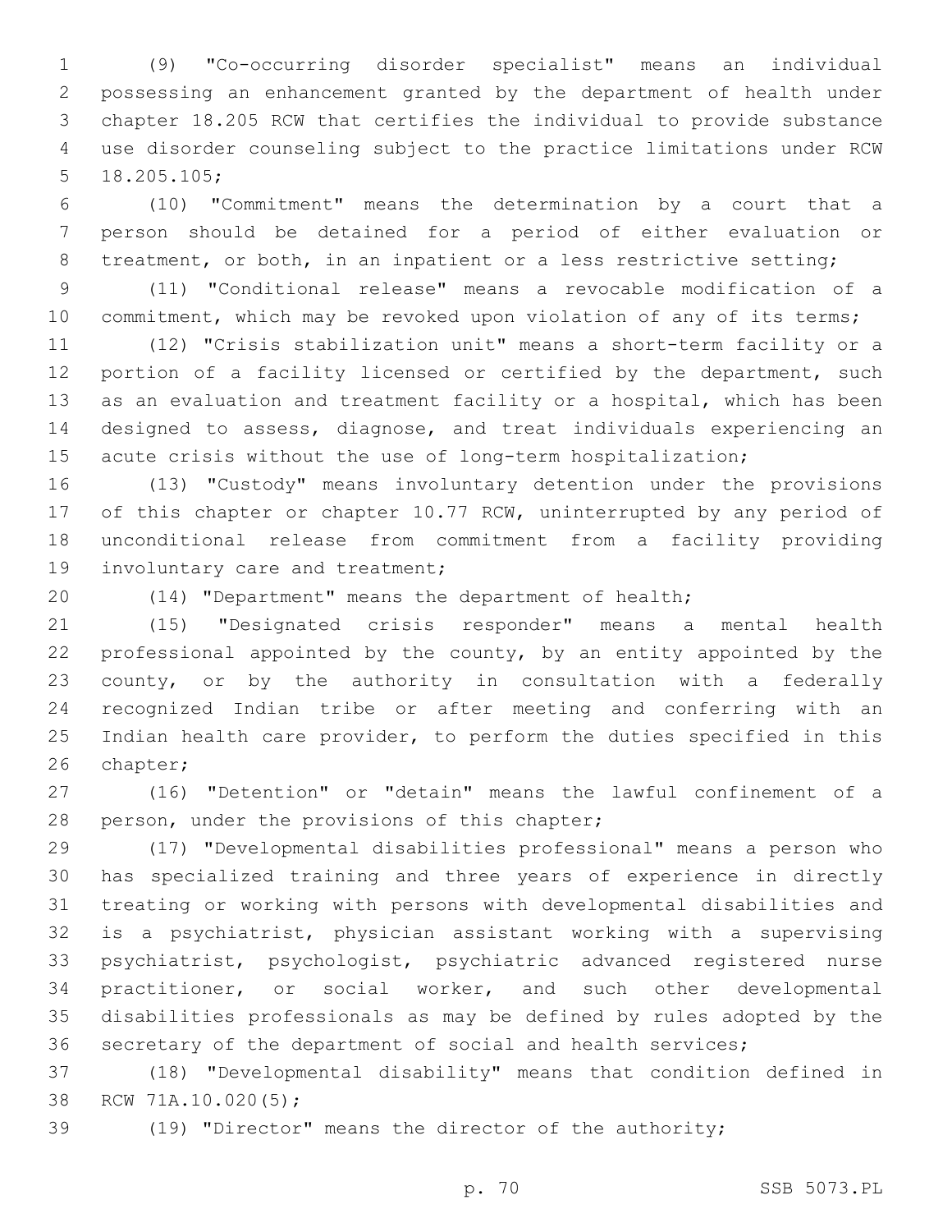(9) "Co-occurring disorder specialist" means an individual possessing an enhancement granted by the department of health under chapter 18.205 RCW that certifies the individual to provide substance use disorder counseling subject to the practice limitations under RCW 18.205.105;

(10) "Commitment" means the determination by a court that a person should be detained for a period of either evaluation or treatment, or both, in an inpatient or a less restrictive setting;

(11) "Conditional release" means a revocable modification of a commitment, which may be revoked upon violation of any of its terms;

(12) "Crisis stabilization unit" means a short-term facility or a portion of a facility licensed or certified by the department, such as an evaluation and treatment facility or a hospital, which has been designed to assess, diagnose, and treat individuals experiencing an acute crisis without the use of long-term hospitalization;

(13) "Custody" means involuntary detention under the provisions of this chapter or chapter 10.77 RCW, uninterrupted by any period of unconditional release from commitment from a facility providing involuntary care and treatment;

(14) "Department" means the department of health;

(15) "Designated crisis responder" means a mental health professional appointed by the county, by an entity appointed by the county, or by the authority in consultation with a federally recognized Indian tribe or after meeting and conferring with an Indian health care provider, to perform the duties specified in this chapter;

(16) "Detention" or "detain" means the lawful confinement of a person, under the provisions of this chapter;

(17) "Developmental disabilities professional" means a person who has specialized training and three years of experience in directly treating or working with persons with developmental disabilities and is a psychiatrist, physician assistant working with a supervising psychiatrist, psychologist, psychiatric advanced registered nurse practitioner, or social worker, and such other developmental disabilities professionals as may be defined by rules adopted by the secretary of the department of social and health services;

(18) "Developmental disability" means that condition defined in RCW 71A.10.020(5);

(19) "Director" means the director of the authority;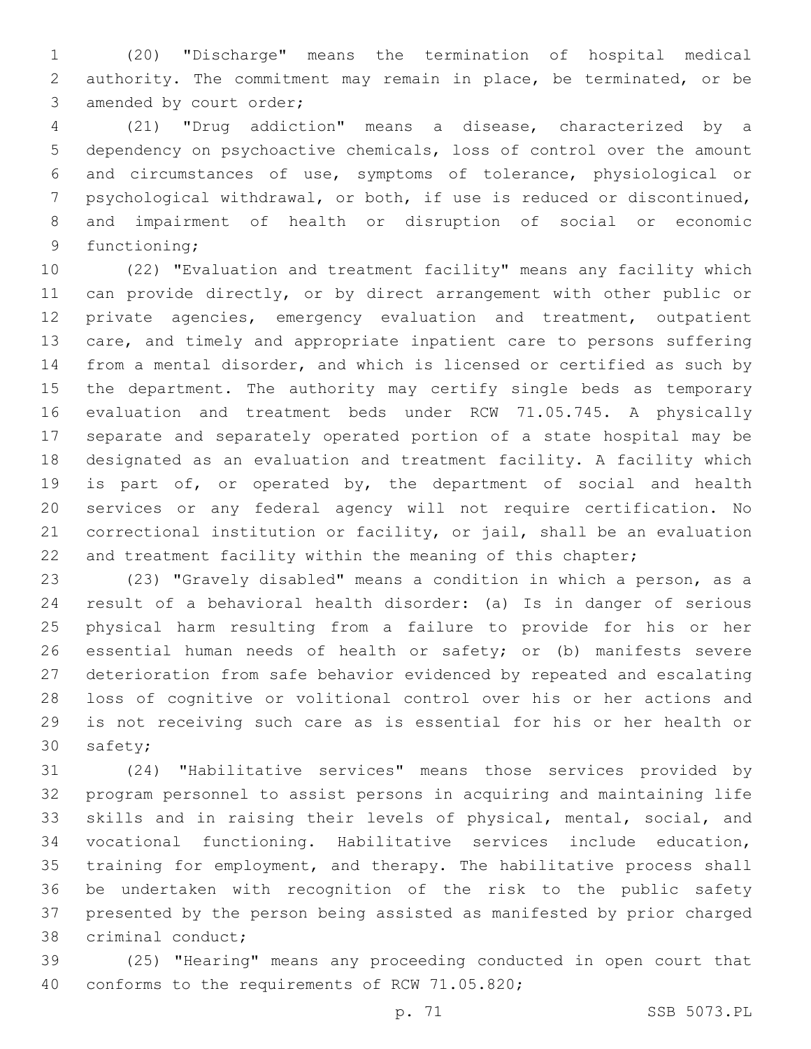(20) "Discharge" means the termination of hospital medical authority. The commitment may remain in place, be terminated, or be amended by court order;

(21) "Drug addiction" means a disease, characterized by a dependency on psychoactive chemicals, loss of control over the amount and circumstances of use, symptoms of tolerance, physiological or psychological withdrawal, or both, if use is reduced or discontinued, and impairment of health or disruption of social or economic functioning;

(22) "Evaluation and treatment facility" means any facility which can provide directly, or by direct arrangement with other public or private agencies, emergency evaluation and treatment, outpatient care, and timely and appropriate inpatient care to persons suffering from a mental disorder, and which is licensed or certified as such by the department. The authority may certify single beds as temporary evaluation and treatment beds under RCW 71.05.745. A physically separate and separately operated portion of a state hospital may be designated as an evaluation and treatment facility. A facility which is part of, or operated by, the department of social and health services or any federal agency will not require certification. No correctional institution or facility, or jail, shall be an evaluation and treatment facility within the meaning of this chapter;

(23) "Gravely disabled" means a condition in which a person, as a result of a behavioral health disorder: (a) Is in danger of serious physical harm resulting from a failure to provide for his or her essential human needs of health or safety; or (b) manifests severe deterioration from safe behavior evidenced by repeated and escalating loss of cognitive or volitional control over his or her actions and is not receiving such care as is essential for his or her health or safety;

(24) "Habilitative services" means those services provided by program personnel to assist persons in acquiring and maintaining life skills and in raising their levels of physical, mental, social, and vocational functioning. Habilitative services include education, training for employment, and therapy. The habilitative process shall be undertaken with recognition of the risk to the public safety presented by the person being assisted as manifested by prior charged criminal conduct;

(25) "Hearing" means any proceeding conducted in open court that conforms to the requirements of RCW 71.05.820;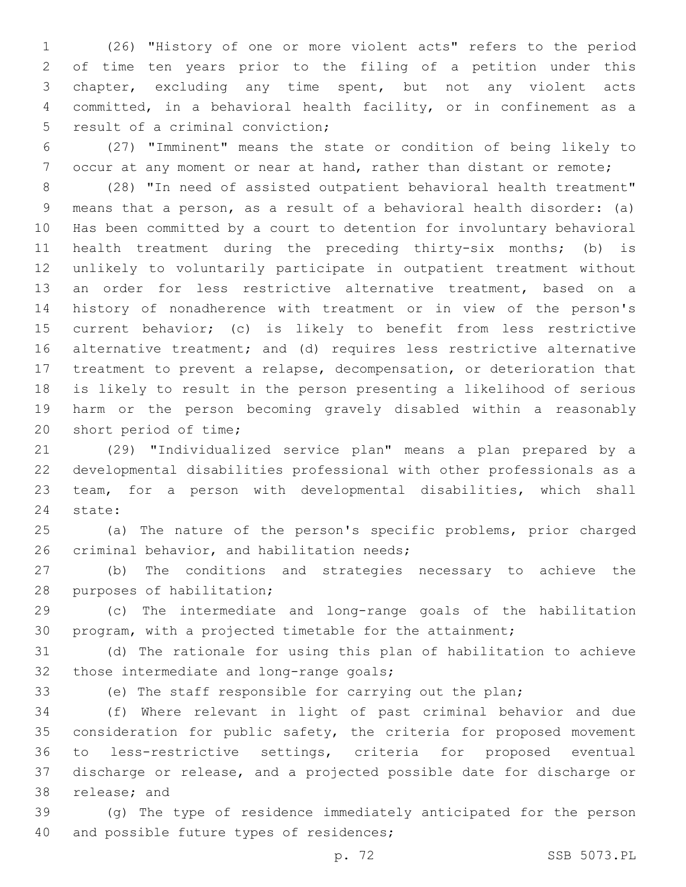(26) "History of one or more violent acts" refers to the period of time ten years prior to the filing of a petition under this chapter, excluding any time spent, but not any violent acts committed, in a behavioral health facility, or in confinement as a result of a criminal conviction;

(27) "Imminent" means the state or condition of being likely to occur at any moment or near at hand, rather than distant or remote;

(28) "In need of assisted outpatient behavioral health treatment" means that a person, as a result of a behavioral health disorder: (a) Has been committed by a court to detention for involuntary behavioral health treatment during the preceding thirty-six months; (b) is unlikely to voluntarily participate in outpatient treatment without an order for less restrictive alternative treatment, based on a history of nonadherence with treatment or in view of the person's current behavior; (c) is likely to benefit from less restrictive alternative treatment; and (d) requires less restrictive alternative treatment to prevent a relapse, decompensation, or deterioration that is likely to result in the person presenting a likelihood of serious harm or the person becoming gravely disabled within a reasonably short period of time;

(29) "Individualized service plan" means a plan prepared by a developmental disabilities professional with other professionals as a team, for a person with developmental disabilities, which shall state:

(a) The nature of the person's specific problems, prior charged criminal behavior, and habilitation needs;

(b) The conditions and strategies necessary to achieve the purposes of habilitation;

(c) The intermediate and long-range goals of the habilitation program, with a projected timetable for the attainment;

(d) The rationale for using this plan of habilitation to achieve those intermediate and long-range goals;

(e) The staff responsible for carrying out the plan;

(f) Where relevant in light of past criminal behavior and due consideration for public safety, the criteria for proposed movement to less-restrictive settings, criteria for proposed eventual discharge or release, and a projected possible date for discharge or release; and

(g) The type of residence immediately anticipated for the person and possible future types of residences;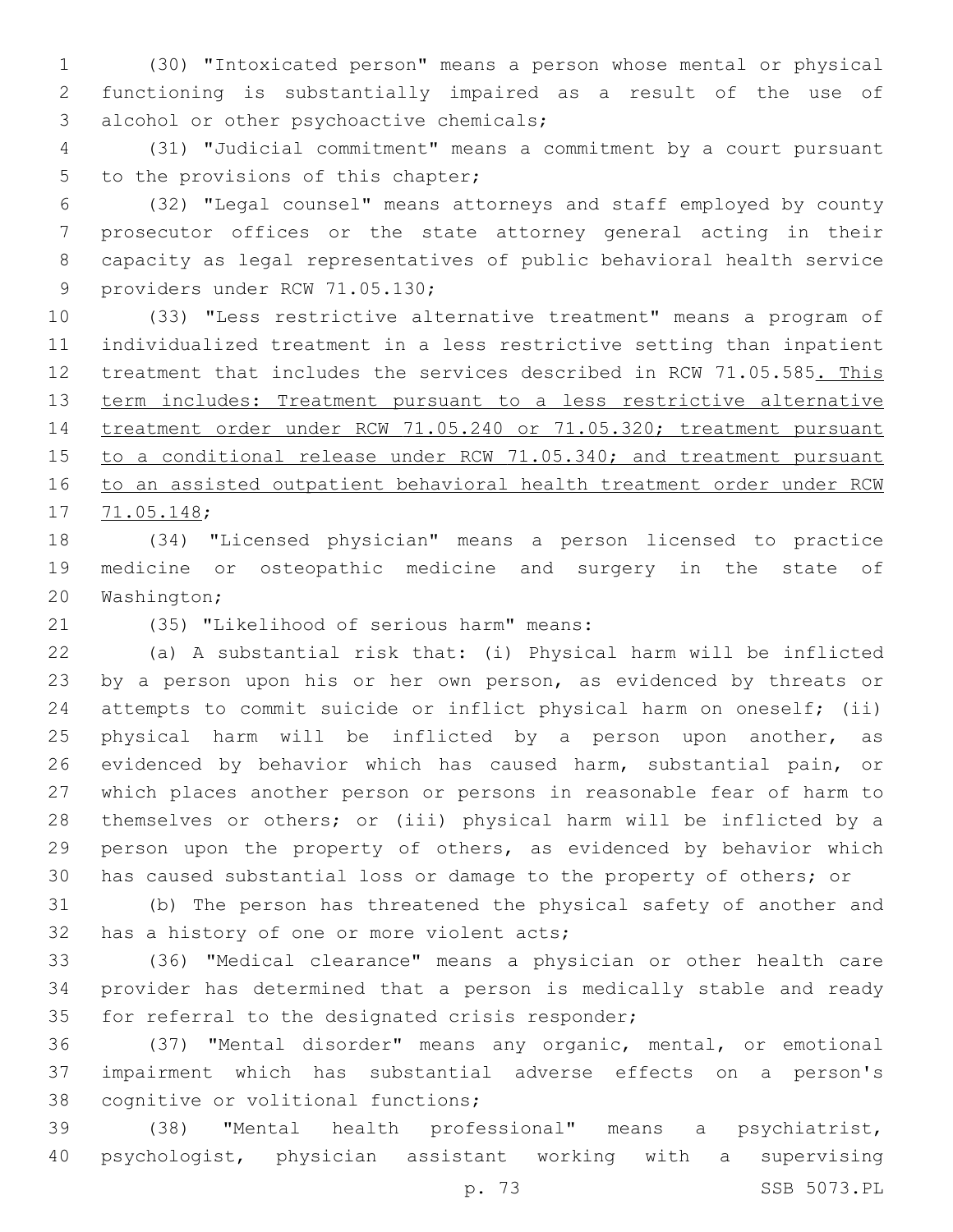(30) "Intoxicated person" means a person whose mental or physical functioning is substantially impaired as a result of the use of alcohol or other psychoactive chemicals;

(31) "Judicial commitment" means a commitment by a court pursuant to the provisions of this chapter;

(32) "Legal counsel" means attorneys and staff employed by county prosecutor offices or the state attorney general acting in their capacity as legal representatives of public behavioral health service providers under RCW 71.05.130;

(33) "Less restrictive alternative treatment" means a program of individualized treatment in a less restrictive setting than inpatient treatment that includes the services described in RCW 71.05.585. This term includes: Treatment pursuant to a less restrictive alternative treatment order under RCW 71.05.240 or 71.05.320; treatment pursuant to a conditional release under RCW 71.05.340; and treatment pursuant to an assisted outpatient behavioral health treatment order under RCW 71.05.148;

(34) "Licensed physician" means a person licensed to practice medicine or osteopathic medicine and surgery in the state of Washington;

(35) "Likelihood of serious harm" means:

(a) A substantial risk that: (i) Physical harm will be inflicted by a person upon his or her own person, as evidenced by threats or attempts to commit suicide or inflict physical harm on oneself; (ii) physical harm will be inflicted by a person upon another, as evidenced by behavior which has caused harm, substantial pain, or which places another person or persons in reasonable fear of harm to themselves or others; or (iii) physical harm will be inflicted by a person upon the property of others, as evidenced by behavior which has caused substantial loss or damage to the property of others; or

(b) The person has threatened the physical safety of another and has a history of one or more violent acts;

(36) "Medical clearance" means a physician or other health care provider has determined that a person is medically stable and ready for referral to the designated crisis responder;

(37) "Mental disorder" means any organic, mental, or emotional impairment which has substantial adverse effects on a person's cognitive or volitional functions;

(38) "Mental health professional" means a psychiatrist, psychologist, physician assistant working with a supervising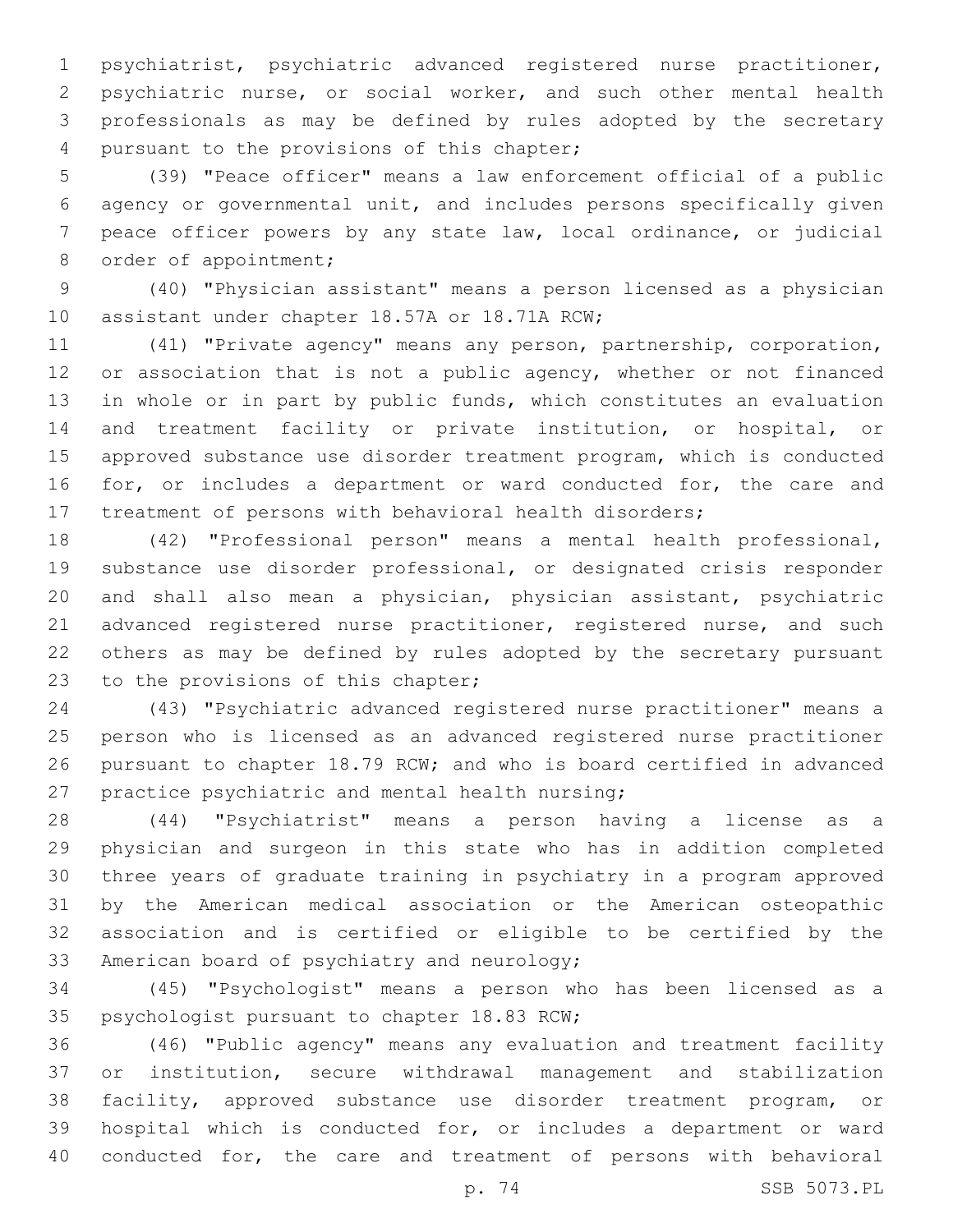psychiatrist, psychiatric advanced registered nurse practitioner, psychiatric nurse, or social worker, and such other mental health professionals as may be defined by rules adopted by the secretary pursuant to the provisions of this chapter;

(39) "Peace officer" means a law enforcement official of a public agency or governmental unit, and includes persons specifically given peace officer powers by any state law, local ordinance, or judicial order of appointment;

(40) "Physician assistant" means a person licensed as a physician assistant under chapter 18.57A or 18.71A RCW;

(41) "Private agency" means any person, partnership, corporation, or association that is not a public agency, whether or not financed in whole or in part by public funds, which constitutes an evaluation and treatment facility or private institution, or hospital, or approved substance use disorder treatment program, which is conducted for, or includes a department or ward conducted for, the care and treatment of persons with behavioral health disorders;

(42) "Professional person" means a mental health professional, substance use disorder professional, or designated crisis responder and shall also mean a physician, physician assistant, psychiatric advanced registered nurse practitioner, registered nurse, and such others as may be defined by rules adopted by the secretary pursuant to the provisions of this chapter;

(43) "Psychiatric advanced registered nurse practitioner" means a person who is licensed as an advanced registered nurse practitioner pursuant to chapter 18.79 RCW; and who is board certified in advanced practice psychiatric and mental health nursing;

(44) "Psychiatrist" means a person having a license as a physician and surgeon in this state who has in addition completed three years of graduate training in psychiatry in a program approved by the American medical association or the American osteopathic association and is certified or eligible to be certified by the American board of psychiatry and neurology;

(45) "Psychologist" means a person who has been licensed as a psychologist pursuant to chapter 18.83 RCW;

(46) "Public agency" means any evaluation and treatment facility or institution, secure withdrawal management and stabilization facility, approved substance use disorder treatment program, or hospital which is conducted for, or includes a department or ward conducted for, the care and treatment of persons with behavioral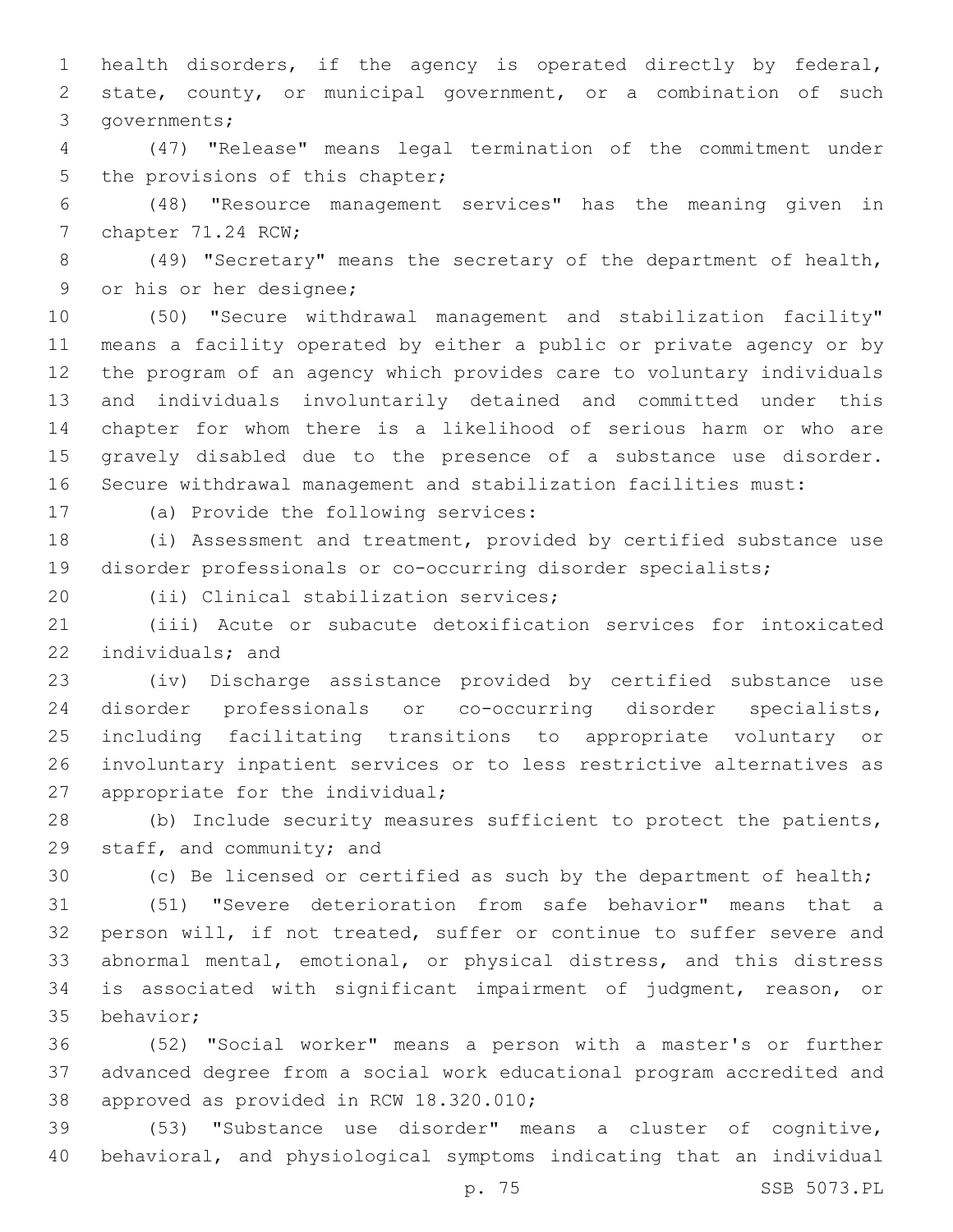health disorders, if the agency is operated directly by federal, state, county, or municipal government, or a combination of such governments;

(47) "Release" means legal termination of the commitment under the provisions of this chapter;

(48) "Resource management services" has the meaning given in chapter 71.24 RCW;

(49) "Secretary" means the secretary of the department of health, or his or her designee;

(50) "Secure withdrawal management and stabilization facility" means a facility operated by either a public or private agency or by the program of an agency which provides care to voluntary individuals and individuals involuntarily detained and committed under this chapter for whom there is a likelihood of serious harm or who are gravely disabled due to the presence of a substance use disorder. Secure withdrawal management and stabilization facilities must:

(a) Provide the following services:

(i) Assessment and treatment, provided by certified substance use disorder professionals or co-occurring disorder specialists;

(ii) Clinical stabilization services;

(iii) Acute or subacute detoxification services for intoxicated individuals; and

(iv) Discharge assistance provided by certified substance use disorder professionals or co-occurring disorder specialists, including facilitating transitions to appropriate voluntary or involuntary inpatient services or to less restrictive alternatives as appropriate for the individual;

(b) Include security measures sufficient to protect the patients, staff, and community; and

(c) Be licensed or certified as such by the department of health;

(51) "Severe deterioration from safe behavior" means that a person will, if not treated, suffer or continue to suffer severe and abnormal mental, emotional, or physical distress, and this distress is associated with significant impairment of judgment, reason, or behavior;

(52) "Social worker" means a person with a master's or further advanced degree from a social work educational program accredited and approved as provided in RCW 18.320.010;

(53) "Substance use disorder" means a cluster of cognitive, behavioral, and physiological symptoms indicating that an individual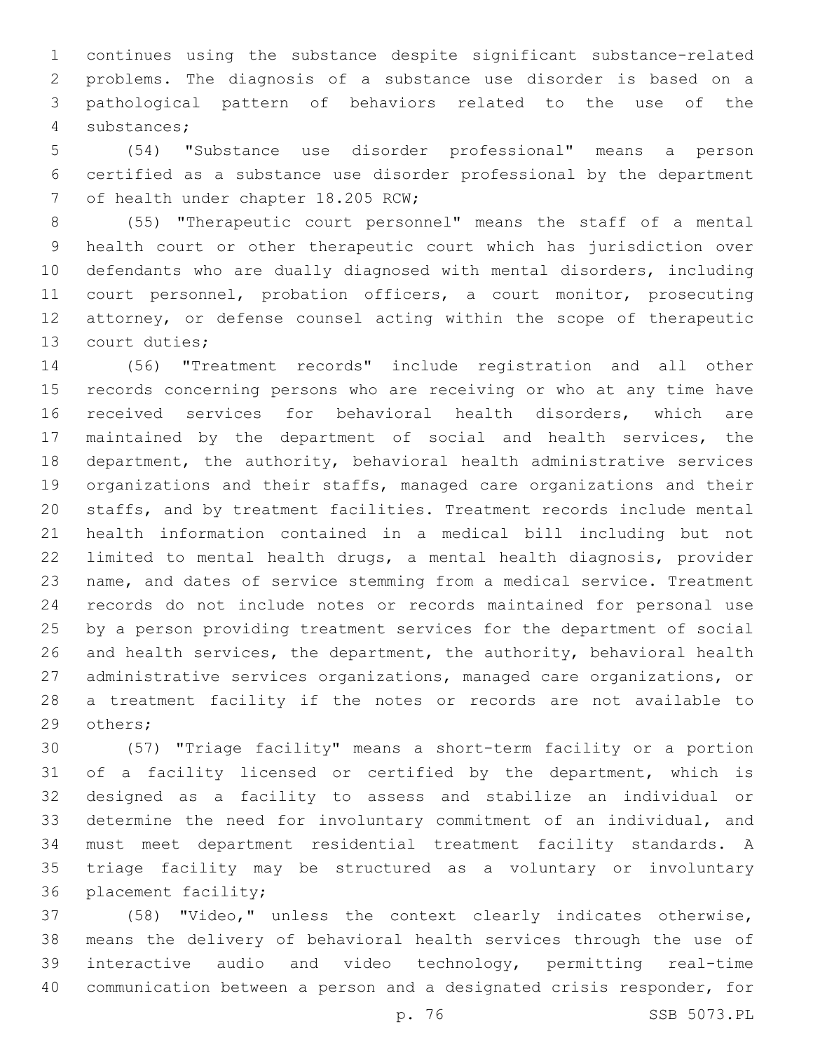continues using the substance despite significant substance-related problems. The diagnosis of a substance use disorder is based on a pathological pattern of behaviors related to the use of the substances;

(54) "Substance use disorder professional" means a person certified as a substance use disorder professional by the department of health under chapter 18.205 RCW;

(55) "Therapeutic court personnel" means the staff of a mental health court or other therapeutic court which has jurisdiction over defendants who are dually diagnosed with mental disorders, including court personnel, probation officers, a court monitor, prosecuting attorney, or defense counsel acting within the scope of therapeutic court duties;

(56) "Treatment records" include registration and all other records concerning persons who are receiving or who at any time have received services for behavioral health disorders, which are maintained by the department of social and health services, the department, the authority, behavioral health administrative services organizations and their staffs, managed care organizations and their staffs, and by treatment facilities. Treatment records include mental health information contained in a medical bill including but not limited to mental health drugs, a mental health diagnosis, provider name, and dates of service stemming from a medical service. Treatment records do not include notes or records maintained for personal use by a person providing treatment services for the department of social and health services, the department, the authority, behavioral health administrative services organizations, managed care organizations, or a treatment facility if the notes or records are not available to others;

(57) "Triage facility" means a short-term facility or a portion of a facility licensed or certified by the department, which is designed as a facility to assess and stabilize an individual or determine the need for involuntary commitment of an individual, and must meet department residential treatment facility standards. A triage facility may be structured as a voluntary or involuntary placement facility;

(58) "Video," unless the context clearly indicates otherwise, means the delivery of behavioral health services through the use of interactive audio and video technology, permitting real-time communication between a person and a designated crisis responder, for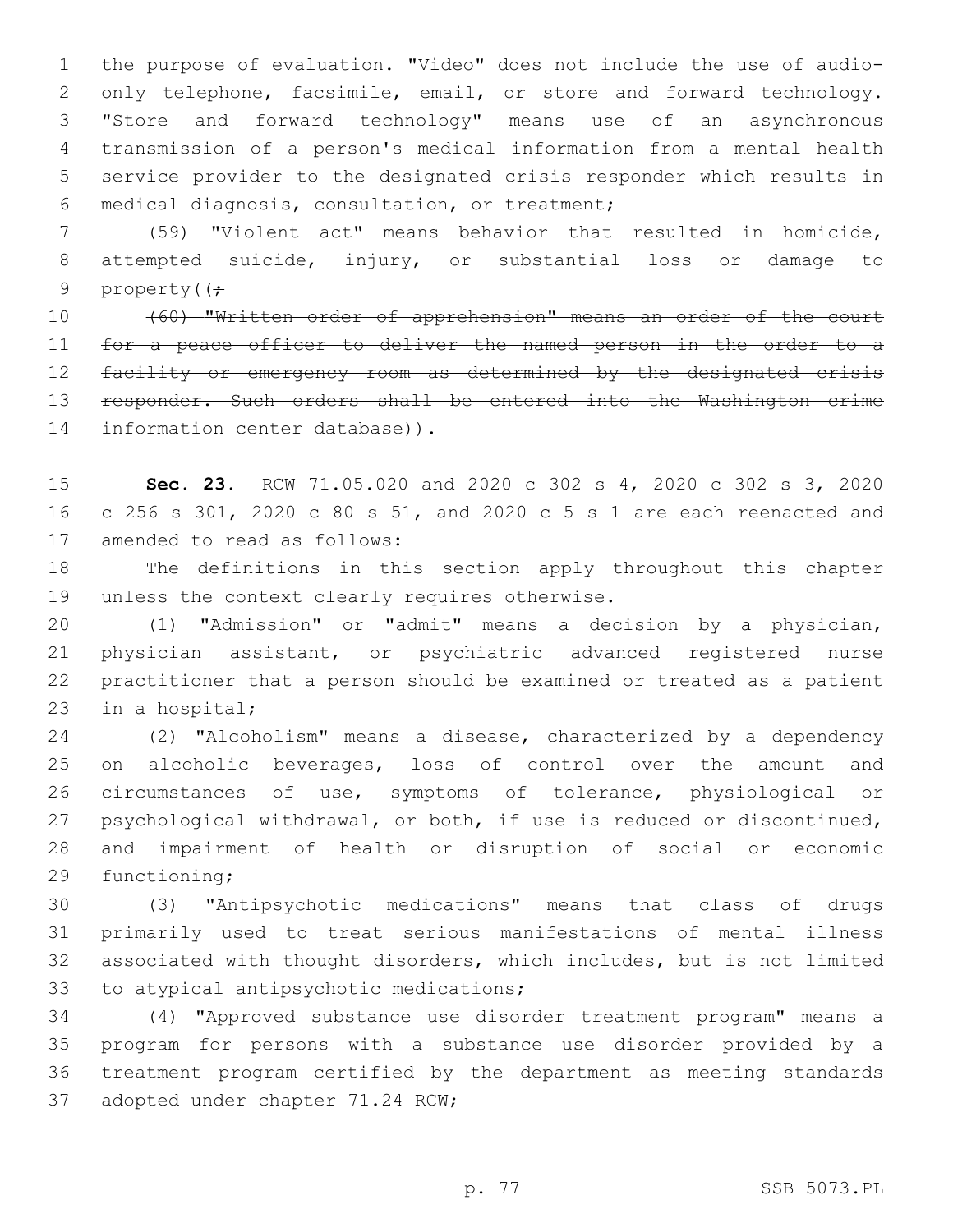the purpose of evaluation. "Video" does not include the use of audio-only telephone, facsimile, email, or store and forward technology. "Store and forward technology" means use of an asynchronous transmission of a person's medical information from a mental health service provider to the designated crisis responder which results in medical diagnosis, consultation, or treatment;

(59) "Violent act" means behavior that resulted in homicide, attempted suicide, injury, or substantial loss or damage to property((;

~~(60) "Written order of apprehension" means an order of the court for a peace officer to deliver the named person in the order to a facility or emergency room as determined by the designated crisis responder. Such orders shall be entered into the Washington crime information center database~~)).

**Sec. 23.** RCW 71.05.020 and 2020 c 302 s 4, 2020 c 302 s 3, 2020 c 256 s 301, 2020 c 80 s 51, and 2020 c 5 s 1 are each reenacted and amended to read as follows:

The definitions in this section apply throughout this chapter unless the context clearly requires otherwise.

(1) "Admission" or "admit" means a decision by a physician, physician assistant, or psychiatric advanced registered nurse practitioner that a person should be examined or treated as a patient in a hospital;

(2) "Alcoholism" means a disease, characterized by a dependency on alcoholic beverages, loss of control over the amount and circumstances of use, symptoms of tolerance, physiological or psychological withdrawal, or both, if use is reduced or discontinued, and impairment of health or disruption of social or economic functioning;

(3) "Antipsychotic medications" means that class of drugs primarily used to treat serious manifestations of mental illness associated with thought disorders, which includes, but is not limited to atypical antipsychotic medications;

(4) "Approved substance use disorder treatment program" means a program for persons with a substance use disorder provided by a treatment program certified by the department as meeting standards adopted under chapter 71.24 RCW;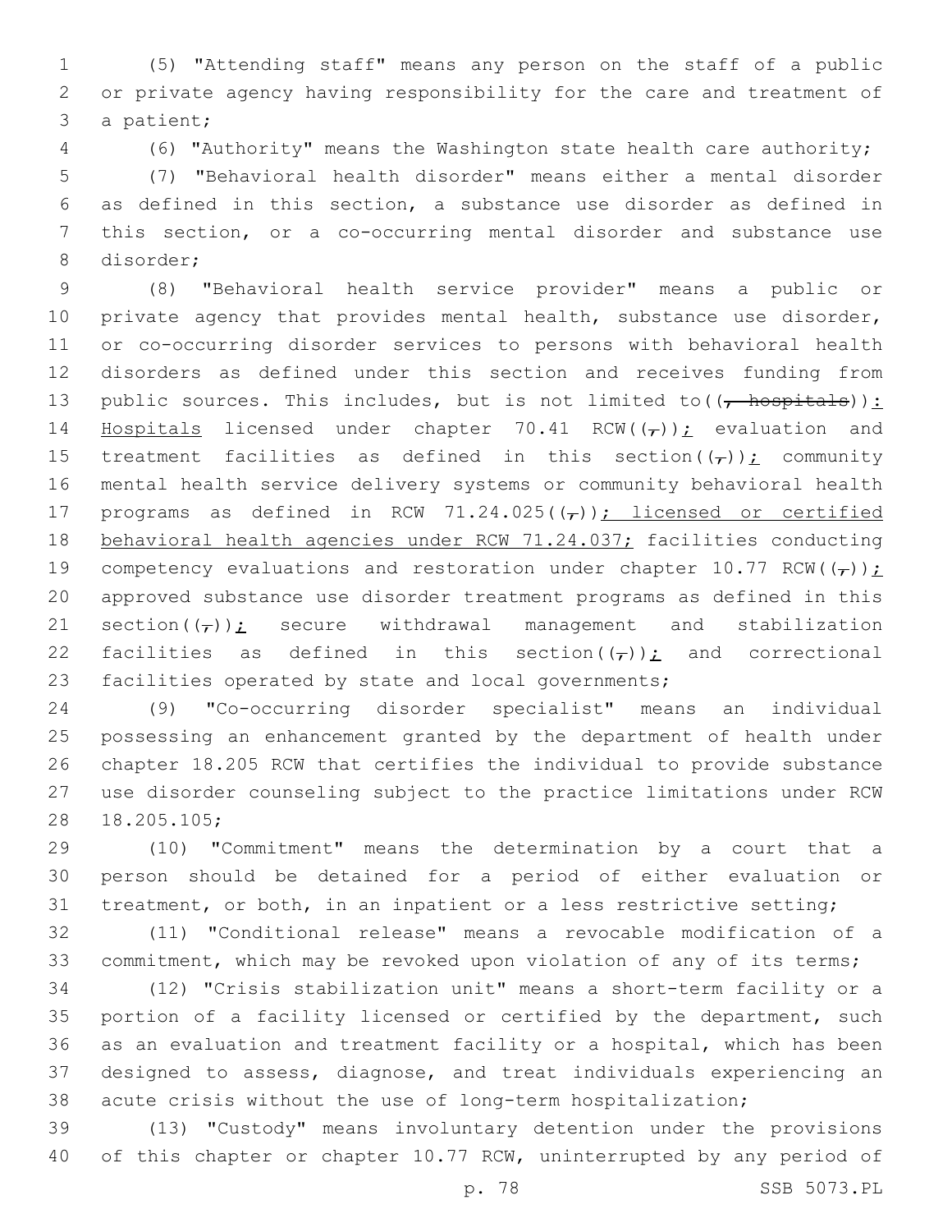(5) "Attending staff" means any person on the staff of a public or private agency having responsibility for the care and treatment of a patient;

(6) "Authority" means the Washington state health care authority;

(7) "Behavioral health disorder" means either a mental disorder as defined in this section, a substance use disorder as defined in this section, or a co-occurring mental disorder and substance use disorder;

(8) "Behavioral health service provider" means a public or private agency that provides mental health, substance use disorder, or co-occurring disorder services to persons with behavioral health disorders as defined under this section and receives funding from public sources. This includes, but is not limited to((~~, hospitals~~)): Hospitals licensed under chapter 70.41 RCW((~~,~~)); evaluation and treatment facilities as defined in this section((~~,~~)); community mental health service delivery systems or community behavioral health programs as defined in RCW 71.24.025((~~,~~)); licensed or certified behavioral health agencies under RCW 71.24.037; facilities conducting competency evaluations and restoration under chapter 10.77 RCW((~~,~~)); approved substance use disorder treatment programs as defined in this section((~~,~~)); secure withdrawal management and stabilization facilities as defined in this section((~~,~~)); and correctional facilities operated by state and local governments;

(9) "Co-occurring disorder specialist" means an individual possessing an enhancement granted by the department of health under chapter 18.205 RCW that certifies the individual to provide substance use disorder counseling subject to the practice limitations under RCW 18.205.105;

(10) "Commitment" means the determination by a court that a person should be detained for a period of either evaluation or treatment, or both, in an inpatient or a less restrictive setting;

(11) "Conditional release" means a revocable modification of a commitment, which may be revoked upon violation of any of its terms;

(12) "Crisis stabilization unit" means a short-term facility or a portion of a facility licensed or certified by the department, such as an evaluation and treatment facility or a hospital, which has been designed to assess, diagnose, and treat individuals experiencing an acute crisis without the use of long-term hospitalization;

(13) "Custody" means involuntary detention under the provisions of this chapter or chapter 10.77 RCW, uninterrupted by any period of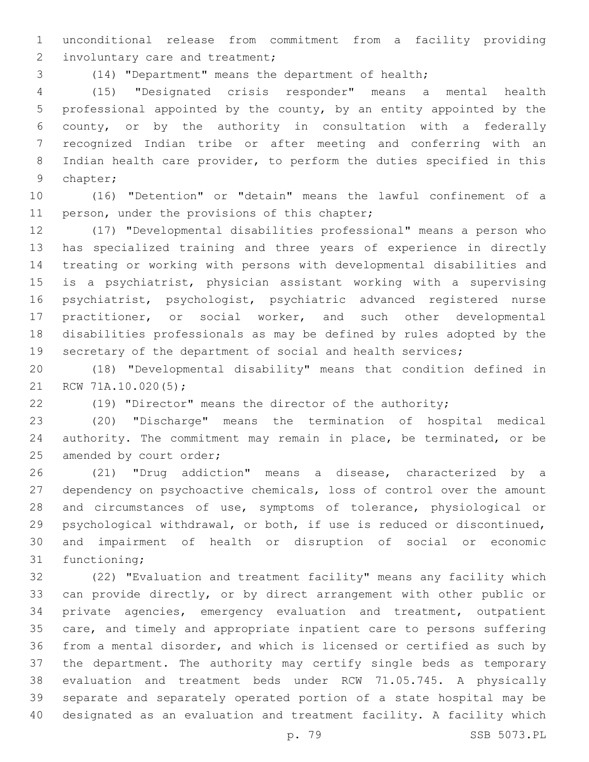unconditional release from commitment from a facility providing involuntary care and treatment;

(14) "Department" means the department of health;

(15) "Designated crisis responder" means a mental health professional appointed by the county, by an entity appointed by the county, or by the authority in consultation with a federally recognized Indian tribe or after meeting and conferring with an Indian health care provider, to perform the duties specified in this chapter;

(16) "Detention" or "detain" means the lawful confinement of a person, under the provisions of this chapter;

(17) "Developmental disabilities professional" means a person who has specialized training and three years of experience in directly treating or working with persons with developmental disabilities and is a psychiatrist, physician assistant working with a supervising psychiatrist, psychologist, psychiatric advanced registered nurse practitioner, or social worker, and such other developmental disabilities professionals as may be defined by rules adopted by the secretary of the department of social and health services;

(18) "Developmental disability" means that condition defined in RCW 71A.10.020(5);

(19) "Director" means the director of the authority;

(20) "Discharge" means the termination of hospital medical authority. The commitment may remain in place, be terminated, or be amended by court order;

(21) "Drug addiction" means a disease, characterized by a dependency on psychoactive chemicals, loss of control over the amount and circumstances of use, symptoms of tolerance, physiological or psychological withdrawal, or both, if use is reduced or discontinued, and impairment of health or disruption of social or economic functioning;

(22) "Evaluation and treatment facility" means any facility which can provide directly, or by direct arrangement with other public or private agencies, emergency evaluation and treatment, outpatient care, and timely and appropriate inpatient care to persons suffering from a mental disorder, and which is licensed or certified as such by the department. The authority may certify single beds as temporary evaluation and treatment beds under RCW 71.05.745. A physically separate and separately operated portion of a state hospital may be designated as an evaluation and treatment facility. A facility which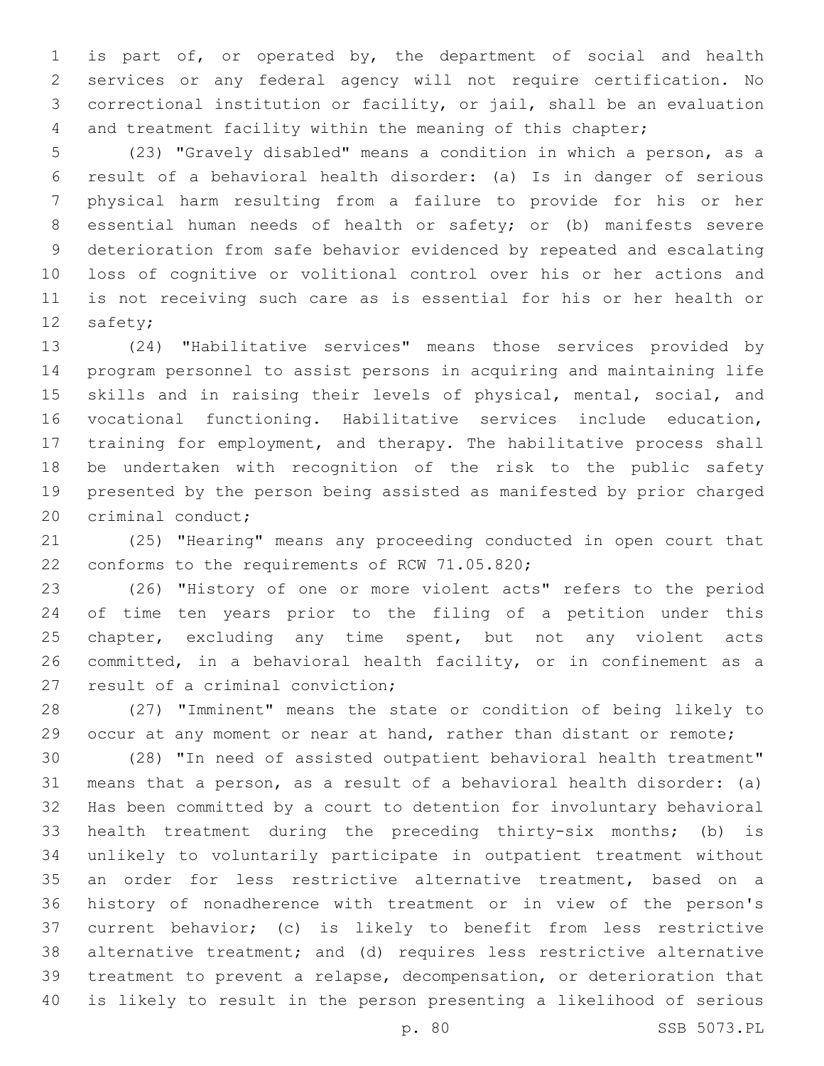is part of, or operated by, the department of social and health services or any federal agency will not require certification. No correctional institution or facility, or jail, shall be an evaluation and treatment facility within the meaning of this chapter;

(23) "Gravely disabled" means a condition in which a person, as a result of a behavioral health disorder: (a) Is in danger of serious physical harm resulting from a failure to provide for his or her essential human needs of health or safety; or (b) manifests severe deterioration from safe behavior evidenced by repeated and escalating loss of cognitive or volitional control over his or her actions and is not receiving such care as is essential for his or her health or safety;

(24) "Habilitative services" means those services provided by program personnel to assist persons in acquiring and maintaining life skills and in raising their levels of physical, mental, social, and vocational functioning. Habilitative services include education, training for employment, and therapy. The habilitative process shall be undertaken with recognition of the risk to the public safety presented by the person being assisted as manifested by prior charged criminal conduct;

(25) "Hearing" means any proceeding conducted in open court that conforms to the requirements of RCW 71.05.820;

(26) "History of one or more violent acts" refers to the period of time ten years prior to the filing of a petition under this chapter, excluding any time spent, but not any violent acts committed, in a behavioral health facility, or in confinement as a result of a criminal conviction;

(27) "Imminent" means the state or condition of being likely to occur at any moment or near at hand, rather than distant or remote;

(28) "In need of assisted outpatient behavioral health treatment" means that a person, as a result of a behavioral health disorder: (a) Has been committed by a court to detention for involuntary behavioral health treatment during the preceding thirty-six months; (b) is unlikely to voluntarily participate in outpatient treatment without an order for less restrictive alternative treatment, based on a history of nonadherence with treatment or in view of the person's current behavior; (c) is likely to benefit from less restrictive alternative treatment; and (d) requires less restrictive alternative treatment to prevent a relapse, decompensation, or deterioration that is likely to result in the person presenting a likelihood of serious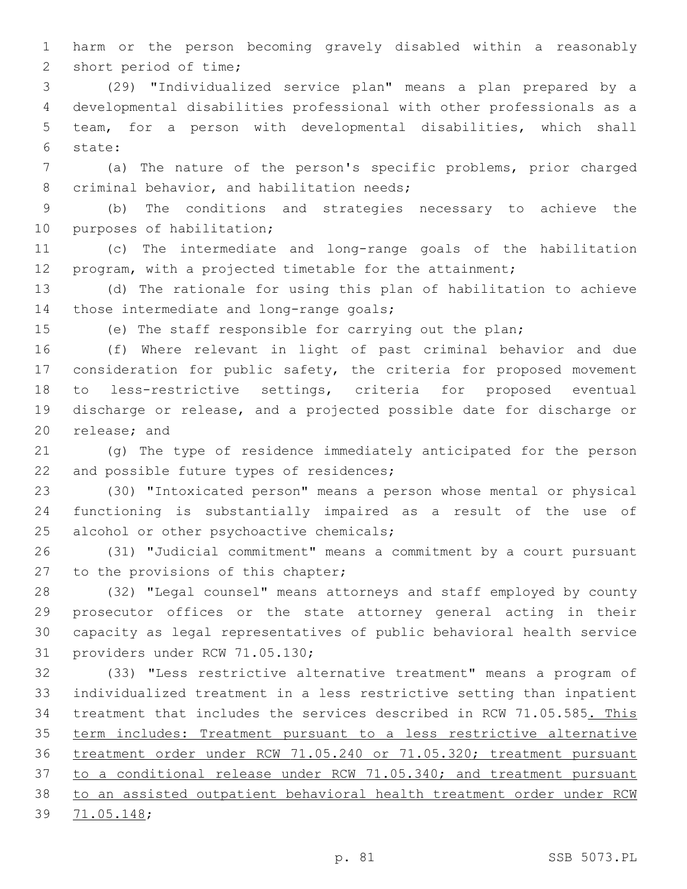harm or the person becoming gravely disabled within a reasonably short period of time;

(29) "Individualized service plan" means a plan prepared by a developmental disabilities professional with other professionals as a team, for a person with developmental disabilities, which shall state:

(a) The nature of the person's specific problems, prior charged criminal behavior, and habilitation needs;

(b) The conditions and strategies necessary to achieve the purposes of habilitation;

(c) The intermediate and long-range goals of the habilitation program, with a projected timetable for the attainment;

(d) The rationale for using this plan of habilitation to achieve those intermediate and long-range goals;

(e) The staff responsible for carrying out the plan;

(f) Where relevant in light of past criminal behavior and due consideration for public safety, the criteria for proposed movement to less-restrictive settings, criteria for proposed eventual discharge or release, and a projected possible date for discharge or release; and

(g) The type of residence immediately anticipated for the person and possible future types of residences;

(30) "Intoxicated person" means a person whose mental or physical functioning is substantially impaired as a result of the use of alcohol or other psychoactive chemicals;

(31) "Judicial commitment" means a commitment by a court pursuant to the provisions of this chapter;

(32) "Legal counsel" means attorneys and staff employed by county prosecutor offices or the state attorney general acting in their capacity as legal representatives of public behavioral health service providers under RCW 71.05.130;

(33) "Less restrictive alternative treatment" means a program of individualized treatment in a less restrictive setting than inpatient treatment that includes the services described in RCW 71.05.585<u>. This term includes: Treatment pursuant to a less restrictive alternative treatment order under RCW 71.05.240 or 71.05.320; treatment pursuant to a conditional release under RCW 71.05.340; and treatment pursuant to an assisted outpatient behavioral health treatment order under RCW 71.05.148</u>;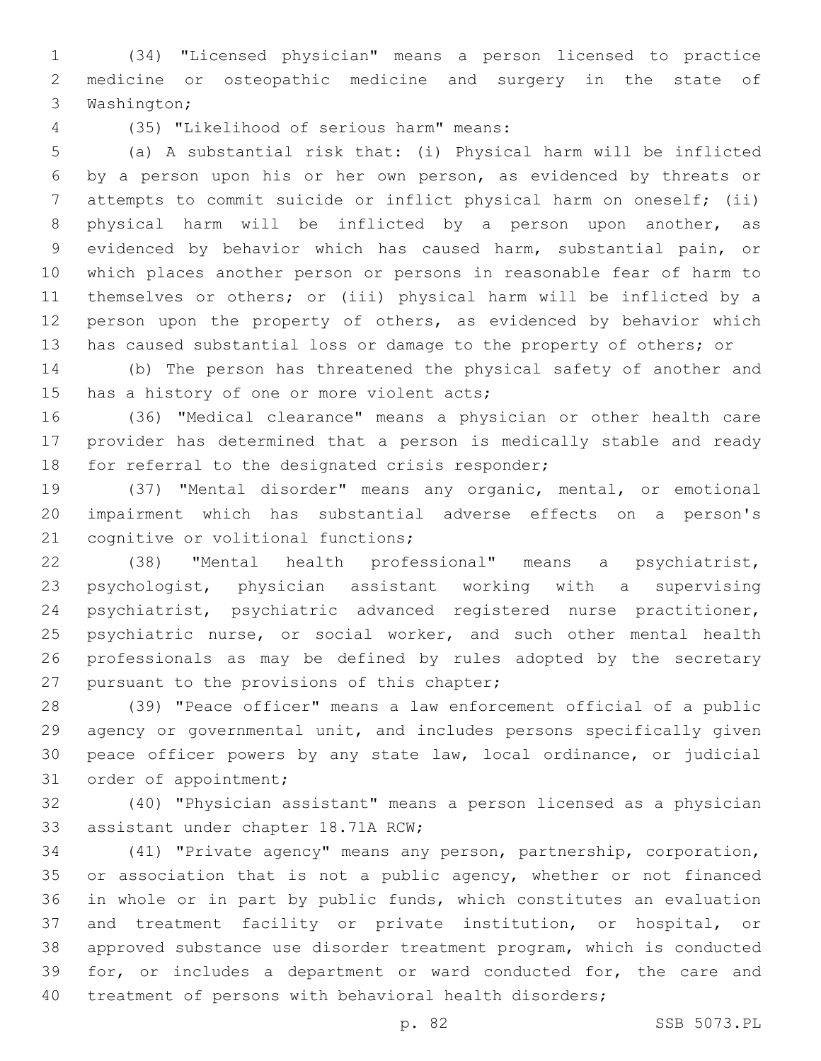(34) "Licensed physician" means a person licensed to practice medicine or osteopathic medicine and surgery in the state of Washington;

(35) "Likelihood of serious harm" means:

(a) A substantial risk that: (i) Physical harm will be inflicted by a person upon his or her own person, as evidenced by threats or attempts to commit suicide or inflict physical harm on oneself; (ii) physical harm will be inflicted by a person upon another, as evidenced by behavior which has caused harm, substantial pain, or which places another person or persons in reasonable fear of harm to themselves or others; or (iii) physical harm will be inflicted by a person upon the property of others, as evidenced by behavior which has caused substantial loss or damage to the property of others; or

(b) The person has threatened the physical safety of another and has a history of one or more violent acts;

(36) "Medical clearance" means a physician or other health care provider has determined that a person is medically stable and ready for referral to the designated crisis responder;

(37) "Mental disorder" means any organic, mental, or emotional impairment which has substantial adverse effects on a person's cognitive or volitional functions;

(38) "Mental health professional" means a psychiatrist, psychologist, physician assistant working with a supervising psychiatrist, psychiatric advanced registered nurse practitioner, psychiatric nurse, or social worker, and such other mental health professionals as may be defined by rules adopted by the secretary pursuant to the provisions of this chapter;

(39) "Peace officer" means a law enforcement official of a public agency or governmental unit, and includes persons specifically given peace officer powers by any state law, local ordinance, or judicial order of appointment;

(40) "Physician assistant" means a person licensed as a physician assistant under chapter 18.71A RCW;

(41) "Private agency" means any person, partnership, corporation, or association that is not a public agency, whether or not financed in whole or in part by public funds, which constitutes an evaluation and treatment facility or private institution, or hospital, or approved substance use disorder treatment program, which is conducted for, or includes a department or ward conducted for, the care and treatment of persons with behavioral health disorders;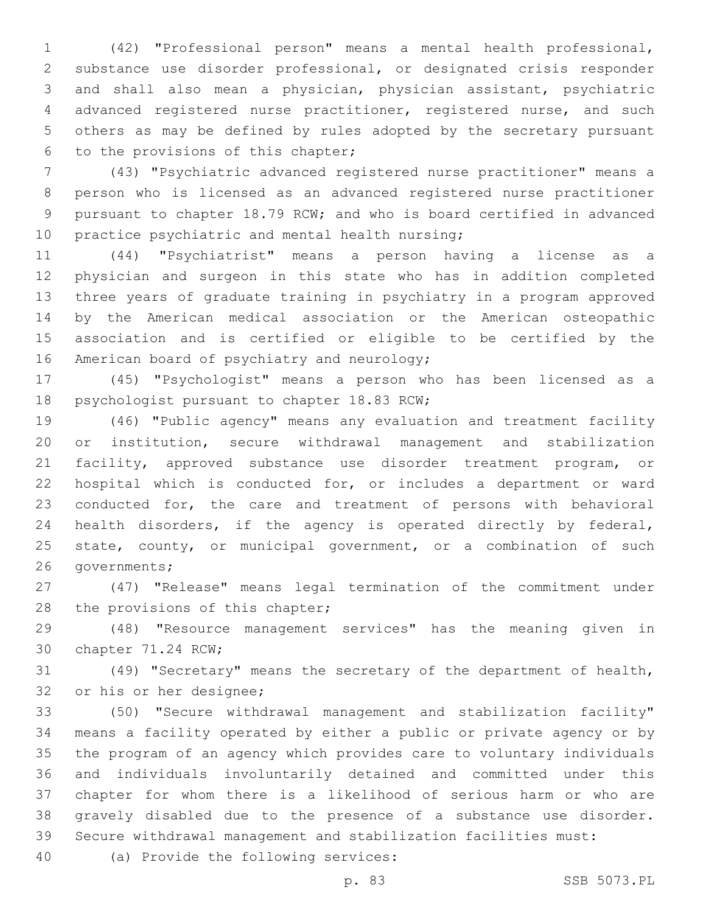(42) "Professional person" means a mental health professional, substance use disorder professional, or designated crisis responder and shall also mean a physician, physician assistant, psychiatric advanced registered nurse practitioner, registered nurse, and such others as may be defined by rules adopted by the secretary pursuant to the provisions of this chapter;

(43) "Psychiatric advanced registered nurse practitioner" means a person who is licensed as an advanced registered nurse practitioner pursuant to chapter 18.79 RCW; and who is board certified in advanced practice psychiatric and mental health nursing;

(44) "Psychiatrist" means a person having a license as a physician and surgeon in this state who has in addition completed three years of graduate training in psychiatry in a program approved by the American medical association or the American osteopathic association and is certified or eligible to be certified by the American board of psychiatry and neurology;

(45) "Psychologist" means a person who has been licensed as a psychologist pursuant to chapter 18.83 RCW;

(46) "Public agency" means any evaluation and treatment facility or institution, secure withdrawal management and stabilization facility, approved substance use disorder treatment program, or hospital which is conducted for, or includes a department or ward conducted for, the care and treatment of persons with behavioral health disorders, if the agency is operated directly by federal, state, county, or municipal government, or a combination of such governments;

(47) "Release" means legal termination of the commitment under the provisions of this chapter;

(48) "Resource management services" has the meaning given in chapter 71.24 RCW;

(49) "Secretary" means the secretary of the department of health, or his or her designee;

(50) "Secure withdrawal management and stabilization facility" means a facility operated by either a public or private agency or by the program of an agency which provides care to voluntary individuals and individuals involuntarily detained and committed under this chapter for whom there is a likelihood of serious harm or who are gravely disabled due to the presence of a substance use disorder. Secure withdrawal management and stabilization facilities must:

(a) Provide the following services: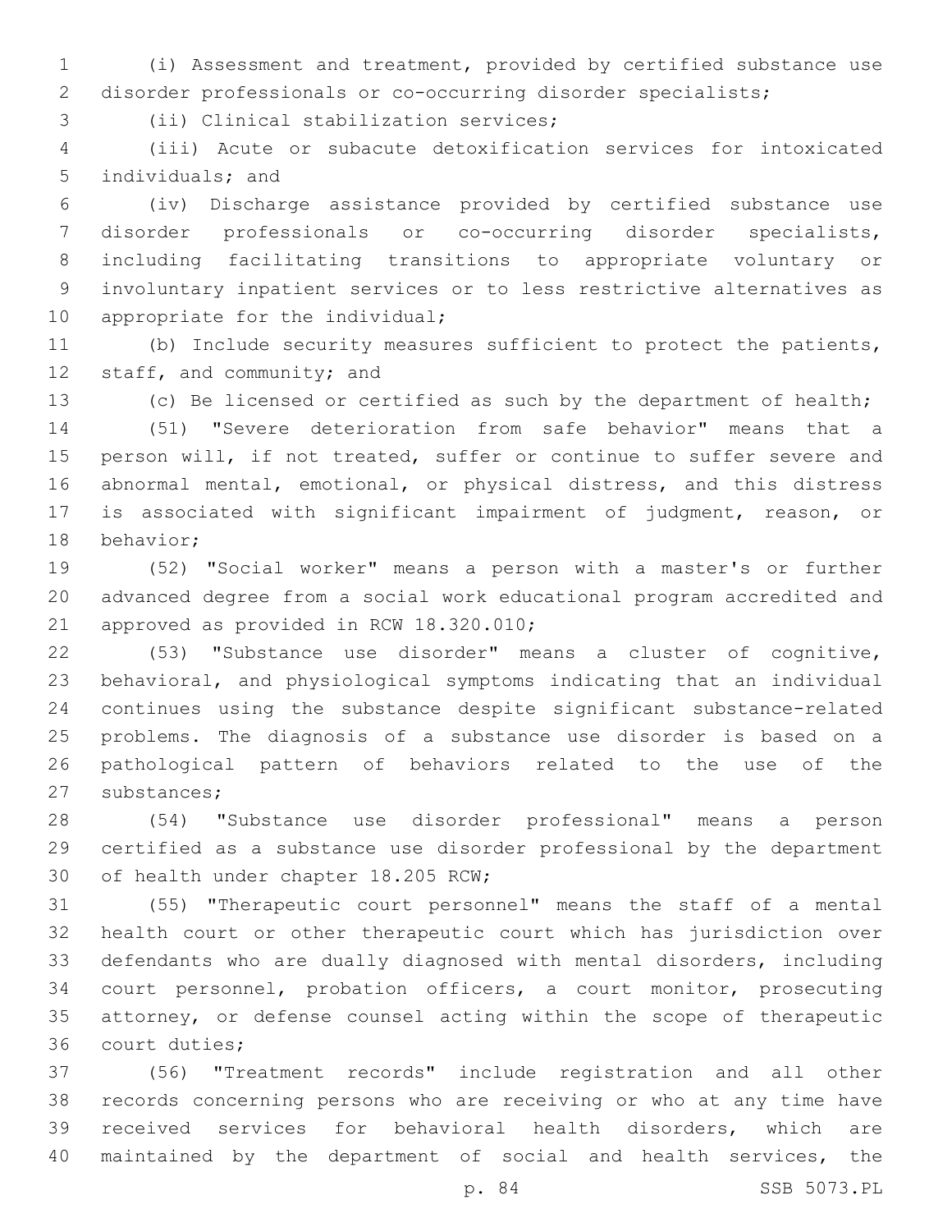(i) Assessment and treatment, provided by certified substance use disorder professionals or co-occurring disorder specialists;

(ii) Clinical stabilization services;

(iii) Acute or subacute detoxification services for intoxicated individuals; and

(iv) Discharge assistance provided by certified substance use disorder professionals or co-occurring disorder specialists, including facilitating transitions to appropriate voluntary or involuntary inpatient services or to less restrictive alternatives as appropriate for the individual;

(b) Include security measures sufficient to protect the patients, staff, and community; and

(c) Be licensed or certified as such by the department of health;

(51) "Severe deterioration from safe behavior" means that a person will, if not treated, suffer or continue to suffer severe and abnormal mental, emotional, or physical distress, and this distress is associated with significant impairment of judgment, reason, or behavior;

(52) "Social worker" means a person with a master's or further advanced degree from a social work educational program accredited and approved as provided in RCW 18.320.010;

(53) "Substance use disorder" means a cluster of cognitive, behavioral, and physiological symptoms indicating that an individual continues using the substance despite significant substance-related problems. The diagnosis of a substance use disorder is based on a pathological pattern of behaviors related to the use of the substances;

(54) "Substance use disorder professional" means a person certified as a substance use disorder professional by the department of health under chapter 18.205 RCW;

(55) "Therapeutic court personnel" means the staff of a mental health court or other therapeutic court which has jurisdiction over defendants who are dually diagnosed with mental disorders, including court personnel, probation officers, a court monitor, prosecuting attorney, or defense counsel acting within the scope of therapeutic court duties;

(56) "Treatment records" include registration and all other records concerning persons who are receiving or who at any time have received services for behavioral health disorders, which are maintained by the department of social and health services, the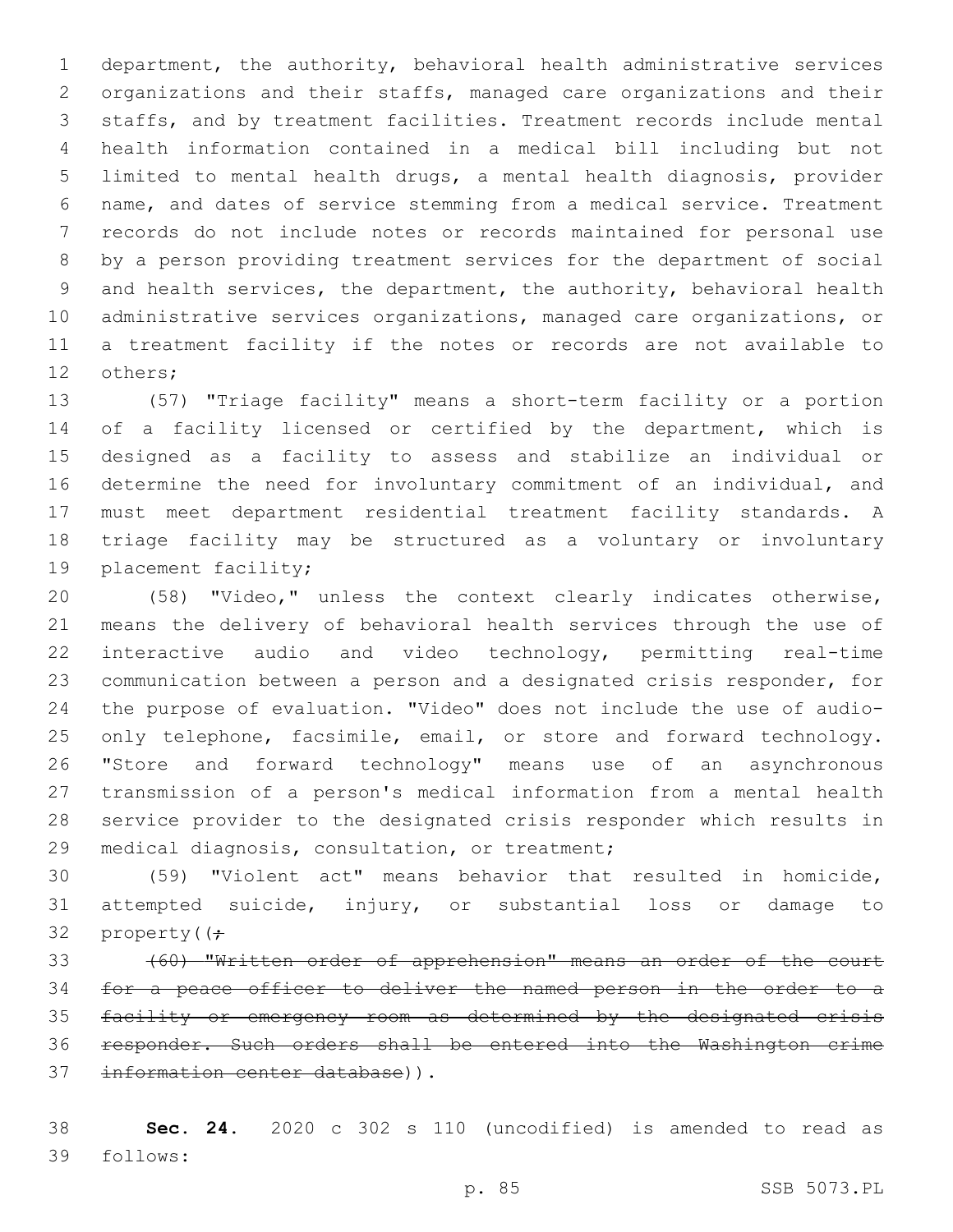department, the authority, behavioral health administrative services organizations and their staffs, managed care organizations and their staffs, and by treatment facilities. Treatment records include mental health information contained in a medical bill including but not limited to mental health drugs, a mental health diagnosis, provider name, and dates of service stemming from a medical service. Treatment records do not include notes or records maintained for personal use by a person providing treatment services for the department of social and health services, the department, the authority, behavioral health administrative services organizations, managed care organizations, or a treatment facility if the notes or records are not available to others;

(57) "Triage facility" means a short-term facility or a portion of a facility licensed or certified by the department, which is designed as a facility to assess and stabilize an individual or determine the need for involuntary commitment of an individual, and must meet department residential treatment facility standards. A triage facility may be structured as a voluntary or involuntary placement facility;

(58) "Video," unless the context clearly indicates otherwise, means the delivery of behavioral health services through the use of interactive audio and video technology, permitting real-time communication between a person and a designated crisis responder, for the purpose of evaluation. "Video" does not include the use of audio-only telephone, facsimile, email, or store and forward technology. "Store and forward technology" means use of an asynchronous transmission of a person's medical information from a mental health service provider to the designated crisis responder which results in medical diagnosis, consultation, or treatment;

(59) "Violent act" means behavior that resulted in homicide, attempted suicide, injury, or substantial loss or damage to property((~~;~~

~~(60) "Written order of apprehension" means an order of the court for a peace officer to deliver the named person in the order to a facility or emergency room as determined by the designated crisis responder. Such orders shall be entered into the Washington crime information center database~~)).

**Sec. 24.** 2020 c 302 s 110 (uncodified) is amended to read as follows: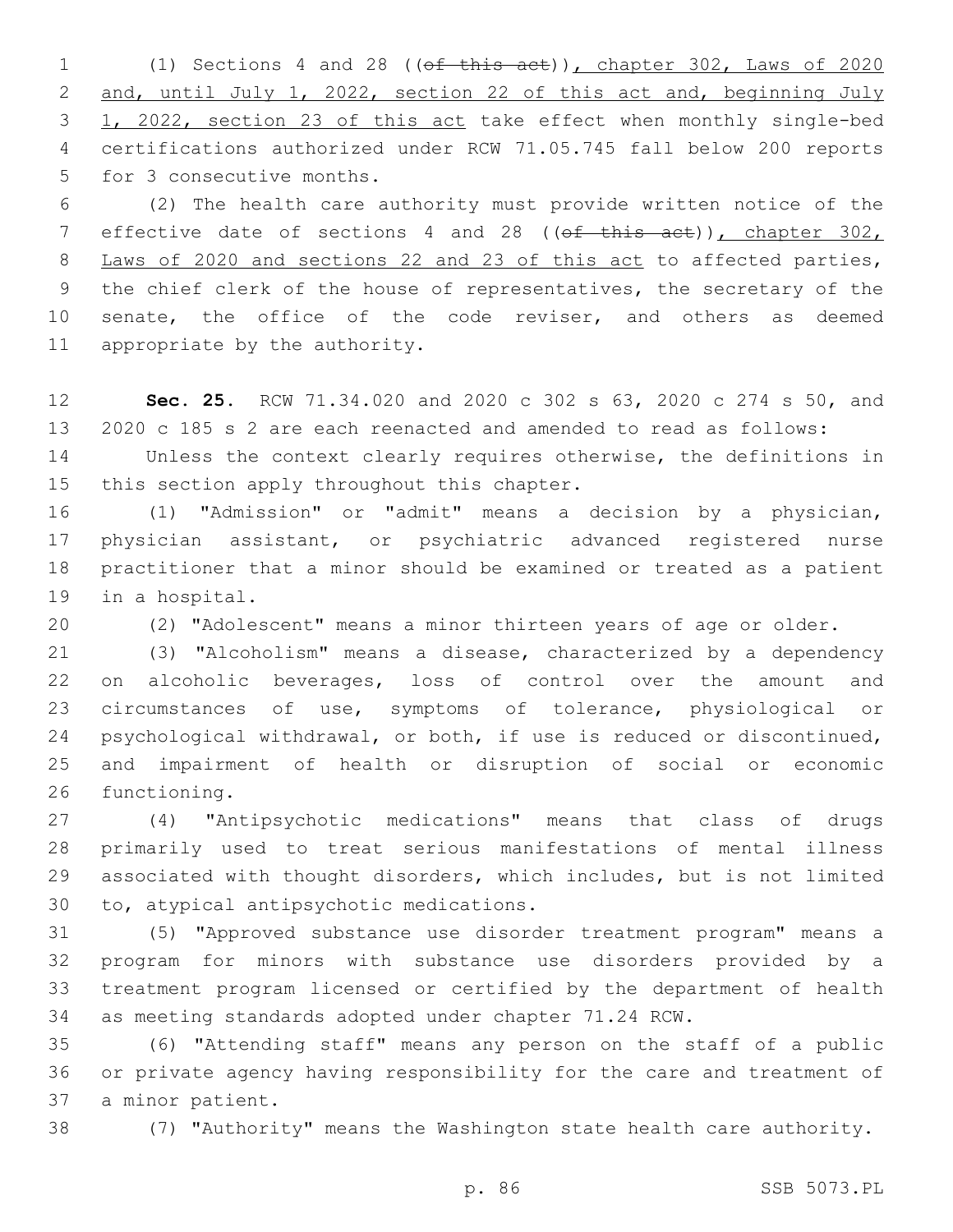(1) Sections 4 and 28 ((~~of this act~~)), chapter 302, Laws of 2020 and, until July 1, 2022, section 22 of this act and, beginning July 1, 2022, section 23 of this act take effect when monthly single-bed certifications authorized under RCW 71.05.745 fall below 200 reports for 3 consecutive months.

(2) The health care authority must provide written notice of the effective date of sections 4 and 28 ((~~of this act~~)), chapter 302, Laws of 2020 and sections 22 and 23 of this act to affected parties, the chief clerk of the house of representatives, the secretary of the senate, the office of the code reviser, and others as deemed appropriate by the authority.

**Sec. 25.** RCW 71.34.020 and 2020 c 302 s 63, 2020 c 274 s 50, and 2020 c 185 s 2 are each reenacted and amended to read as follows:

Unless the context clearly requires otherwise, the definitions in this section apply throughout this chapter.

(1) "Admission" or "admit" means a decision by a physician, physician assistant, or psychiatric advanced registered nurse practitioner that a minor should be examined or treated as a patient in a hospital.

(2) "Adolescent" means a minor thirteen years of age or older.

(3) "Alcoholism" means a disease, characterized by a dependency on alcoholic beverages, loss of control over the amount and circumstances of use, symptoms of tolerance, physiological or psychological withdrawal, or both, if use is reduced or discontinued, and impairment of health or disruption of social or economic functioning.

(4) "Antipsychotic medications" means that class of drugs primarily used to treat serious manifestations of mental illness associated with thought disorders, which includes, but is not limited to, atypical antipsychotic medications.

(5) "Approved substance use disorder treatment program" means a program for minors with substance use disorders provided by a treatment program licensed or certified by the department of health as meeting standards adopted under chapter 71.24 RCW.

(6) "Attending staff" means any person on the staff of a public or private agency having responsibility for the care and treatment of a minor patient.

(7) "Authority" means the Washington state health care authority.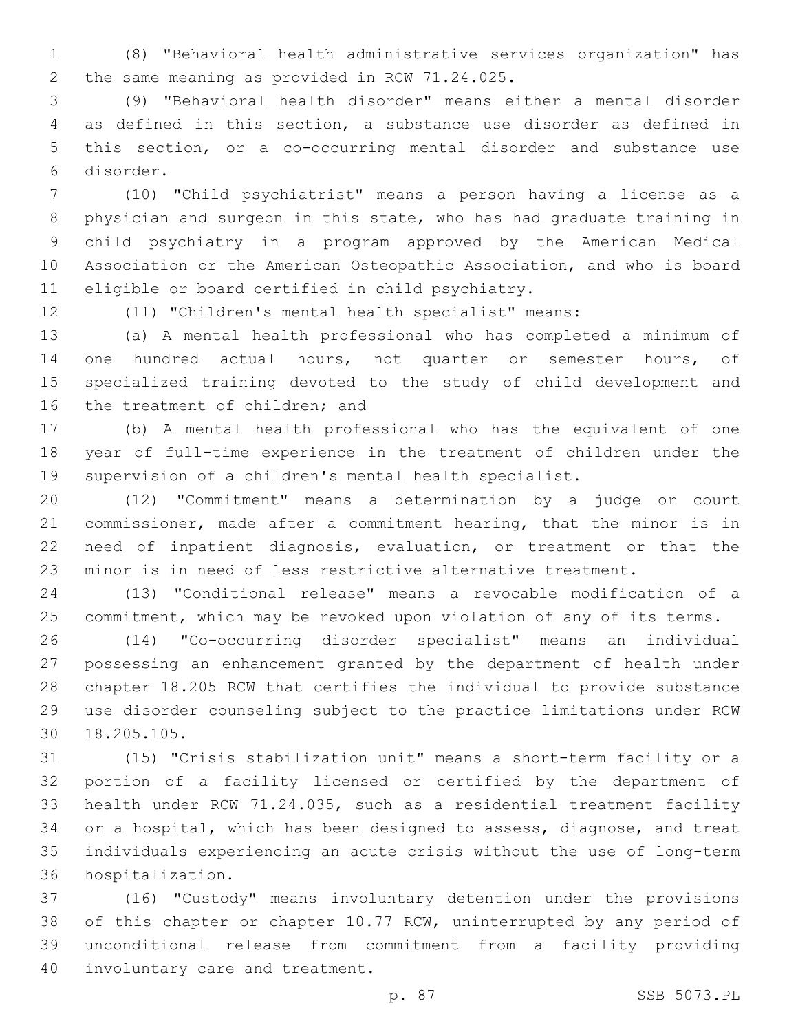(8) "Behavioral health administrative services organization" has the same meaning as provided in RCW 71.24.025.

(9) "Behavioral health disorder" means either a mental disorder as defined in this section, a substance use disorder as defined in this section, or a co-occurring mental disorder and substance use disorder.

(10) "Child psychiatrist" means a person having a license as a physician and surgeon in this state, who has had graduate training in child psychiatry in a program approved by the American Medical Association or the American Osteopathic Association, and who is board eligible or board certified in child psychiatry.

(11) "Children's mental health specialist" means:

(a) A mental health professional who has completed a minimum of one hundred actual hours, not quarter or semester hours, of specialized training devoted to the study of child development and the treatment of children; and

(b) A mental health professional who has the equivalent of one year of full-time experience in the treatment of children under the supervision of a children's mental health specialist.

(12) "Commitment" means a determination by a judge or court commissioner, made after a commitment hearing, that the minor is in need of inpatient diagnosis, evaluation, or treatment or that the minor is in need of less restrictive alternative treatment.

(13) "Conditional release" means a revocable modification of a commitment, which may be revoked upon violation of any of its terms.

(14) "Co-occurring disorder specialist" means an individual possessing an enhancement granted by the department of health under chapter 18.205 RCW that certifies the individual to provide substance use disorder counseling subject to the practice limitations under RCW 18.205.105.

(15) "Crisis stabilization unit" means a short-term facility or a portion of a facility licensed or certified by the department of health under RCW 71.24.035, such as a residential treatment facility or a hospital, which has been designed to assess, diagnose, and treat individuals experiencing an acute crisis without the use of long-term hospitalization.

(16) "Custody" means involuntary detention under the provisions of this chapter or chapter 10.77 RCW, uninterrupted by any period of unconditional release from commitment from a facility providing involuntary care and treatment.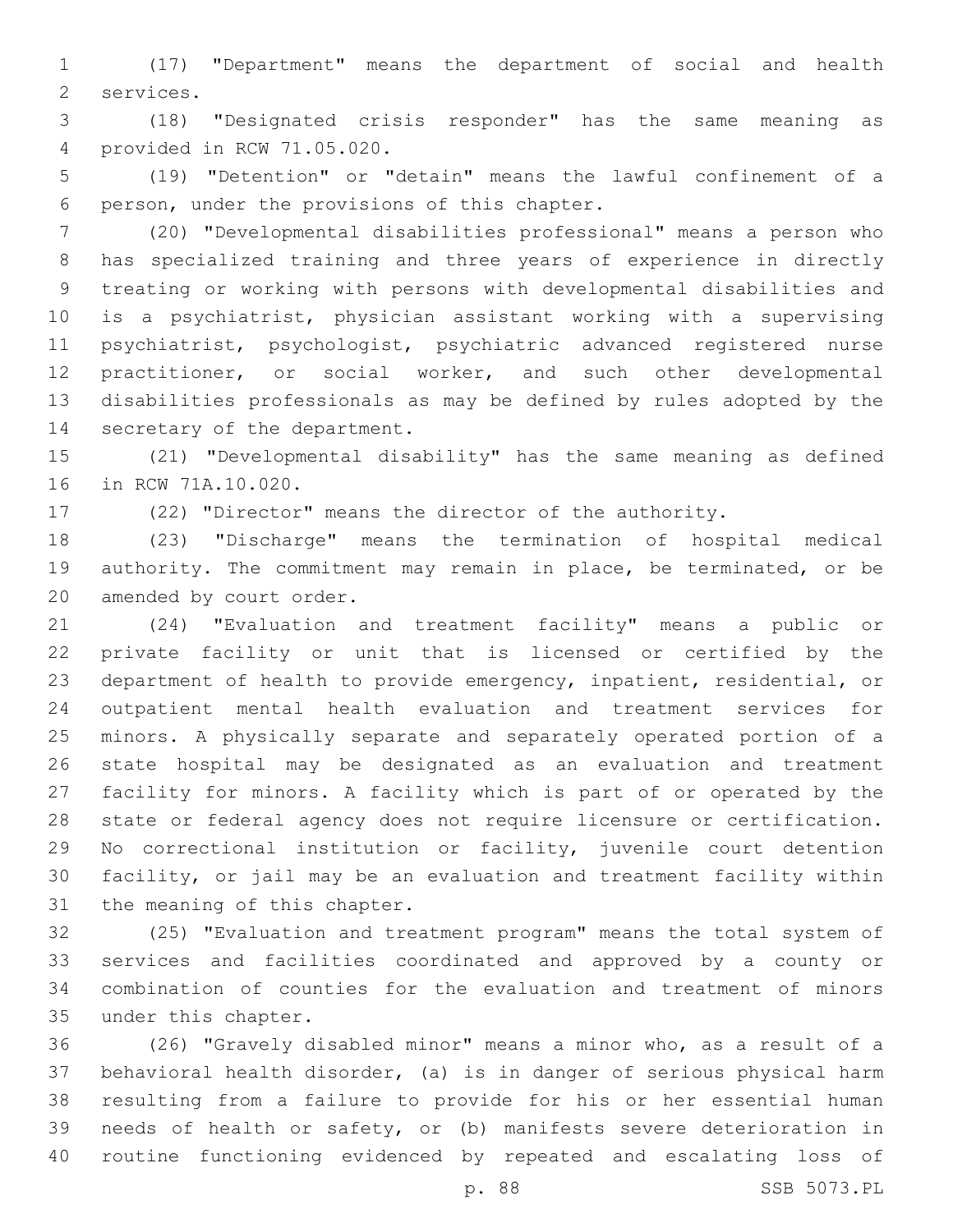(17) "Department" means the department of social and health services.

(18) "Designated crisis responder" has the same meaning as provided in RCW 71.05.020.

(19) "Detention" or "detain" means the lawful confinement of a person, under the provisions of this chapter.

(20) "Developmental disabilities professional" means a person who has specialized training and three years of experience in directly treating or working with persons with developmental disabilities and is a psychiatrist, physician assistant working with a supervising psychiatrist, psychologist, psychiatric advanced registered nurse practitioner, or social worker, and such other developmental disabilities professionals as may be defined by rules adopted by the secretary of the department.

(21) "Developmental disability" has the same meaning as defined in RCW 71A.10.020.

(22) "Director" means the director of the authority.

(23) "Discharge" means the termination of hospital medical authority. The commitment may remain in place, be terminated, or be amended by court order.

(24) "Evaluation and treatment facility" means a public or private facility or unit that is licensed or certified by the department of health to provide emergency, inpatient, residential, or outpatient mental health evaluation and treatment services for minors. A physically separate and separately operated portion of a state hospital may be designated as an evaluation and treatment facility for minors. A facility which is part of or operated by the state or federal agency does not require licensure or certification. No correctional institution or facility, juvenile court detention facility, or jail may be an evaluation and treatment facility within the meaning of this chapter.

(25) "Evaluation and treatment program" means the total system of services and facilities coordinated and approved by a county or combination of counties for the evaluation and treatment of minors under this chapter.

(26) "Gravely disabled minor" means a minor who, as a result of a behavioral health disorder, (a) is in danger of serious physical harm resulting from a failure to provide for his or her essential human needs of health or safety, or (b) manifests severe deterioration in routine functioning evidenced by repeated and escalating loss of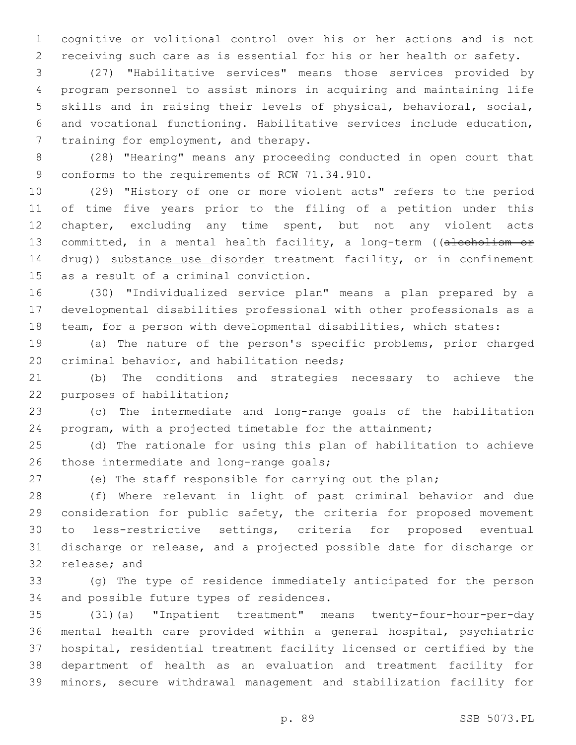cognitive or volitional control over his or her actions and is not receiving such care as is essential for his or her health or safety.

(27) "Habilitative services" means those services provided by program personnel to assist minors in acquiring and maintaining life skills and in raising their levels of physical, behavioral, social, and vocational functioning. Habilitative services include education, training for employment, and therapy.

(28) "Hearing" means any proceeding conducted in open court that conforms to the requirements of RCW 71.34.910.

(29) "History of one or more violent acts" refers to the period of time five years prior to the filing of a petition under this chapter, excluding any time spent, but not any violent acts committed, in a mental health facility, a long-term ((~~alcoholism or drug~~)) <u>substance use disorder</u> treatment facility, or in confinement as a result of a criminal conviction.

(30) "Individualized service plan" means a plan prepared by a developmental disabilities professional with other professionals as a team, for a person with developmental disabilities, which states:

(a) The nature of the person's specific problems, prior charged criminal behavior, and habilitation needs;

(b) The conditions and strategies necessary to achieve the purposes of habilitation;

(c) The intermediate and long-range goals of the habilitation program, with a projected timetable for the attainment;

(d) The rationale for using this plan of habilitation to achieve those intermediate and long-range goals;

(e) The staff responsible for carrying out the plan;

(f) Where relevant in light of past criminal behavior and due consideration for public safety, the criteria for proposed movement to less-restrictive settings, criteria for proposed eventual discharge or release, and a projected possible date for discharge or release; and

(g) The type of residence immediately anticipated for the person and possible future types of residences.

(31)(a) "Inpatient treatment" means twenty-four-hour-per-day mental health care provided within a general hospital, psychiatric hospital, residential treatment facility licensed or certified by the department of health as an evaluation and treatment facility for minors, secure withdrawal management and stabilization facility for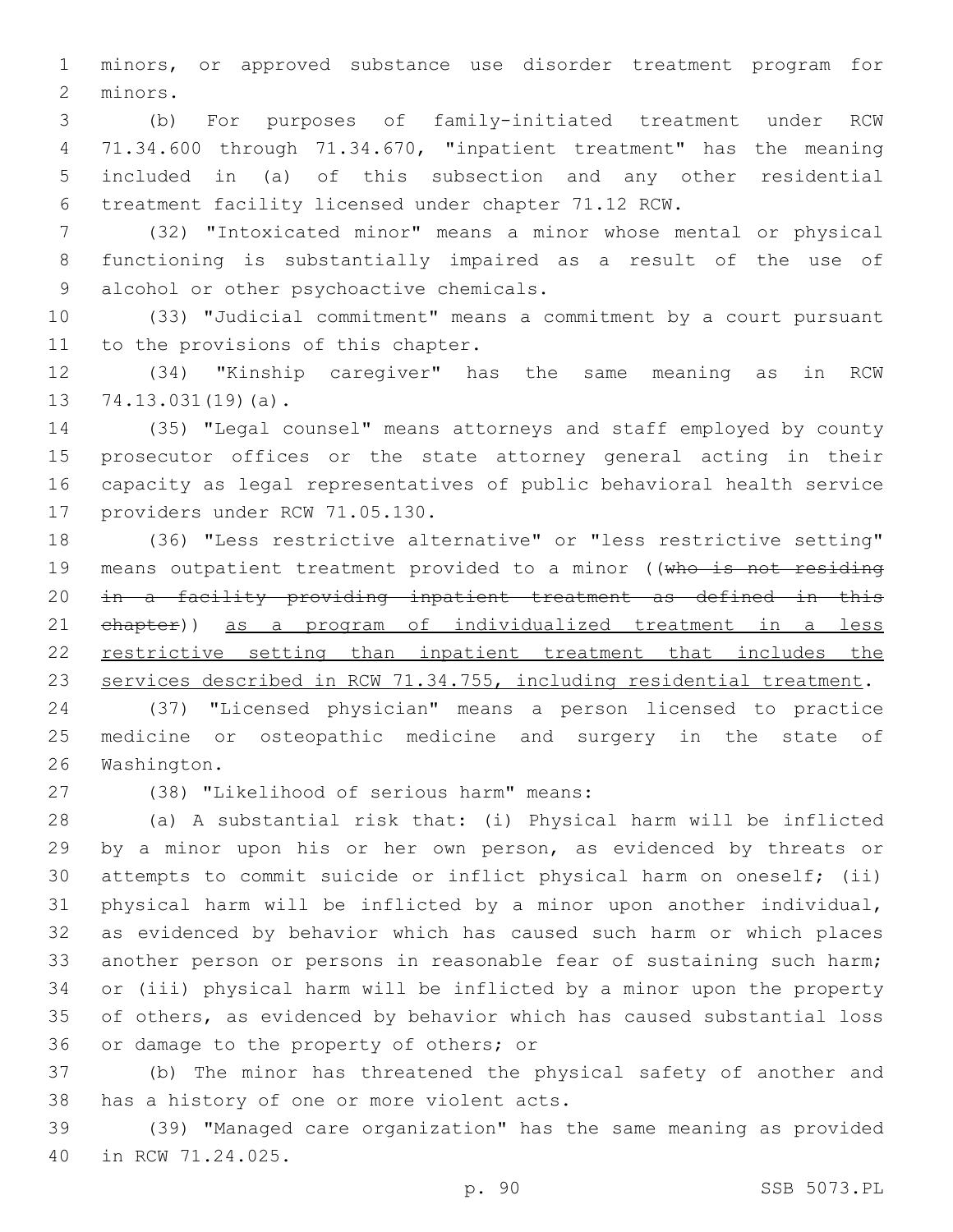minors, or approved substance use disorder treatment program for minors.

(b) For purposes of family-initiated treatment under RCW 71.34.600 through 71.34.670, "inpatient treatment" has the meaning included in (a) of this subsection and any other residential treatment facility licensed under chapter 71.12 RCW.

(32) "Intoxicated minor" means a minor whose mental or physical functioning is substantially impaired as a result of the use of alcohol or other psychoactive chemicals.

(33) "Judicial commitment" means a commitment by a court pursuant to the provisions of this chapter.

(34) "Kinship caregiver" has the same meaning as in RCW 74.13.031(19)(a).

(35) "Legal counsel" means attorneys and staff employed by county prosecutor offices or the state attorney general acting in their capacity as legal representatives of public behavioral health service providers under RCW 71.05.130.

(36) "Less restrictive alternative" or "less restrictive setting" means outpatient treatment provided to a minor ((~~who is not residing in a facility providing inpatient treatment as defined in this chapter~~)) as a program of individualized treatment in a less restrictive setting than inpatient treatment that includes the services described in RCW 71.34.755, including residential treatment.

(37) "Licensed physician" means a person licensed to practice medicine or osteopathic medicine and surgery in the state of Washington.

(38) "Likelihood of serious harm" means:

(a) A substantial risk that: (i) Physical harm will be inflicted by a minor upon his or her own person, as evidenced by threats or attempts to commit suicide or inflict physical harm on oneself; (ii) physical harm will be inflicted by a minor upon another individual, as evidenced by behavior which has caused such harm or which places another person or persons in reasonable fear of sustaining such harm; or (iii) physical harm will be inflicted by a minor upon the property of others, as evidenced by behavior which has caused substantial loss or damage to the property of others; or

(b) The minor has threatened the physical safety of another and has a history of one or more violent acts.

(39) "Managed care organization" has the same meaning as provided in RCW 71.24.025.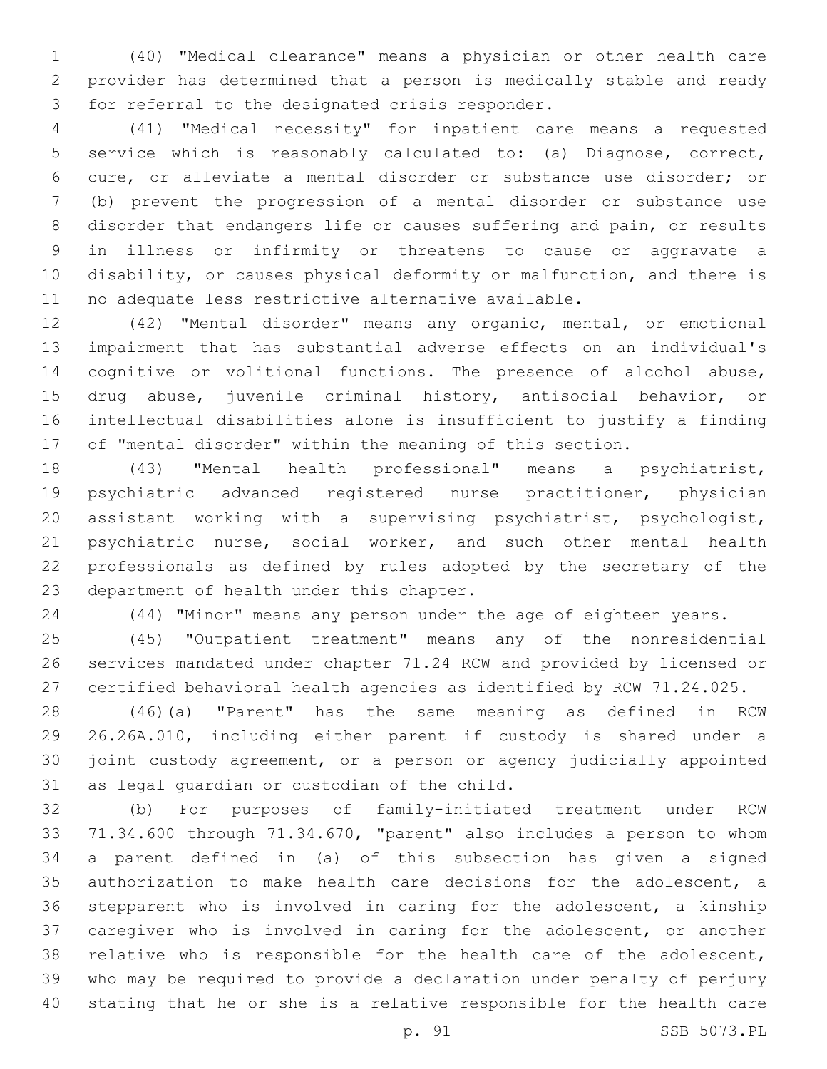(40) "Medical clearance" means a physician or other health care provider has determined that a person is medically stable and ready for referral to the designated crisis responder.

(41) "Medical necessity" for inpatient care means a requested service which is reasonably calculated to: (a) Diagnose, correct, cure, or alleviate a mental disorder or substance use disorder; or (b) prevent the progression of a mental disorder or substance use disorder that endangers life or causes suffering and pain, or results in illness or infirmity or threatens to cause or aggravate a disability, or causes physical deformity or malfunction, and there is no adequate less restrictive alternative available.

(42) "Mental disorder" means any organic, mental, or emotional impairment that has substantial adverse effects on an individual's cognitive or volitional functions. The presence of alcohol abuse, drug abuse, juvenile criminal history, antisocial behavior, or intellectual disabilities alone is insufficient to justify a finding of "mental disorder" within the meaning of this section.

(43) "Mental health professional" means a psychiatrist, psychiatric advanced registered nurse practitioner, physician assistant working with a supervising psychiatrist, psychologist, psychiatric nurse, social worker, and such other mental health professionals as defined by rules adopted by the secretary of the department of health under this chapter.

(44) "Minor" means any person under the age of eighteen years.

(45) "Outpatient treatment" means any of the nonresidential services mandated under chapter 71.24 RCW and provided by licensed or certified behavioral health agencies as identified by RCW 71.24.025.

(46)(a) "Parent" has the same meaning as defined in RCW 26.26A.010, including either parent if custody is shared under a joint custody agreement, or a person or agency judicially appointed as legal guardian or custodian of the child.

(b) For purposes of family-initiated treatment under RCW 71.34.600 through 71.34.670, "parent" also includes a person to whom a parent defined in (a) of this subsection has given a signed authorization to make health care decisions for the adolescent, a stepparent who is involved in caring for the adolescent, a kinship caregiver who is involved in caring for the adolescent, or another relative who is responsible for the health care of the adolescent, who may be required to provide a declaration under penalty of perjury stating that he or she is a relative responsible for the health care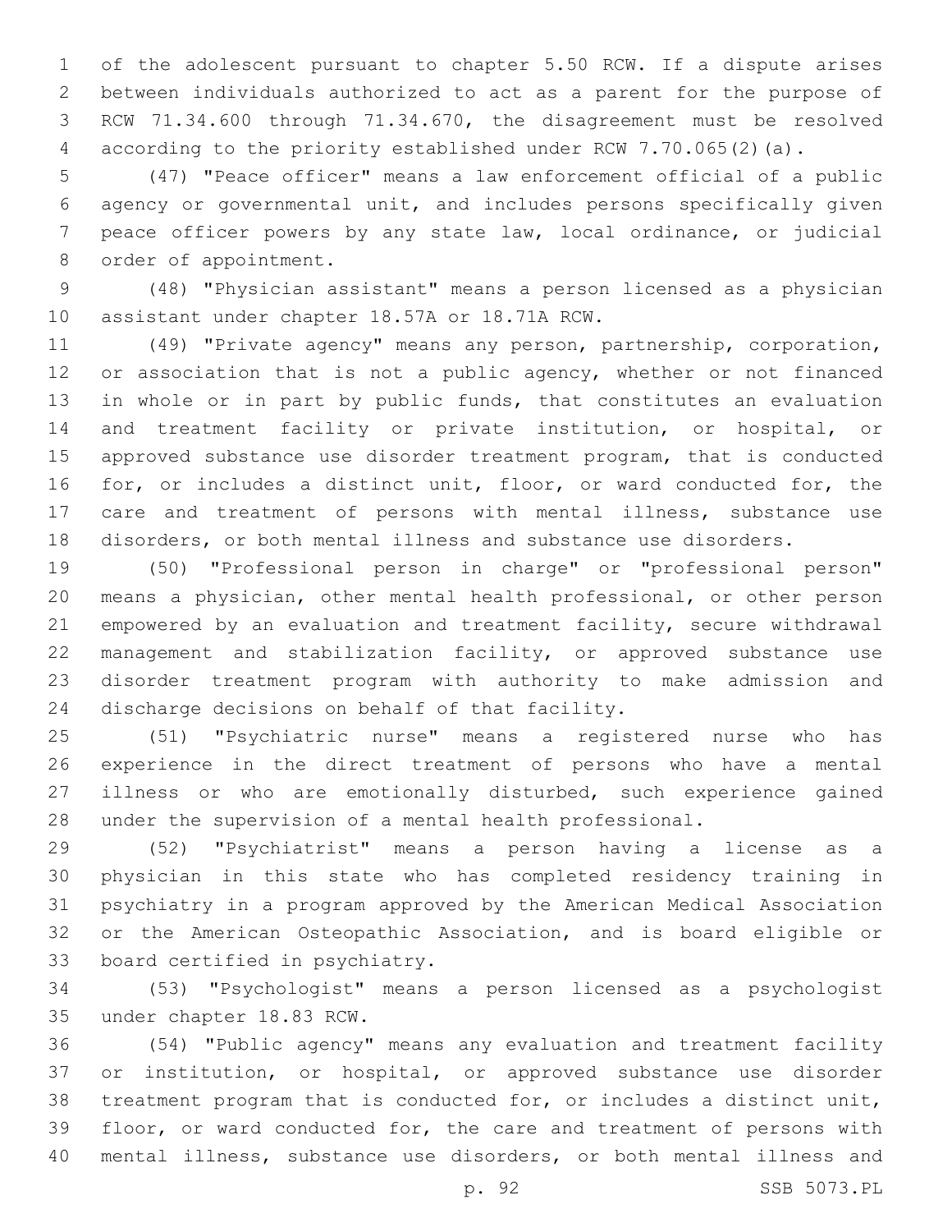of the adolescent pursuant to chapter 5.50 RCW. If a dispute arises between individuals authorized to act as a parent for the purpose of RCW 71.34.600 through 71.34.670, the disagreement must be resolved according to the priority established under RCW 7.70.065(2)(a).

(47) "Peace officer" means a law enforcement official of a public agency or governmental unit, and includes persons specifically given peace officer powers by any state law, local ordinance, or judicial order of appointment.

(48) "Physician assistant" means a person licensed as a physician assistant under chapter 18.57A or 18.71A RCW.

(49) "Private agency" means any person, partnership, corporation, or association that is not a public agency, whether or not financed in whole or in part by public funds, that constitutes an evaluation and treatment facility or private institution, or hospital, or approved substance use disorder treatment program, that is conducted for, or includes a distinct unit, floor, or ward conducted for, the care and treatment of persons with mental illness, substance use disorders, or both mental illness and substance use disorders.

(50) "Professional person in charge" or "professional person" means a physician, other mental health professional, or other person empowered by an evaluation and treatment facility, secure withdrawal management and stabilization facility, or approved substance use disorder treatment program with authority to make admission and discharge decisions on behalf of that facility.

(51) "Psychiatric nurse" means a registered nurse who has experience in the direct treatment of persons who have a mental illness or who are emotionally disturbed, such experience gained under the supervision of a mental health professional.

(52) "Psychiatrist" means a person having a license as a physician in this state who has completed residency training in psychiatry in a program approved by the American Medical Association or the American Osteopathic Association, and is board eligible or board certified in psychiatry.

(53) "Psychologist" means a person licensed as a psychologist under chapter 18.83 RCW.

(54) "Public agency" means any evaluation and treatment facility or institution, or hospital, or approved substance use disorder treatment program that is conducted for, or includes a distinct unit, floor, or ward conducted for, the care and treatment of persons with mental illness, substance use disorders, or both mental illness and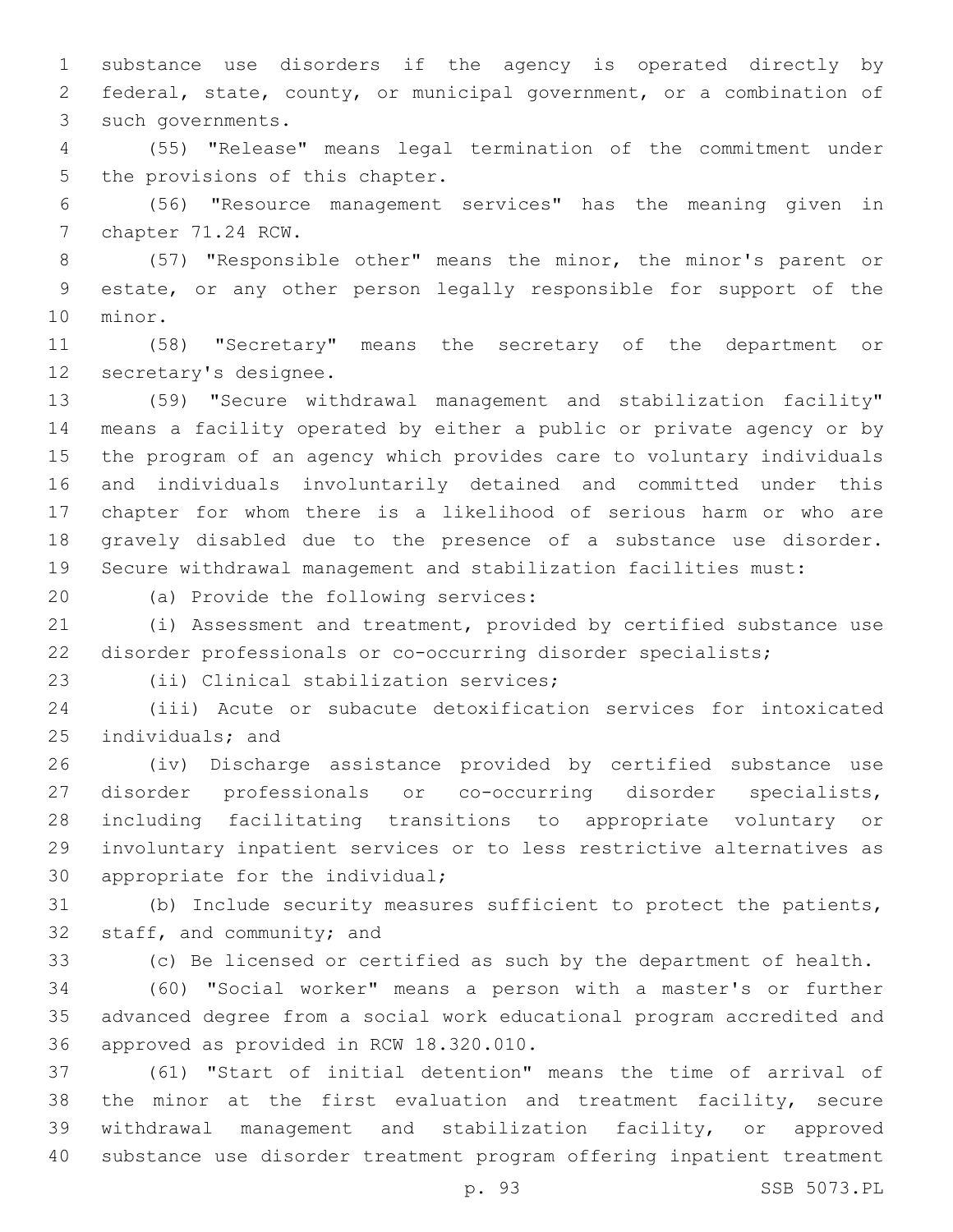substance use disorders if the agency is operated directly by federal, state, county, or municipal government, or a combination of such governments.

(55) "Release" means legal termination of the commitment under the provisions of this chapter.

(56) "Resource management services" has the meaning given in chapter 71.24 RCW.

(57) "Responsible other" means the minor, the minor's parent or estate, or any other person legally responsible for support of the minor.

(58) "Secretary" means the secretary of the department or secretary's designee.

(59) "Secure withdrawal management and stabilization facility" means a facility operated by either a public or private agency or by the program of an agency which provides care to voluntary individuals and individuals involuntarily detained and committed under this chapter for whom there is a likelihood of serious harm or who are gravely disabled due to the presence of a substance use disorder. Secure withdrawal management and stabilization facilities must:

(a) Provide the following services:

(i) Assessment and treatment, provided by certified substance use disorder professionals or co-occurring disorder specialists;

(ii) Clinical stabilization services;

(iii) Acute or subacute detoxification services for intoxicated individuals; and

(iv) Discharge assistance provided by certified substance use disorder professionals or co-occurring disorder specialists, including facilitating transitions to appropriate voluntary or involuntary inpatient services or to less restrictive alternatives as appropriate for the individual;

(b) Include security measures sufficient to protect the patients, staff, and community; and

(c) Be licensed or certified as such by the department of health.

(60) "Social worker" means a person with a master's or further advanced degree from a social work educational program accredited and approved as provided in RCW 18.320.010.

(61) "Start of initial detention" means the time of arrival of the minor at the first evaluation and treatment facility, secure withdrawal management and stabilization facility, or approved substance use disorder treatment program offering inpatient treatment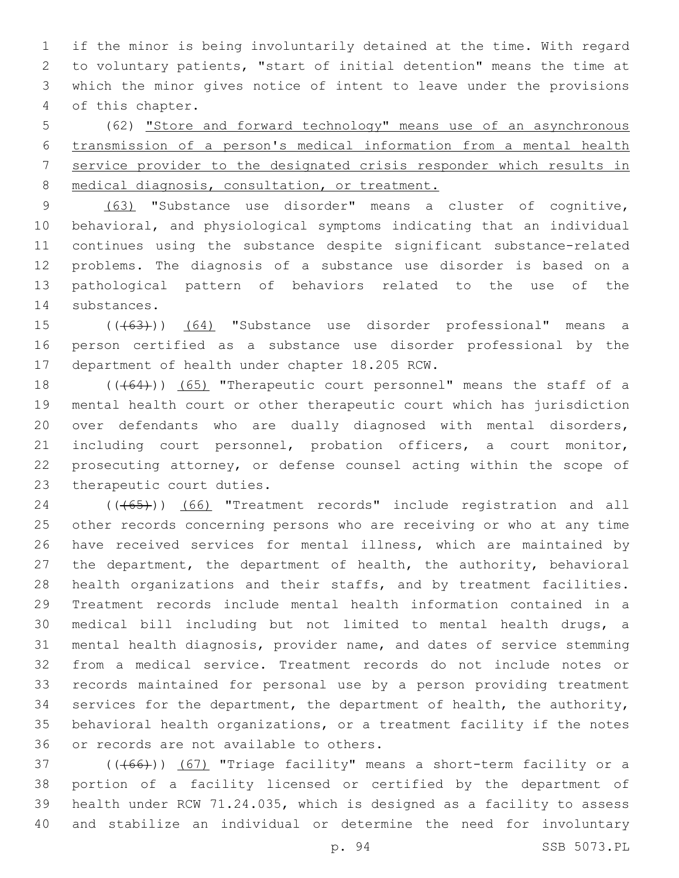if the minor is being involuntarily detained at the time. With regard to voluntary patients, "start of initial detention" means the time at which the minor gives notice of intent to leave under the provisions of this chapter.

(62) "Store and forward technology" means use of an asynchronous transmission of a person's medical information from a mental health service provider to the designated crisis responder which results in medical diagnosis, consultation, or treatment.

(63) "Substance use disorder" means a cluster of cognitive, behavioral, and physiological symptoms indicating that an individual continues using the substance despite significant substance-related problems. The diagnosis of a substance use disorder is based on a pathological pattern of behaviors related to the use of the substances.

(((63))) (64) "Substance use disorder professional" means a person certified as a substance use disorder professional by the department of health under chapter 18.205 RCW.

(((64))) (65) "Therapeutic court personnel" means the staff of a mental health court or other therapeutic court which has jurisdiction over defendants who are dually diagnosed with mental disorders, including court personnel, probation officers, a court monitor, prosecuting attorney, or defense counsel acting within the scope of therapeutic court duties.

(((65))) (66) "Treatment records" include registration and all other records concerning persons who are receiving or who at any time have received services for mental illness, which are maintained by the department, the department of health, the authority, behavioral health organizations and their staffs, and by treatment facilities. Treatment records include mental health information contained in a medical bill including but not limited to mental health drugs, a mental health diagnosis, provider name, and dates of service stemming from a medical service. Treatment records do not include notes or records maintained for personal use by a person providing treatment services for the department, the department of health, the authority, behavioral health organizations, or a treatment facility if the notes or records are not available to others.

(((66))) (67) "Triage facility" means a short-term facility or a portion of a facility licensed or certified by the department of health under RCW 71.24.035, which is designed as a facility to assess and stabilize an individual or determine the need for involuntary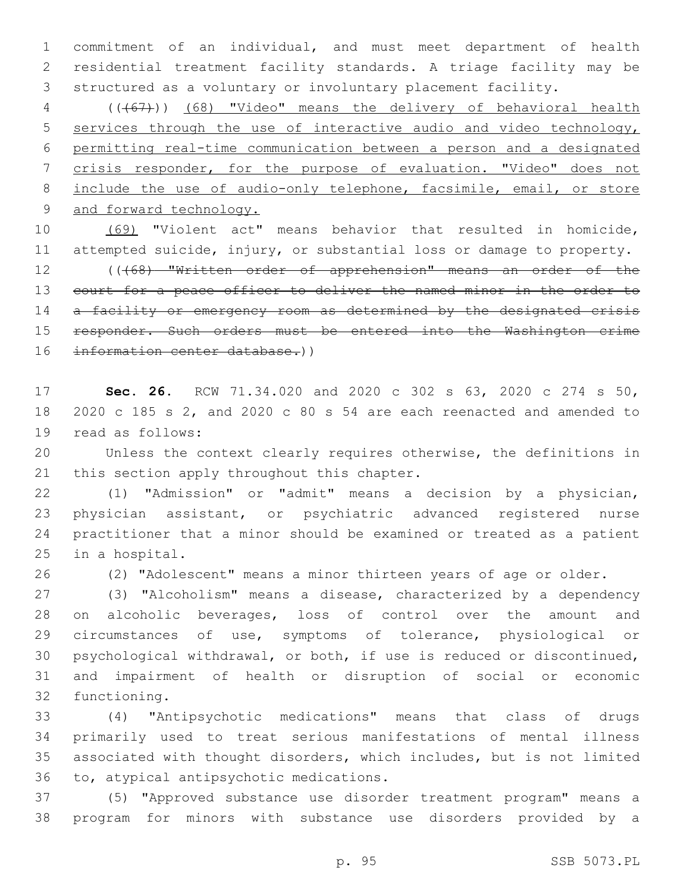commitment of an individual, and must meet department of health residential treatment facility standards. A triage facility may be structured as a voluntary or involuntary placement facility.

(((67))) (68) "Video" means the delivery of behavioral health services through the use of interactive audio and video technology, permitting real-time communication between a person and a designated crisis responder, for the purpose of evaluation. "Video" does not include the use of audio-only telephone, facsimile, email, or store and forward technology.

(69) "Violent act" means behavior that resulted in homicide, attempted suicide, injury, or substantial loss or damage to property.

~~(((68) "Written order of apprehension" means an order of the court for a peace officer to deliver the named minor in the order to a facility or emergency room as determined by the designated crisis responder. Such orders must be entered into the Washington crime information center database.))~~

**Sec. 26.** RCW 71.34.020 and 2020 c 302 s 63, 2020 c 274 s 50, 2020 c 185 s 2, and 2020 c 80 s 54 are each reenacted and amended to read as follows:

Unless the context clearly requires otherwise, the definitions in this section apply throughout this chapter.

(1) "Admission" or "admit" means a decision by a physician, physician assistant, or psychiatric advanced registered nurse practitioner that a minor should be examined or treated as a patient in a hospital.

(2) "Adolescent" means a minor thirteen years of age or older.

(3) "Alcoholism" means a disease, characterized by a dependency on alcoholic beverages, loss of control over the amount and circumstances of use, symptoms of tolerance, physiological or psychological withdrawal, or both, if use is reduced or discontinued, and impairment of health or disruption of social or economic functioning.

(4) "Antipsychotic medications" means that class of drugs primarily used to treat serious manifestations of mental illness associated with thought disorders, which includes, but is not limited to, atypical antipsychotic medications.

(5) "Approved substance use disorder treatment program" means a program for minors with substance use disorders provided by a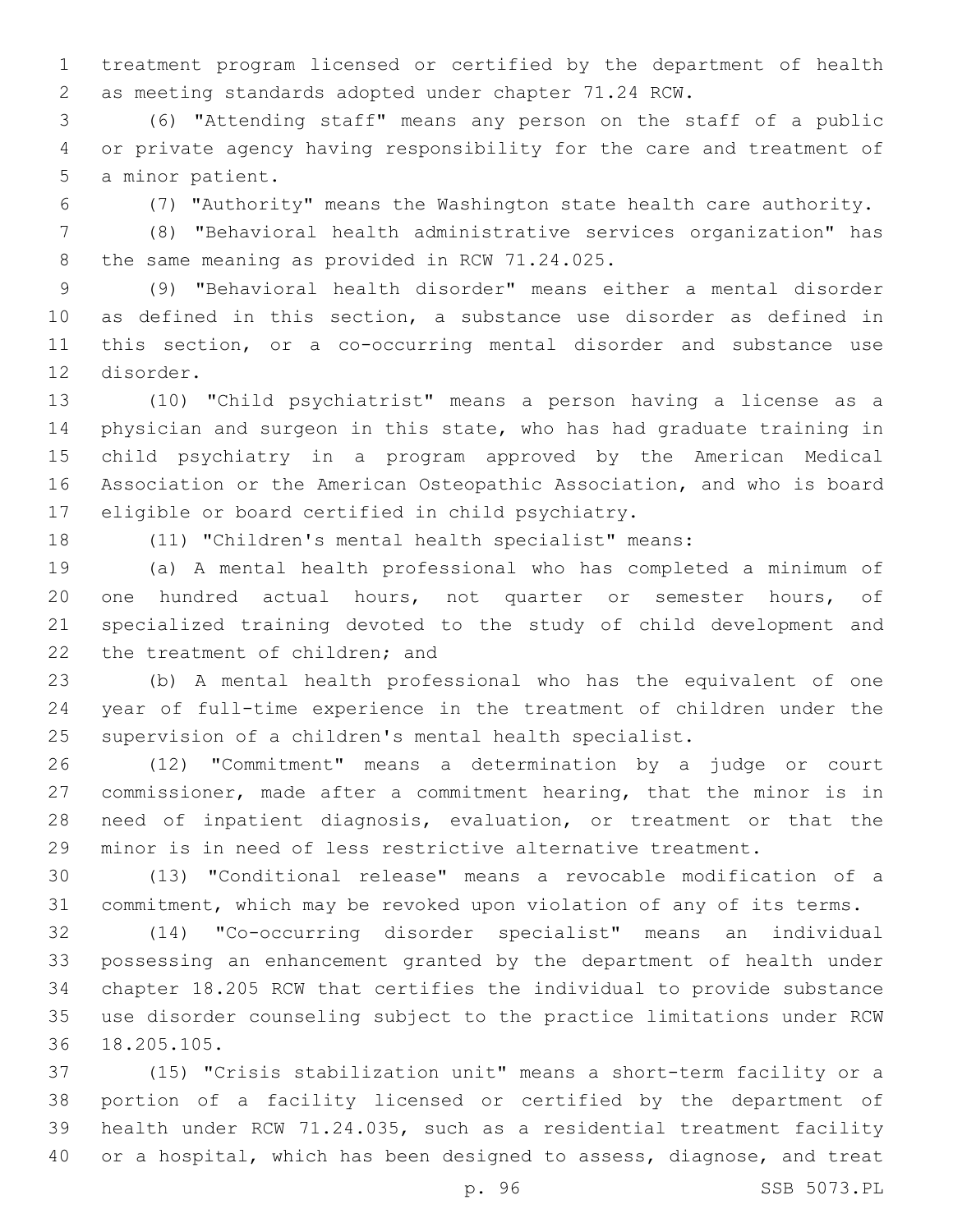treatment program licensed or certified by the department of health as meeting standards adopted under chapter 71.24 RCW.

(6) "Attending staff" means any person on the staff of a public or private agency having responsibility for the care and treatment of a minor patient.

(7) "Authority" means the Washington state health care authority.

(8) "Behavioral health administrative services organization" has the same meaning as provided in RCW 71.24.025.

(9) "Behavioral health disorder" means either a mental disorder as defined in this section, a substance use disorder as defined in this section, or a co-occurring mental disorder and substance use disorder.

(10) "Child psychiatrist" means a person having a license as a physician and surgeon in this state, who has had graduate training in child psychiatry in a program approved by the American Medical Association or the American Osteopathic Association, and who is board eligible or board certified in child psychiatry.

(11) "Children's mental health specialist" means:

(a) A mental health professional who has completed a minimum of one hundred actual hours, not quarter or semester hours, of specialized training devoted to the study of child development and the treatment of children; and

(b) A mental health professional who has the equivalent of one year of full-time experience in the treatment of children under the supervision of a children's mental health specialist.

(12) "Commitment" means a determination by a judge or court commissioner, made after a commitment hearing, that the minor is in need of inpatient diagnosis, evaluation, or treatment or that the minor is in need of less restrictive alternative treatment.

(13) "Conditional release" means a revocable modification of a commitment, which may be revoked upon violation of any of its terms.

(14) "Co-occurring disorder specialist" means an individual possessing an enhancement granted by the department of health under chapter 18.205 RCW that certifies the individual to provide substance use disorder counseling subject to the practice limitations under RCW 18.205.105.

(15) "Crisis stabilization unit" means a short-term facility or a portion of a facility licensed or certified by the department of health under RCW 71.24.035, such as a residential treatment facility or a hospital, which has been designed to assess, diagnose, and treat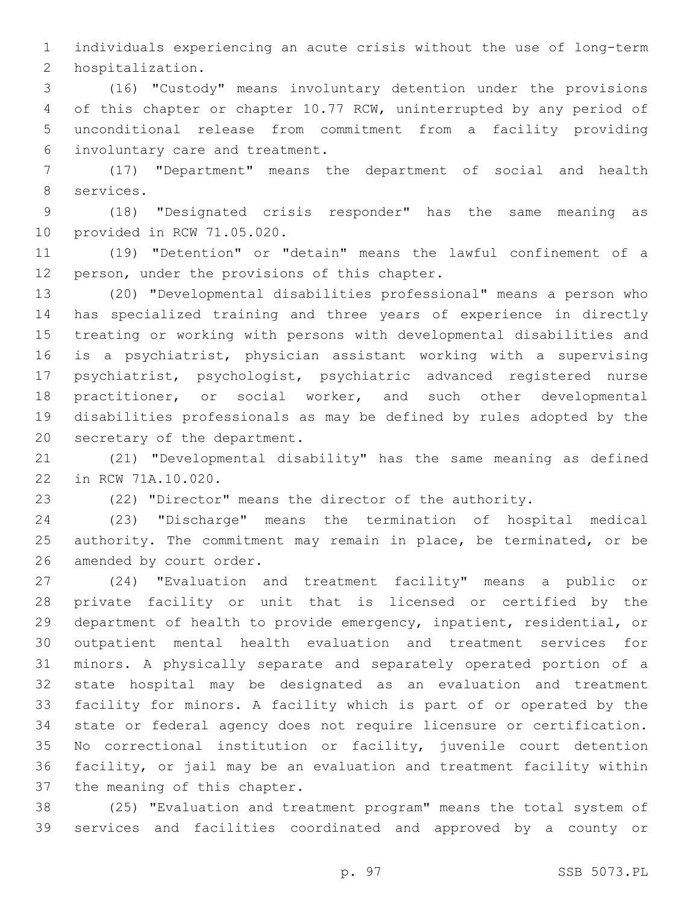individuals experiencing an acute crisis without the use of long-term hospitalization.

(16) "Custody" means involuntary detention under the provisions of this chapter or chapter 10.77 RCW, uninterrupted by any period of unconditional release from commitment from a facility providing involuntary care and treatment.

(17) "Department" means the department of social and health services.

(18) "Designated crisis responder" has the same meaning as provided in RCW 71.05.020.

(19) "Detention" or "detain" means the lawful confinement of a person, under the provisions of this chapter.

(20) "Developmental disabilities professional" means a person who has specialized training and three years of experience in directly treating or working with persons with developmental disabilities and is a psychiatrist, physician assistant working with a supervising psychiatrist, psychologist, psychiatric advanced registered nurse practitioner, or social worker, and such other developmental disabilities professionals as may be defined by rules adopted by the secretary of the department.

(21) "Developmental disability" has the same meaning as defined in RCW 71A.10.020.

(22) "Director" means the director of the authority.

(23) "Discharge" means the termination of hospital medical authority. The commitment may remain in place, be terminated, or be amended by court order.

(24) "Evaluation and treatment facility" means a public or private facility or unit that is licensed or certified by the department of health to provide emergency, inpatient, residential, or outpatient mental health evaluation and treatment services for minors. A physically separate and separately operated portion of a state hospital may be designated as an evaluation and treatment facility for minors. A facility which is part of or operated by the state or federal agency does not require licensure or certification. No correctional institution or facility, juvenile court detention facility, or jail may be an evaluation and treatment facility within the meaning of this chapter.

(25) "Evaluation and treatment program" means the total system of services and facilities coordinated and approved by a county or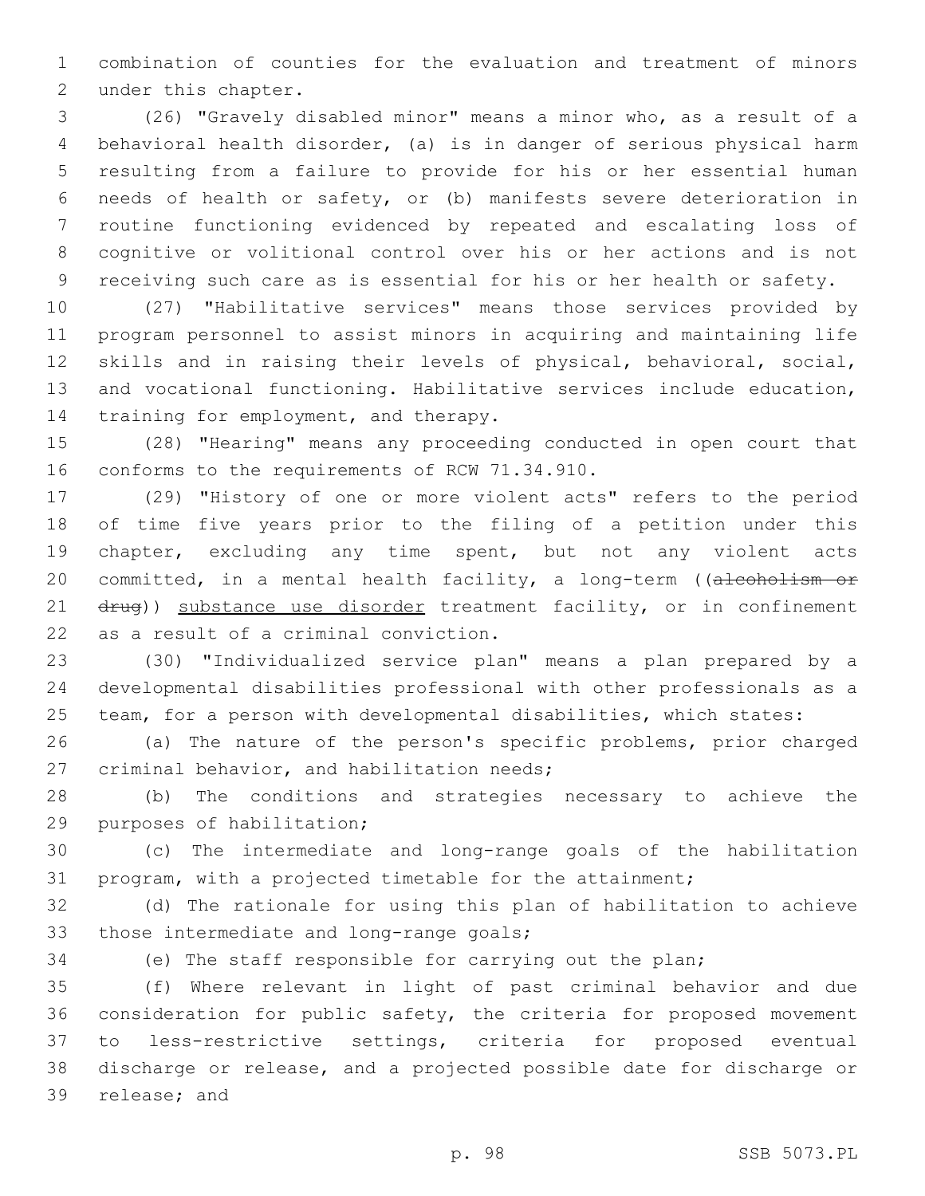combination of counties for the evaluation and treatment of minors under this chapter.

(26) "Gravely disabled minor" means a minor who, as a result of a behavioral health disorder, (a) is in danger of serious physical harm resulting from a failure to provide for his or her essential human needs of health or safety, or (b) manifests severe deterioration in routine functioning evidenced by repeated and escalating loss of cognitive or volitional control over his or her actions and is not receiving such care as is essential for his or her health or safety.

(27) "Habilitative services" means those services provided by program personnel to assist minors in acquiring and maintaining life skills and in raising their levels of physical, behavioral, social, and vocational functioning. Habilitative services include education, training for employment, and therapy.

(28) "Hearing" means any proceeding conducted in open court that conforms to the requirements of RCW 71.34.910.

(29) "History of one or more violent acts" refers to the period of time five years prior to the filing of a petition under this chapter, excluding any time spent, but not any violent acts committed, in a mental health facility, a long-term ((~~alcoholism or drug~~)) <u>substance use disorder</u> treatment facility, or in confinement as a result of a criminal conviction.

(30) "Individualized service plan" means a plan prepared by a developmental disabilities professional with other professionals as a team, for a person with developmental disabilities, which states:

(a) The nature of the person's specific problems, prior charged criminal behavior, and habilitation needs;

(b) The conditions and strategies necessary to achieve the purposes of habilitation;

(c) The intermediate and long-range goals of the habilitation program, with a projected timetable for the attainment;

(d) The rationale for using this plan of habilitation to achieve those intermediate and long-range goals;

(e) The staff responsible for carrying out the plan;

(f) Where relevant in light of past criminal behavior and due consideration for public safety, the criteria for proposed movement to less-restrictive settings, criteria for proposed eventual discharge or release, and a projected possible date for discharge or release; and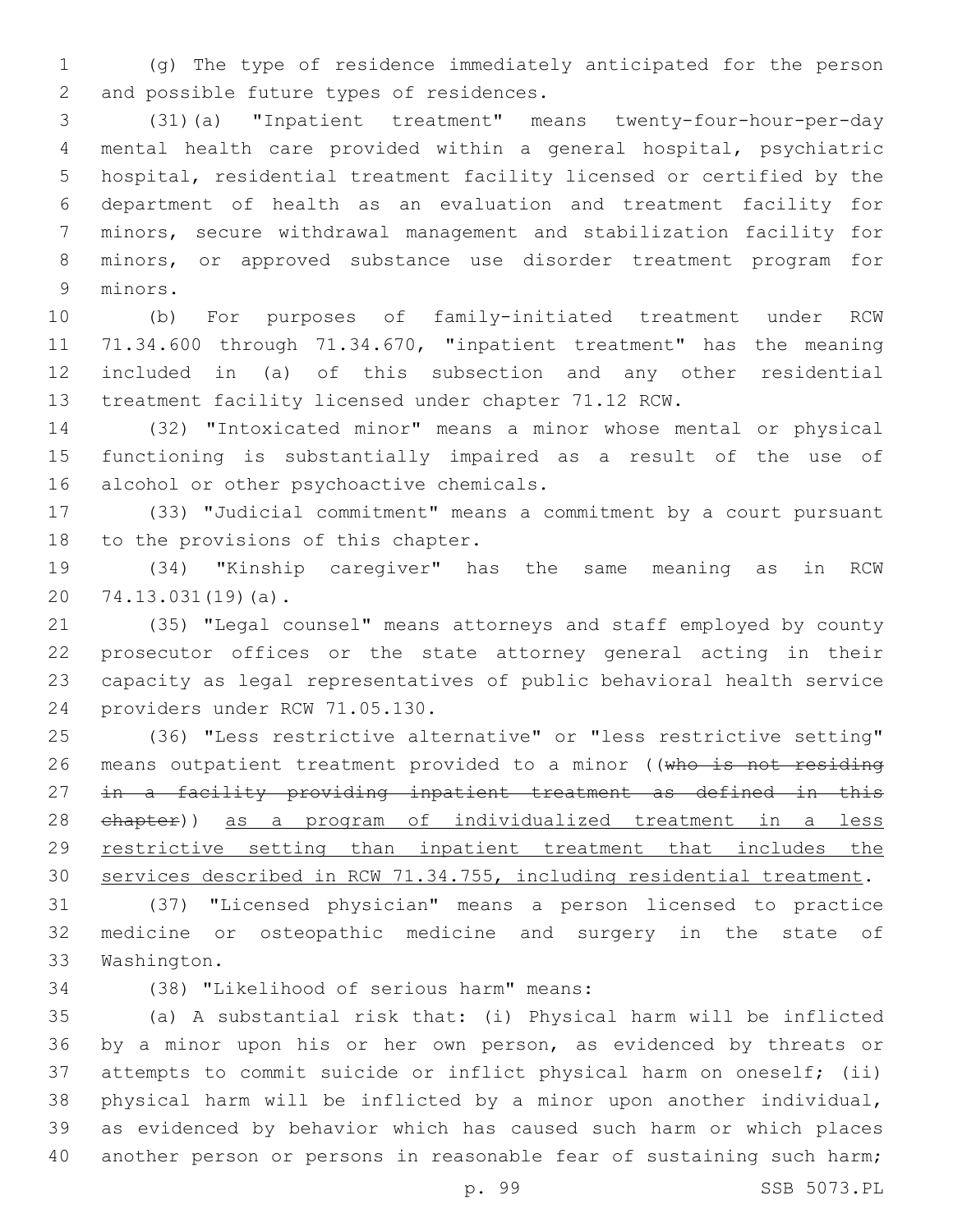(g) The type of residence immediately anticipated for the person and possible future types of residences.

(31)(a) "Inpatient treatment" means twenty-four-hour-per-day mental health care provided within a general hospital, psychiatric hospital, residential treatment facility licensed or certified by the department of health as an evaluation and treatment facility for minors, secure withdrawal management and stabilization facility for minors, or approved substance use disorder treatment program for minors.

(b) For purposes of family-initiated treatment under RCW 71.34.600 through 71.34.670, "inpatient treatment" has the meaning included in (a) of this subsection and any other residential treatment facility licensed under chapter 71.12 RCW.

(32) "Intoxicated minor" means a minor whose mental or physical functioning is substantially impaired as a result of the use of alcohol or other psychoactive chemicals.

(33) "Judicial commitment" means a commitment by a court pursuant to the provisions of this chapter.

(34) "Kinship caregiver" has the same meaning as in RCW 74.13.031(19)(a).

(35) "Legal counsel" means attorneys and staff employed by county prosecutor offices or the state attorney general acting in their capacity as legal representatives of public behavioral health service providers under RCW 71.05.130.

(36) "Less restrictive alternative" or "less restrictive setting" means outpatient treatment provided to a minor ((~~who is not residing in a facility providing inpatient treatment as defined in this chapter~~)) <u>as a program of individualized treatment in a less restrictive setting than inpatient treatment that includes the services described in RCW 71.34.755, including residential treatment</u>.

(37) "Licensed physician" means a person licensed to practice medicine or osteopathic medicine and surgery in the state of Washington.

(38) "Likelihood of serious harm" means:

(a) A substantial risk that: (i) Physical harm will be inflicted by a minor upon his or her own person, as evidenced by threats or attempts to commit suicide or inflict physical harm on oneself; (ii) physical harm will be inflicted by a minor upon another individual, as evidenced by behavior which has caused such harm or which places another person or persons in reasonable fear of sustaining such harm;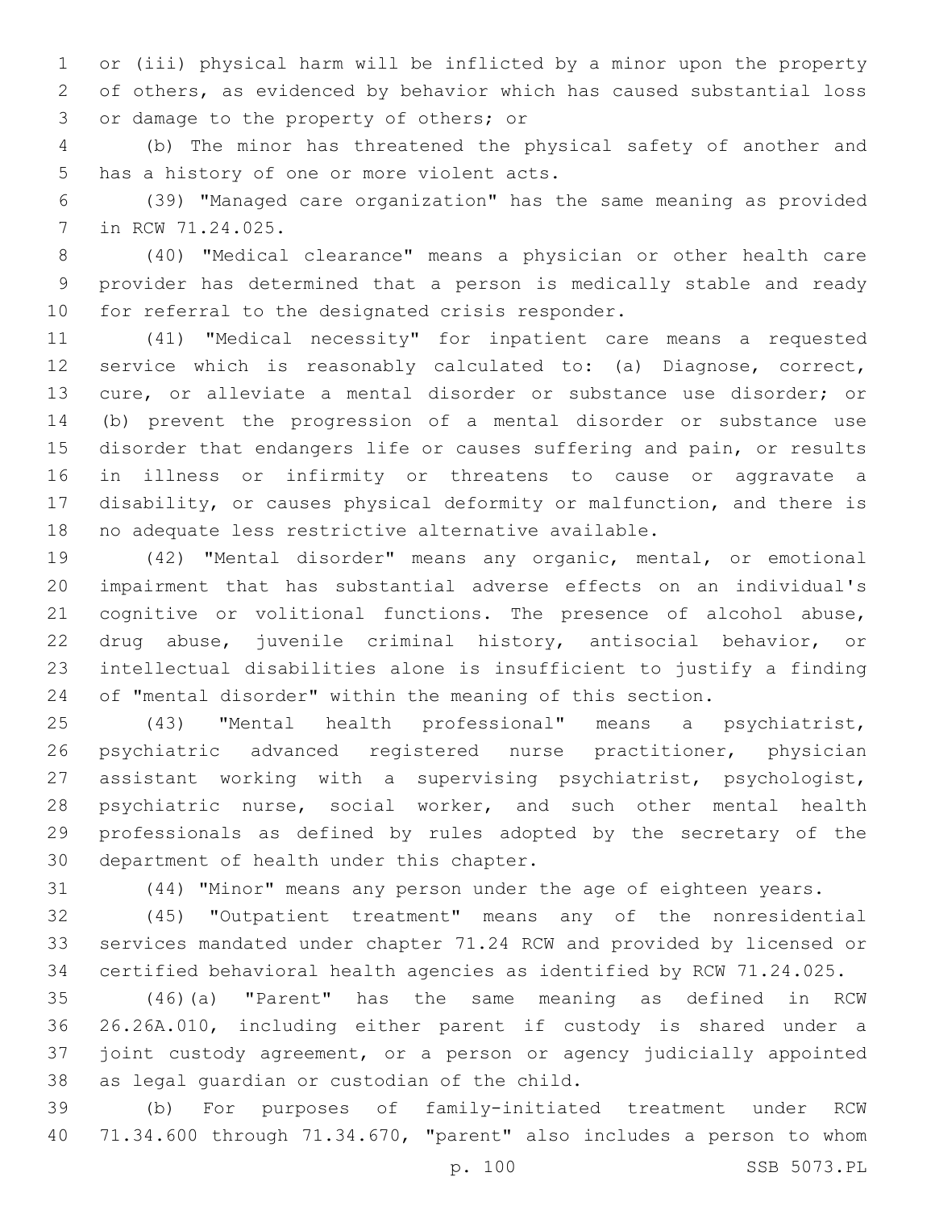or (iii) physical harm will be inflicted by a minor upon the property of others, as evidenced by behavior which has caused substantial loss or damage to the property of others; or

(b) The minor has threatened the physical safety of another and has a history of one or more violent acts.

(39) "Managed care organization" has the same meaning as provided in RCW 71.24.025.

(40) "Medical clearance" means a physician or other health care provider has determined that a person is medically stable and ready for referral to the designated crisis responder.

(41) "Medical necessity" for inpatient care means a requested service which is reasonably calculated to: (a) Diagnose, correct, cure, or alleviate a mental disorder or substance use disorder; or (b) prevent the progression of a mental disorder or substance use disorder that endangers life or causes suffering and pain, or results in illness or infirmity or threatens to cause or aggravate a disability, or causes physical deformity or malfunction, and there is no adequate less restrictive alternative available.

(42) "Mental disorder" means any organic, mental, or emotional impairment that has substantial adverse effects on an individual's cognitive or volitional functions. The presence of alcohol abuse, drug abuse, juvenile criminal history, antisocial behavior, or intellectual disabilities alone is insufficient to justify a finding of "mental disorder" within the meaning of this section.

(43) "Mental health professional" means a psychiatrist, psychiatric advanced registered nurse practitioner, physician assistant working with a supervising psychiatrist, psychologist, psychiatric nurse, social worker, and such other mental health professionals as defined by rules adopted by the secretary of the department of health under this chapter.

(44) "Minor" means any person under the age of eighteen years.

(45) "Outpatient treatment" means any of the nonresidential services mandated under chapter 71.24 RCW and provided by licensed or certified behavioral health agencies as identified by RCW 71.24.025.

(46)(a) "Parent" has the same meaning as defined in RCW 26.26A.010, including either parent if custody is shared under a joint custody agreement, or a person or agency judicially appointed as legal guardian or custodian of the child.

(b) For purposes of family-initiated treatment under RCW 71.34.600 through 71.34.670, "parent" also includes a person to whom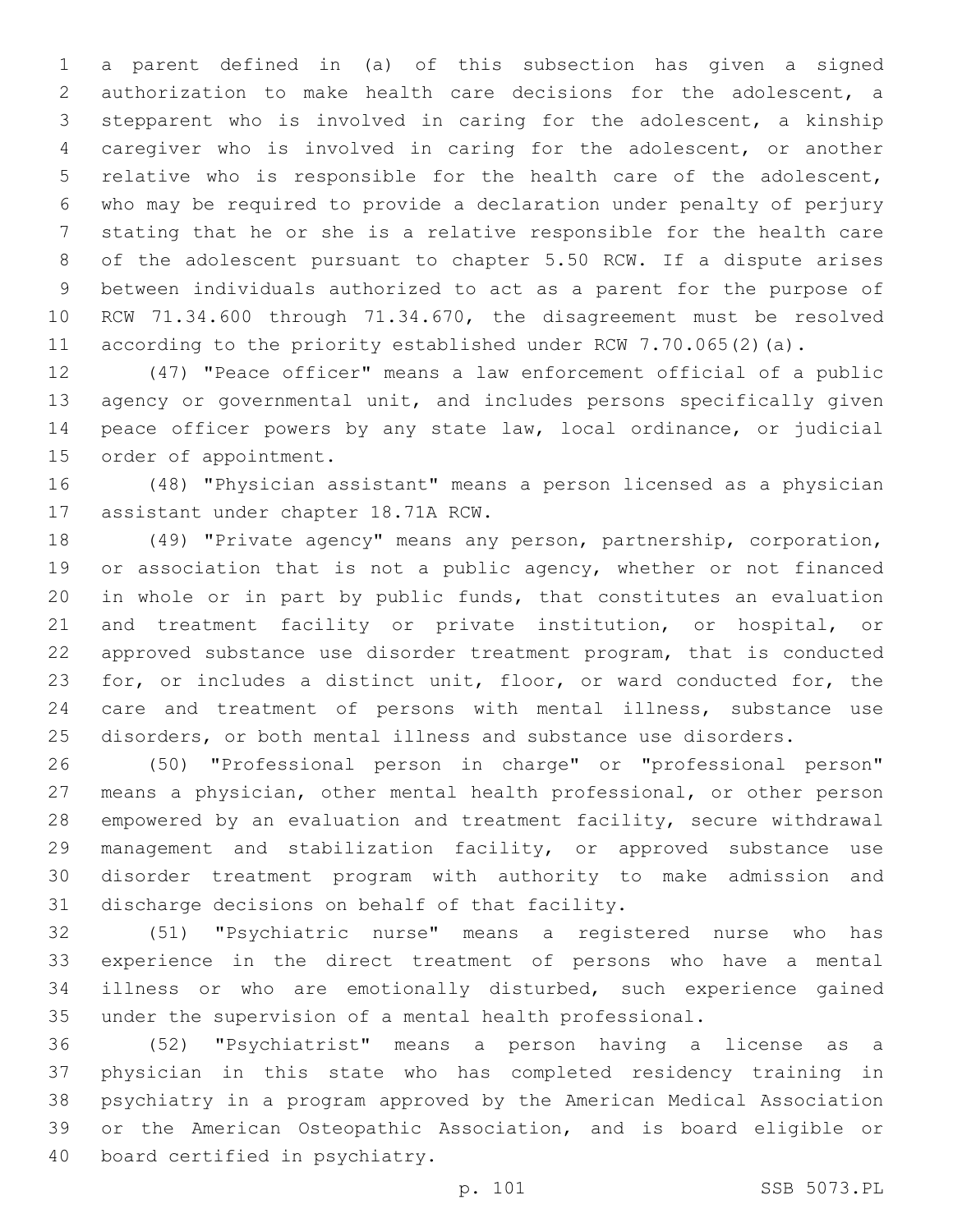a parent defined in (a) of this subsection has given a signed authorization to make health care decisions for the adolescent, a stepparent who is involved in caring for the adolescent, a kinship caregiver who is involved in caring for the adolescent, or another relative who is responsible for the health care of the adolescent, who may be required to provide a declaration under penalty of perjury stating that he or she is a relative responsible for the health care of the adolescent pursuant to chapter 5.50 RCW. If a dispute arises between individuals authorized to act as a parent for the purpose of RCW 71.34.600 through 71.34.670, the disagreement must be resolved according to the priority established under RCW 7.70.065(2)(a).

(47) "Peace officer" means a law enforcement official of a public agency or governmental unit, and includes persons specifically given peace officer powers by any state law, local ordinance, or judicial order of appointment.

(48) "Physician assistant" means a person licensed as a physician assistant under chapter 18.71A RCW.

(49) "Private agency" means any person, partnership, corporation, or association that is not a public agency, whether or not financed in whole or in part by public funds, that constitutes an evaluation and treatment facility or private institution, or hospital, or approved substance use disorder treatment program, that is conducted for, or includes a distinct unit, floor, or ward conducted for, the care and treatment of persons with mental illness, substance use disorders, or both mental illness and substance use disorders.

(50) "Professional person in charge" or "professional person" means a physician, other mental health professional, or other person empowered by an evaluation and treatment facility, secure withdrawal management and stabilization facility, or approved substance use disorder treatment program with authority to make admission and discharge decisions on behalf of that facility.

(51) "Psychiatric nurse" means a registered nurse who has experience in the direct treatment of persons who have a mental illness or who are emotionally disturbed, such experience gained under the supervision of a mental health professional.

(52) "Psychiatrist" means a person having a license as a physician in this state who has completed residency training in psychiatry in a program approved by the American Medical Association or the American Osteopathic Association, and is board eligible or board certified in psychiatry.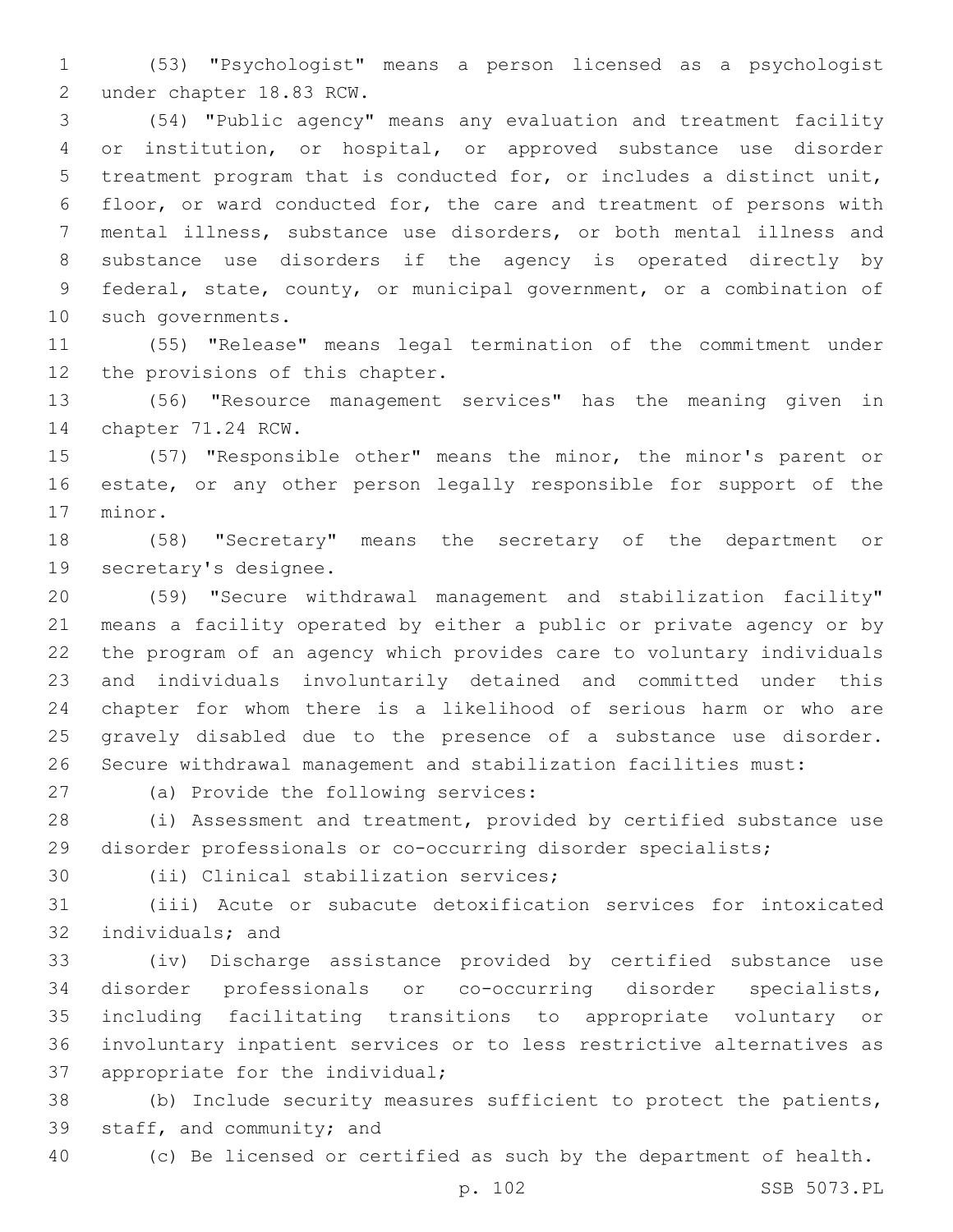(53) "Psychologist" means a person licensed as a psychologist under chapter 18.83 RCW.

(54) "Public agency" means any evaluation and treatment facility or institution, or hospital, or approved substance use disorder treatment program that is conducted for, or includes a distinct unit, floor, or ward conducted for, the care and treatment of persons with mental illness, substance use disorders, or both mental illness and substance use disorders if the agency is operated directly by federal, state, county, or municipal government, or a combination of such governments.

(55) "Release" means legal termination of the commitment under the provisions of this chapter.

(56) "Resource management services" has the meaning given in chapter 71.24 RCW.

(57) "Responsible other" means the minor, the minor's parent or estate, or any other person legally responsible for support of the minor.

(58) "Secretary" means the secretary of the department or secretary's designee.

(59) "Secure withdrawal management and stabilization facility" means a facility operated by either a public or private agency or by the program of an agency which provides care to voluntary individuals and individuals involuntarily detained and committed under this chapter for whom there is a likelihood of serious harm or who are gravely disabled due to the presence of a substance use disorder. Secure withdrawal management and stabilization facilities must:

(a) Provide the following services:

(i) Assessment and treatment, provided by certified substance use disorder professionals or co-occurring disorder specialists;

(ii) Clinical stabilization services;

(iii) Acute or subacute detoxification services for intoxicated individuals; and

(iv) Discharge assistance provided by certified substance use disorder professionals or co-occurring disorder specialists, including facilitating transitions to appropriate voluntary or involuntary inpatient services or to less restrictive alternatives as appropriate for the individual;

(b) Include security measures sufficient to protect the patients, staff, and community; and

(c) Be licensed or certified as such by the department of health.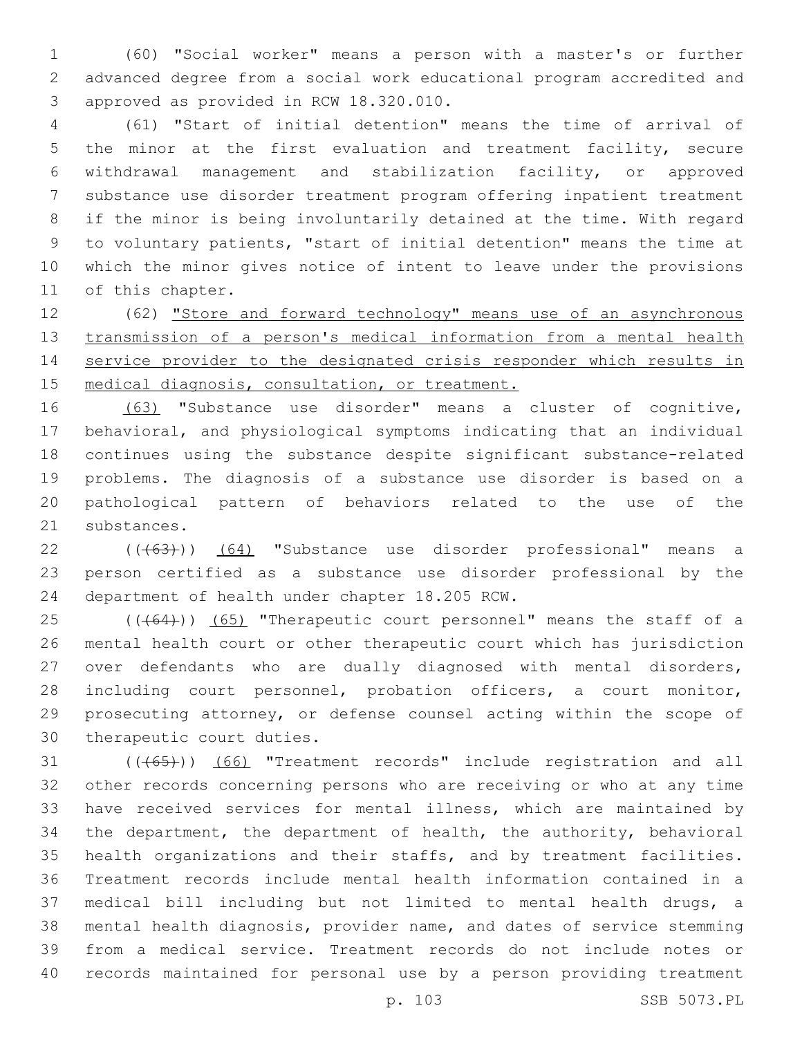(60) "Social worker" means a person with a master's or further advanced degree from a social work educational program accredited and approved as provided in RCW 18.320.010.

(61) "Start of initial detention" means the time of arrival of the minor at the first evaluation and treatment facility, secure withdrawal management and stabilization facility, or approved substance use disorder treatment program offering inpatient treatment if the minor is being involuntarily detained at the time. With regard to voluntary patients, "start of initial detention" means the time at which the minor gives notice of intent to leave under the provisions of this chapter.

(62) <u>"Store and forward technology" means use of an asynchronous transmission of a person's medical information from a mental health service provider to the designated crisis responder which results in medical diagnosis, consultation, or treatment.</u>

<u>(63)</u> "Substance use disorder" means a cluster of cognitive, behavioral, and physiological symptoms indicating that an individual continues using the substance despite significant substance-related problems. The diagnosis of a substance use disorder is based on a pathological pattern of behaviors related to the use of the substances.

(((63))) <u>(64)</u> "Substance use disorder professional" means a person certified as a substance use disorder professional by the department of health under chapter 18.205 RCW.

(((64))) <u>(65)</u> "Therapeutic court personnel" means the staff of a mental health court or other therapeutic court which has jurisdiction over defendants who are dually diagnosed with mental disorders, including court personnel, probation officers, a court monitor, prosecuting attorney, or defense counsel acting within the scope of therapeutic court duties.

(((65))) <u>(66)</u> "Treatment records" include registration and all other records concerning persons who are receiving or who at any time have received services for mental illness, which are maintained by the department, the department of health, the authority, behavioral health organizations and their staffs, and by treatment facilities. Treatment records include mental health information contained in a medical bill including but not limited to mental health drugs, a mental health diagnosis, provider name, and dates of service stemming from a medical service. Treatment records do not include notes or records maintained for personal use by a person providing treatment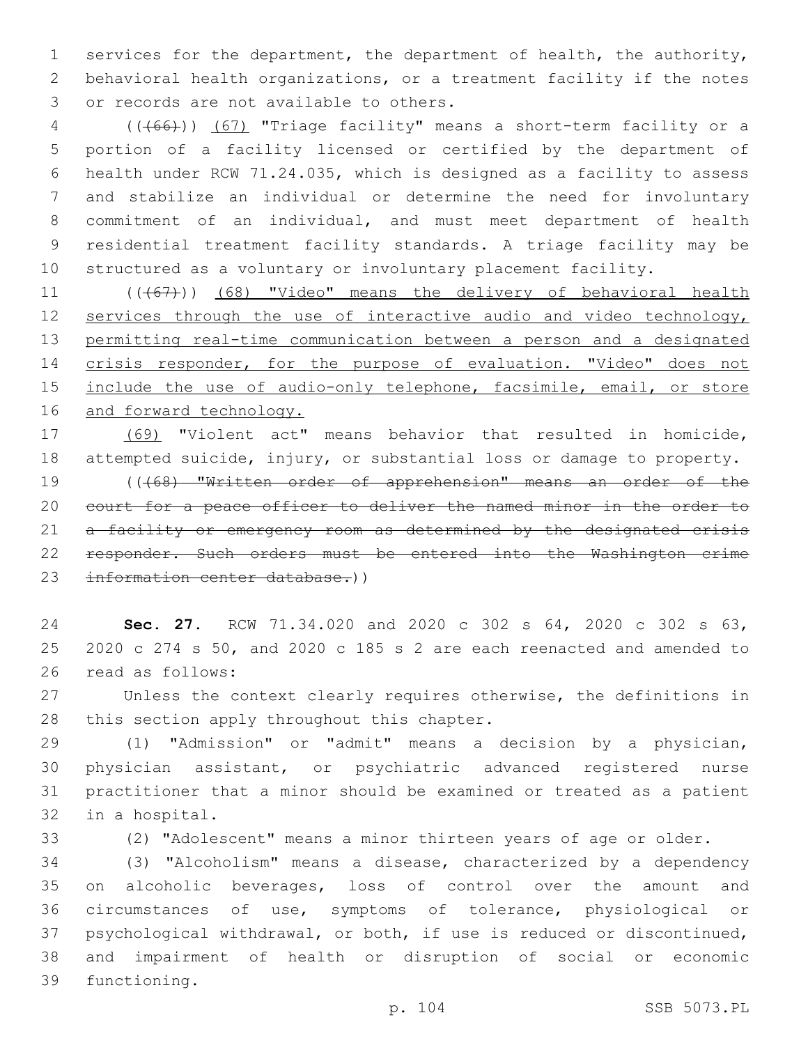services for the department, the department of health, the authority, behavioral health organizations, or a treatment facility if the notes or records are not available to others.

~~((66))~~ (67) "Triage facility" means a short-term facility or a portion of a facility licensed or certified by the department of health under RCW 71.24.035, which is designed as a facility to assess and stabilize an individual or determine the need for involuntary commitment of an individual, and must meet department of health residential treatment facility standards. A triage facility may be structured as a voluntary or involuntary placement facility.

((~~(67)~~)) <u>(68) "Video" means the delivery of behavioral health services through the use of interactive audio and video technology, permitting real-time communication between a person and a designated crisis responder, for the purpose of evaluation. "Video" does not include the use of audio-only telephone, facsimile, email, or store and forward technology.</u>

<u>(69)</u> "Violent act" means behavior that resulted in homicide, attempted suicide, injury, or substantial loss or damage to property.

((~~(68) "Written order of apprehension" means an order of the court for a peace officer to deliver the named minor in the order to a facility or emergency room as determined by the designated crisis responder. Such orders must be entered into the Washington crime information center database.~~))

**Sec. 27.** RCW 71.34.020 and 2020 c 302 s 64, 2020 c 302 s 63, 2020 c 274 s 50, and 2020 c 185 s 2 are each reenacted and amended to read as follows:

Unless the context clearly requires otherwise, the definitions in this section apply throughout this chapter.

(1) "Admission" or "admit" means a decision by a physician, physician assistant, or psychiatric advanced registered nurse practitioner that a minor should be examined or treated as a patient in a hospital.

(2) "Adolescent" means a minor thirteen years of age or older.

(3) "Alcoholism" means a disease, characterized by a dependency on alcoholic beverages, loss of control over the amount and circumstances of use, symptoms of tolerance, physiological or psychological withdrawal, or both, if use is reduced or discontinued, and impairment of health or disruption of social or economic functioning.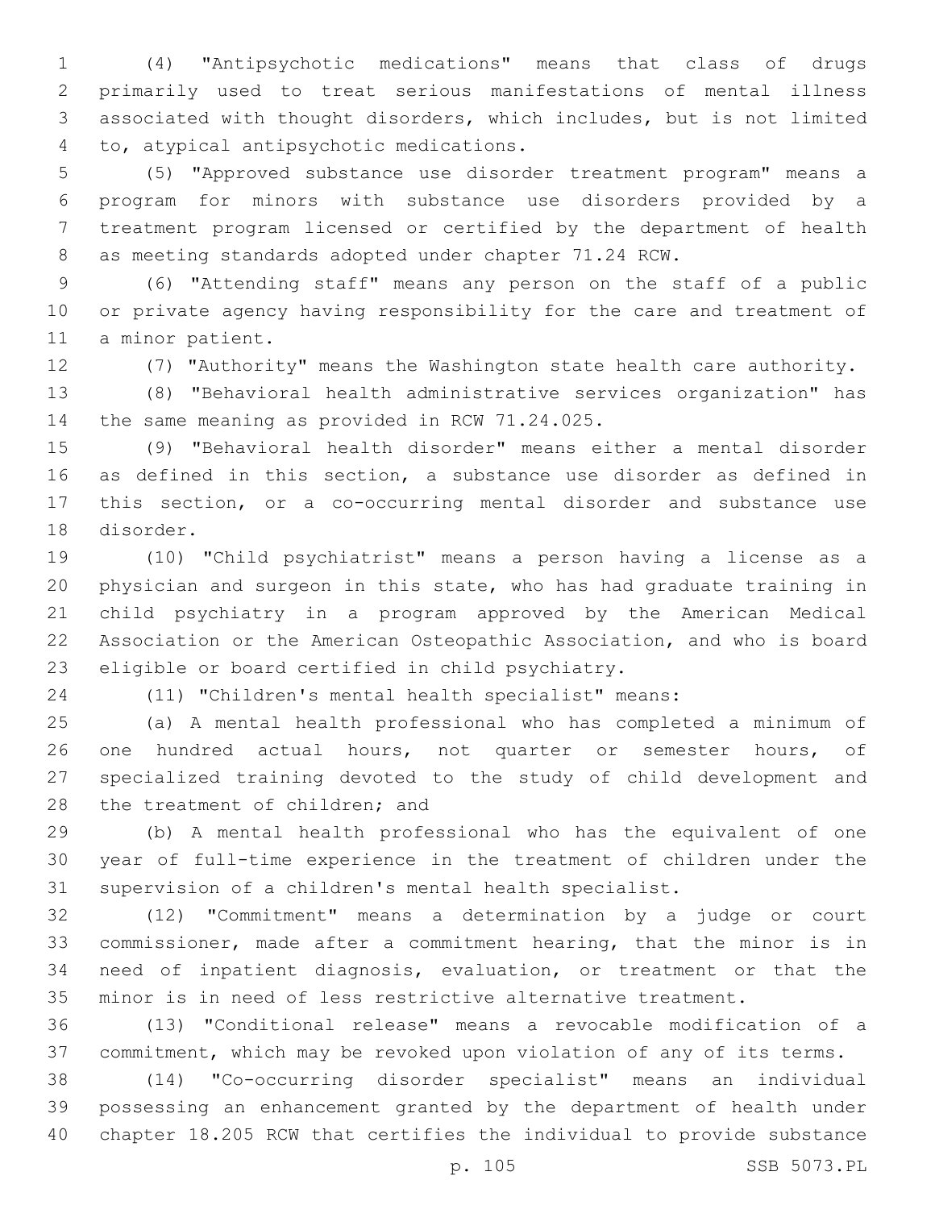(4) "Antipsychotic medications" means that class of drugs primarily used to treat serious manifestations of mental illness associated with thought disorders, which includes, but is not limited to, atypical antipsychotic medications.

(5) "Approved substance use disorder treatment program" means a program for minors with substance use disorders provided by a treatment program licensed or certified by the department of health as meeting standards adopted under chapter 71.24 RCW.

(6) "Attending staff" means any person on the staff of a public or private agency having responsibility for the care and treatment of a minor patient.

(7) "Authority" means the Washington state health care authority.

(8) "Behavioral health administrative services organization" has the same meaning as provided in RCW 71.24.025.

(9) "Behavioral health disorder" means either a mental disorder as defined in this section, a substance use disorder as defined in this section, or a co-occurring mental disorder and substance use disorder.

(10) "Child psychiatrist" means a person having a license as a physician and surgeon in this state, who has had graduate training in child psychiatry in a program approved by the American Medical Association or the American Osteopathic Association, and who is board eligible or board certified in child psychiatry.

(11) "Children's mental health specialist" means:

(a) A mental health professional who has completed a minimum of one hundred actual hours, not quarter or semester hours, of specialized training devoted to the study of child development and the treatment of children; and

(b) A mental health professional who has the equivalent of one year of full-time experience in the treatment of children under the supervision of a children's mental health specialist.

(12) "Commitment" means a determination by a judge or court commissioner, made after a commitment hearing, that the minor is in need of inpatient diagnosis, evaluation, or treatment or that the minor is in need of less restrictive alternative treatment.

(13) "Conditional release" means a revocable modification of a commitment, which may be revoked upon violation of any of its terms.

(14) "Co-occurring disorder specialist" means an individual possessing an enhancement granted by the department of health under chapter 18.205 RCW that certifies the individual to provide substance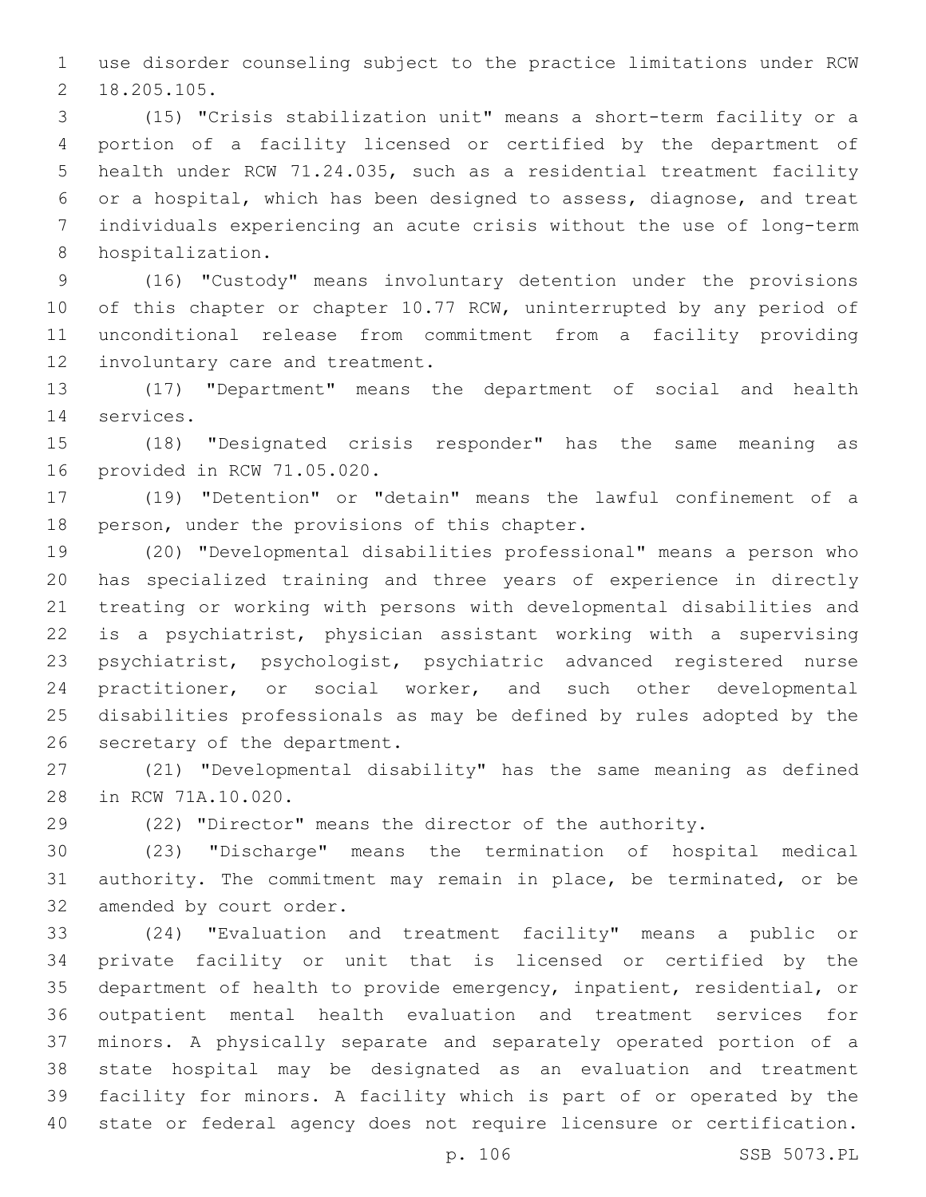use disorder counseling subject to the practice limitations under RCW 18.205.105.

(15) "Crisis stabilization unit" means a short-term facility or a portion of a facility licensed or certified by the department of health under RCW 71.24.035, such as a residential treatment facility or a hospital, which has been designed to assess, diagnose, and treat individuals experiencing an acute crisis without the use of long-term hospitalization.

(16) "Custody" means involuntary detention under the provisions of this chapter or chapter 10.77 RCW, uninterrupted by any period of unconditional release from commitment from a facility providing involuntary care and treatment.

(17) "Department" means the department of social and health services.

(18) "Designated crisis responder" has the same meaning as provided in RCW 71.05.020.

(19) "Detention" or "detain" means the lawful confinement of a person, under the provisions of this chapter.

(20) "Developmental disabilities professional" means a person who has specialized training and three years of experience in directly treating or working with persons with developmental disabilities and is a psychiatrist, physician assistant working with a supervising psychiatrist, psychologist, psychiatric advanced registered nurse practitioner, or social worker, and such other developmental disabilities professionals as may be defined by rules adopted by the secretary of the department.

(21) "Developmental disability" has the same meaning as defined in RCW 71A.10.020.

(22) "Director" means the director of the authority.

(23) "Discharge" means the termination of hospital medical authority. The commitment may remain in place, be terminated, or be amended by court order.

(24) "Evaluation and treatment facility" means a public or private facility or unit that is licensed or certified by the department of health to provide emergency, inpatient, residential, or outpatient mental health evaluation and treatment services for minors. A physically separate and separately operated portion of a state hospital may be designated as an evaluation and treatment facility for minors. A facility which is part of or operated by the state or federal agency does not require licensure or certification.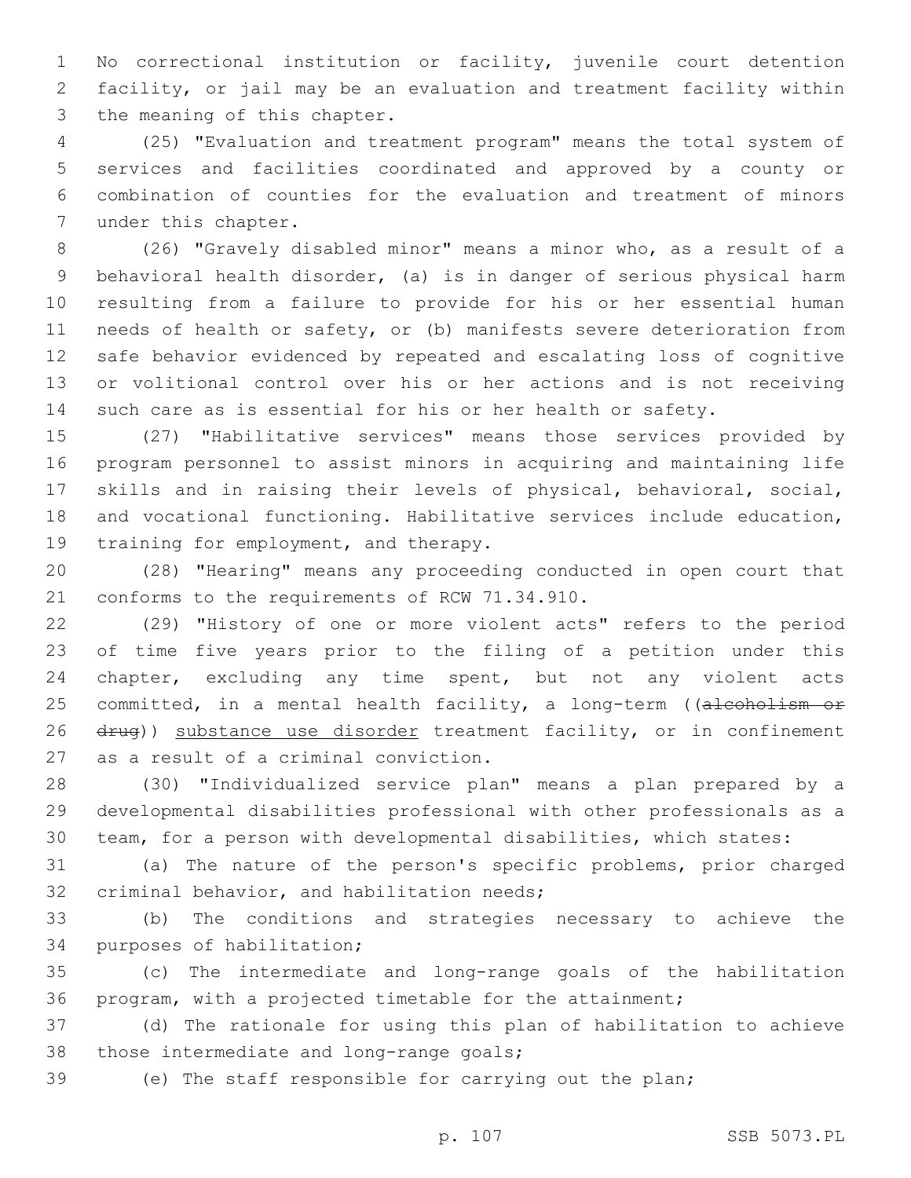No correctional institution or facility, juvenile court detention facility, or jail may be an evaluation and treatment facility within the meaning of this chapter.

(25) "Evaluation and treatment program" means the total system of services and facilities coordinated and approved by a county or combination of counties for the evaluation and treatment of minors under this chapter.

(26) "Gravely disabled minor" means a minor who, as a result of a behavioral health disorder, (a) is in danger of serious physical harm resulting from a failure to provide for his or her essential human needs of health or safety, or (b) manifests severe deterioration from safe behavior evidenced by repeated and escalating loss of cognitive or volitional control over his or her actions and is not receiving such care as is essential for his or her health or safety.

(27) "Habilitative services" means those services provided by program personnel to assist minors in acquiring and maintaining life skills and in raising their levels of physical, behavioral, social, and vocational functioning. Habilitative services include education, training for employment, and therapy.

(28) "Hearing" means any proceeding conducted in open court that conforms to the requirements of RCW 71.34.910.

(29) "History of one or more violent acts" refers to the period of time five years prior to the filing of a petition under this chapter, excluding any time spent, but not any violent acts committed, in a mental health facility, a long-term ((~~alcoholism or drug~~)) <u>substance use disorder</u> treatment facility, or in confinement as a result of a criminal conviction.

(30) "Individualized service plan" means a plan prepared by a developmental disabilities professional with other professionals as a team, for a person with developmental disabilities, which states:

(a) The nature of the person's specific problems, prior charged criminal behavior, and habilitation needs;

(b) The conditions and strategies necessary to achieve the purposes of habilitation;

(c) The intermediate and long-range goals of the habilitation program, with a projected timetable for the attainment;

(d) The rationale for using this plan of habilitation to achieve those intermediate and long-range goals;

(e) The staff responsible for carrying out the plan;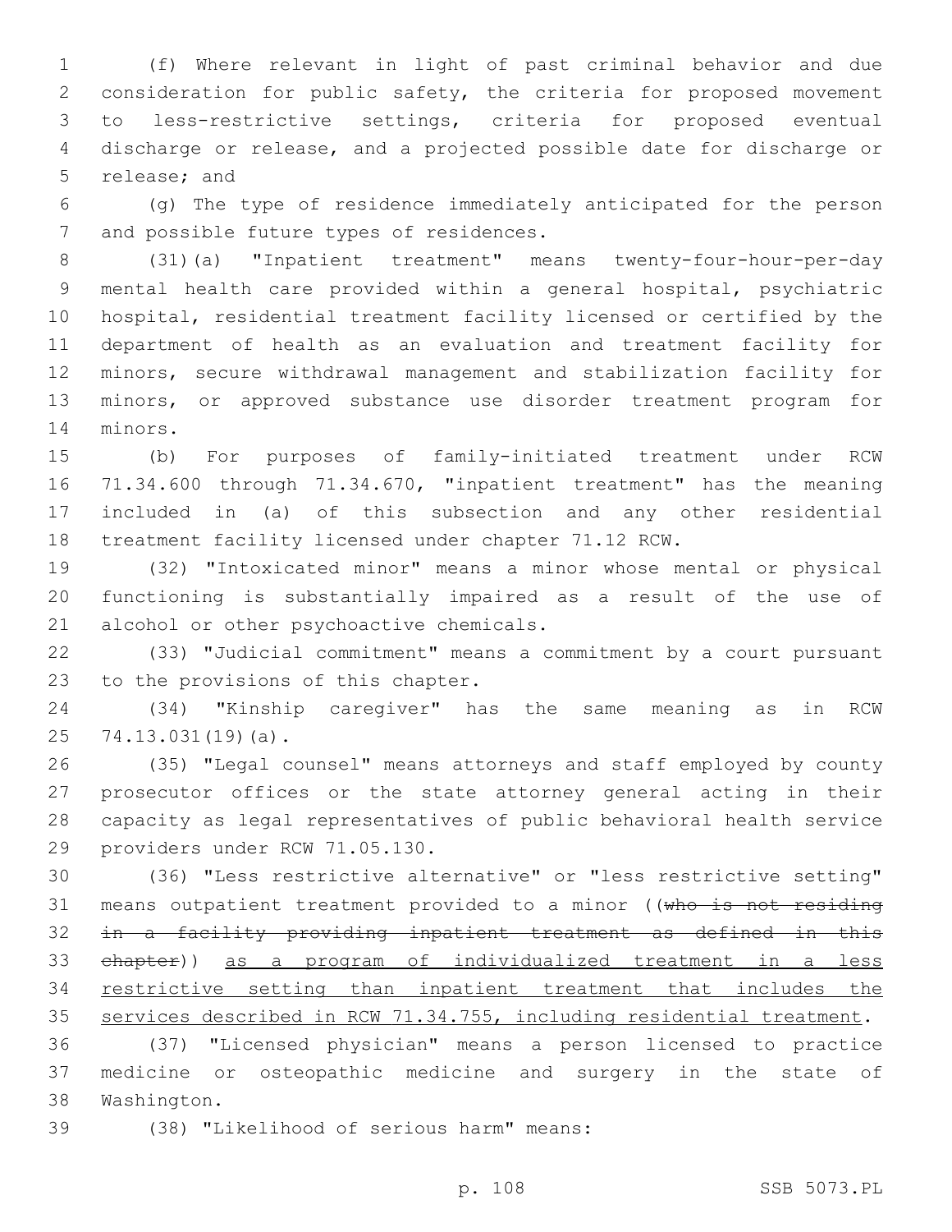(f) Where relevant in light of past criminal behavior and due consideration for public safety, the criteria for proposed movement to less-restrictive settings, criteria for proposed eventual discharge or release, and a projected possible date for discharge or release; and

(g) The type of residence immediately anticipated for the person and possible future types of residences.

(31)(a) "Inpatient treatment" means twenty-four-hour-per-day mental health care provided within a general hospital, psychiatric hospital, residential treatment facility licensed or certified by the department of health as an evaluation and treatment facility for minors, secure withdrawal management and stabilization facility for minors, or approved substance use disorder treatment program for minors.

(b) For purposes of family-initiated treatment under RCW 71.34.600 through 71.34.670, "inpatient treatment" has the meaning included in (a) of this subsection and any other residential treatment facility licensed under chapter 71.12 RCW.

(32) "Intoxicated minor" means a minor whose mental or physical functioning is substantially impaired as a result of the use of alcohol or other psychoactive chemicals.

(33) "Judicial commitment" means a commitment by a court pursuant to the provisions of this chapter.

(34) "Kinship caregiver" has the same meaning as in RCW 74.13.031(19)(a).

(35) "Legal counsel" means attorneys and staff employed by county prosecutor offices or the state attorney general acting in their capacity as legal representatives of public behavioral health service providers under RCW 71.05.130.

(36) "Less restrictive alternative" or "less restrictive setting" means outpatient treatment provided to a minor ((~~who is not residing in a facility providing inpatient treatment as defined in this chapter~~)) <u>as a program of individualized treatment in a less restrictive setting than inpatient treatment that includes the services described in RCW 71.34.755, including residential treatment</u>.

(37) "Licensed physician" means a person licensed to practice medicine or osteopathic medicine and surgery in the state of Washington.

(38) "Likelihood of serious harm" means: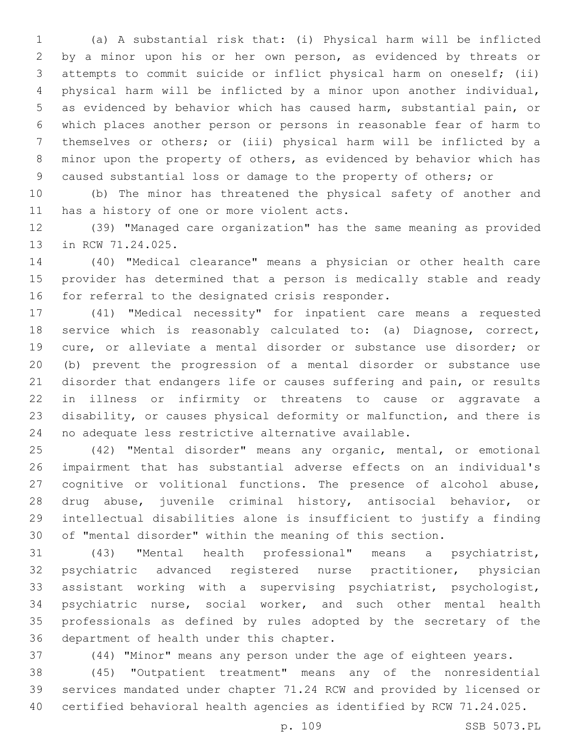(a) A substantial risk that: (i) Physical harm will be inflicted by a minor upon his or her own person, as evidenced by threats or attempts to commit suicide or inflict physical harm on oneself; (ii) physical harm will be inflicted by a minor upon another individual, as evidenced by behavior which has caused harm, substantial pain, or which places another person or persons in reasonable fear of harm to themselves or others; or (iii) physical harm will be inflicted by a minor upon the property of others, as evidenced by behavior which has caused substantial loss or damage to the property of others; or

(b) The minor has threatened the physical safety of another and has a history of one or more violent acts.

(39) "Managed care organization" has the same meaning as provided in RCW 71.24.025.

(40) "Medical clearance" means a physician or other health care provider has determined that a person is medically stable and ready for referral to the designated crisis responder.

(41) "Medical necessity" for inpatient care means a requested service which is reasonably calculated to: (a) Diagnose, correct, cure, or alleviate a mental disorder or substance use disorder; or (b) prevent the progression of a mental disorder or substance use disorder that endangers life or causes suffering and pain, or results in illness or infirmity or threatens to cause or aggravate a disability, or causes physical deformity or malfunction, and there is no adequate less restrictive alternative available.

(42) "Mental disorder" means any organic, mental, or emotional impairment that has substantial adverse effects on an individual's cognitive or volitional functions. The presence of alcohol abuse, drug abuse, juvenile criminal history, antisocial behavior, or intellectual disabilities alone is insufficient to justify a finding of "mental disorder" within the meaning of this section.

(43) "Mental health professional" means a psychiatrist, psychiatric advanced registered nurse practitioner, physician assistant working with a supervising psychiatrist, psychologist, psychiatric nurse, social worker, and such other mental health professionals as defined by rules adopted by the secretary of the department of health under this chapter.

(44) "Minor" means any person under the age of eighteen years.

(45) "Outpatient treatment" means any of the nonresidential services mandated under chapter 71.24 RCW and provided by licensed or certified behavioral health agencies as identified by RCW 71.24.025.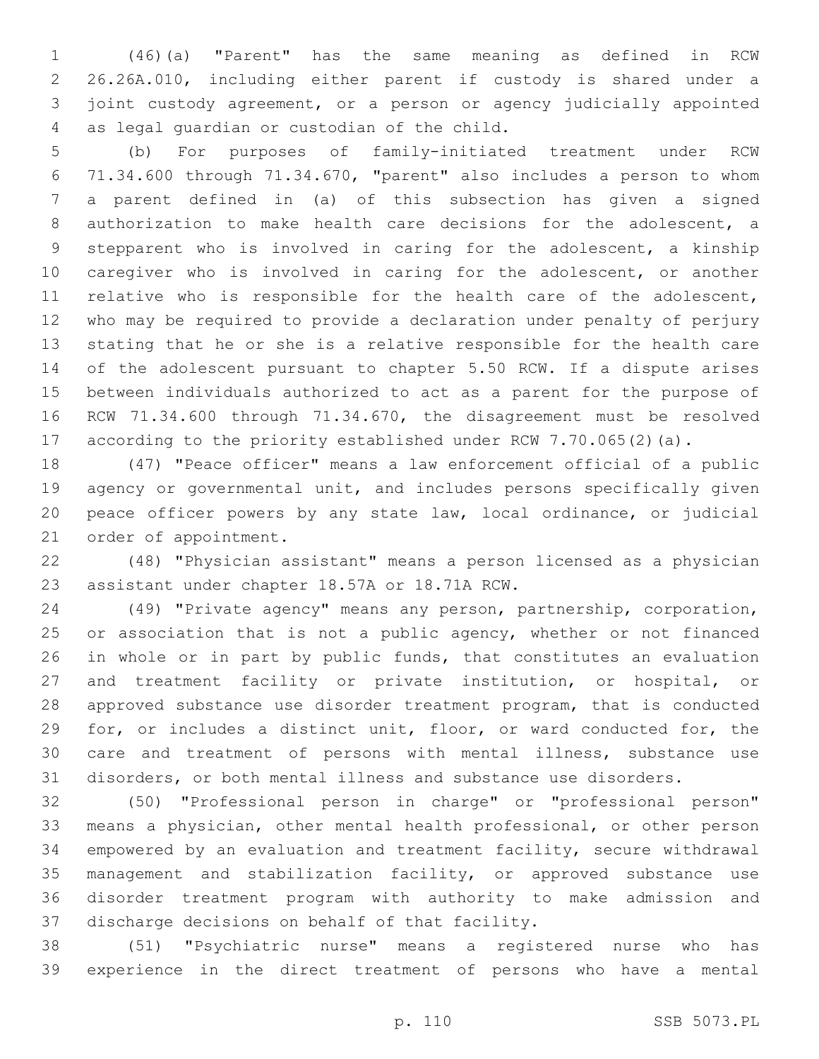(46)(a) "Parent" has the same meaning as defined in RCW 26.26A.010, including either parent if custody is shared under a joint custody agreement, or a person or agency judicially appointed as legal guardian or custodian of the child.

(b) For purposes of family-initiated treatment under RCW 71.34.600 through 71.34.670, "parent" also includes a person to whom a parent defined in (a) of this subsection has given a signed authorization to make health care decisions for the adolescent, a stepparent who is involved in caring for the adolescent, a kinship caregiver who is involved in caring for the adolescent, or another relative who is responsible for the health care of the adolescent, who may be required to provide a declaration under penalty of perjury stating that he or she is a relative responsible for the health care of the adolescent pursuant to chapter 5.50 RCW. If a dispute arises between individuals authorized to act as a parent for the purpose of RCW 71.34.600 through 71.34.670, the disagreement must be resolved according to the priority established under RCW 7.70.065(2)(a).

(47) "Peace officer" means a law enforcement official of a public agency or governmental unit, and includes persons specifically given peace officer powers by any state law, local ordinance, or judicial order of appointment.

(48) "Physician assistant" means a person licensed as a physician assistant under chapter 18.57A or 18.71A RCW.

(49) "Private agency" means any person, partnership, corporation, or association that is not a public agency, whether or not financed in whole or in part by public funds, that constitutes an evaluation and treatment facility or private institution, or hospital, or approved substance use disorder treatment program, that is conducted for, or includes a distinct unit, floor, or ward conducted for, the care and treatment of persons with mental illness, substance use disorders, or both mental illness and substance use disorders.

(50) "Professional person in charge" or "professional person" means a physician, other mental health professional, or other person empowered by an evaluation and treatment facility, secure withdrawal management and stabilization facility, or approved substance use disorder treatment program with authority to make admission and discharge decisions on behalf of that facility.

(51) "Psychiatric nurse" means a registered nurse who has experience in the direct treatment of persons who have a mental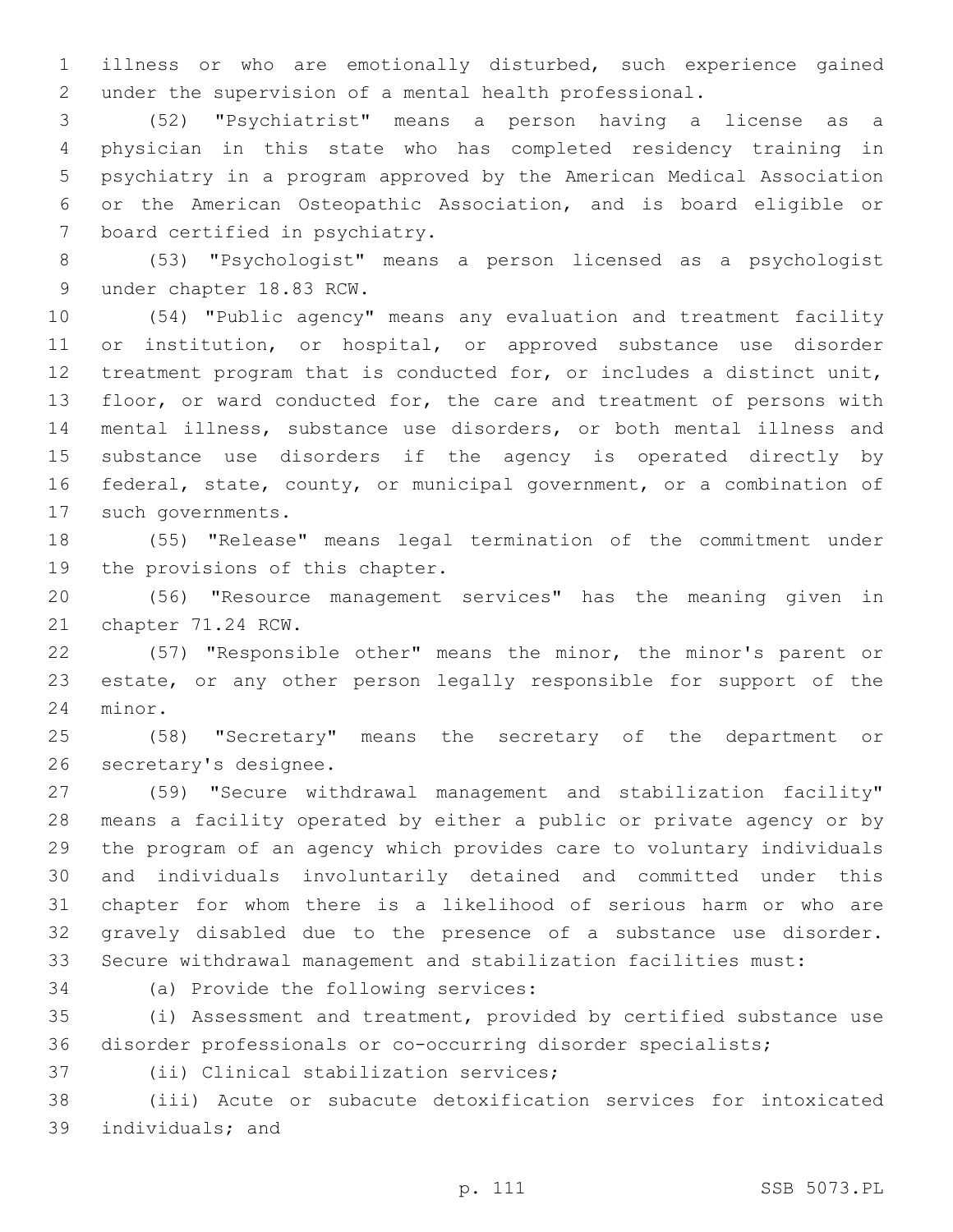illness or who are emotionally disturbed, such experience gained under the supervision of a mental health professional.

(52) "Psychiatrist" means a person having a license as a physician in this state who has completed residency training in psychiatry in a program approved by the American Medical Association or the American Osteopathic Association, and is board eligible or board certified in psychiatry.

(53) "Psychologist" means a person licensed as a psychologist under chapter 18.83 RCW.

(54) "Public agency" means any evaluation and treatment facility or institution, or hospital, or approved substance use disorder treatment program that is conducted for, or includes a distinct unit, floor, or ward conducted for, the care and treatment of persons with mental illness, substance use disorders, or both mental illness and substance use disorders if the agency is operated directly by federal, state, county, or municipal government, or a combination of such governments.

(55) "Release" means legal termination of the commitment under the provisions of this chapter.

(56) "Resource management services" has the meaning given in chapter 71.24 RCW.

(57) "Responsible other" means the minor, the minor's parent or estate, or any other person legally responsible for support of the minor.

(58) "Secretary" means the secretary of the department or secretary's designee.

(59) "Secure withdrawal management and stabilization facility" means a facility operated by either a public or private agency or by the program of an agency which provides care to voluntary individuals and individuals involuntarily detained and committed under this chapter for whom there is a likelihood of serious harm or who are gravely disabled due to the presence of a substance use disorder. Secure withdrawal management and stabilization facilities must:

(a) Provide the following services:

(i) Assessment and treatment, provided by certified substance use disorder professionals or co-occurring disorder specialists;

(ii) Clinical stabilization services;

(iii) Acute or subacute detoxification services for intoxicated individuals; and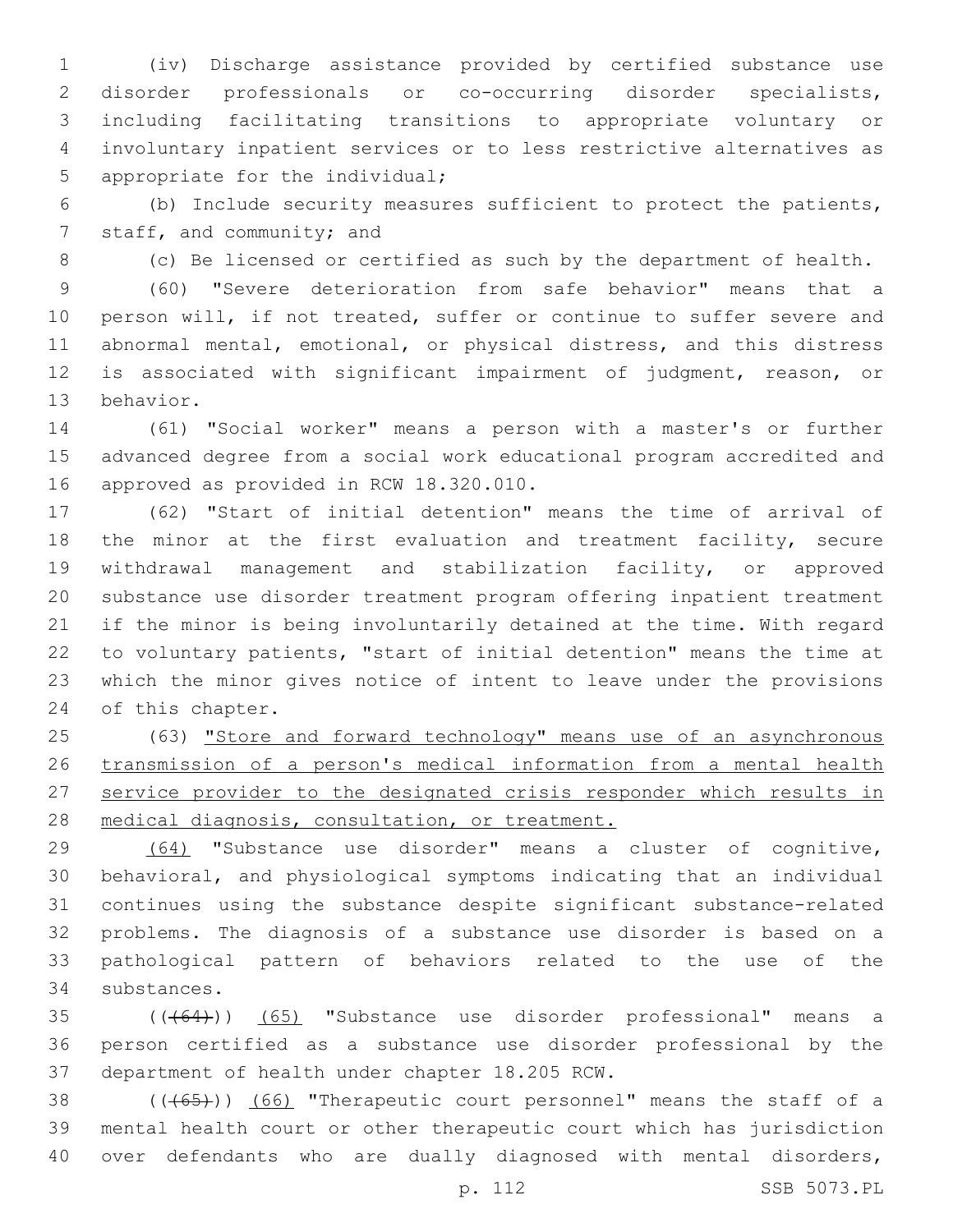(iv) Discharge assistance provided by certified substance use disorder professionals or co-occurring disorder specialists, including facilitating transitions to appropriate voluntary or involuntary inpatient services or to less restrictive alternatives as appropriate for the individual;

(b) Include security measures sufficient to protect the patients, staff, and community; and

(c) Be licensed or certified as such by the department of health.

(60) "Severe deterioration from safe behavior" means that a person will, if not treated, suffer or continue to suffer severe and abnormal mental, emotional, or physical distress, and this distress is associated with significant impairment of judgment, reason, or behavior.

(61) "Social worker" means a person with a master's or further advanced degree from a social work educational program accredited and approved as provided in RCW 18.320.010.

(62) "Start of initial detention" means the time of arrival of the minor at the first evaluation and treatment facility, secure withdrawal management and stabilization facility, or approved substance use disorder treatment program offering inpatient treatment if the minor is being involuntarily detained at the time. With regard to voluntary patients, "start of initial detention" means the time at which the minor gives notice of intent to leave under the provisions of this chapter.

(63) <u>"Store and forward technology" means use of an asynchronous transmission of a person's medical information from a mental health service provider to the designated crisis responder which results in medical diagnosis, consultation, or treatment.</u>

<u>(64)</u> "Substance use disorder" means a cluster of cognitive, behavioral, and physiological symptoms indicating that an individual continues using the substance despite significant substance-related problems. The diagnosis of a substance use disorder is based on a pathological pattern of behaviors related to the use of the substances.

~~((64))~~ <u>(65)</u> "Substance use disorder professional" means a person certified as a substance use disorder professional by the department of health under chapter 18.205 RCW.

~~((65))~~ <u>(66)</u> "Therapeutic court personnel" means the staff of a mental health court or other therapeutic court which has jurisdiction over defendants who are dually diagnosed with mental disorders,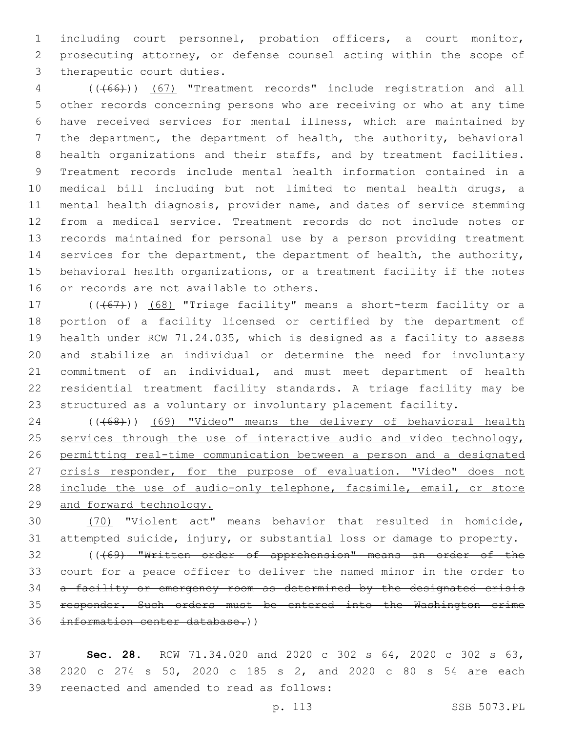including court personnel, probation officers, a court monitor, prosecuting attorney, or defense counsel acting within the scope of therapeutic court duties.

(((66))) (67) "Treatment records" include registration and all other records concerning persons who are receiving or who at any time have received services for mental illness, which are maintained by the department, the department of health, the authority, behavioral health organizations and their staffs, and by treatment facilities. Treatment records include mental health information contained in a medical bill including but not limited to mental health drugs, a mental health diagnosis, provider name, and dates of service stemming from a medical service. Treatment records do not include notes or records maintained for personal use by a person providing treatment services for the department, the department of health, the authority, behavioral health organizations, or a treatment facility if the notes or records are not available to others.

(((67))) (68) "Triage facility" means a short-term facility or a portion of a facility licensed or certified by the department of health under RCW 71.24.035, which is designed as a facility to assess and stabilize an individual or determine the need for involuntary commitment of an individual, and must meet department of health residential treatment facility standards. A triage facility may be structured as a voluntary or involuntary placement facility.

(((68))) (69) "Video" means the delivery of behavioral health services through the use of interactive audio and video technology, permitting real-time communication between a person and a designated crisis responder, for the purpose of evaluation. "Video" does not include the use of audio-only telephone, facsimile, email, or store and forward technology.

(70) "Violent act" means behavior that resulted in homicide, attempted suicide, injury, or substantial loss or damage to property.

(((69) "Written order of apprehension" means an order of the court for a peace officer to deliver the named minor in the order to a facility or emergency room as determined by the designated crisis responder. Such orders must be entered into the Washington crime information center database.))

**Sec. 28.** RCW 71.34.020 and 2020 c 302 s 64, 2020 c 302 s 63, 2020 c 274 s 50, 2020 c 185 s 2, and 2020 c 80 s 54 are each reenacted and amended to read as follows: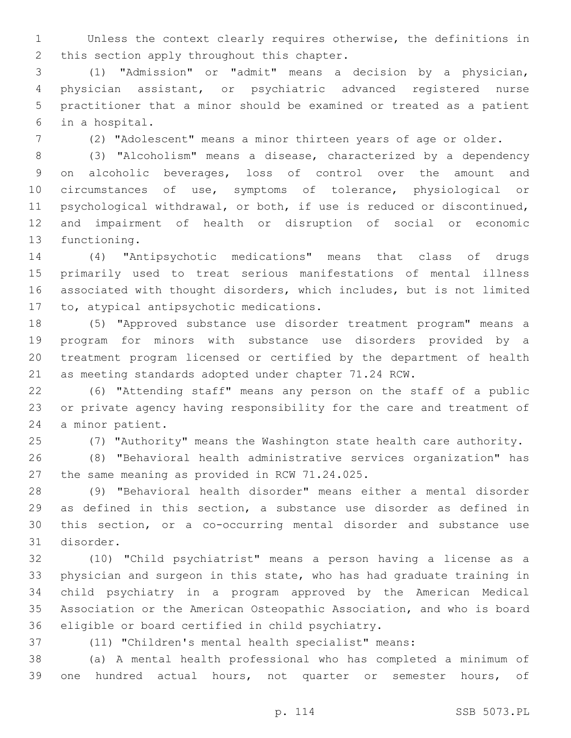Unless the context clearly requires otherwise, the definitions in this section apply throughout this chapter.

(1) "Admission" or "admit" means a decision by a physician, physician assistant, or psychiatric advanced registered nurse practitioner that a minor should be examined or treated as a patient in a hospital.

(2) "Adolescent" means a minor thirteen years of age or older.

(3) "Alcoholism" means a disease, characterized by a dependency on alcoholic beverages, loss of control over the amount and circumstances of use, symptoms of tolerance, physiological or psychological withdrawal, or both, if use is reduced or discontinued, and impairment of health or disruption of social or economic functioning.

(4) "Antipsychotic medications" means that class of drugs primarily used to treat serious manifestations of mental illness associated with thought disorders, which includes, but is not limited to, atypical antipsychotic medications.

(5) "Approved substance use disorder treatment program" means a program for minors with substance use disorders provided by a treatment program licensed or certified by the department of health as meeting standards adopted under chapter 71.24 RCW.

(6) "Attending staff" means any person on the staff of a public or private agency having responsibility for the care and treatment of a minor patient.

(7) "Authority" means the Washington state health care authority.

(8) "Behavioral health administrative services organization" has the same meaning as provided in RCW 71.24.025.

(9) "Behavioral health disorder" means either a mental disorder as defined in this section, a substance use disorder as defined in this section, or a co-occurring mental disorder and substance use disorder.

(10) "Child psychiatrist" means a person having a license as a physician and surgeon in this state, who has had graduate training in child psychiatry in a program approved by the American Medical Association or the American Osteopathic Association, and who is board eligible or board certified in child psychiatry.

(11) "Children's mental health specialist" means:

(a) A mental health professional who has completed a minimum of one hundred actual hours, not quarter or semester hours, of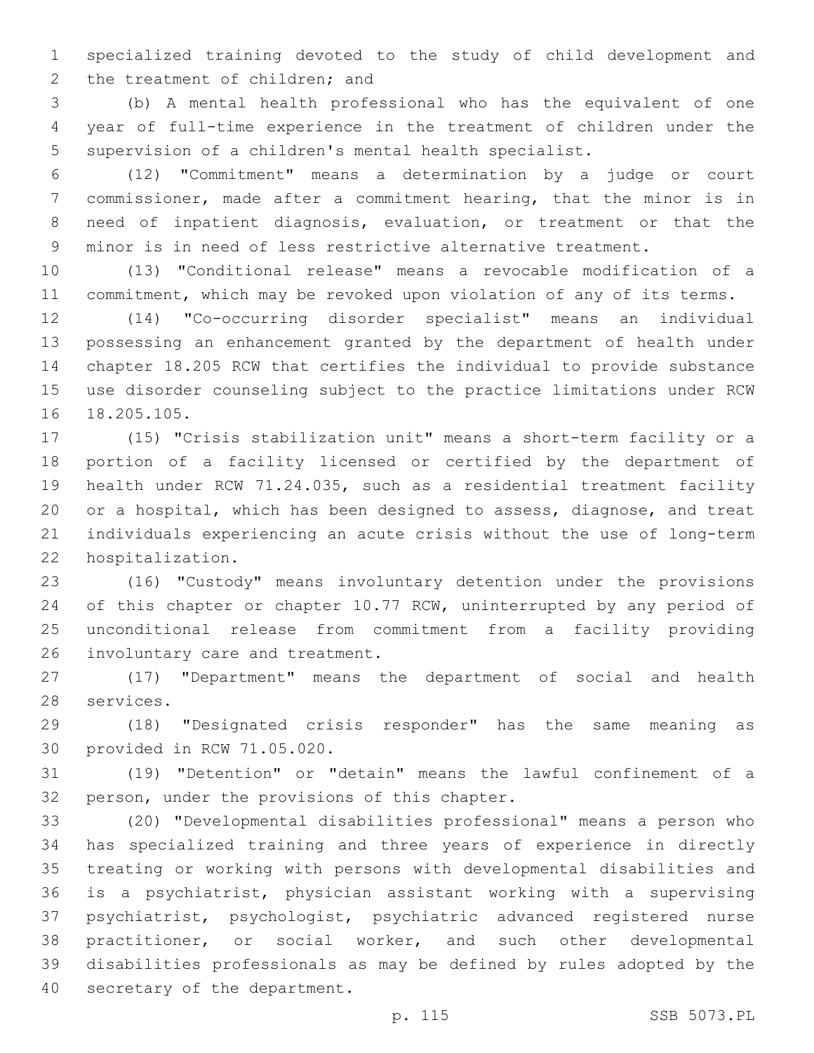specialized training devoted to the study of child development and the treatment of children; and

(b) A mental health professional who has the equivalent of one year of full-time experience in the treatment of children under the supervision of a children's mental health specialist.

(12) "Commitment" means a determination by a judge or court commissioner, made after a commitment hearing, that the minor is in need of inpatient diagnosis, evaluation, or treatment or that the minor is in need of less restrictive alternative treatment.

(13) "Conditional release" means a revocable modification of a commitment, which may be revoked upon violation of any of its terms.

(14) "Co-occurring disorder specialist" means an individual possessing an enhancement granted by the department of health under chapter 18.205 RCW that certifies the individual to provide substance use disorder counseling subject to the practice limitations under RCW 18.205.105.

(15) "Crisis stabilization unit" means a short-term facility or a portion of a facility licensed or certified by the department of health under RCW 71.24.035, such as a residential treatment facility or a hospital, which has been designed to assess, diagnose, and treat individuals experiencing an acute crisis without the use of long-term hospitalization.

(16) "Custody" means involuntary detention under the provisions of this chapter or chapter 10.77 RCW, uninterrupted by any period of unconditional release from commitment from a facility providing involuntary care and treatment.

(17) "Department" means the department of social and health services.

(18) "Designated crisis responder" has the same meaning as provided in RCW 71.05.020.

(19) "Detention" or "detain" means the lawful confinement of a person, under the provisions of this chapter.

(20) "Developmental disabilities professional" means a person who has specialized training and three years of experience in directly treating or working with persons with developmental disabilities and is a psychiatrist, physician assistant working with a supervising psychiatrist, psychologist, psychiatric advanced registered nurse practitioner, or social worker, and such other developmental disabilities professionals as may be defined by rules adopted by the secretary of the department.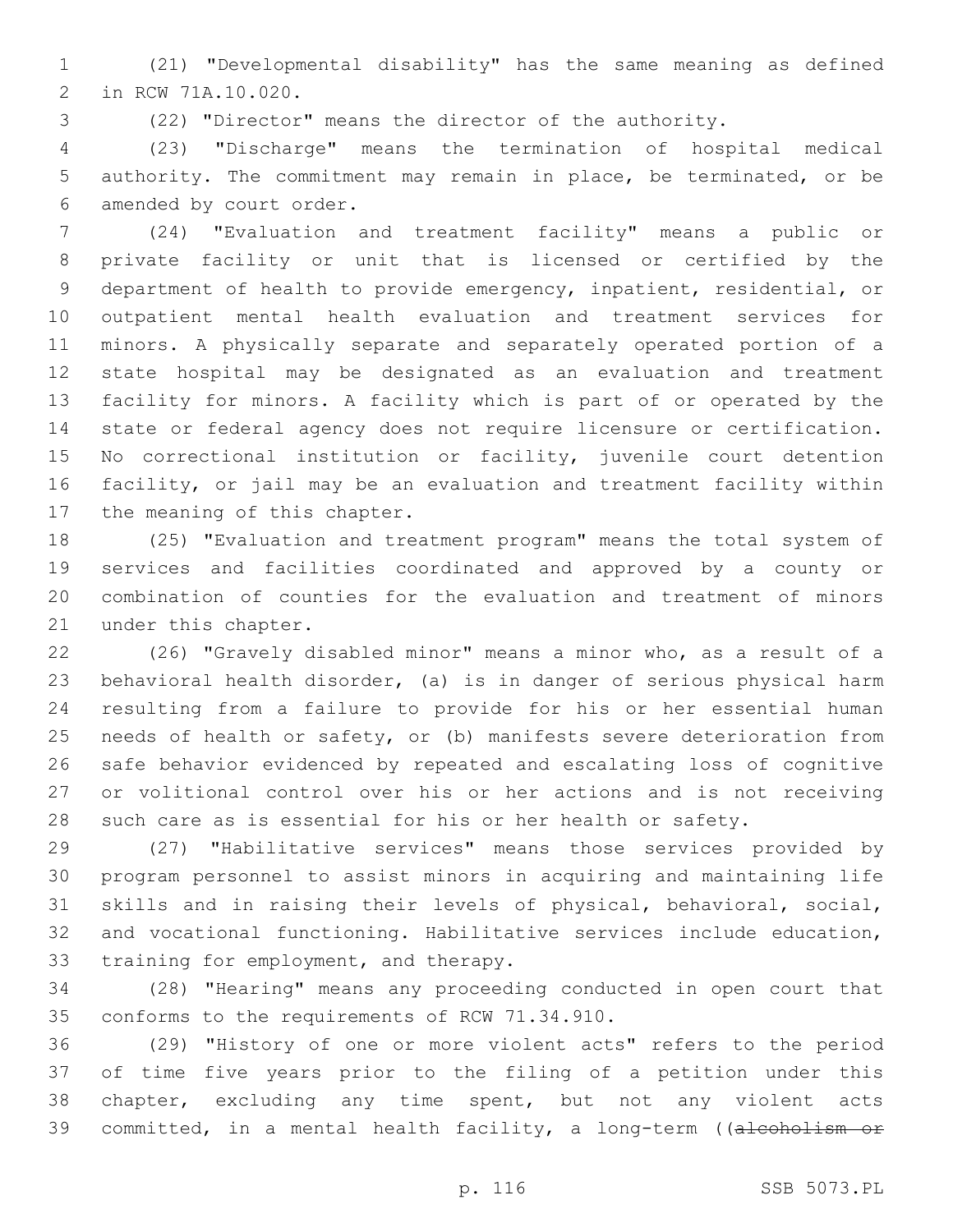(21) "Developmental disability" has the same meaning as defined in RCW 71A.10.020.

(22) "Director" means the director of the authority.

(23) "Discharge" means the termination of hospital medical authority. The commitment may remain in place, be terminated, or be amended by court order.

(24) "Evaluation and treatment facility" means a public or private facility or unit that is licensed or certified by the department of health to provide emergency, inpatient, residential, or outpatient mental health evaluation and treatment services for minors. A physically separate and separately operated portion of a state hospital may be designated as an evaluation and treatment facility for minors. A facility which is part of or operated by the state or federal agency does not require licensure or certification. No correctional institution or facility, juvenile court detention facility, or jail may be an evaluation and treatment facility within the meaning of this chapter.

(25) "Evaluation and treatment program" means the total system of services and facilities coordinated and approved by a county or combination of counties for the evaluation and treatment of minors under this chapter.

(26) "Gravely disabled minor" means a minor who, as a result of a behavioral health disorder, (a) is in danger of serious physical harm resulting from a failure to provide for his or her essential human needs of health or safety, or (b) manifests severe deterioration from safe behavior evidenced by repeated and escalating loss of cognitive or volitional control over his or her actions and is not receiving such care as is essential for his or her health or safety.

(27) "Habilitative services" means those services provided by program personnel to assist minors in acquiring and maintaining life skills and in raising their levels of physical, behavioral, social, and vocational functioning. Habilitative services include education, training for employment, and therapy.

(28) "Hearing" means any proceeding conducted in open court that conforms to the requirements of RCW 71.34.910.

(29) "History of one or more violent acts" refers to the period of time five years prior to the filing of a petition under this chapter, excluding any time spent, but not any violent acts committed, in a mental health facility, a long-term ((~~alcoholism or~~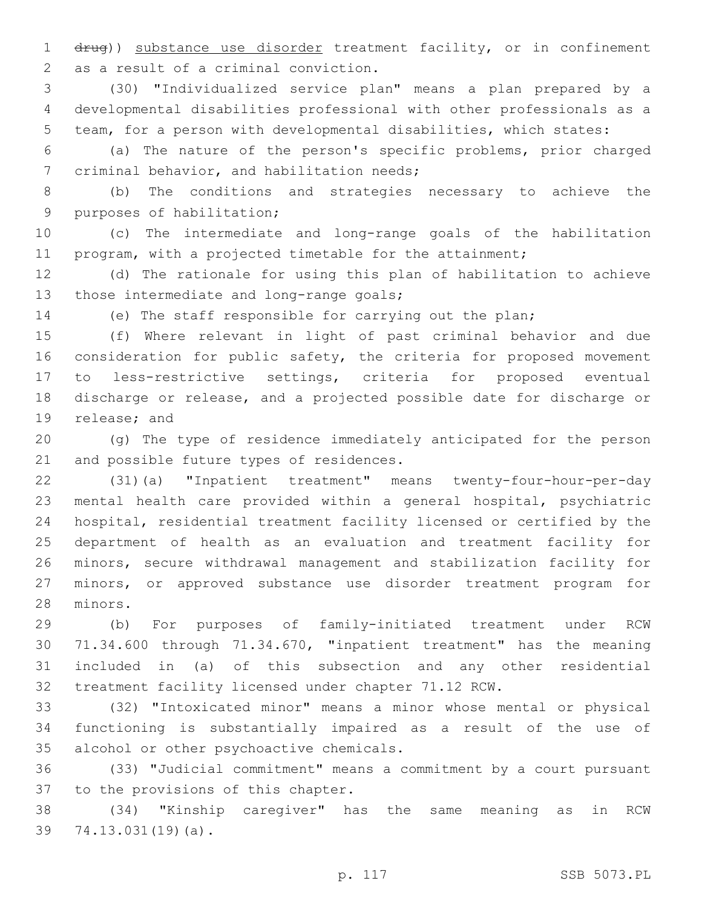~~drug~~)) substance use disorder treatment facility, or in confinement as a result of a criminal conviction.

(30) "Individualized service plan" means a plan prepared by a developmental disabilities professional with other professionals as a team, for a person with developmental disabilities, which states:

(a) The nature of the person's specific problems, prior charged criminal behavior, and habilitation needs;

(b) The conditions and strategies necessary to achieve the purposes of habilitation;

(c) The intermediate and long-range goals of the habilitation program, with a projected timetable for the attainment;

(d) The rationale for using this plan of habilitation to achieve those intermediate and long-range goals;

(e) The staff responsible for carrying out the plan;

(f) Where relevant in light of past criminal behavior and due consideration for public safety, the criteria for proposed movement to less-restrictive settings, criteria for proposed eventual discharge or release, and a projected possible date for discharge or release; and

(g) The type of residence immediately anticipated for the person and possible future types of residences.

(31)(a) "Inpatient treatment" means twenty-four-hour-per-day mental health care provided within a general hospital, psychiatric hospital, residential treatment facility licensed or certified by the department of health as an evaluation and treatment facility for minors, secure withdrawal management and stabilization facility for minors, or approved substance use disorder treatment program for minors.

(b) For purposes of family-initiated treatment under RCW 71.34.600 through 71.34.670, "inpatient treatment" has the meaning included in (a) of this subsection and any other residential treatment facility licensed under chapter 71.12 RCW.

(32) "Intoxicated minor" means a minor whose mental or physical functioning is substantially impaired as a result of the use of alcohol or other psychoactive chemicals.

(33) "Judicial commitment" means a commitment by a court pursuant to the provisions of this chapter.

(34) "Kinship caregiver" has the same meaning as in RCW 74.13.031(19)(a).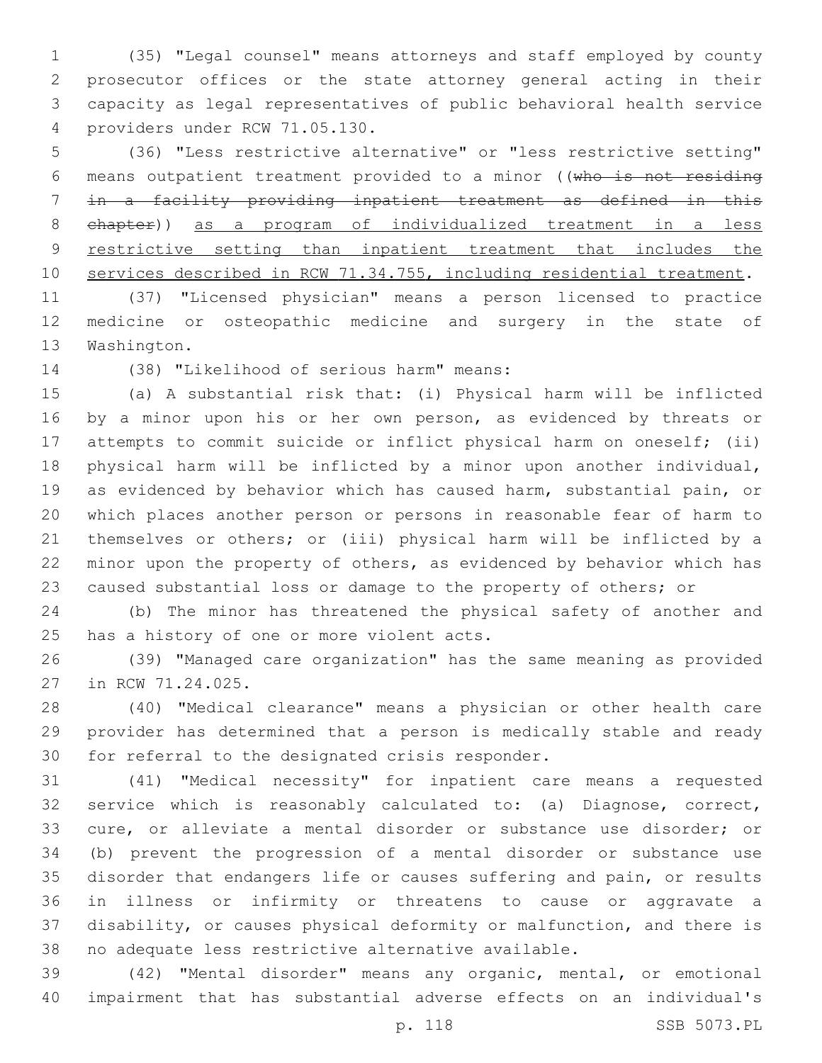(35) "Legal counsel" means attorneys and staff employed by county prosecutor offices or the state attorney general acting in their capacity as legal representatives of public behavioral health service providers under RCW 71.05.130.

(36) "Less restrictive alternative" or "less restrictive setting" means outpatient treatment provided to a minor ((~~who is not residing in a facility providing inpatient treatment as defined in this chapter~~)) as a program of individualized treatment in a less restrictive setting than inpatient treatment that includes the services described in RCW 71.34.755, including residential treatment.

(37) "Licensed physician" means a person licensed to practice medicine or osteopathic medicine and surgery in the state of Washington.

(38) "Likelihood of serious harm" means:

(a) A substantial risk that: (i) Physical harm will be inflicted by a minor upon his or her own person, as evidenced by threats or attempts to commit suicide or inflict physical harm on oneself; (ii) physical harm will be inflicted by a minor upon another individual, as evidenced by behavior which has caused harm, substantial pain, or which places another person or persons in reasonable fear of harm to themselves or others; or (iii) physical harm will be inflicted by a minor upon the property of others, as evidenced by behavior which has caused substantial loss or damage to the property of others; or

(b) The minor has threatened the physical safety of another and has a history of one or more violent acts.

(39) "Managed care organization" has the same meaning as provided in RCW 71.24.025.

(40) "Medical clearance" means a physician or other health care provider has determined that a person is medically stable and ready for referral to the designated crisis responder.

(41) "Medical necessity" for inpatient care means a requested service which is reasonably calculated to: (a) Diagnose, correct, cure, or alleviate a mental disorder or substance use disorder; or (b) prevent the progression of a mental disorder or substance use disorder that endangers life or causes suffering and pain, or results in illness or infirmity or threatens to cause or aggravate a disability, or causes physical deformity or malfunction, and there is no adequate less restrictive alternative available.

(42) "Mental disorder" means any organic, mental, or emotional impairment that has substantial adverse effects on an individual's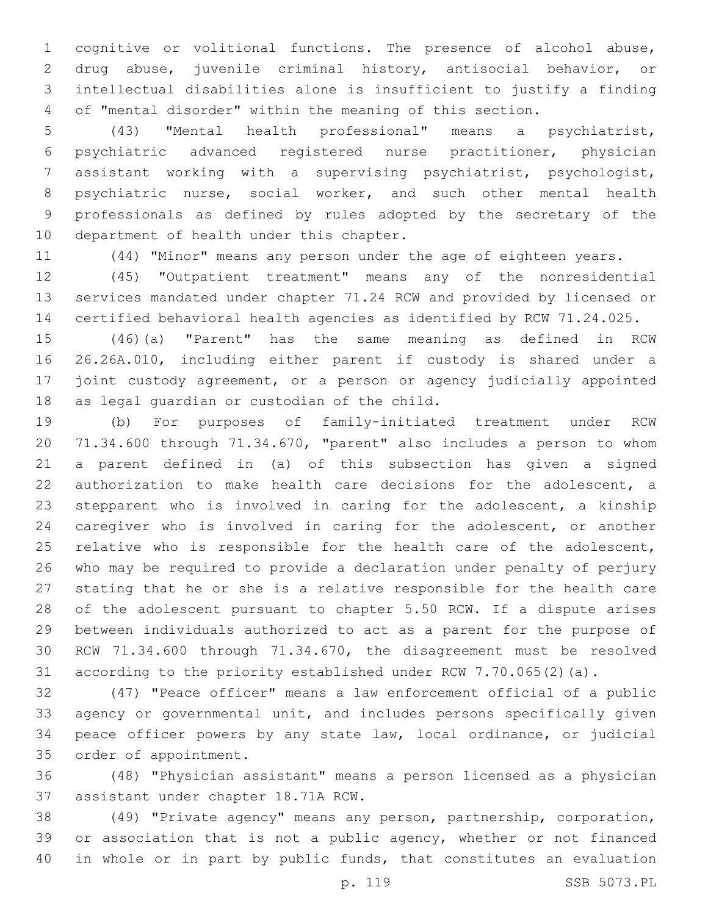cognitive or volitional functions. The presence of alcohol abuse, drug abuse, juvenile criminal history, antisocial behavior, or intellectual disabilities alone is insufficient to justify a finding of "mental disorder" within the meaning of this section.

(43) "Mental health professional" means a psychiatrist, psychiatric advanced registered nurse practitioner, physician assistant working with a supervising psychiatrist, psychologist, psychiatric nurse, social worker, and such other mental health professionals as defined by rules adopted by the secretary of the department of health under this chapter.

(44) "Minor" means any person under the age of eighteen years.

(45) "Outpatient treatment" means any of the nonresidential services mandated under chapter 71.24 RCW and provided by licensed or certified behavioral health agencies as identified by RCW 71.24.025.

(46)(a) "Parent" has the same meaning as defined in RCW 26.26A.010, including either parent if custody is shared under a joint custody agreement, or a person or agency judicially appointed as legal guardian or custodian of the child.

(b) For purposes of family-initiated treatment under RCW 71.34.600 through 71.34.670, "parent" also includes a person to whom a parent defined in (a) of this subsection has given a signed authorization to make health care decisions for the adolescent, a stepparent who is involved in caring for the adolescent, a kinship caregiver who is involved in caring for the adolescent, or another relative who is responsible for the health care of the adolescent, who may be required to provide a declaration under penalty of perjury stating that he or she is a relative responsible for the health care of the adolescent pursuant to chapter 5.50 RCW. If a dispute arises between individuals authorized to act as a parent for the purpose of RCW 71.34.600 through 71.34.670, the disagreement must be resolved according to the priority established under RCW 7.70.065(2)(a).

(47) "Peace officer" means a law enforcement official of a public agency or governmental unit, and includes persons specifically given peace officer powers by any state law, local ordinance, or judicial order of appointment.

(48) "Physician assistant" means a person licensed as a physician assistant under chapter 18.71A RCW.

(49) "Private agency" means any person, partnership, corporation, or association that is not a public agency, whether or not financed in whole or in part by public funds, that constitutes an evaluation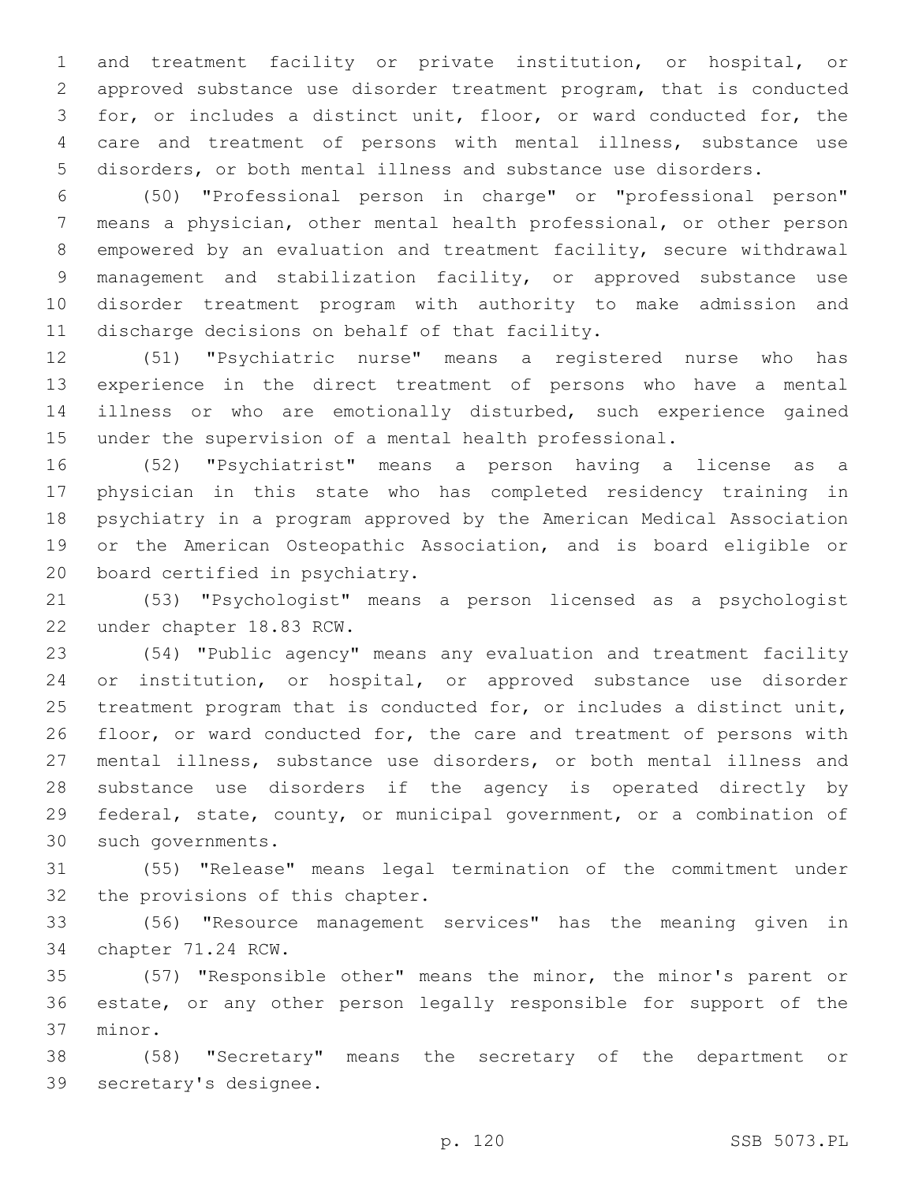and treatment facility or private institution, or hospital, or approved substance use disorder treatment program, that is conducted for, or includes a distinct unit, floor, or ward conducted for, the care and treatment of persons with mental illness, substance use disorders, or both mental illness and substance use disorders.

(50) "Professional person in charge" or "professional person" means a physician, other mental health professional, or other person empowered by an evaluation and treatment facility, secure withdrawal management and stabilization facility, or approved substance use disorder treatment program with authority to make admission and discharge decisions on behalf of that facility.

(51) "Psychiatric nurse" means a registered nurse who has experience in the direct treatment of persons who have a mental illness or who are emotionally disturbed, such experience gained under the supervision of a mental health professional.

(52) "Psychiatrist" means a person having a license as a physician in this state who has completed residency training in psychiatry in a program approved by the American Medical Association or the American Osteopathic Association, and is board eligible or board certified in psychiatry.

(53) "Psychologist" means a person licensed as a psychologist under chapter 18.83 RCW.

(54) "Public agency" means any evaluation and treatment facility or institution, or hospital, or approved substance use disorder treatment program that is conducted for, or includes a distinct unit, floor, or ward conducted for, the care and treatment of persons with mental illness, substance use disorders, or both mental illness and substance use disorders if the agency is operated directly by federal, state, county, or municipal government, or a combination of such governments.

(55) "Release" means legal termination of the commitment under the provisions of this chapter.

(56) "Resource management services" has the meaning given in chapter 71.24 RCW.

(57) "Responsible other" means the minor, the minor's parent or estate, or any other person legally responsible for support of the minor.

(58) "Secretary" means the secretary of the department or secretary's designee.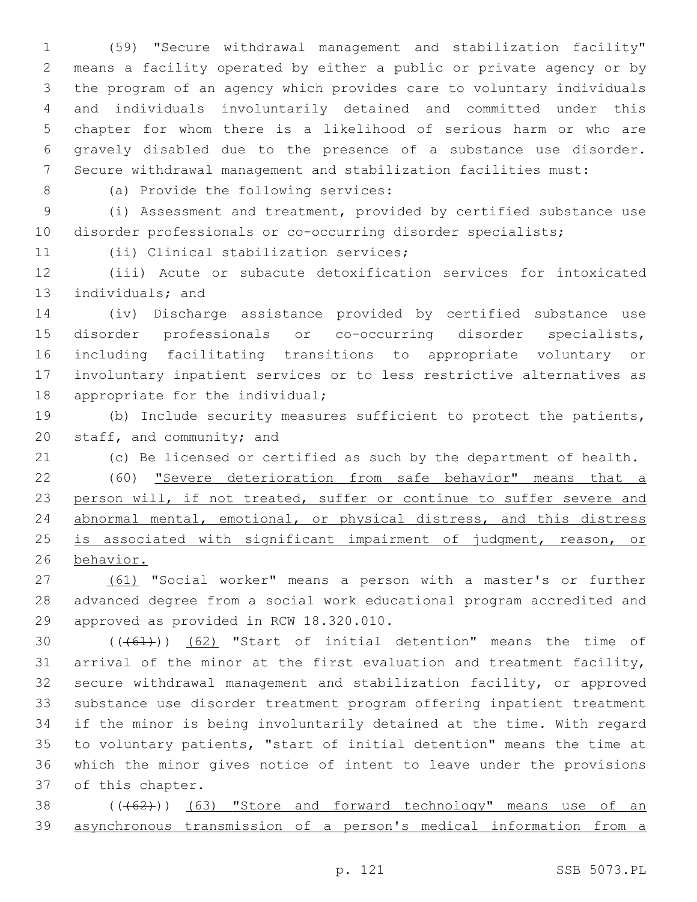(59) "Secure withdrawal management and stabilization facility" means a facility operated by either a public or private agency or by the program of an agency which provides care to voluntary individuals and individuals involuntarily detained and committed under this chapter for whom there is a likelihood of serious harm or who are gravely disabled due to the presence of a substance use disorder. Secure withdrawal management and stabilization facilities must:

(a) Provide the following services:

(i) Assessment and treatment, provided by certified substance use disorder professionals or co-occurring disorder specialists;

(ii) Clinical stabilization services;

(iii) Acute or subacute detoxification services for intoxicated individuals; and

(iv) Discharge assistance provided by certified substance use disorder professionals or co-occurring disorder specialists, including facilitating transitions to appropriate voluntary or involuntary inpatient services or to less restrictive alternatives as appropriate for the individual;

(b) Include security measures sufficient to protect the patients, staff, and community; and

(c) Be licensed or certified as such by the department of health.

(60) <u>"Severe deterioration from safe behavior" means that a person will, if not treated, suffer or continue to suffer severe and abnormal mental, emotional, or physical distress, and this distress is associated with significant impairment of judgment, reason, or behavior.</u>

<u>(61)</u> "Social worker" means a person with a master's or further advanced degree from a social work educational program accredited and approved as provided in RCW 18.320.010.

(((61))) <u>(62)</u> "Start of initial detention" means the time of arrival of the minor at the first evaluation and treatment facility, secure withdrawal management and stabilization facility, or approved substance use disorder treatment program offering inpatient treatment if the minor is being involuntarily detained at the time. With regard to voluntary patients, "start of initial detention" means the time at which the minor gives notice of intent to leave under the provisions of this chapter.

(((62))) <u>(63) "Store and forward technology" means use of an asynchronous transmission of a person's medical information from a</u>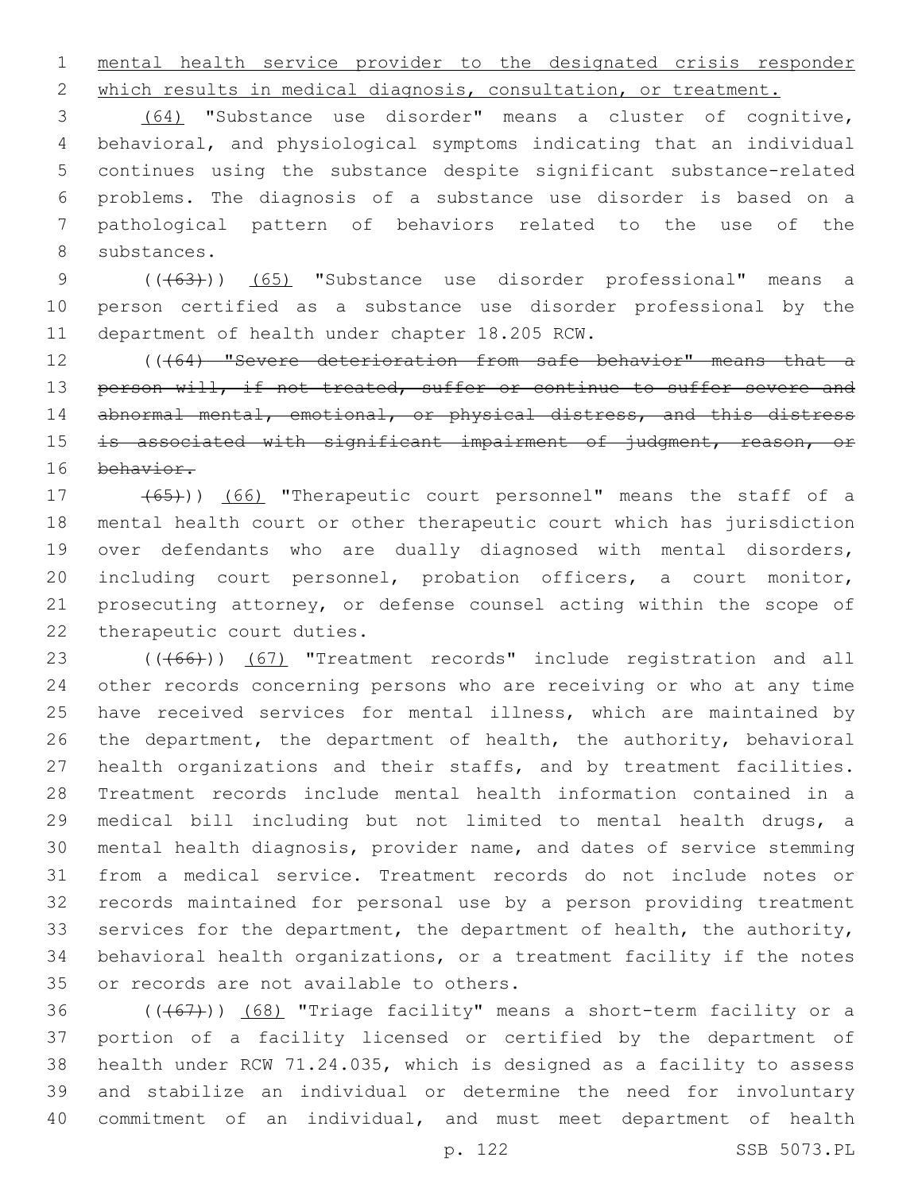mental health service provider to the designated crisis responder which results in medical diagnosis, consultation, or treatment.

(64) "Substance use disorder" means a cluster of cognitive, behavioral, and physiological symptoms indicating that an individual continues using the substance despite significant substance-related problems. The diagnosis of a substance use disorder is based on a pathological pattern of behaviors related to the use of the substances.

(((63))) (65) "Substance use disorder professional" means a person certified as a substance use disorder professional by the department of health under chapter 18.205 RCW.

(((64) "Severe deterioration from safe behavior" means that a person will, if not treated, suffer or continue to suffer severe and abnormal mental, emotional, or physical distress, and this distress is associated with significant impairment of judgment, reason, or behavior.

(65))) (66) "Therapeutic court personnel" means the staff of a mental health court or other therapeutic court which has jurisdiction over defendants who are dually diagnosed with mental disorders, including court personnel, probation officers, a court monitor, prosecuting attorney, or defense counsel acting within the scope of therapeutic court duties.

(((66))) (67) "Treatment records" include registration and all other records concerning persons who are receiving or who at any time have received services for mental illness, which are maintained by the department, the department of health, the authority, behavioral health organizations and their staffs, and by treatment facilities. Treatment records include mental health information contained in a medical bill including but not limited to mental health drugs, a mental health diagnosis, provider name, and dates of service stemming from a medical service. Treatment records do not include notes or records maintained for personal use by a person providing treatment services for the department, the department of health, the authority, behavioral health organizations, or a treatment facility if the notes or records are not available to others.

(((67))) (68) "Triage facility" means a short-term facility or a portion of a facility licensed or certified by the department of health under RCW 71.24.035, which is designed as a facility to assess and stabilize an individual or determine the need for involuntary commitment of an individual, and must meet department of health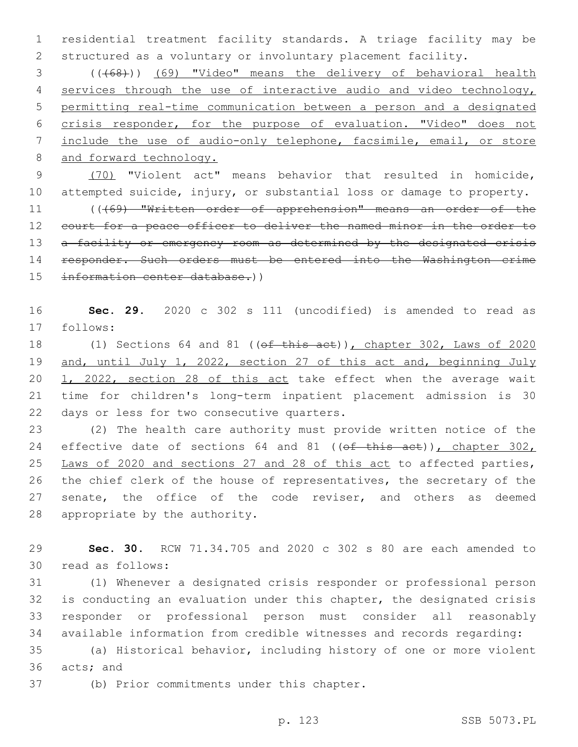residential treatment facility standards. A triage facility may be structured as a voluntary or involuntary placement facility.

(((68))) (69) "Video" means the delivery of behavioral health services through the use of interactive audio and video technology, permitting real-time communication between a person and a designated crisis responder, for the purpose of evaluation. "Video" does not include the use of audio-only telephone, facsimile, email, or store and forward technology.

(70) "Violent act" means behavior that resulted in homicide, attempted suicide, injury, or substantial loss or damage to property.

(((69) "Written order of apprehension" means an order of the court for a peace officer to deliver the named minor in the order to a facility or emergency room as determined by the designated crisis responder. Such orders must be entered into the Washington crime information center database.))

**Sec. 29.** 2020 c 302 s 111 (uncodified) is amended to read as follows:

(1) Sections 64 and 81 ((of this act)), chapter 302, Laws of 2020 and, until July 1, 2022, section 27 of this act and, beginning July 1, 2022, section 28 of this act take effect when the average wait time for children's long-term inpatient placement admission is 30 days or less for two consecutive quarters.

(2) The health care authority must provide written notice of the effective date of sections 64 and 81 ((of this act)), chapter 302, Laws of 2020 and sections 27 and 28 of this act to affected parties, the chief clerk of the house of representatives, the secretary of the senate, the office of the code reviser, and others as deemed appropriate by the authority.

**Sec. 30.** RCW 71.34.705 and 2020 c 302 s 80 are each amended to read as follows:

(1) Whenever a designated crisis responder or professional person is conducting an evaluation under this chapter, the designated crisis responder or professional person must consider all reasonably available information from credible witnesses and records regarding:

(a) Historical behavior, including history of one or more violent acts; and

(b) Prior commitments under this chapter.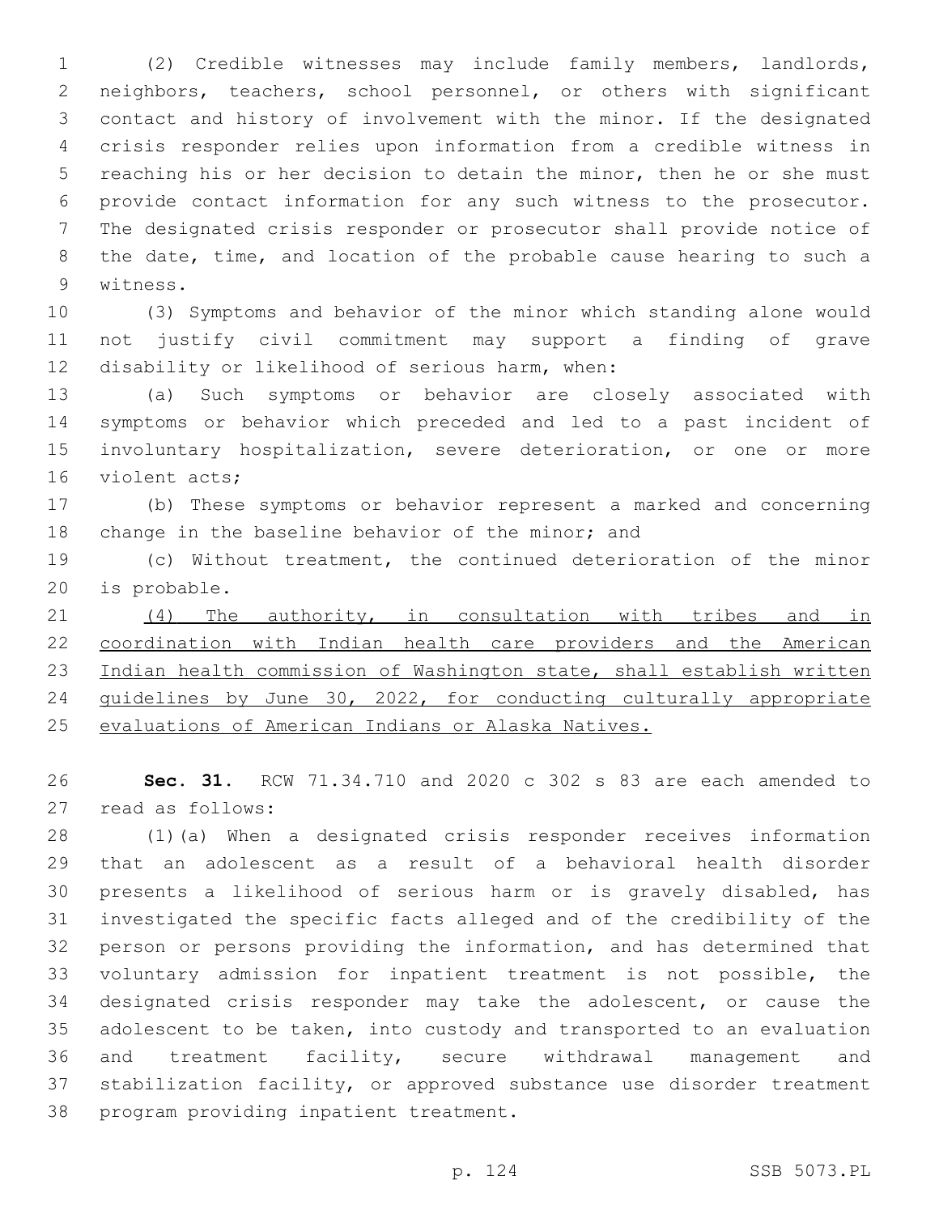(2) Credible witnesses may include family members, landlords, neighbors, teachers, school personnel, or others with significant contact and history of involvement with the minor. If the designated crisis responder relies upon information from a credible witness in reaching his or her decision to detain the minor, then he or she must provide contact information for any such witness to the prosecutor. The designated crisis responder or prosecutor shall provide notice of the date, time, and location of the probable cause hearing to such a witness.

(3) Symptoms and behavior of the minor which standing alone would not justify civil commitment may support a finding of grave disability or likelihood of serious harm, when:

(a) Such symptoms or behavior are closely associated with symptoms or behavior which preceded and led to a past incident of involuntary hospitalization, severe deterioration, or one or more violent acts;

(b) These symptoms or behavior represent a marked and concerning change in the baseline behavior of the minor; and

(c) Without treatment, the continued deterioration of the minor is probable.

<u>(4) The authority, in consultation with tribes and in coordination with Indian health care providers and the American Indian health commission of Washington state, shall establish written guidelines by June 30, 2022, for conducting culturally appropriate evaluations of American Indians or Alaska Natives.</u>

**Sec. 31.** RCW 71.34.710 and 2020 c 302 s 83 are each amended to read as follows:

(1)(a) When a designated crisis responder receives information that an adolescent as a result of a behavioral health disorder presents a likelihood of serious harm or is gravely disabled, has investigated the specific facts alleged and of the credibility of the person or persons providing the information, and has determined that voluntary admission for inpatient treatment is not possible, the designated crisis responder may take the adolescent, or cause the adolescent to be taken, into custody and transported to an evaluation and treatment facility, secure withdrawal management and stabilization facility, or approved substance use disorder treatment program providing inpatient treatment.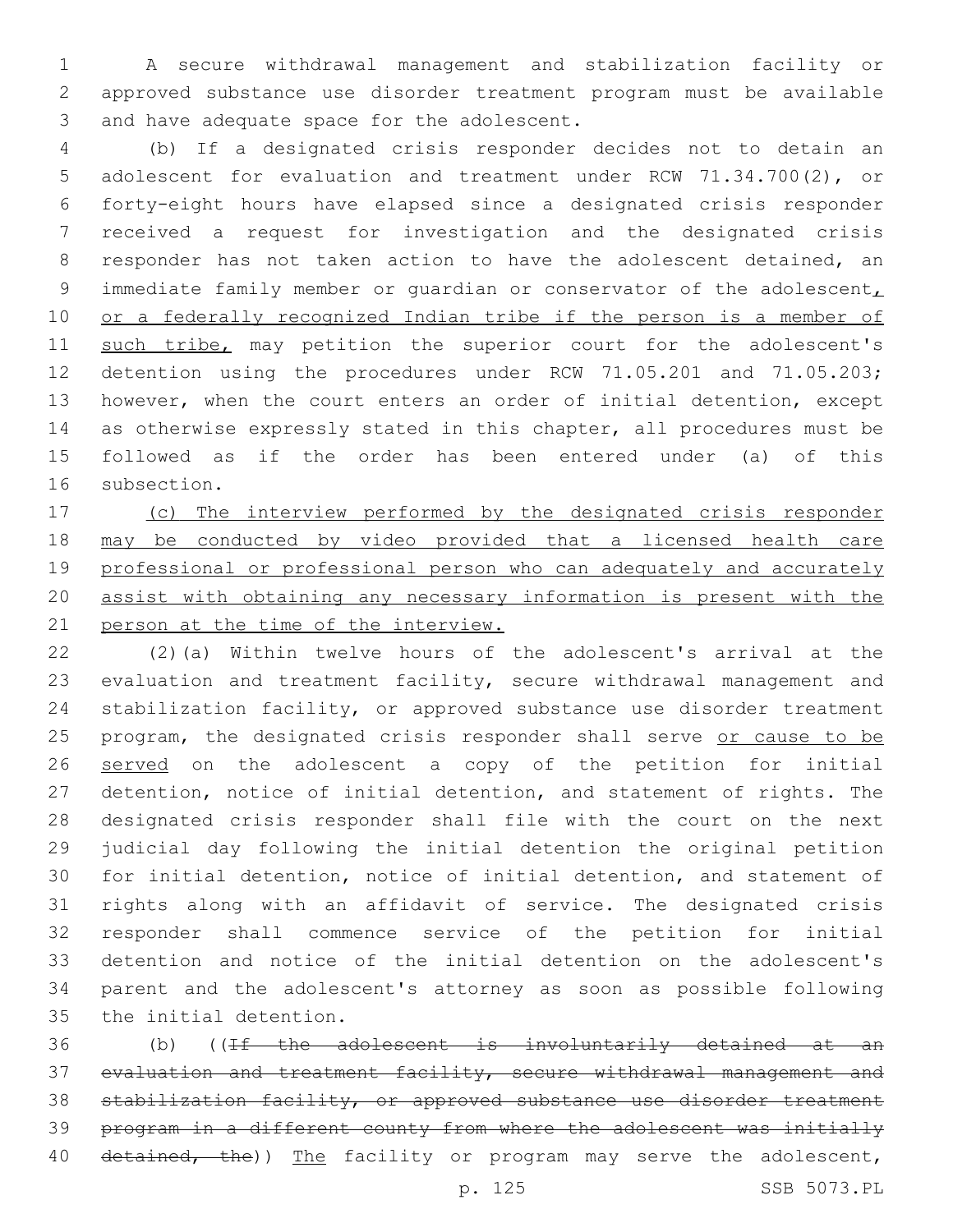A secure withdrawal management and stabilization facility or approved substance use disorder treatment program must be available and have adequate space for the adolescent.

(b) If a designated crisis responder decides not to detain an adolescent for evaluation and treatment under RCW 71.34.700(2), or forty-eight hours have elapsed since a designated crisis responder received a request for investigation and the designated crisis responder has not taken action to have the adolescent detained, an immediate family member or guardian or conservator of the adolescent, or a federally recognized Indian tribe if the person is a member of such tribe, may petition the superior court for the adolescent's detention using the procedures under RCW 71.05.201 and 71.05.203; however, when the court enters an order of initial detention, except as otherwise expressly stated in this chapter, all procedures must be followed as if the order has been entered under (a) of this subsection.

(c) The interview performed by the designated crisis responder may be conducted by video provided that a licensed health care professional or professional person who can adequately and accurately assist with obtaining any necessary information is present with the person at the time of the interview.

(2)(a) Within twelve hours of the adolescent's arrival at the evaluation and treatment facility, secure withdrawal management and stabilization facility, or approved substance use disorder treatment program, the designated crisis responder shall serve or cause to be served on the adolescent a copy of the petition for initial detention, notice of initial detention, and statement of rights. The designated crisis responder shall file with the court on the next judicial day following the initial detention the original petition for initial detention, notice of initial detention, and statement of rights along with an affidavit of service. The designated crisis responder shall commence service of the petition for initial detention and notice of the initial detention on the adolescent's parent and the adolescent's attorney as soon as possible following the initial detention.

(b) ((~~If the adolescent is involuntarily detained at an evaluation and treatment facility, secure withdrawal management and stabilization facility, or approved substance use disorder treatment program in a different county from where the adolescent was initially detained, the~~)) The facility or program may serve the adolescent,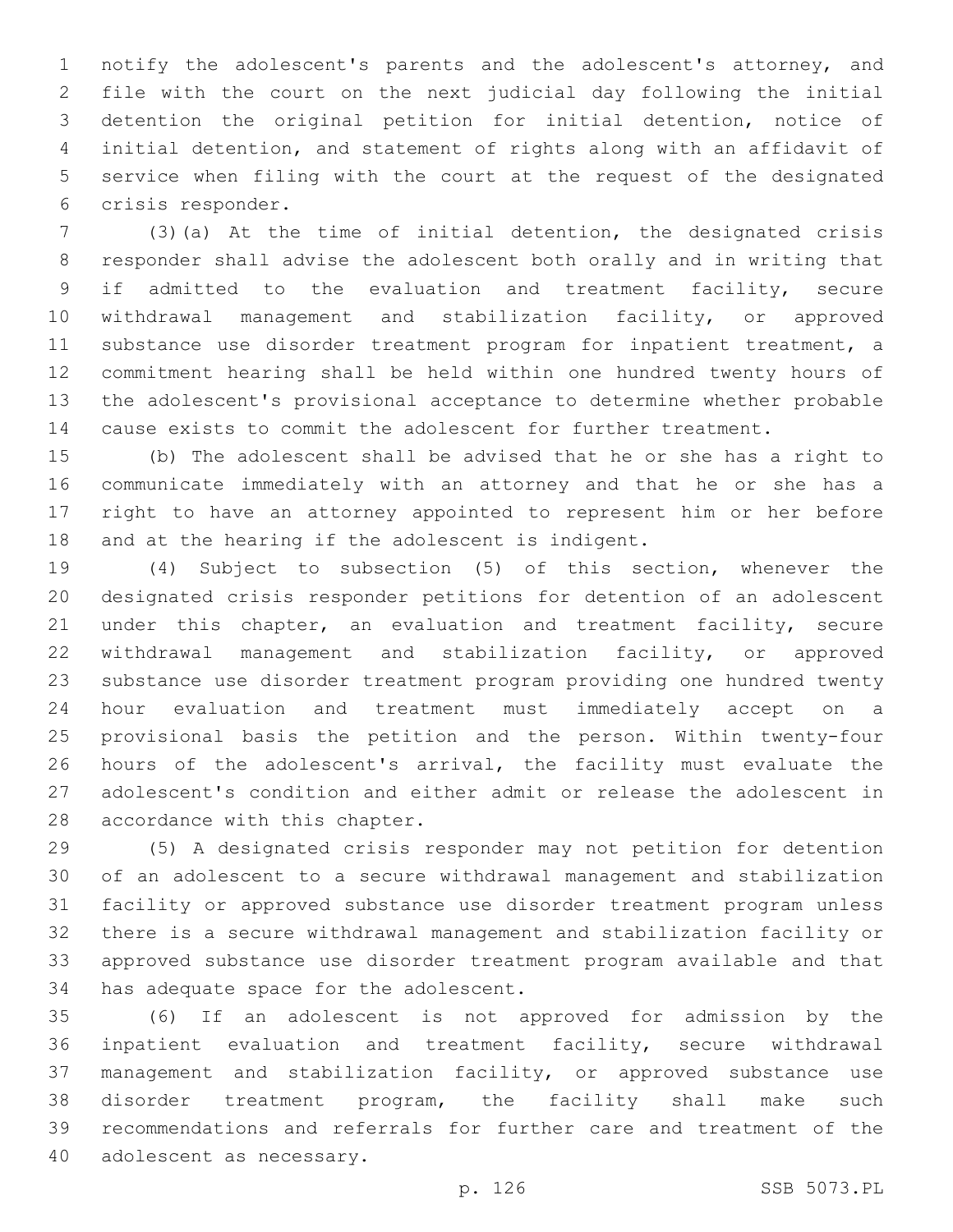notify the adolescent's parents and the adolescent's attorney, and file with the court on the next judicial day following the initial detention the original petition for initial detention, notice of initial detention, and statement of rights along with an affidavit of service when filing with the court at the request of the designated crisis responder.

(3)(a) At the time of initial detention, the designated crisis responder shall advise the adolescent both orally and in writing that if admitted to the evaluation and treatment facility, secure withdrawal management and stabilization facility, or approved substance use disorder treatment program for inpatient treatment, a commitment hearing shall be held within one hundred twenty hours of the adolescent's provisional acceptance to determine whether probable cause exists to commit the adolescent for further treatment.

(b) The adolescent shall be advised that he or she has a right to communicate immediately with an attorney and that he or she has a right to have an attorney appointed to represent him or her before and at the hearing if the adolescent is indigent.

(4) Subject to subsection (5) of this section, whenever the designated crisis responder petitions for detention of an adolescent under this chapter, an evaluation and treatment facility, secure withdrawal management and stabilization facility, or approved substance use disorder treatment program providing one hundred twenty hour evaluation and treatment must immediately accept on a provisional basis the petition and the person. Within twenty-four hours of the adolescent's arrival, the facility must evaluate the adolescent's condition and either admit or release the adolescent in accordance with this chapter.

(5) A designated crisis responder may not petition for detention of an adolescent to a secure withdrawal management and stabilization facility or approved substance use disorder treatment program unless there is a secure withdrawal management and stabilization facility or approved substance use disorder treatment program available and that has adequate space for the adolescent.

(6) If an adolescent is not approved for admission by the inpatient evaluation and treatment facility, secure withdrawal management and stabilization facility, or approved substance use disorder treatment program, the facility shall make such recommendations and referrals for further care and treatment of the adolescent as necessary.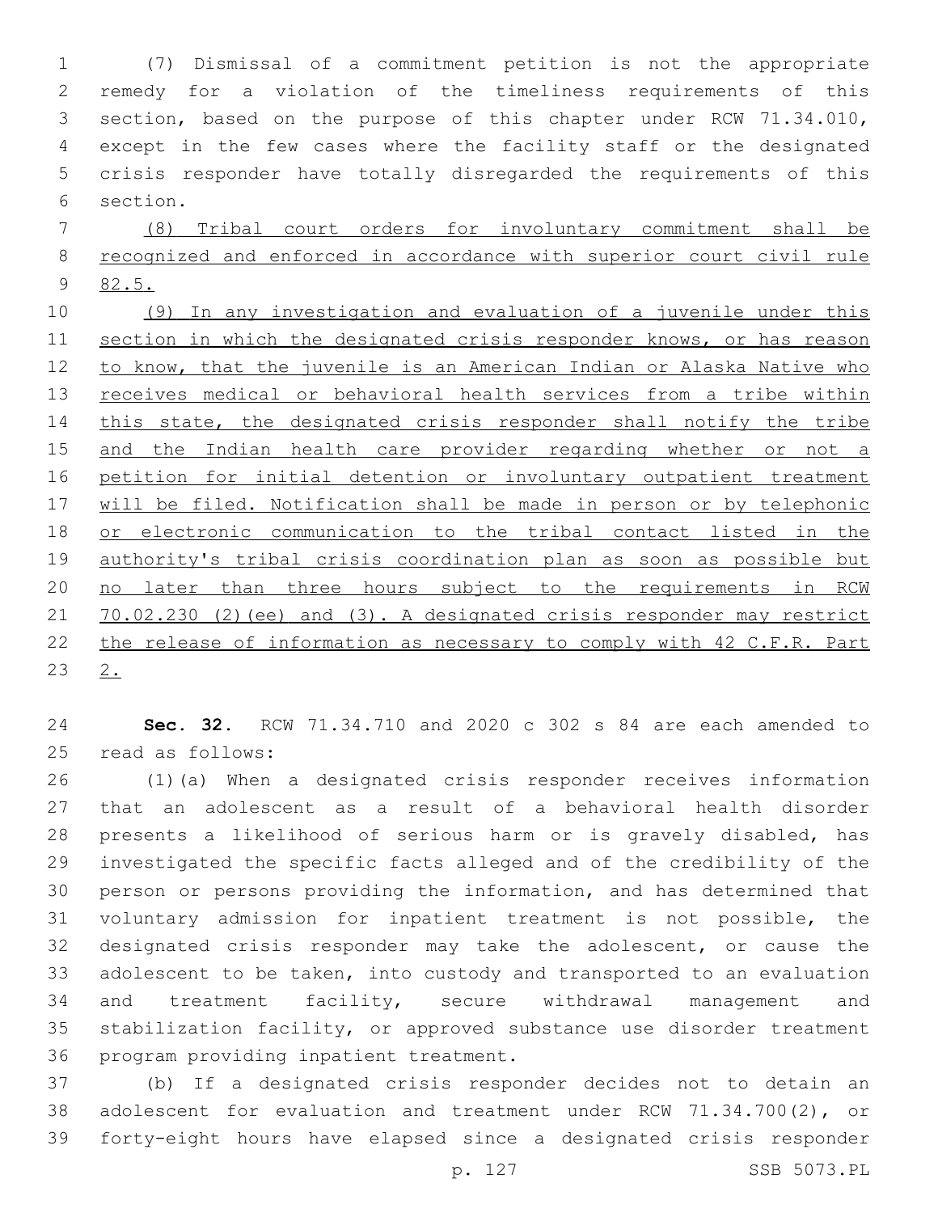(7) Dismissal of a commitment petition is not the appropriate remedy for a violation of the timeliness requirements of this section, based on the purpose of this chapter under RCW 71.34.010, except in the few cases where the facility staff or the designated crisis responder have totally disregarded the requirements of this section.

<u>(8) Tribal court orders for involuntary commitment shall be recognized and enforced in accordance with superior court civil rule 82.5.</u>

<u>(9) In any investigation and evaluation of a juvenile under this section in which the designated crisis responder knows, or has reason to know, that the juvenile is an American Indian or Alaska Native who receives medical or behavioral health services from a tribe within this state, the designated crisis responder shall notify the tribe and the Indian health care provider regarding whether or not a petition for initial detention or involuntary outpatient treatment will be filed. Notification shall be made in person or by telephonic or electronic communication to the tribal contact listed in the authority's tribal crisis coordination plan as soon as possible but no later than three hours subject to the requirements in RCW 70.02.230 (2)(ee) and (3). A designated crisis responder may restrict the release of information as necessary to comply with 42 C.F.R. Part 2.</u>

**Sec. 32.** RCW 71.34.710 and 2020 c 302 s 84 are each amended to read as follows:

(1)(a) When a designated crisis responder receives information that an adolescent as a result of a behavioral health disorder presents a likelihood of serious harm or is gravely disabled, has investigated the specific facts alleged and of the credibility of the person or persons providing the information, and has determined that voluntary admission for inpatient treatment is not possible, the designated crisis responder may take the adolescent, or cause the adolescent to be taken, into custody and transported to an evaluation and treatment facility, secure withdrawal management and stabilization facility, or approved substance use disorder treatment program providing inpatient treatment.

(b) If a designated crisis responder decides not to detain an adolescent for evaluation and treatment under RCW 71.34.700(2), or forty-eight hours have elapsed since a designated crisis responder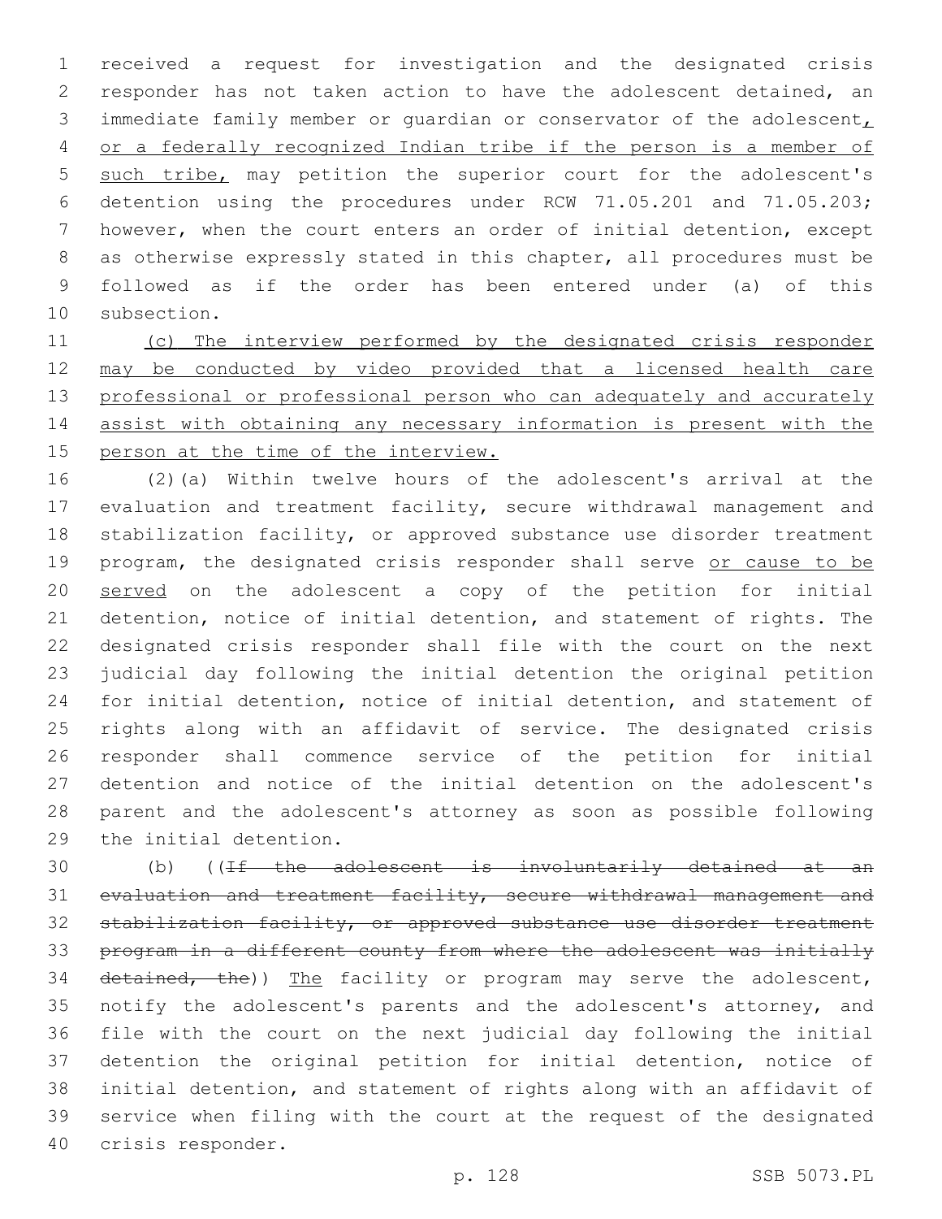received a request for investigation and the designated crisis responder has not taken action to have the adolescent detained, an immediate family member or guardian or conservator of the adolescent, or a federally recognized Indian tribe if the person is a member of such tribe, may petition the superior court for the adolescent's detention using the procedures under RCW 71.05.201 and 71.05.203; however, when the court enters an order of initial detention, except as otherwise expressly stated in this chapter, all procedures must be followed as if the order has been entered under (a) of this subsection.

(c) The interview performed by the designated crisis responder may be conducted by video provided that a licensed health care professional or professional person who can adequately and accurately assist with obtaining any necessary information is present with the person at the time of the interview.

(2)(a) Within twelve hours of the adolescent's arrival at the evaluation and treatment facility, secure withdrawal management and stabilization facility, or approved substance use disorder treatment program, the designated crisis responder shall serve or cause to be served on the adolescent a copy of the petition for initial detention, notice of initial detention, and statement of rights. The designated crisis responder shall file with the court on the next judicial day following the initial detention the original petition for initial detention, notice of initial detention, and statement of rights along with an affidavit of service. The designated crisis responder shall commence service of the petition for initial detention and notice of the initial detention on the adolescent's parent and the adolescent's attorney as soon as possible following the initial detention.

(b) ((~~If the adolescent is involuntarily detained at an evaluation and treatment facility, secure withdrawal management and stabilization facility, or approved substance use disorder treatment program in a different county from where the adolescent was initially detained, the~~)) The facility or program may serve the adolescent, notify the adolescent's parents and the adolescent's attorney, and file with the court on the next judicial day following the initial detention the original petition for initial detention, notice of initial detention, and statement of rights along with an affidavit of service when filing with the court at the request of the designated crisis responder.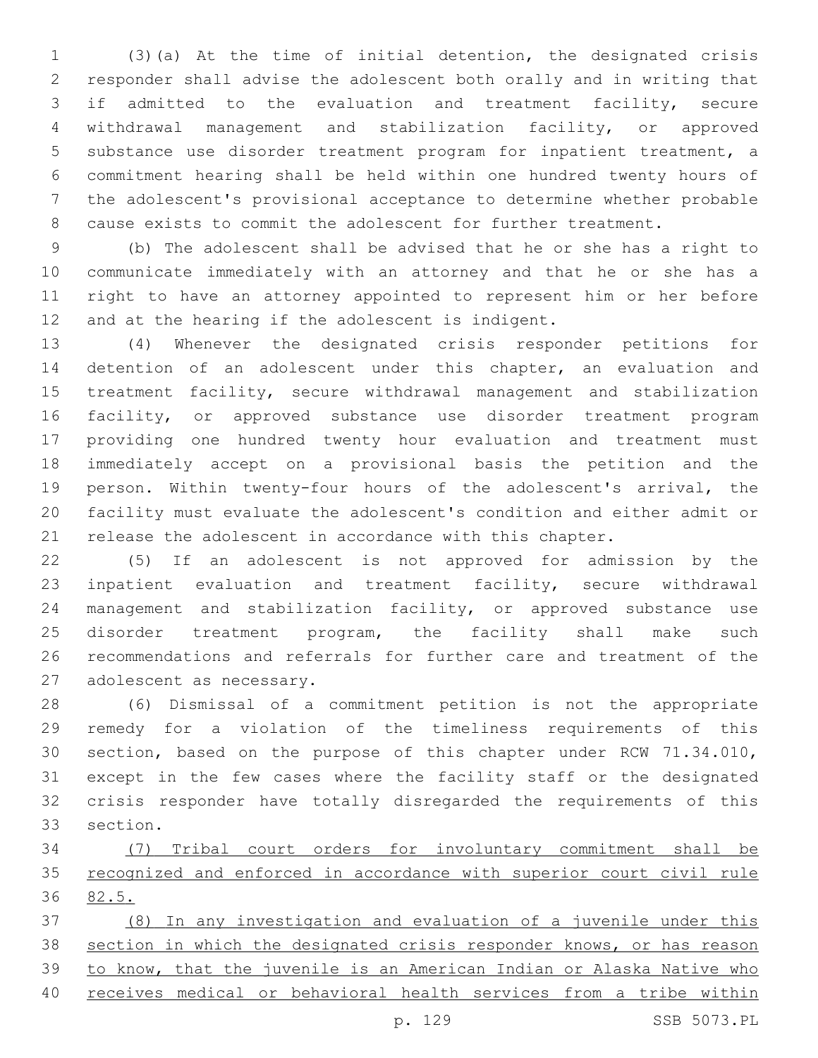(3)(a) At the time of initial detention, the designated crisis responder shall advise the adolescent both orally and in writing that if admitted to the evaluation and treatment facility, secure withdrawal management and stabilization facility, or approved substance use disorder treatment program for inpatient treatment, a commitment hearing shall be held within one hundred twenty hours of the adolescent's provisional acceptance to determine whether probable cause exists to commit the adolescent for further treatment.

(b) The adolescent shall be advised that he or she has a right to communicate immediately with an attorney and that he or she has a right to have an attorney appointed to represent him or her before and at the hearing if the adolescent is indigent.

(4) Whenever the designated crisis responder petitions for detention of an adolescent under this chapter, an evaluation and treatment facility, secure withdrawal management and stabilization facility, or approved substance use disorder treatment program providing one hundred twenty hour evaluation and treatment must immediately accept on a provisional basis the petition and the person. Within twenty-four hours of the adolescent's arrival, the facility must evaluate the adolescent's condition and either admit or release the adolescent in accordance with this chapter.

(5) If an adolescent is not approved for admission by the inpatient evaluation and treatment facility, secure withdrawal management and stabilization facility, or approved substance use disorder treatment program, the facility shall make such recommendations and referrals for further care and treatment of the adolescent as necessary.

(6) Dismissal of a commitment petition is not the appropriate remedy for a violation of the timeliness requirements of this section, based on the purpose of this chapter under RCW 71.34.010, except in the few cases where the facility staff or the designated crisis responder have totally disregarded the requirements of this section.

<u>(7) Tribal court orders for involuntary commitment shall be recognized and enforced in accordance with superior court civil rule 82.5.</u>

<u>(8) In any investigation and evaluation of a juvenile under this section in which the designated crisis responder knows, or has reason to know, that the juvenile is an American Indian or Alaska Native who receives medical or behavioral health services from a tribe within</u>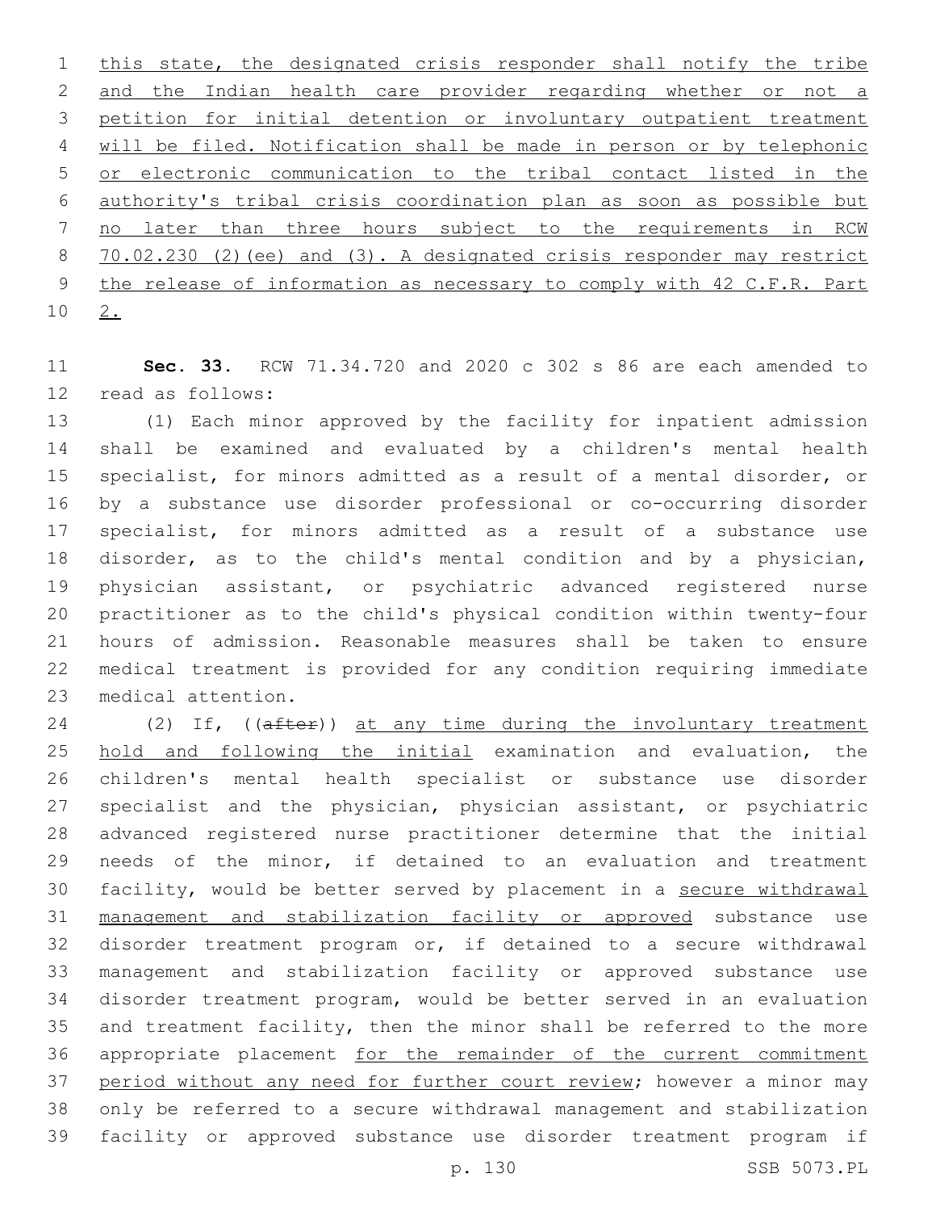this state, the designated crisis responder shall notify the tribe and the Indian health care provider regarding whether or not a petition for initial detention or involuntary outpatient treatment will be filed. Notification shall be made in person or by telephonic or electronic communication to the tribal contact listed in the authority's tribal crisis coordination plan as soon as possible but no later than three hours subject to the requirements in RCW 70.02.230 (2)(ee) and (3). A designated crisis responder may restrict the release of information as necessary to comply with 42 C.F.R. Part 2.

**Sec. 33.** RCW 71.34.720 and 2020 c 302 s 86 are each amended to read as follows:

(1) Each minor approved by the facility for inpatient admission shall be examined and evaluated by a children's mental health specialist, for minors admitted as a result of a mental disorder, or by a substance use disorder professional or co-occurring disorder specialist, for minors admitted as a result of a substance use disorder, as to the child's mental condition and by a physician, physician assistant, or psychiatric advanced registered nurse practitioner as to the child's physical condition within twenty-four hours of admission. Reasonable measures shall be taken to ensure medical treatment is provided for any condition requiring immediate medical attention.

(2) If, ((~~after~~)) at any time during the involuntary treatment hold and following the initial examination and evaluation, the children's mental health specialist or substance use disorder specialist and the physician, physician assistant, or psychiatric advanced registered nurse practitioner determine that the initial needs of the minor, if detained to an evaluation and treatment facility, would be better served by placement in a secure withdrawal management and stabilization facility or approved substance use disorder treatment program or, if detained to a secure withdrawal management and stabilization facility or approved substance use disorder treatment program, would be better served in an evaluation and treatment facility, then the minor shall be referred to the more appropriate placement for the remainder of the current commitment period without any need for further court review; however a minor may only be referred to a secure withdrawal management and stabilization facility or approved substance use disorder treatment program if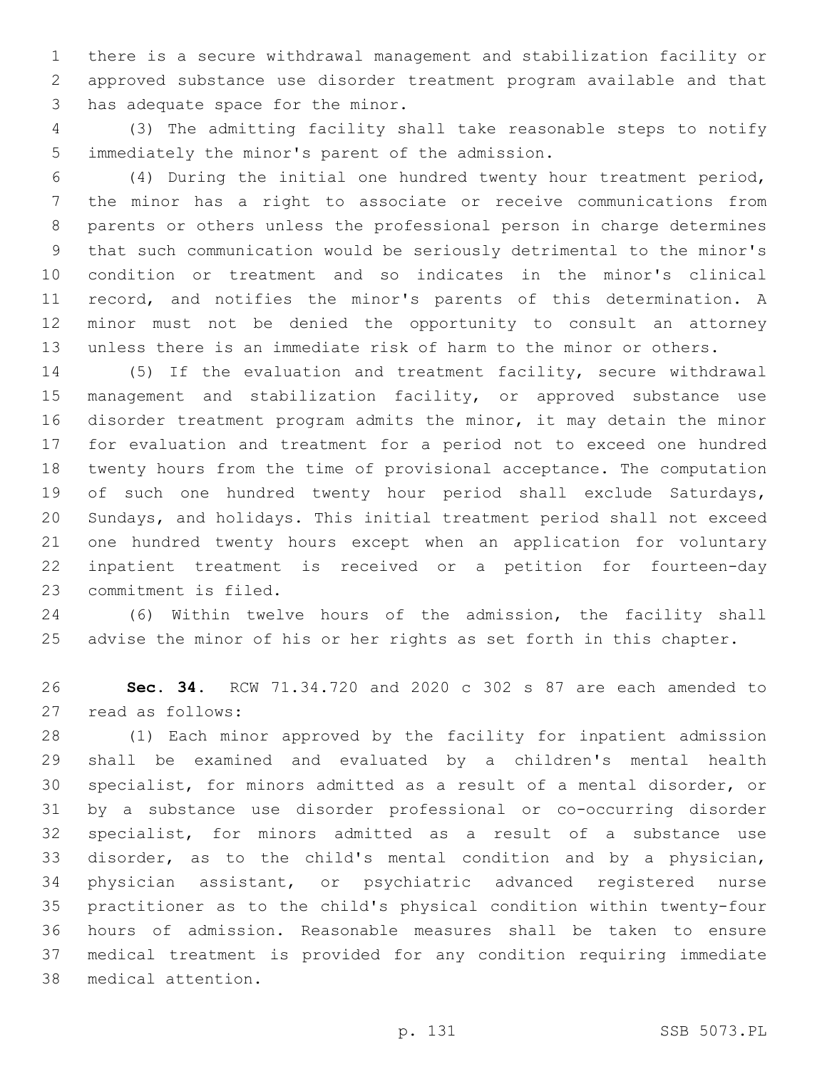there is a secure withdrawal management and stabilization facility or approved substance use disorder treatment program available and that has adequate space for the minor.

(3) The admitting facility shall take reasonable steps to notify immediately the minor's parent of the admission.

(4) During the initial one hundred twenty hour treatment period, the minor has a right to associate or receive communications from parents or others unless the professional person in charge determines that such communication would be seriously detrimental to the minor's condition or treatment and so indicates in the minor's clinical record, and notifies the minor's parents of this determination. A minor must not be denied the opportunity to consult an attorney unless there is an immediate risk of harm to the minor or others.

(5) If the evaluation and treatment facility, secure withdrawal management and stabilization facility, or approved substance use disorder treatment program admits the minor, it may detain the minor for evaluation and treatment for a period not to exceed one hundred twenty hours from the time of provisional acceptance. The computation of such one hundred twenty hour period shall exclude Saturdays, Sundays, and holidays. This initial treatment period shall not exceed one hundred twenty hours except when an application for voluntary inpatient treatment is received or a petition for fourteen-day commitment is filed.

(6) Within twelve hours of the admission, the facility shall advise the minor of his or her rights as set forth in this chapter.

**Sec. 34.** RCW 71.34.720 and 2020 c 302 s 87 are each amended to read as follows:

(1) Each minor approved by the facility for inpatient admission shall be examined and evaluated by a children's mental health specialist, for minors admitted as a result of a mental disorder, or by a substance use disorder professional or co-occurring disorder specialist, for minors admitted as a result of a substance use disorder, as to the child's mental condition and by a physician, physician assistant, or psychiatric advanced registered nurse practitioner as to the child's physical condition within twenty-four hours of admission. Reasonable measures shall be taken to ensure medical treatment is provided for any condition requiring immediate medical attention.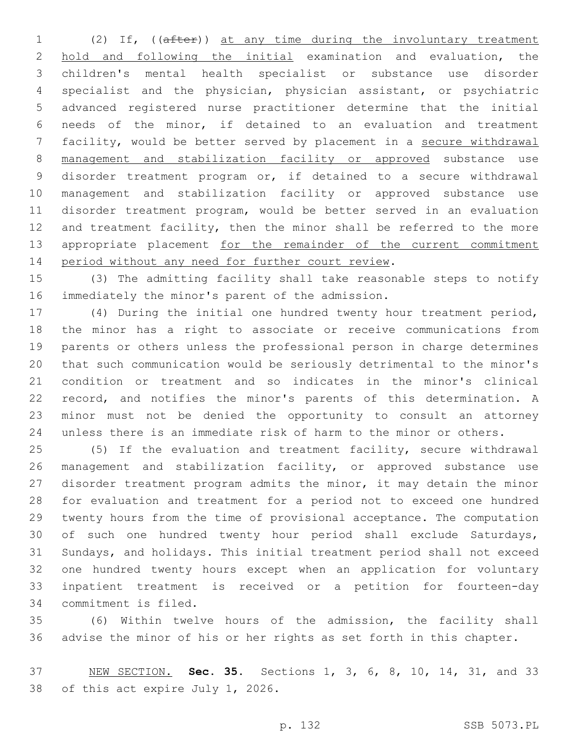(2) If, ((~~after~~)) <u>at any time during the involuntary treatment hold and following the initial</u> examination and evaluation, the children's mental health specialist or substance use disorder specialist and the physician, physician assistant, or psychiatric advanced registered nurse practitioner determine that the initial needs of the minor, if detained to an evaluation and treatment facility, would be better served by placement in a <u>secure withdrawal management and stabilization facility or approved</u> substance use disorder treatment program or, if detained to a secure withdrawal management and stabilization facility or approved substance use disorder treatment program, would be better served in an evaluation and treatment facility, then the minor shall be referred to the more appropriate placement <u>for the remainder of the current commitment period without any need for further court review</u>.

(3) The admitting facility shall take reasonable steps to notify immediately the minor's parent of the admission.

(4) During the initial one hundred twenty hour treatment period, the minor has a right to associate or receive communications from parents or others unless the professional person in charge determines that such communication would be seriously detrimental to the minor's condition or treatment and so indicates in the minor's clinical record, and notifies the minor's parents of this determination. A minor must not be denied the opportunity to consult an attorney unless there is an immediate risk of harm to the minor or others.

(5) If the evaluation and treatment facility, secure withdrawal management and stabilization facility, or approved substance use disorder treatment program admits the minor, it may detain the minor for evaluation and treatment for a period not to exceed one hundred twenty hours from the time of provisional acceptance. The computation of such one hundred twenty hour period shall exclude Saturdays, Sundays, and holidays. This initial treatment period shall not exceed one hundred twenty hours except when an application for voluntary inpatient treatment is received or a petition for fourteen-day commitment is filed.

(6) Within twelve hours of the admission, the facility shall advise the minor of his or her rights as set forth in this chapter.

<u>NEW SECTION.</u> **Sec. 35.** Sections 1, 3, 6, 8, 10, 14, 31, and 33 of this act expire July 1, 2026.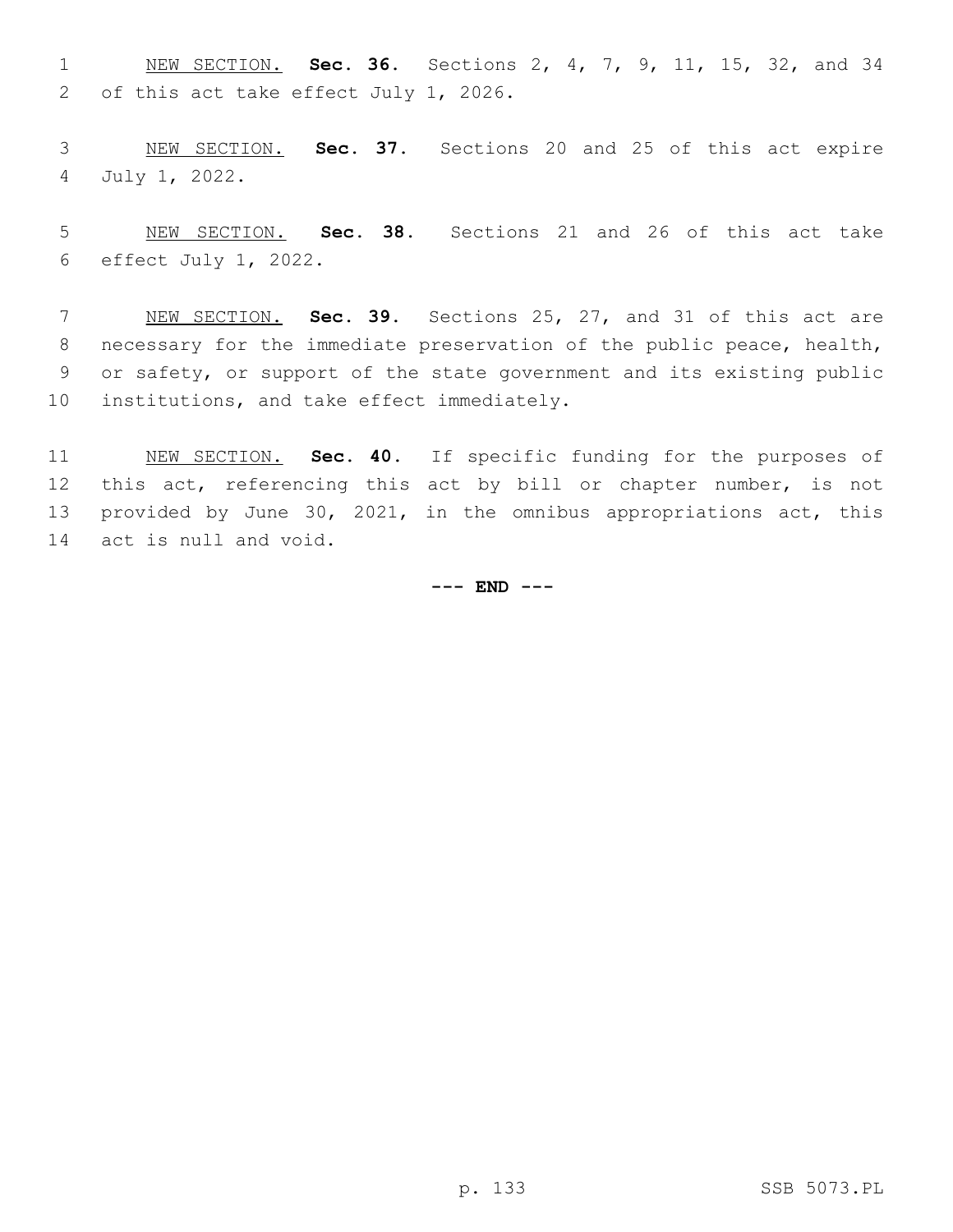NEW SECTION. **Sec. 36.** Sections 2, 4, 7, 9, 11, 15, 32, and 34 of this act take effect July 1, 2026.

NEW SECTION. **Sec. 37.** Sections 20 and 25 of this act expire July 1, 2022.

NEW SECTION. **Sec. 38.** Sections 21 and 26 of this act take effect July 1, 2022.

NEW SECTION. **Sec. 39.** Sections 25, 27, and 31 of this act are necessary for the immediate preservation of the public peace, health, or safety, or support of the state government and its existing public institutions, and take effect immediately.

NEW SECTION. **Sec. 40.** If specific funding for the purposes of this act, referencing this act by bill or chapter number, is not provided by June 30, 2021, in the omnibus appropriations act, this act is null and void.

**--- END ---**